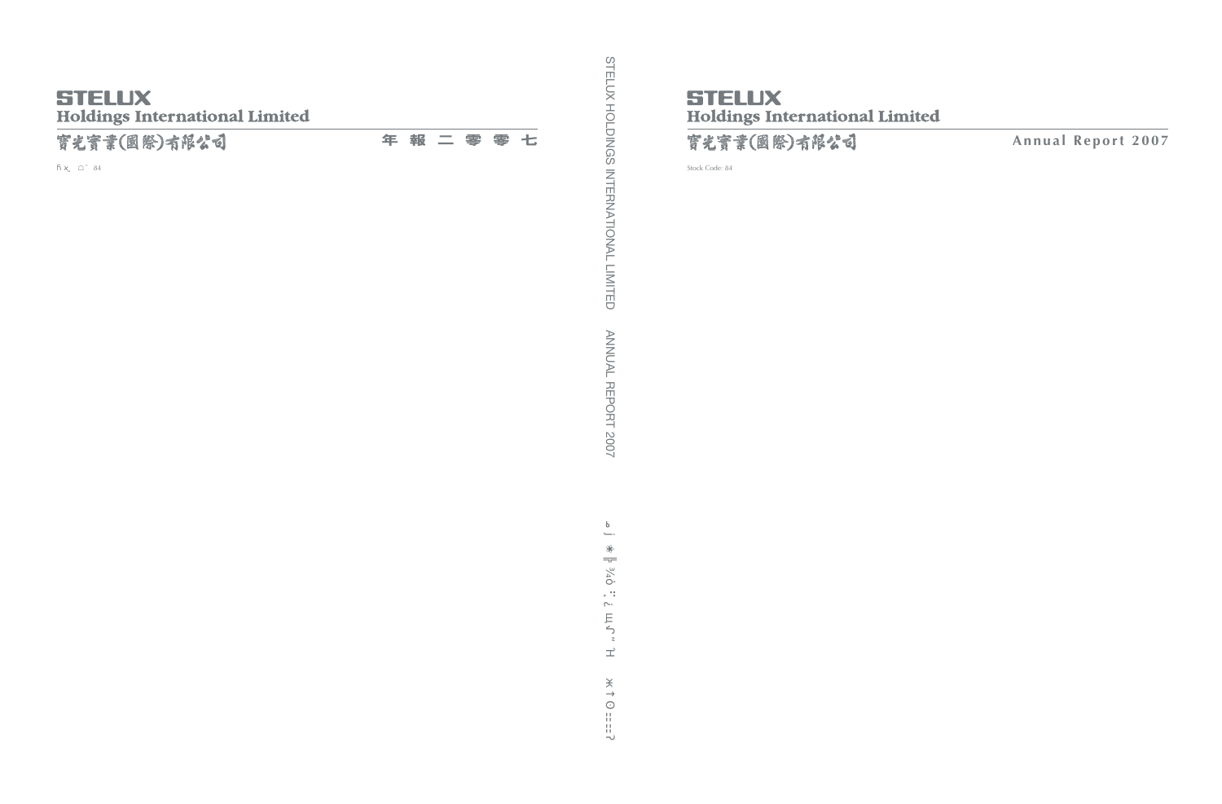# STELUX
## Holdings International Limited
## 寶光實業(國際)有限公司

年報二零零七

STELUX HOLDINGS INTERNATIONAL LIMITED ANNUAL REPORT 2007

# STELUX
## Holdings International Limited
## 寶光實業(國際)有限公司

Annual Report 2007

Stock Code: 84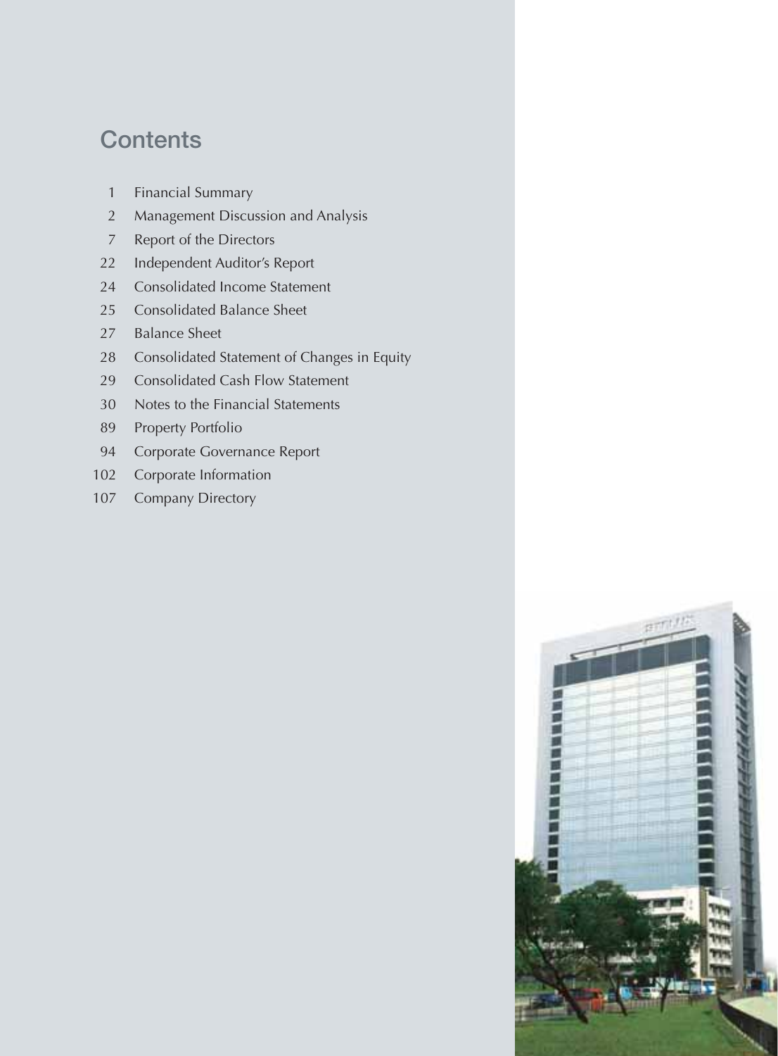# Contents

| | |
|---|---|
| 1 | Financial Summary |
| 2 | Management Discussion and Analysis |
| 7 | Report of the Directors |
| 22 | Independent Auditor's Report |
| 24 | Consolidated Income Statement |
| 25 | Consolidated Balance Sheet |
| 27 | Balance Sheet |
| 28 | Consolidated Statement of Changes in Equity |
| 29 | Consolidated Cash Flow Statement |
| 30 | Notes to the Financial Statements |
| 89 | Property Portfolio |
| 94 | Corporate Governance Report |
| 102 | Corporate Information |
| 107 | Company Directory |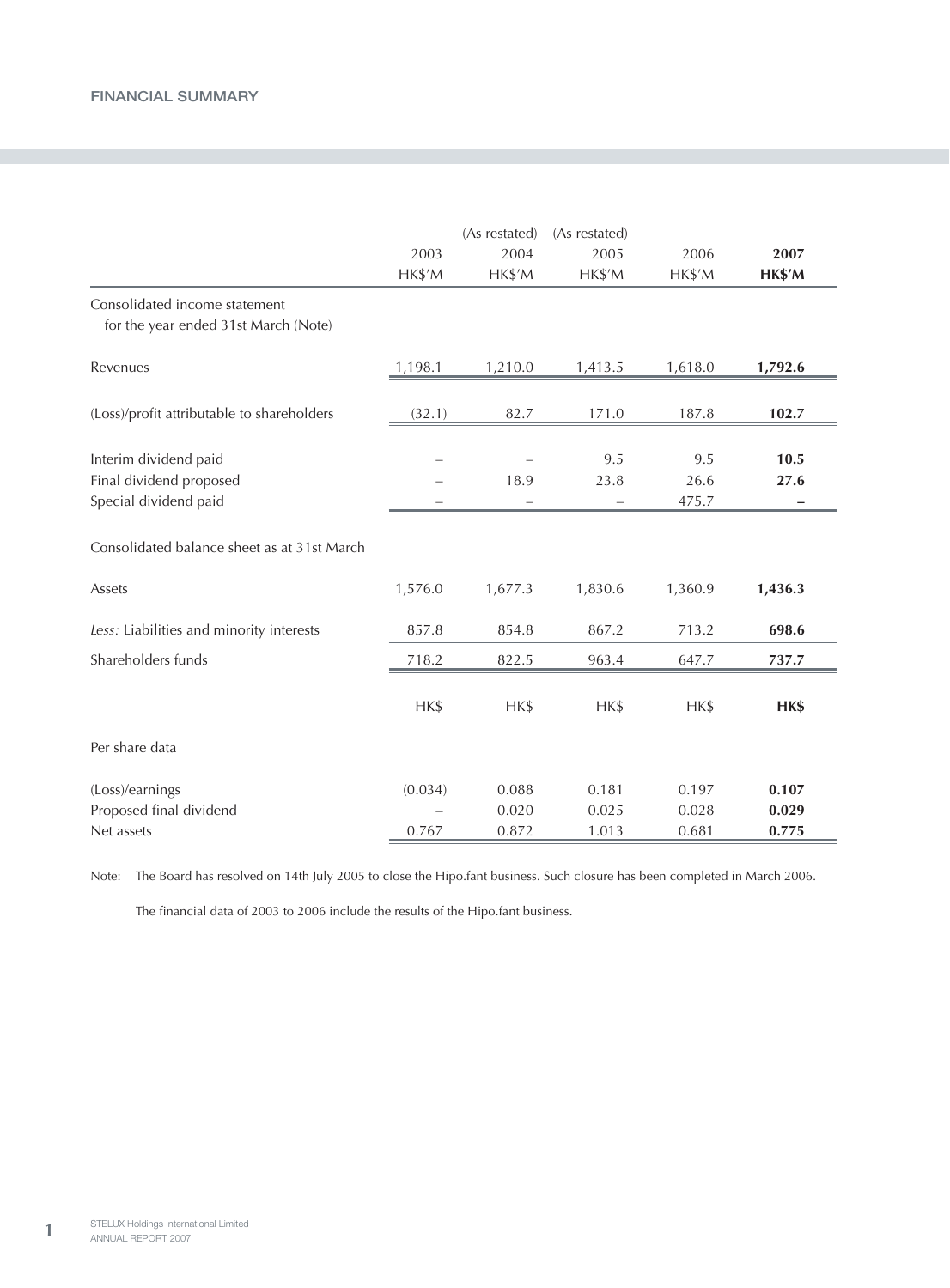# FINANCIAL SUMMARY

| | 2003<br>HK$'M | (As restated)<br>2004<br>HK$'M | (As restated)<br>2005<br>HK$'M | 2006<br>HK$'M | **2007**<br>**HK$'M** |
|---|---|---|---|---|---|
| Consolidated income statement for the year ended 31st March (Note) | | | | | |
| Revenues | 1,198.1 | 1,210.0 | 1,413.5 | 1,618.0 | **1,792.6** |
| (Loss)/profit attributable to shareholders | (32.1) | 82.7 | 171.0 | 187.8 | **102.7** |
| Interim dividend paid | – | – | 9.5 | 9.5 | **10.5** |
| Final dividend proposed | – | 18.9 | 23.8 | 26.6 | **27.6** |
| Special dividend paid | – | – | – | 475.7 | **–** |
| Consolidated balance sheet as at 31st March | | | | | |
| Assets | 1,576.0 | 1,677.3 | 1,830.6 | 1,360.9 | **1,436.3** |
| *Less:* Liabilities and minority interests | 857.8 | 854.8 | 867.2 | 713.2 | **698.6** |
| Shareholders funds | 718.2 | 822.5 | 963.4 | 647.7 | **737.7** |
| | HK$ | HK$ | HK$ | HK$ | **HK$** |
| Per share data | | | | | |
| (Loss)/earnings | (0.034) | 0.088 | 0.181 | 0.197 | **0.107** |
| Proposed final dividend | – | 0.020 | 0.025 | 0.028 | **0.029** |
| Net assets | 0.767 | 0.872 | 1.013 | 0.681 | **0.775** |

Note: The Board has resolved on 14th July 2005 to close the Hipo.fant business. Such closure has been completed in March 2006.

The financial data of 2003 to 2006 include the results of the Hipo.fant business.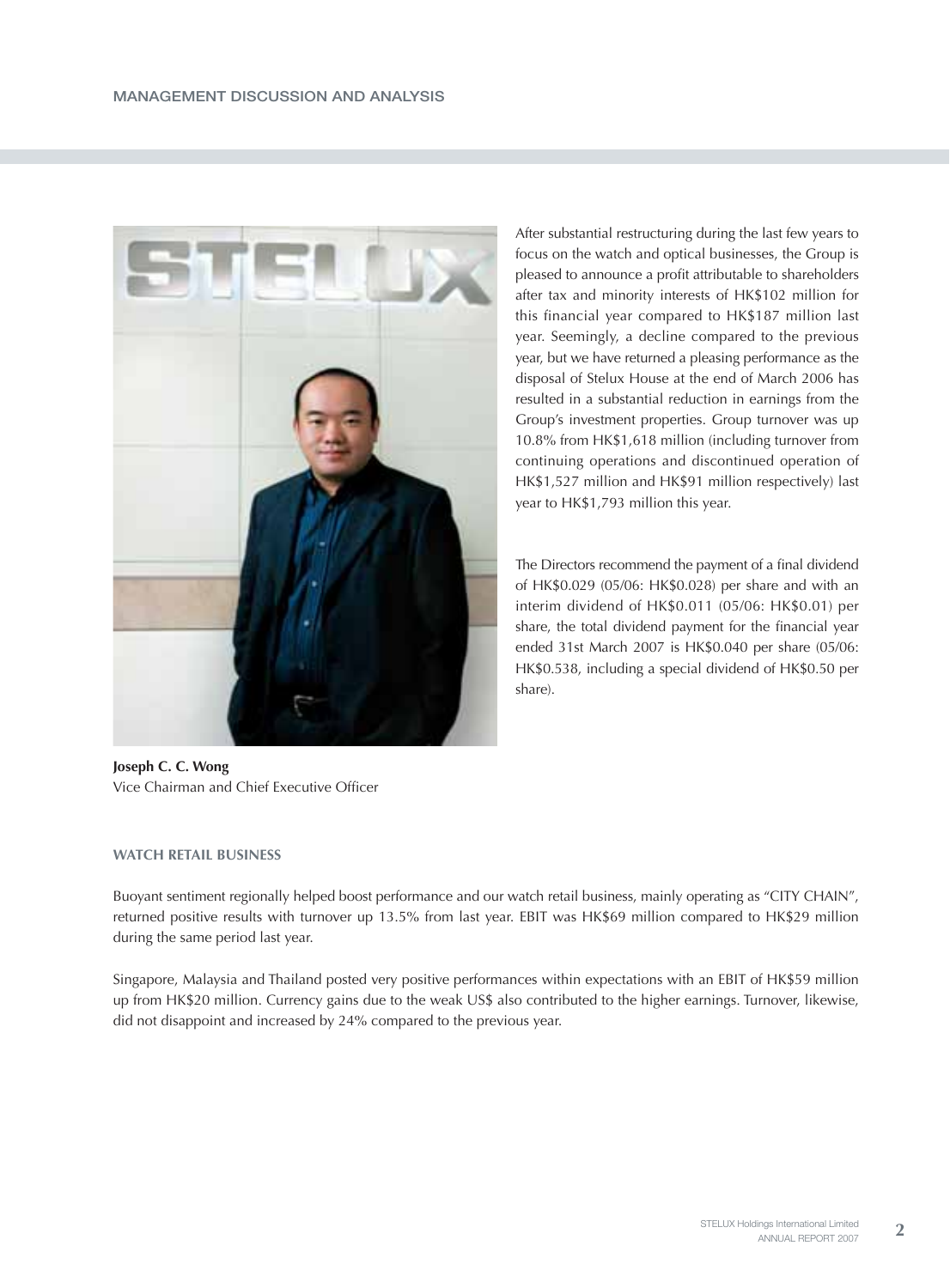## MANAGEMENT DISCUSSION AND ANALYSIS

After substantial restructuring during the last few years to focus on the watch and optical businesses, the Group is pleased to announce a profit attributable to shareholders after tax and minority interests of HK$102 million for this financial year compared to HK$187 million last year. Seemingly, a decline compared to the previous year, but we have returned a pleasing performance as the disposal of Stelux House at the end of March 2006 has resulted in a substantial reduction in earnings from the Group's investment properties. Group turnover was up 10.8% from HK$1,618 million (including turnover from continuing operations and discontinued operation of HK$1,527 million and HK$91 million respectively) last year to HK$1,793 million this year.

The Directors recommend the payment of a final dividend of HK$0.029 (05/06: HK$0.028) per share and with an interim dividend of HK$0.011 (05/06: HK$0.01) per share, the total dividend payment for the financial year ended 31st March 2007 is HK$0.040 per share (05/06: HK$0.538, including a special dividend of HK$0.50 per share).

**Joseph C. C. Wong**
Vice Chairman and Chief Executive Officer

### WATCH RETAIL BUSINESS

Buoyant sentiment regionally helped boost performance and our watch retail business, mainly operating as "CITY CHAIN", returned positive results with turnover up 13.5% from last year. EBIT was HK$69 million compared to HK$29 million during the same period last year.

Singapore, Malaysia and Thailand posted very positive performances within expectations with an EBIT of HK$59 million up from HK$20 million. Currency gains due to the weak US$ also contributed to the higher earnings. Turnover, likewise, did not disappoint and increased by 24% compared to the previous year.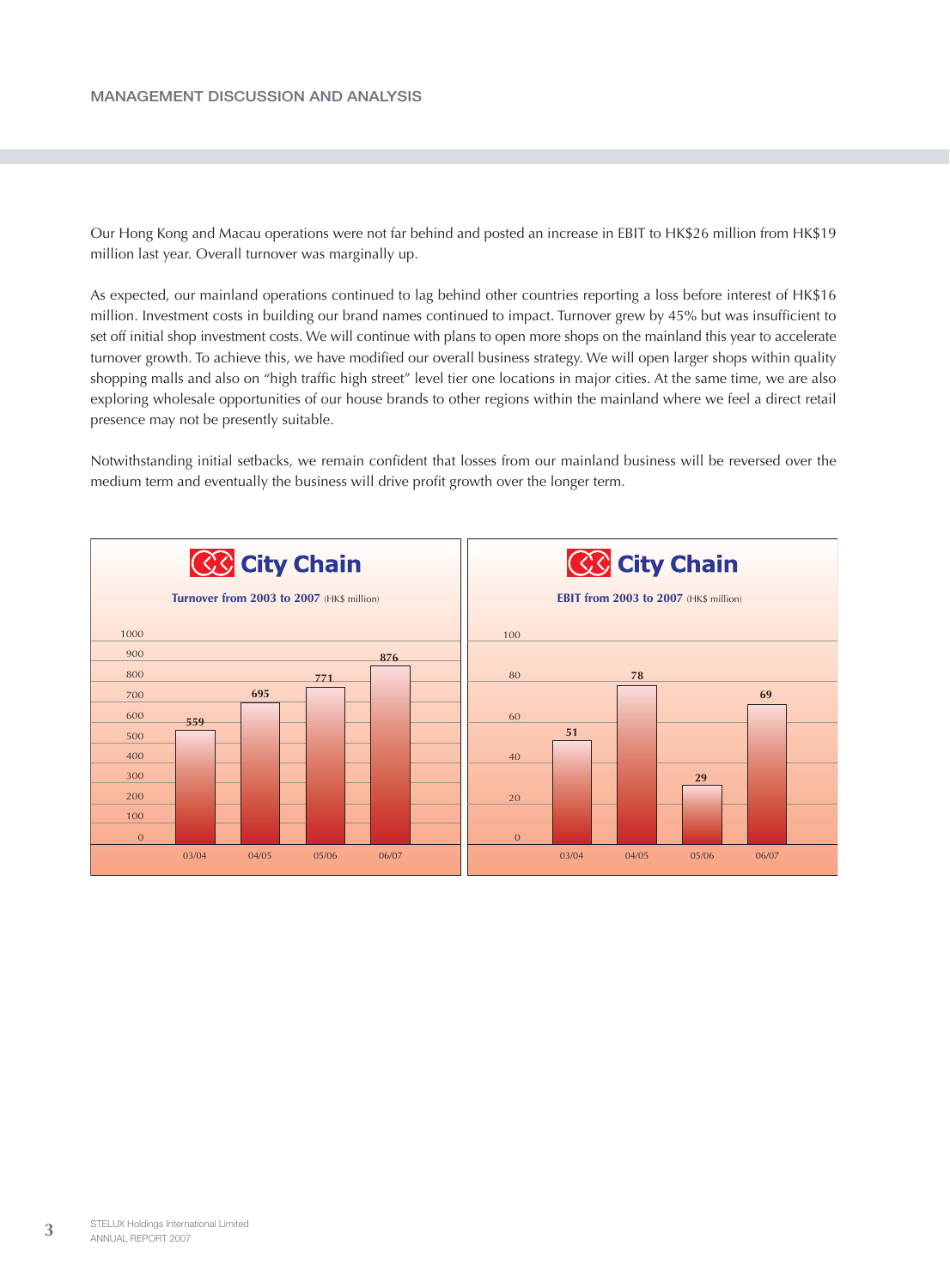Our Hong Kong and Macau operations were not far behind and posted an increase in EBIT to HK$26 million from HK$19 million last year. Overall turnover was marginally up.

As expected, our mainland operations continued to lag behind other countries reporting a loss before interest of HK$16 million. Investment costs in building our brand names continued to impact. Turnover grew by 45% but was insufficient to set off initial shop investment costs. We will continue with plans to open more shops on the mainland this year to accelerate turnover growth. To achieve this, we have modified our overall business strategy. We will open larger shops within quality shopping malls and also on "high traffic high street" level tier one locations in major cities. At the same time, we are also exploring wholesale opportunities of our house brands to other regions within the mainland where we feel a direct retail presence may not be presently suitable.

Notwithstanding initial setbacks, we remain confident that losses from our mainland business will be reversed over the medium term and eventually the business will drive profit growth over the longer term.

**City Chain**

**Turnover from 2003 to 2007** (HK$ million)

| Year | Turnover |
|---|---|
| 03/04 | 559 |
| 04/05 | 695 |
| 05/06 | 771 |
| 06/07 | 876 |

**City Chain**

**EBIT from 2003 to 2007** (HK$ million)

| Year | EBIT |
|---|---|
| 03/04 | 51 |
| 04/05 | 78 |
| 05/06 | 29 |
| 06/07 | 69 |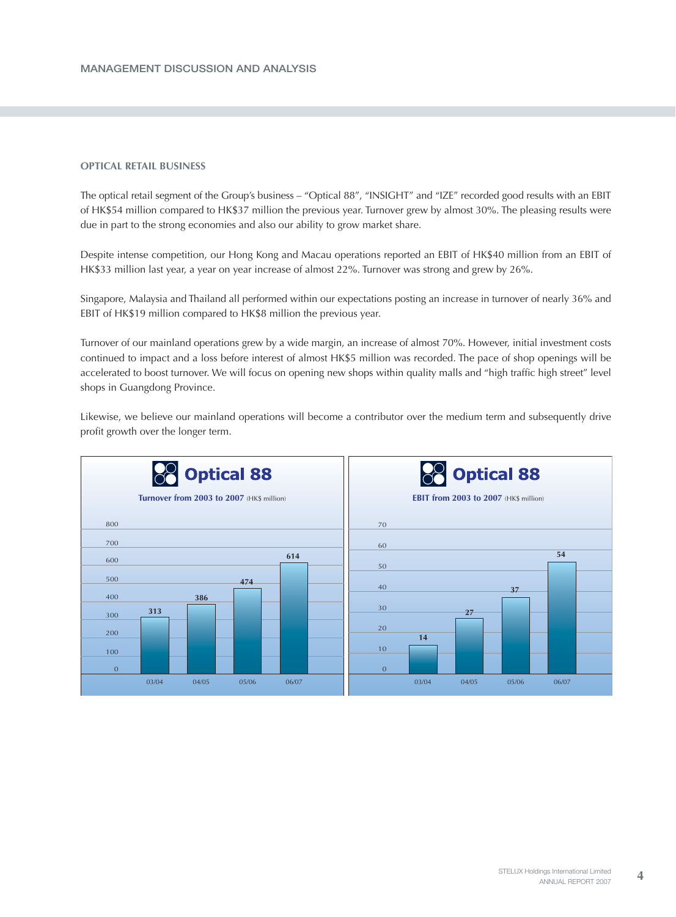## OPTICAL RETAIL BUSINESS

The optical retail segment of the Group's business – "Optical 88", "INSIGHT" and "IZE" recorded good results with an EBIT of HK$54 million compared to HK$37 million the previous year. Turnover grew by almost 30%. The pleasing results were due in part to the strong economies and also our ability to grow market share.

Despite intense competition, our Hong Kong and Macau operations reported an EBIT of HK$40 million from an EBIT of HK$33 million last year, a year on year increase of almost 22%. Turnover was strong and grew by 26%.

Singapore, Malaysia and Thailand all performed within our expectations posting an increase in turnover of nearly 36% and EBIT of HK$19 million compared to HK$8 million the previous year.

Turnover of our mainland operations grew by a wide margin, an increase of almost 70%. However, initial investment costs continued to impact and a loss before interest of almost HK$5 million was recorded. The pace of shop openings will be accelerated to boost turnover. We will focus on opening new shops within quality malls and "high traffic high street" level shops in Guangdong Province.

Likewise, we believe our mainland operations will become a contributor over the medium term and subsequently drive profit growth over the longer term.

**Optical 88**

**Turnover from 2003 to 2007** (HK$ million)

| Year | Turnover |
|---|---|
| 03/04 | 313 |
| 04/05 | 386 |
| 05/06 | 474 |
| 06/07 | 614 |

**Optical 88**

**EBIT from 2003 to 2007** (HK$ million)

| Year | EBIT |
|---|---|
| 03/04 | 14 |
| 04/05 | 27 |
| 05/06 | 37 |
| 06/07 | 54 |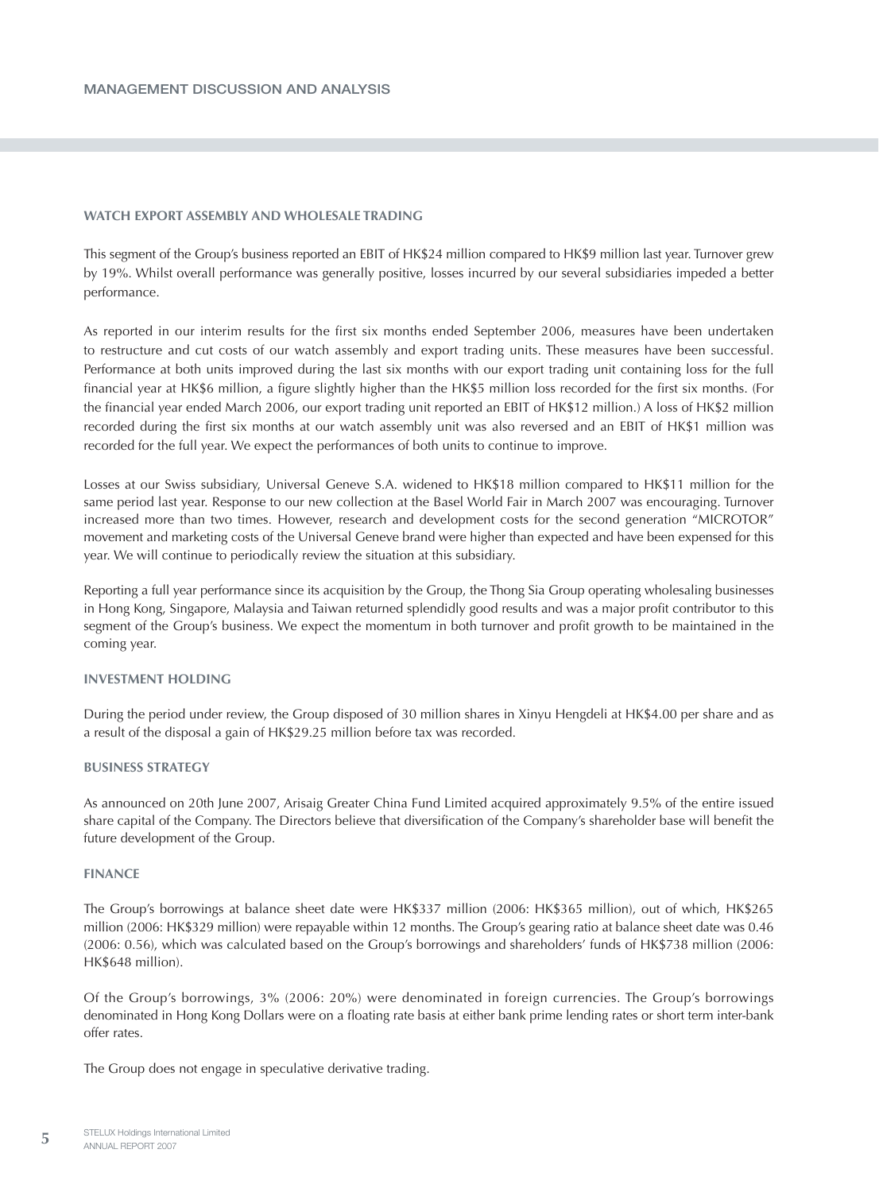## WATCH EXPORT ASSEMBLY AND WHOLESALE TRADING

This segment of the Group's business reported an EBIT of HK$24 million compared to HK$9 million last year. Turnover grew by 19%. Whilst overall performance was generally positive, losses incurred by our several subsidiaries impeded a better performance.

As reported in our interim results for the first six months ended September 2006, measures have been undertaken to restructure and cut costs of our watch assembly and export trading units. These measures have been successful. Performance at both units improved during the last six months with our export trading unit containing loss for the full financial year at HK$6 million, a figure slightly higher than the HK$5 million loss recorded for the first six months. (For the financial year ended March 2006, our export trading unit reported an EBIT of HK$12 million.) A loss of HK$2 million recorded during the first six months at our watch assembly unit was also reversed and an EBIT of HK$1 million was recorded for the full year. We expect the performances of both units to continue to improve.

Losses at our Swiss subsidiary, Universal Geneve S.A. widened to HK$18 million compared to HK$11 million for the same period last year. Response to our new collection at the Basel World Fair in March 2007 was encouraging. Turnover increased more than two times. However, research and development costs for the second generation "MICROTOR" movement and marketing costs of the Universal Geneve brand were higher than expected and have been expensed for this year. We will continue to periodically review the situation at this subsidiary.

Reporting a full year performance since its acquisition by the Group, the Thong Sia Group operating wholesaling businesses in Hong Kong, Singapore, Malaysia and Taiwan returned splendidly good results and was a major profit contributor to this segment of the Group's business. We expect the momentum in both turnover and profit growth to be maintained in the coming year.

## INVESTMENT HOLDING

During the period under review, the Group disposed of 30 million shares in Xinyu Hengdeli at HK$4.00 per share and as a result of the disposal a gain of HK$29.25 million before tax was recorded.

## BUSINESS STRATEGY

As announced on 20th June 2007, Arisaig Greater China Fund Limited acquired approximately 9.5% of the entire issued share capital of the Company. The Directors believe that diversification of the Company's shareholder base will benefit the future development of the Group.

## FINANCE

The Group's borrowings at balance sheet date were HK$337 million (2006: HK$365 million), out of which, HK$265 million (2006: HK$329 million) were repayable within 12 months. The Group's gearing ratio at balance sheet date was 0.46 (2006: 0.56), which was calculated based on the Group's borrowings and shareholders' funds of HK$738 million (2006: HK$648 million).

Of the Group's borrowings, 3% (2006: 20%) were denominated in foreign currencies. The Group's borrowings denominated in Hong Kong Dollars were on a floating rate basis at either bank prime lending rates or short term inter-bank offer rates.

The Group does not engage in speculative derivative trading.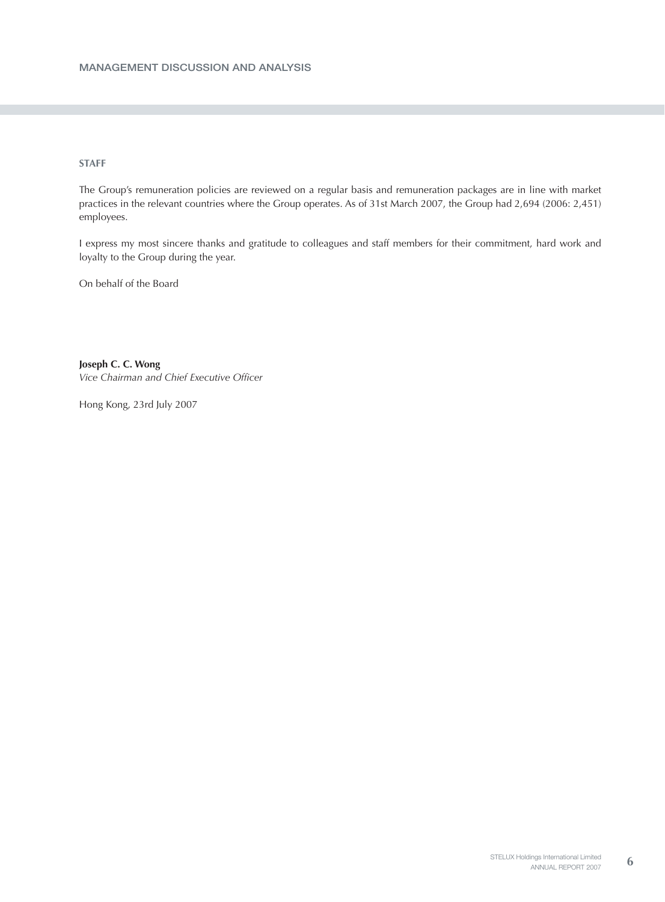## STAFF

The Group's remuneration policies are reviewed on a regular basis and remuneration packages are in line with market practices in the relevant countries where the Group operates. As of 31st March 2007, the Group had 2,694 (2006: 2,451) employees.

I express my most sincere thanks and gratitude to colleagues and staff members for their commitment, hard work and loyalty to the Group during the year.

On behalf of the Board

**Joseph C. C. Wong**
*Vice Chairman and Chief Executive Officer*

Hong Kong, 23rd July 2007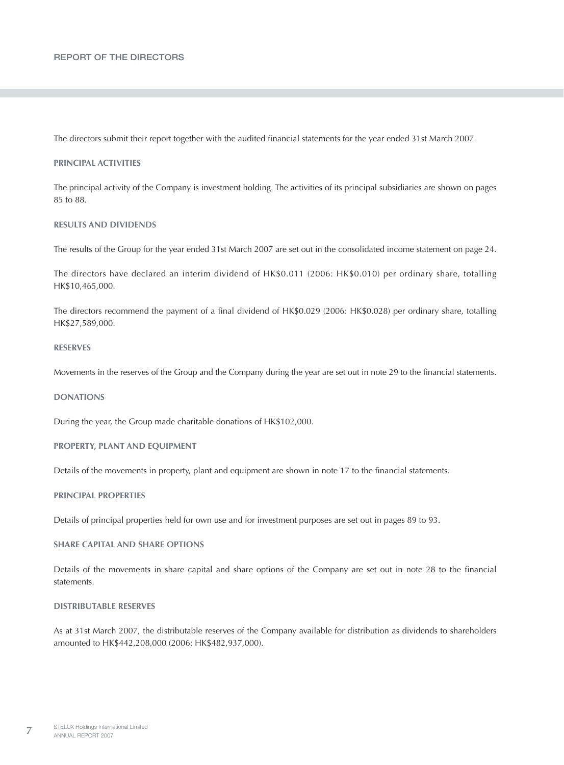# REPORT OF THE DIRECTORS

The directors submit their report together with the audited financial statements for the year ended 31st March 2007.

## PRINCIPAL ACTIVITIES

The principal activity of the Company is investment holding. The activities of its principal subsidiaries are shown on pages 85 to 88.

## RESULTS AND DIVIDENDS

The results of the Group for the year ended 31st March 2007 are set out in the consolidated income statement on page 24.

The directors have declared an interim dividend of HK$0.011 (2006: HK$0.010) per ordinary share, totalling HK$10,465,000.

The directors recommend the payment of a final dividend of HK$0.029 (2006: HK$0.028) per ordinary share, totalling HK$27,589,000.

## RESERVES

Movements in the reserves of the Group and the Company during the year are set out in note 29 to the financial statements.

## DONATIONS

During the year, the Group made charitable donations of HK$102,000.

## PROPERTY, PLANT AND EQUIPMENT

Details of the movements in property, plant and equipment are shown in note 17 to the financial statements.

## PRINCIPAL PROPERTIES

Details of principal properties held for own use and for investment purposes are set out in pages 89 to 93.

## SHARE CAPITAL AND SHARE OPTIONS

Details of the movements in share capital and share options of the Company are set out in note 28 to the financial statements.

## DISTRIBUTABLE RESERVES

As at 31st March 2007, the distributable reserves of the Company available for distribution as dividends to shareholders amounted to HK$442,208,000 (2006: HK$482,937,000).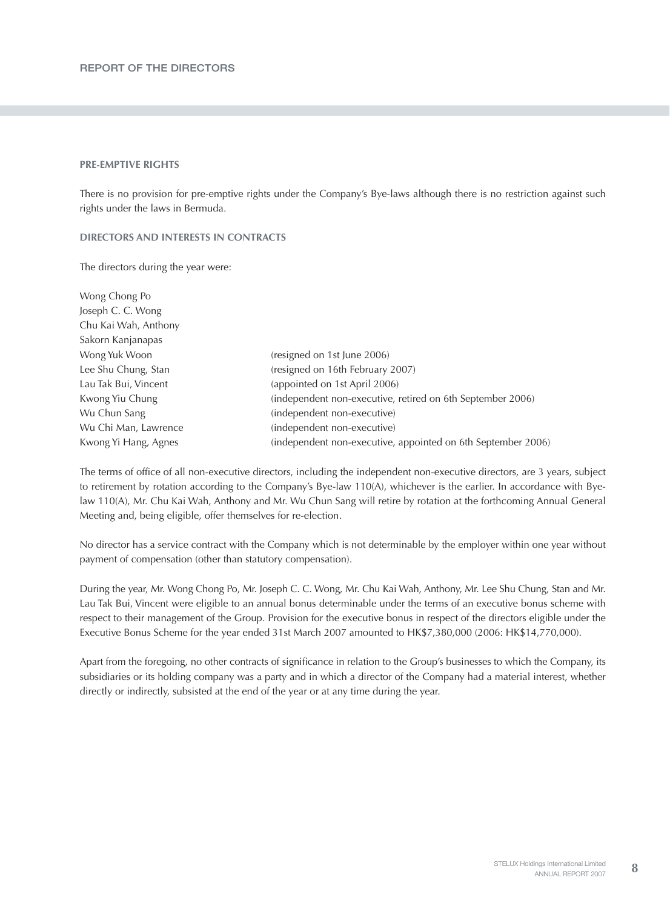## PRE-EMPTIVE RIGHTS

There is no provision for pre-emptive rights under the Company's Bye-laws although there is no restriction against such rights under the laws in Bermuda.

## DIRECTORS AND INTERESTS IN CONTRACTS

The directors during the year were:

| | |
|---|---|
| Wong Chong Po | |
| Joseph C. C. Wong | |
| Chu Kai Wah, Anthony | |
| Sakorn Kanjanapas | |
| Wong Yuk Woon | (resigned on 1st June 2006) |
| Lee Shu Chung, Stan | (resigned on 16th February 2007) |
| Lau Tak Bui, Vincent | (appointed on 1st April 2006) |
| Kwong Yiu Chung | (independent non-executive, retired on 6th September 2006) |
| Wu Chun Sang | (independent non-executive) |
| Wu Chi Man, Lawrence | (independent non-executive) |
| Kwong Yi Hang, Agnes | (independent non-executive, appointed on 6th September 2006) |

The terms of office of all non-executive directors, including the independent non-executive directors, are 3 years, subject to retirement by rotation according to the Company's Bye-law 110(A), whichever is the earlier. In accordance with Bye-law 110(A), Mr. Chu Kai Wah, Anthony and Mr. Wu Chun Sang will retire by rotation at the forthcoming Annual General Meeting and, being eligible, offer themselves for re-election.

No director has a service contract with the Company which is not determinable by the employer within one year without payment of compensation (other than statutory compensation).

During the year, Mr. Wong Chong Po, Mr. Joseph C. C. Wong, Mr. Chu Kai Wah, Anthony, Mr. Lee Shu Chung, Stan and Mr. Lau Tak Bui, Vincent were eligible to an annual bonus determinable under the terms of an executive bonus scheme with respect to their management of the Group. Provision for the executive bonus in respect of the directors eligible under the Executive Bonus Scheme for the year ended 31st March 2007 amounted to HK$7,380,000 (2006: HK$14,770,000).

Apart from the foregoing, no other contracts of significance in relation to the Group's businesses to which the Company, its subsidiaries or its holding company was a party and in which a director of the Company had a material interest, whether directly or indirectly, subsisted at the end of the year or at any time during the year.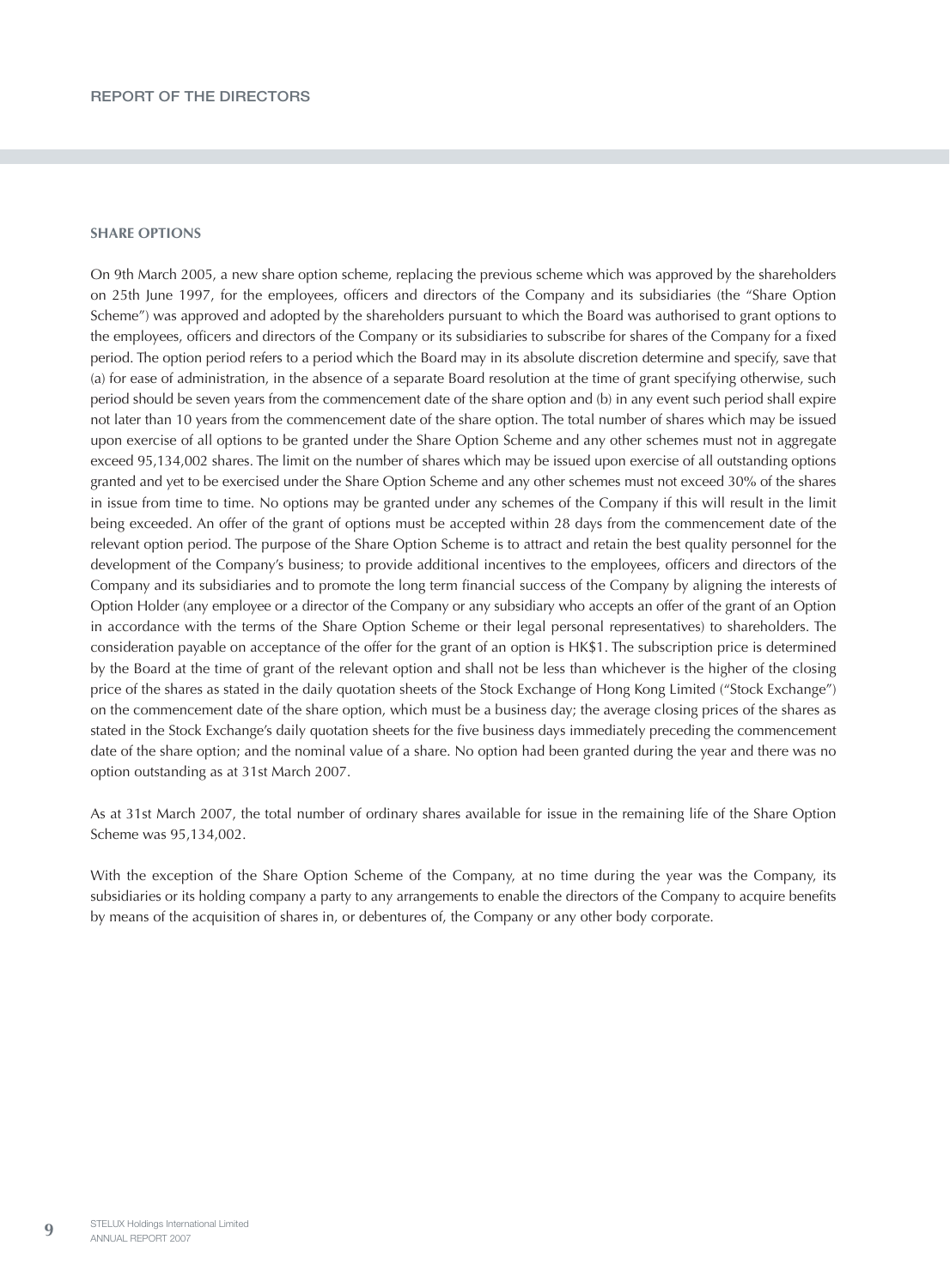## SHARE OPTIONS

On 9th March 2005, a new share option scheme, replacing the previous scheme which was approved by the shareholders on 25th June 1997, for the employees, officers and directors of the Company and its subsidiaries (the "Share Option Scheme") was approved and adopted by the shareholders pursuant to which the Board was authorised to grant options to the employees, officers and directors of the Company or its subsidiaries to subscribe for shares of the Company for a fixed period. The option period refers to a period which the Board may in its absolute discretion determine and specify, save that (a) for ease of administration, in the absence of a separate Board resolution at the time of grant specifying otherwise, such period should be seven years from the commencement date of the share option and (b) in any event such period shall expire not later than 10 years from the commencement date of the share option. The total number of shares which may be issued upon exercise of all options to be granted under the Share Option Scheme and any other schemes must not in aggregate exceed 95,134,002 shares. The limit on the number of shares which may be issued upon exercise of all outstanding options granted and yet to be exercised under the Share Option Scheme and any other schemes must not exceed 30% of the shares in issue from time to time. No options may be granted under any schemes of the Company if this will result in the limit being exceeded. An offer of the grant of options must be accepted within 28 days from the commencement date of the relevant option period. The purpose of the Share Option Scheme is to attract and retain the best quality personnel for the development of the Company's business; to provide additional incentives to the employees, officers and directors of the Company and its subsidiaries and to promote the long term financial success of the Company by aligning the interests of Option Holder (any employee or a director of the Company or any subsidiary who accepts an offer of the grant of an Option in accordance with the terms of the Share Option Scheme or their legal personal representatives) to shareholders. The consideration payable on acceptance of the offer for the grant of an option is HK$1. The subscription price is determined by the Board at the time of grant of the relevant option and shall not be less than whichever is the higher of the closing price of the shares as stated in the daily quotation sheets of the Stock Exchange of Hong Kong Limited ("Stock Exchange") on the commencement date of the share option, which must be a business day; the average closing prices of the shares as stated in the Stock Exchange's daily quotation sheets for the five business days immediately preceding the commencement date of the share option; and the nominal value of a share. No option had been granted during the year and there was no option outstanding as at 31st March 2007.

As at 31st March 2007, the total number of ordinary shares available for issue in the remaining life of the Share Option Scheme was 95,134,002.

With the exception of the Share Option Scheme of the Company, at no time during the year was the Company, its subsidiaries or its holding company a party to any arrangements to enable the directors of the Company to acquire benefits by means of the acquisition of shares in, or debentures of, the Company or any other body corporate.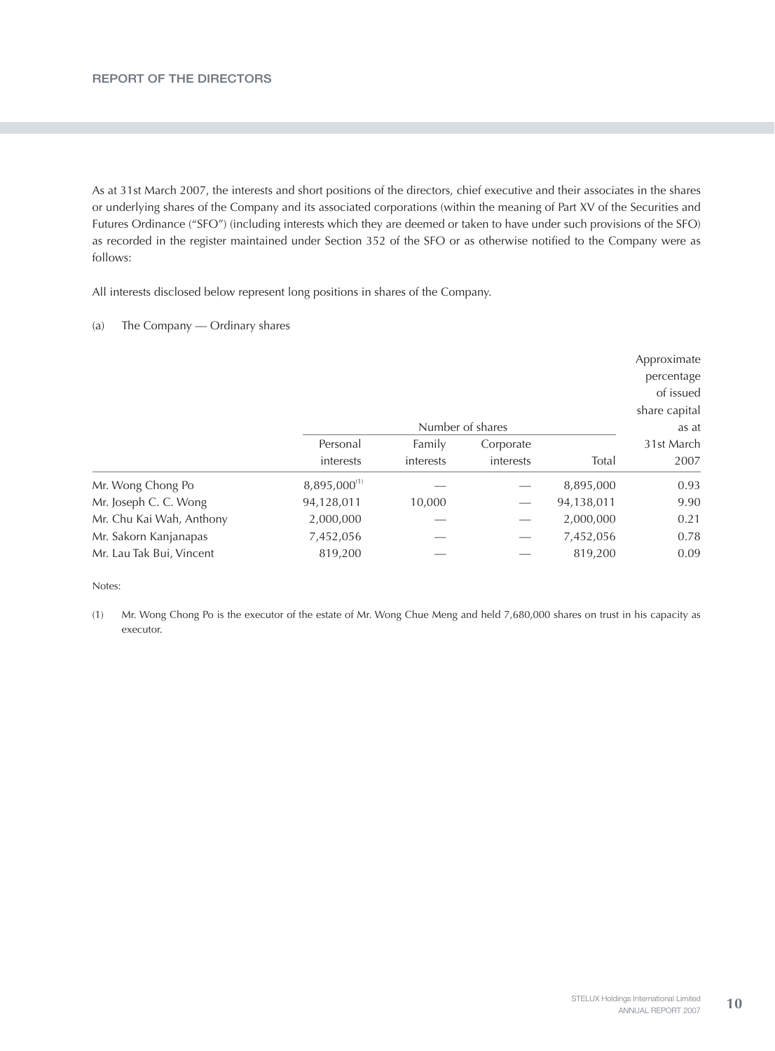As at 31st March 2007, the interests and short positions of the directors, chief executive and their associates in the shares or underlying shares of the Company and its associated corporations (within the meaning of Part XV of the Securities and Futures Ordinance ("SFO") (including interests which they are deemed or taken to have under such provisions of the SFO) as recorded in the register maintained under Section 352 of the SFO or as otherwise notified to the Company were as follows:

All interests disclosed below represent long positions in shares of the Company.

(a) The Company — Ordinary shares

| | Number of shares | | | | Approximate percentage of issued share capital as at 31st March 2007 |
|---|---|---|---|---|---|
| | Personal interests | Family interests | Corporate interests | Total | |
| Mr. Wong Chong Po | 8,895,000[(1)] | — | — | 8,895,000 | 0.93 |
| Mr. Joseph C. C. Wong | 94,128,011 | 10,000 | — | 94,138,011 | 9.90 |
| Mr. Chu Kai Wah, Anthony | 2,000,000 | — | — | 2,000,000 | 0.21 |
| Mr. Sakorn Kanjanapas | 7,452,056 | — | — | 7,452,056 | 0.78 |
| Mr. Lau Tak Bui, Vincent | 819,200 | — | — | 819,200 | 0.09 |

Notes:

(1) Mr. Wong Chong Po is the executor of the estate of Mr. Wong Chue Meng and held 7,680,000 shares on trust in his capacity as executor.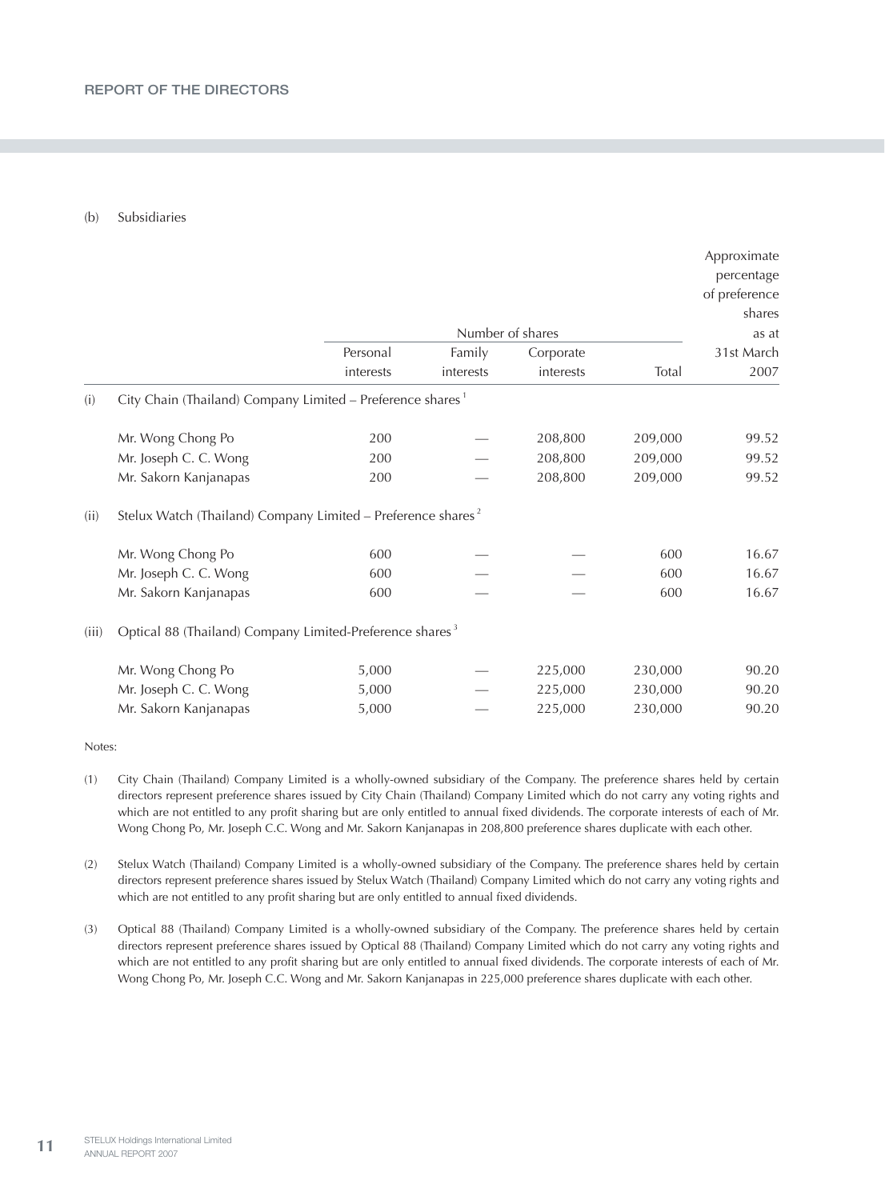(b) Subsidiaries

| | Number of shares | | | | Approximate percentage of preference shares as at 31st March 2007 |
|---|---|---|---|---|---|
| | Personal interests | Family interests | Corporate interests | Total | |
| **(i) City Chain (Thailand) Company Limited – Preference shares [1]** | | | | | |
| Mr. Wong Chong Po | 200 | — | 208,800 | 209,000 | 99.52 |
| Mr. Joseph C. C. Wong | 200 | — | 208,800 | 209,000 | 99.52 |
| Mr. Sakorn Kanjanapas | 200 | — | 208,800 | 209,000 | 99.52 |
| **(ii) Stelux Watch (Thailand) Company Limited – Preference shares [2]** | | | | | |
| Mr. Wong Chong Po | 600 | — | — | 600 | 16.67 |
| Mr. Joseph C. C. Wong | 600 | — | — | 600 | 16.67 |
| Mr. Sakorn Kanjanapas | 600 | — | — | 600 | 16.67 |
| **(iii) Optical 88 (Thailand) Company Limited-Preference shares [3]** | | | | | |
| Mr. Wong Chong Po | 5,000 | — | 225,000 | 230,000 | 90.20 |
| Mr. Joseph C. C. Wong | 5,000 | — | 225,000 | 230,000 | 90.20 |
| Mr. Sakorn Kanjanapas | 5,000 | — | 225,000 | 230,000 | 90.20 |

Notes:

(1) City Chain (Thailand) Company Limited is a wholly-owned subsidiary of the Company. The preference shares held by certain directors represent preference shares issued by City Chain (Thailand) Company Limited which do not carry any voting rights and which are not entitled to any profit sharing but are only entitled to annual fixed dividends. The corporate interests of each of Mr. Wong Chong Po, Mr. Joseph C.C. Wong and Mr. Sakorn Kanjanapas in 208,800 preference shares duplicate with each other.

(2) Stelux Watch (Thailand) Company Limited is a wholly-owned subsidiary of the Company. The preference shares held by certain directors represent preference shares issued by Stelux Watch (Thailand) Company Limited which do not carry any voting rights and which are not entitled to any profit sharing but are only entitled to annual fixed dividends.

(3) Optical 88 (Thailand) Company Limited is a wholly-owned subsidiary of the Company. The preference shares held by certain directors represent preference shares issued by Optical 88 (Thailand) Company Limited which do not carry any voting rights and which are not entitled to any profit sharing but are only entitled to annual fixed dividends. The corporate interests of each of Mr. Wong Chong Po, Mr. Joseph C.C. Wong and Mr. Sakorn Kanjanapas in 225,000 preference shares duplicate with each other.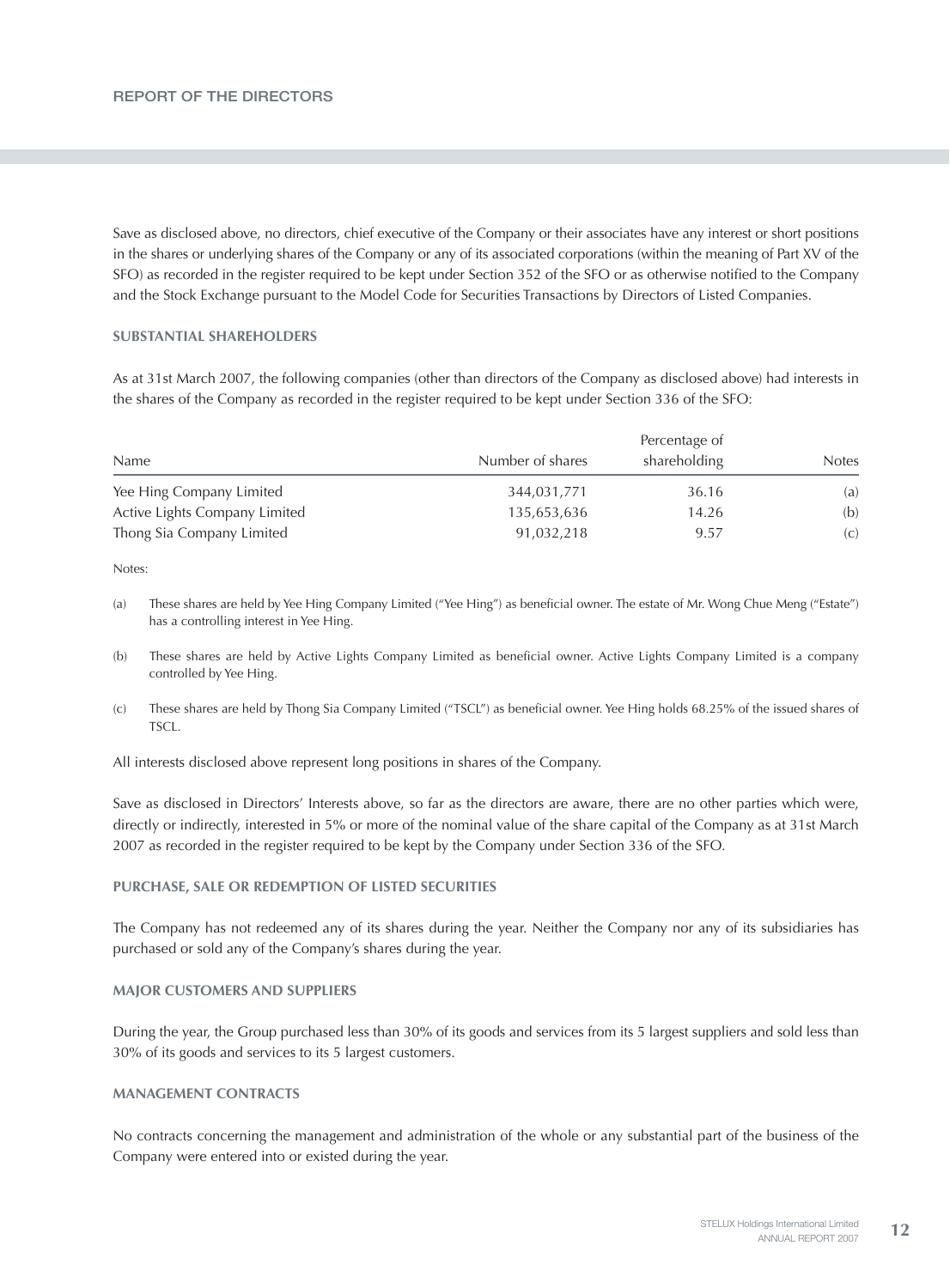Save as disclosed above, no directors, chief executive of the Company or their associates have any interest or short positions in the shares or underlying shares of the Company or any of its associated corporations (within the meaning of Part XV of the SFO) as recorded in the register required to be kept under Section 352 of the SFO or as otherwise notified to the Company and the Stock Exchange pursuant to the Model Code for Securities Transactions by Directors of Listed Companies.

## SUBSTANTIAL SHAREHOLDERS

As at 31st March 2007, the following companies (other than directors of the Company as disclosed above) had interests in the shares of the Company as recorded in the register required to be kept under Section 336 of the SFO:

| Name | Number of shares | Percentage of shareholding | Notes |
|---|---|---|---|
| Yee Hing Company Limited | 344,031,771 | 36.16 | (a) |
| Active Lights Company Limited | 135,653,636 | 14.26 | (b) |
| Thong Sia Company Limited | 91,032,218 | 9.57 | (c) |

Notes:

(a) These shares are held by Yee Hing Company Limited ("Yee Hing") as beneficial owner. The estate of Mr. Wong Chue Meng ("Estate") has a controlling interest in Yee Hing.

(b) These shares are held by Active Lights Company Limited as beneficial owner. Active Lights Company Limited is a company controlled by Yee Hing.

(c) These shares are held by Thong Sia Company Limited ("TSCL") as beneficial owner. Yee Hing holds 68.25% of the issued shares of TSCL.

All interests disclosed above represent long positions in shares of the Company.

Save as disclosed in Directors' Interests above, so far as the directors are aware, there are no other parties which were, directly or indirectly, interested in 5% or more of the nominal value of the share capital of the Company as at 31st March 2007 as recorded in the register required to be kept by the Company under Section 336 of the SFO.

## PURCHASE, SALE OR REDEMPTION OF LISTED SECURITIES

The Company has not redeemed any of its shares during the year. Neither the Company nor any of its subsidiaries has purchased or sold any of the Company's shares during the year.

## MAJOR CUSTOMERS AND SUPPLIERS

During the year, the Group purchased less than 30% of its goods and services from its 5 largest suppliers and sold less than 30% of its goods and services to its 5 largest customers.

## MANAGEMENT CONTRACTS

No contracts concerning the management and administration of the whole or any substantial part of the business of the Company were entered into or existed during the year.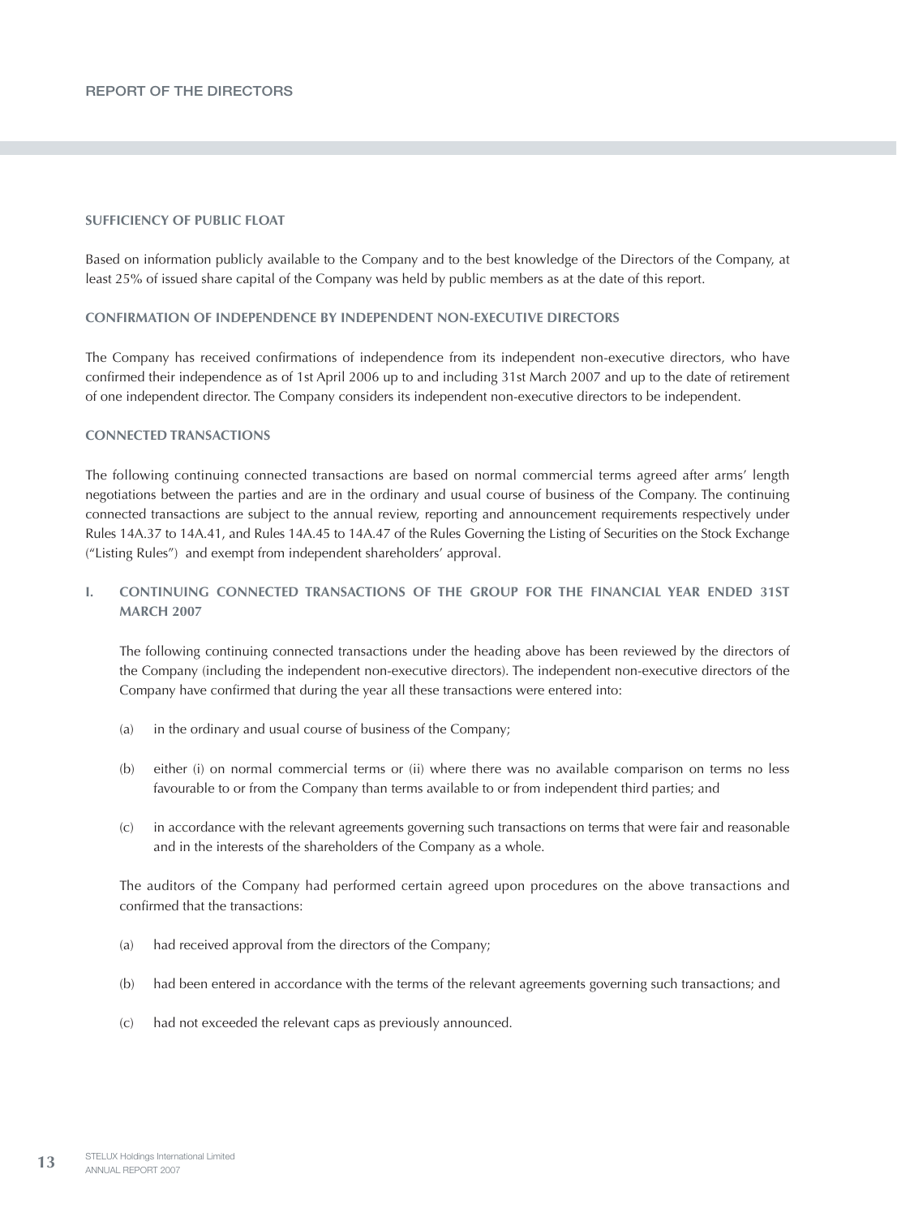## SUFFICIENCY OF PUBLIC FLOAT

Based on information publicly available to the Company and to the best knowledge of the Directors of the Company, at least 25% of issued share capital of the Company was held by public members as at the date of this report.

## CONFIRMATION OF INDEPENDENCE BY INDEPENDENT NON-EXECUTIVE DIRECTORS

The Company has received confirmations of independence from its independent non-executive directors, who have confirmed their independence as of 1st April 2006 up to and including 31st March 2007 and up to the date of retirement of one independent director. The Company considers its independent non-executive directors to be independent.

## CONNECTED TRANSACTIONS

The following continuing connected transactions are based on normal commercial terms agreed after arms' length negotiations between the parties and are in the ordinary and usual course of business of the Company. The continuing connected transactions are subject to the annual review, reporting and announcement requirements respectively under Rules 14A.37 to 14A.41, and Rules 14A.45 to 14A.47 of the Rules Governing the Listing of Securities on the Stock Exchange ("Listing Rules") and exempt from independent shareholders' approval.

### I. CONTINUING CONNECTED TRANSACTIONS OF THE GROUP FOR THE FINANCIAL YEAR ENDED 31ST MARCH 2007

The following continuing connected transactions under the heading above has been reviewed by the directors of the Company (including the independent non-executive directors). The independent non-executive directors of the Company have confirmed that during the year all these transactions were entered into:

(a) in the ordinary and usual course of business of the Company;

(b) either (i) on normal commercial terms or (ii) where there was no available comparison on terms no less favourable to or from the Company than terms available to or from independent third parties; and

(c) in accordance with the relevant agreements governing such transactions on terms that were fair and reasonable and in the interests of the shareholders of the Company as a whole.

The auditors of the Company had performed certain agreed upon procedures on the above transactions and confirmed that the transactions:

(a) had received approval from the directors of the Company;

(b) had been entered in accordance with the terms of the relevant agreements governing such transactions; and

(c) had not exceeded the relevant caps as previously announced.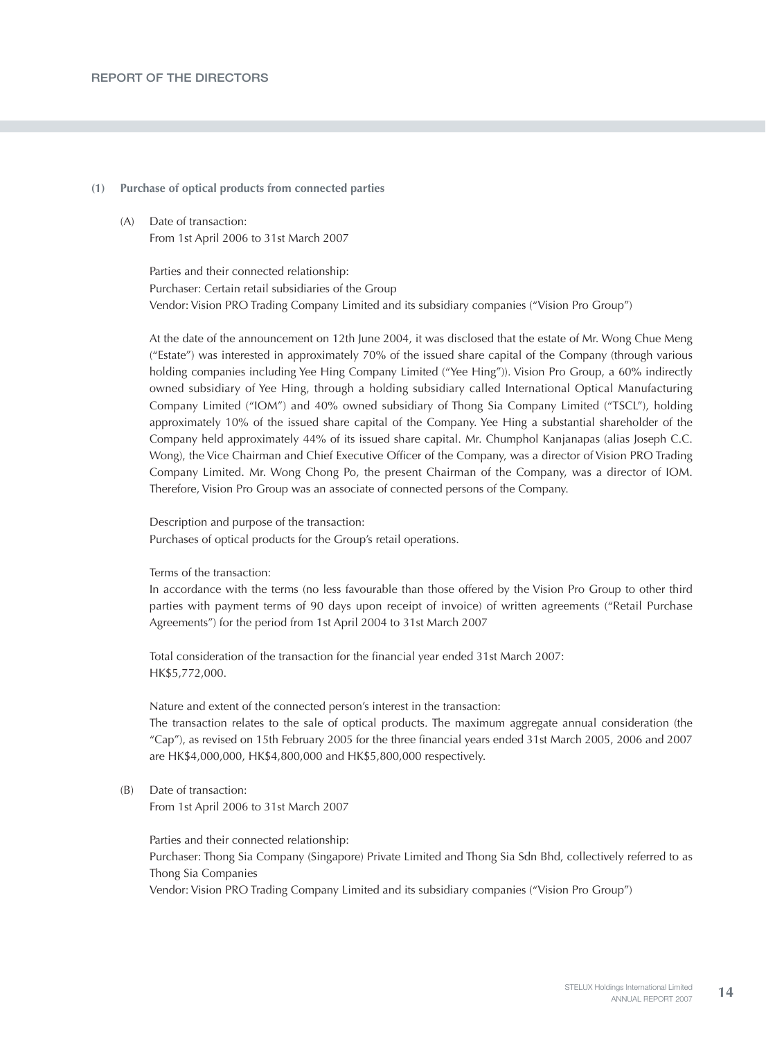**(1) Purchase of optical products from connected parties**

(A) Date of transaction:
From 1st April 2006 to 31st March 2007

Parties and their connected relationship:
Purchaser: Certain retail subsidiaries of the Group
Vendor: Vision PRO Trading Company Limited and its subsidiary companies ("Vision Pro Group")

At the date of the announcement on 12th June 2004, it was disclosed that the estate of Mr. Wong Chue Meng ("Estate") was interested in approximately 70% of the issued share capital of the Company (through various holding companies including Yee Hing Company Limited ("Yee Hing")). Vision Pro Group, a 60% indirectly owned subsidiary of Yee Hing, through a holding subsidiary called International Optical Manufacturing Company Limited ("IOM") and 40% owned subsidiary of Thong Sia Company Limited ("TSCL"), holding approximately 10% of the issued share capital of the Company. Yee Hing a substantial shareholder of the Company held approximately 44% of its issued share capital. Mr. Chumphol Kanjanapas (alias Joseph C.C. Wong), the Vice Chairman and Chief Executive Officer of the Company, was a director of Vision PRO Trading Company Limited. Mr. Wong Chong Po, the present Chairman of the Company, was a director of IOM. Therefore, Vision Pro Group was an associate of connected persons of the Company.

Description and purpose of the transaction:
Purchases of optical products for the Group's retail operations.

Terms of the transaction:
In accordance with the terms (no less favourable than those offered by the Vision Pro Group to other third parties with payment terms of 90 days upon receipt of invoice) of written agreements ("Retail Purchase Agreements") for the period from 1st April 2004 to 31st March 2007

Total consideration of the transaction for the financial year ended 31st March 2007:
HK$5,772,000.

Nature and extent of the connected person's interest in the transaction:
The transaction relates to the sale of optical products. The maximum aggregate annual consideration (the "Cap"), as revised on 15th February 2005 for the three financial years ended 31st March 2005, 2006 and 2007 are HK$4,000,000, HK$4,800,000 and HK$5,800,000 respectively.

(B) Date of transaction:
From 1st April 2006 to 31st March 2007

Parties and their connected relationship:
Purchaser: Thong Sia Company (Singapore) Private Limited and Thong Sia Sdn Bhd, collectively referred to as Thong Sia Companies
Vendor: Vision PRO Trading Company Limited and its subsidiary companies ("Vision Pro Group")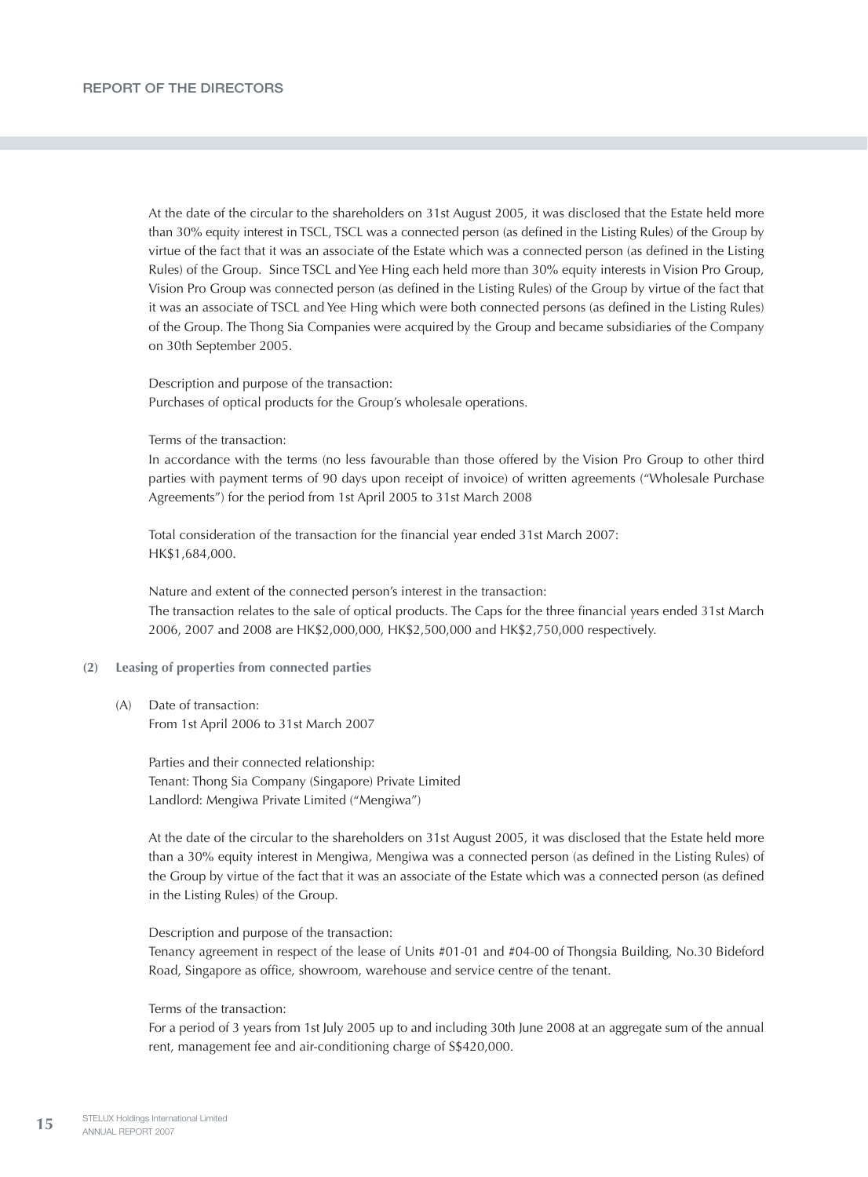At the date of the circular to the shareholders on 31st August 2005, it was disclosed that the Estate held more than 30% equity interest in TSCL, TSCL was a connected person (as defined in the Listing Rules) of the Group by virtue of the fact that it was an associate of the Estate which was a connected person (as defined in the Listing Rules) of the Group. Since TSCL and Yee Hing each held more than 30% equity interests in Vision Pro Group, Vision Pro Group was connected person (as defined in the Listing Rules) of the Group by virtue of the fact that it was an associate of TSCL and Yee Hing which were both connected persons (as defined in the Listing Rules) of the Group. The Thong Sia Companies were acquired by the Group and became subsidiaries of the Company on 30th September 2005.

Description and purpose of the transaction:
Purchases of optical products for the Group's wholesale operations.

Terms of the transaction:
In accordance with the terms (no less favourable than those offered by the Vision Pro Group to other third parties with payment terms of 90 days upon receipt of invoice) of written agreements ("Wholesale Purchase Agreements") for the period from 1st April 2005 to 31st March 2008

Total consideration of the transaction for the financial year ended 31st March 2007:
HK$1,684,000.

Nature and extent of the connected person's interest in the transaction:
The transaction relates to the sale of optical products. The Caps for the three financial years ended 31st March 2006, 2007 and 2008 are HK$2,000,000, HK$2,500,000 and HK$2,750,000 respectively.

**(2) Leasing of properties from connected parties**

(A) Date of transaction:
From 1st April 2006 to 31st March 2007

Parties and their connected relationship:
Tenant: Thong Sia Company (Singapore) Private Limited
Landlord: Mengiwa Private Limited ("Mengiwa")

At the date of the circular to the shareholders on 31st August 2005, it was disclosed that the Estate held more than a 30% equity interest in Mengiwa, Mengiwa was a connected person (as defined in the Listing Rules) of the Group by virtue of the fact that it was an associate of the Estate which was a connected person (as defined in the Listing Rules) of the Group.

Description and purpose of the transaction:
Tenancy agreement in respect of the lease of Units #01-01 and #04-00 of Thongsia Building, No.30 Bideford Road, Singapore as office, showroom, warehouse and service centre of the tenant.

Terms of the transaction:
For a period of 3 years from 1st July 2005 up to and including 30th June 2008 at an aggregate sum of the annual rent, management fee and air-conditioning charge of S$420,000.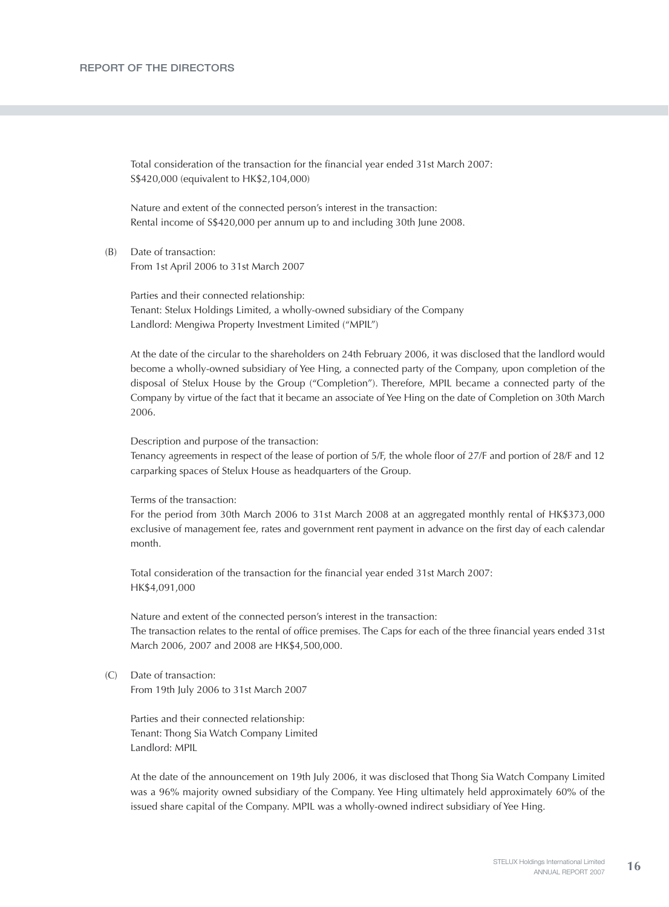Total consideration of the transaction for the financial year ended 31st March 2007:
S$420,000 (equivalent to HK$2,104,000)

Nature and extent of the connected person's interest in the transaction:
Rental income of S$420,000 per annum up to and including 30th June 2008.

(B) Date of transaction:
From 1st April 2006 to 31st March 2007

Parties and their connected relationship:
Tenant: Stelux Holdings Limited, a wholly-owned subsidiary of the Company
Landlord: Mengiwa Property Investment Limited ("MPIL")

At the date of the circular to the shareholders on 24th February 2006, it was disclosed that the landlord would become a wholly-owned subsidiary of Yee Hing, a connected party of the Company, upon completion of the disposal of Stelux House by the Group ("Completion"). Therefore, MPIL became a connected party of the Company by virtue of the fact that it became an associate of Yee Hing on the date of Completion on 30th March 2006.

Description and purpose of the transaction:
Tenancy agreements in respect of the lease of portion of 5/F, the whole floor of 27/F and portion of 28/F and 12 carparking spaces of Stelux House as headquarters of the Group.

Terms of the transaction:
For the period from 30th March 2006 to 31st March 2008 at an aggregated monthly rental of HK$373,000 exclusive of management fee, rates and government rent payment in advance on the first day of each calendar month.

Total consideration of the transaction for the financial year ended 31st March 2007:
HK$4,091,000

Nature and extent of the connected person's interest in the transaction:
The transaction relates to the rental of office premises. The Caps for each of the three financial years ended 31st March 2006, 2007 and 2008 are HK$4,500,000.

(C) Date of transaction:
From 19th July 2006 to 31st March 2007

Parties and their connected relationship:
Tenant: Thong Sia Watch Company Limited
Landlord: MPIL

At the date of the announcement on 19th July 2006, it was disclosed that Thong Sia Watch Company Limited was a 96% majority owned subsidiary of the Company. Yee Hing ultimately held approximately 60% of the issued share capital of the Company. MPIL was a wholly-owned indirect subsidiary of Yee Hing.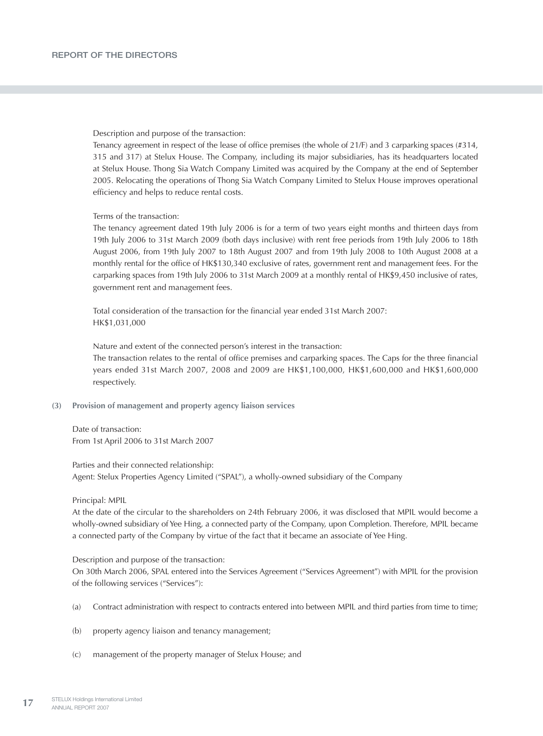Description and purpose of the transaction:
Tenancy agreement in respect of the lease of office premises (the whole of 21/F) and 3 carparking spaces (#314, 315 and 317) at Stelux House. The Company, including its major subsidiaries, has its headquarters located at Stelux House. Thong Sia Watch Company Limited was acquired by the Company at the end of September 2005. Relocating the operations of Thong Sia Watch Company Limited to Stelux House improves operational efficiency and helps to reduce rental costs.

Terms of the transaction:
The tenancy agreement dated 19th July 2006 is for a term of two years eight months and thirteen days from 19th July 2006 to 31st March 2009 (both days inclusive) with rent free periods from 19th July 2006 to 18th August 2006, from 19th July 2007 to 18th August 2007 and from 19th July 2008 to 10th August 2008 at a monthly rental for the office of HK$130,340 exclusive of rates, government rent and management fees. For the carparking spaces from 19th July 2006 to 31st March 2009 at a monthly rental of HK$9,450 inclusive of rates, government rent and management fees.

Total consideration of the transaction for the financial year ended 31st March 2007:
HK$1,031,000

Nature and extent of the connected person's interest in the transaction:
The transaction relates to the rental of office premises and carparking spaces. The Caps for the three financial years ended 31st March 2007, 2008 and 2009 are HK$1,100,000, HK$1,600,000 and HK$1,600,000 respectively.

**(3) Provision of management and property agency liaison services**

Date of transaction:
From 1st April 2006 to 31st March 2007

Parties and their connected relationship:
Agent: Stelux Properties Agency Limited ("SPAL"), a wholly-owned subsidiary of the Company

Principal: MPIL
At the date of the circular to the shareholders on 24th February 2006, it was disclosed that MPIL would become a wholly-owned subsidiary of Yee Hing, a connected party of the Company, upon Completion. Therefore, MPIL became a connected party of the Company by virtue of the fact that it became an associate of Yee Hing.

Description and purpose of the transaction:
On 30th March 2006, SPAL entered into the Services Agreement ("Services Agreement") with MPIL for the provision of the following services ("Services"):

(a) Contract administration with respect to contracts entered into between MPIL and third parties from time to time;

(b) property agency liaison and tenancy management;

(c) management of the property manager of Stelux House; and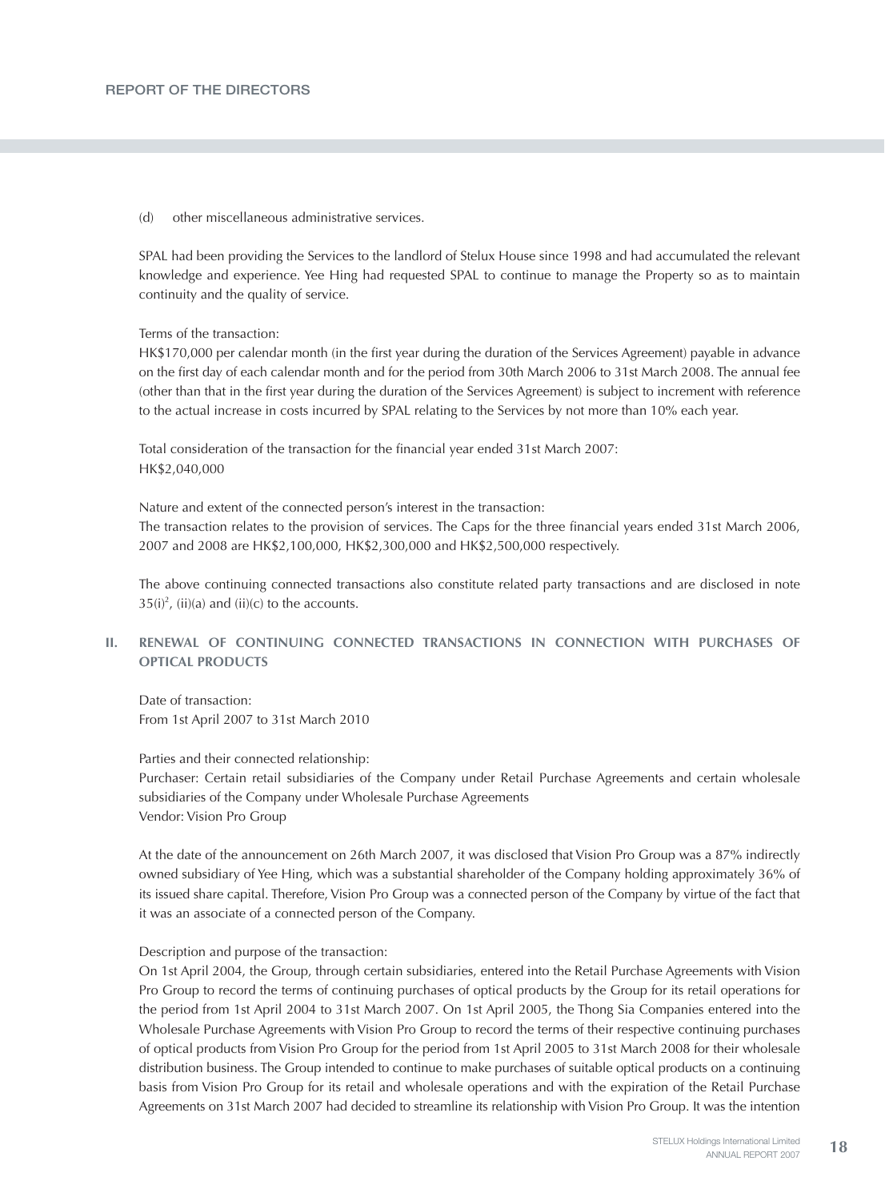(d) other miscellaneous administrative services.

SPAL had been providing the Services to the landlord of Stelux House since 1998 and had accumulated the relevant knowledge and experience. Yee Hing had requested SPAL to continue to manage the Property so as to maintain continuity and the quality of service.

Terms of the transaction:
HK$170,000 per calendar month (in the first year during the duration of the Services Agreement) payable in advance on the first day of each calendar month and for the period from 30th March 2006 to 31st March 2008. The annual fee (other than that in the first year during the duration of the Services Agreement) is subject to increment with reference to the actual increase in costs incurred by SPAL relating to the Services by not more than 10% each year.

Total consideration of the transaction for the financial year ended 31st March 2007:
HK$2,040,000

Nature and extent of the connected person's interest in the transaction:
The transaction relates to the provision of services. The Caps for the three financial years ended 31st March 2006, 2007 and 2008 are HK$2,100,000, HK$2,300,000 and HK$2,500,000 respectively.

The above continuing connected transactions also constitute related party transactions and are disclosed in note 35(i)[2], (ii)(a) and (ii)(c) to the accounts.

## II. RENEWAL OF CONTINUING CONNECTED TRANSACTIONS IN CONNECTION WITH PURCHASES OF OPTICAL PRODUCTS

Date of transaction:
From 1st April 2007 to 31st March 2010

Parties and their connected relationship:
Purchaser: Certain retail subsidiaries of the Company under Retail Purchase Agreements and certain wholesale subsidiaries of the Company under Wholesale Purchase Agreements
Vendor: Vision Pro Group

At the date of the announcement on 26th March 2007, it was disclosed that Vision Pro Group was a 87% indirectly owned subsidiary of Yee Hing, which was a substantial shareholder of the Company holding approximately 36% of its issued share capital. Therefore, Vision Pro Group was a connected person of the Company by virtue of the fact that it was an associate of a connected person of the Company.

Description and purpose of the transaction:
On 1st April 2004, the Group, through certain subsidiaries, entered into the Retail Purchase Agreements with Vision Pro Group to record the terms of continuing purchases of optical products by the Group for its retail operations for the period from 1st April 2004 to 31st March 2007. On 1st April 2005, the Thong Sia Companies entered into the Wholesale Purchase Agreements with Vision Pro Group to record the terms of their respective continuing purchases of optical products from Vision Pro Group for the period from 1st April 2005 to 31st March 2008 for their wholesale distribution business. The Group intended to continue to make purchases of suitable optical products on a continuing basis from Vision Pro Group for its retail and wholesale operations and with the expiration of the Retail Purchase Agreements on 31st March 2007 had decided to streamline its relationship with Vision Pro Group. It was the intention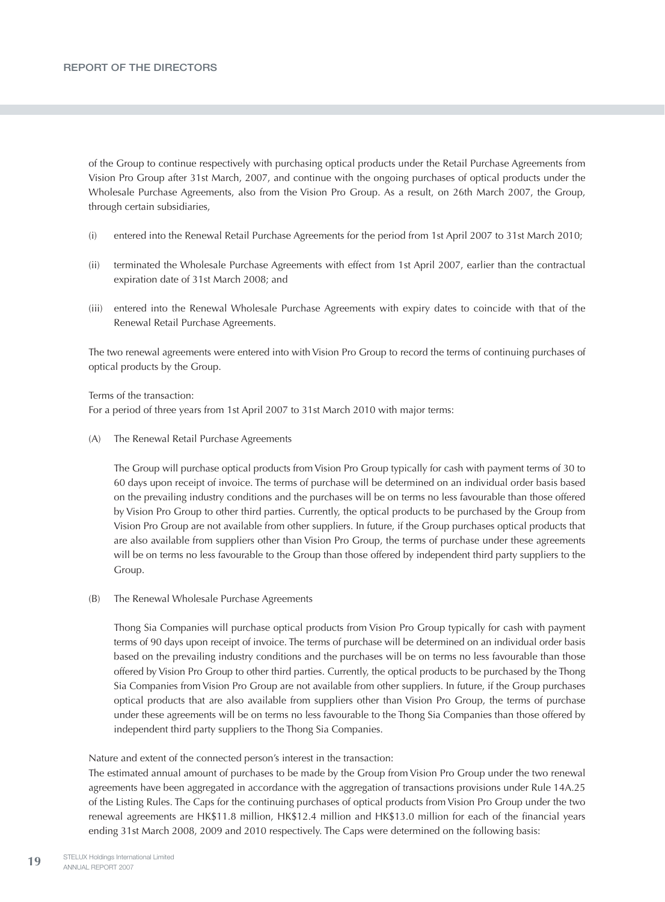of the Group to continue respectively with purchasing optical products under the Retail Purchase Agreements from Vision Pro Group after 31st March, 2007, and continue with the ongoing purchases of optical products under the Wholesale Purchase Agreements, also from the Vision Pro Group. As a result, on 26th March 2007, the Group, through certain subsidiaries,

(i) entered into the Renewal Retail Purchase Agreements for the period from 1st April 2007 to 31st March 2010;

(ii) terminated the Wholesale Purchase Agreements with effect from 1st April 2007, earlier than the contractual expiration date of 31st March 2008; and

(iii) entered into the Renewal Wholesale Purchase Agreements with expiry dates to coincide with that of the Renewal Retail Purchase Agreements.

The two renewal agreements were entered into with Vision Pro Group to record the terms of continuing purchases of optical products by the Group.

Terms of the transaction:
For a period of three years from 1st April 2007 to 31st March 2010 with major terms:

(A) The Renewal Retail Purchase Agreements

The Group will purchase optical products from Vision Pro Group typically for cash with payment terms of 30 to 60 days upon receipt of invoice. The terms of purchase will be determined on an individual order basis based on the prevailing industry conditions and the purchases will be on terms no less favourable than those offered by Vision Pro Group to other third parties. Currently, the optical products to be purchased by the Group from Vision Pro Group are not available from other suppliers. In future, if the Group purchases optical products that are also available from suppliers other than Vision Pro Group, the terms of purchase under these agreements will be on terms no less favourable to the Group than those offered by independent third party suppliers to the Group.

(B) The Renewal Wholesale Purchase Agreements

Thong Sia Companies will purchase optical products from Vision Pro Group typically for cash with payment terms of 90 days upon receipt of invoice. The terms of purchase will be determined on an individual order basis based on the prevailing industry conditions and the purchases will be on terms no less favourable than those offered by Vision Pro Group to other third parties. Currently, the optical products to be purchased by the Thong Sia Companies from Vision Pro Group are not available from other suppliers. In future, if the Group purchases optical products that are also available from suppliers other than Vision Pro Group, the terms of purchase under these agreements will be on terms no less favourable to the Thong Sia Companies than those offered by independent third party suppliers to the Thong Sia Companies.

Nature and extent of the connected person's interest in the transaction:
The estimated annual amount of purchases to be made by the Group from Vision Pro Group under the two renewal agreements have been aggregated in accordance with the aggregation of transactions provisions under Rule 14A.25 of the Listing Rules. The Caps for the continuing purchases of optical products from Vision Pro Group under the two renewal agreements are HK$11.8 million, HK$12.4 million and HK$13.0 million for each of the financial years ending 31st March 2008, 2009 and 2010 respectively. The Caps were determined on the following basis: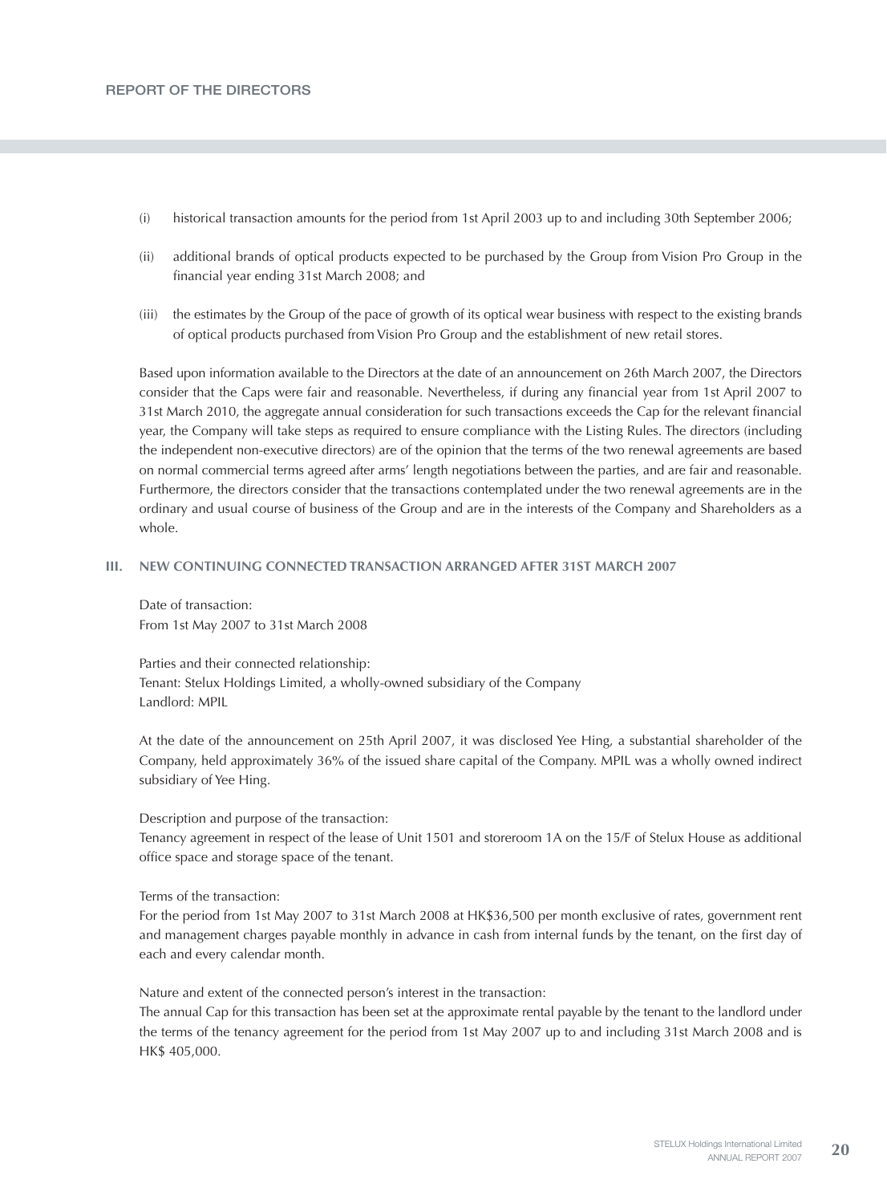(i) historical transaction amounts for the period from 1st April 2003 up to and including 30th September 2006;

(ii) additional brands of optical products expected to be purchased by the Group from Vision Pro Group in the financial year ending 31st March 2008; and

(iii) the estimates by the Group of the pace of growth of its optical wear business with respect to the existing brands of optical products purchased from Vision Pro Group and the establishment of new retail stores.

Based upon information available to the Directors at the date of an announcement on 26th March 2007, the Directors consider that the Caps were fair and reasonable. Nevertheless, if during any financial year from 1st April 2007 to 31st March 2010, the aggregate annual consideration for such transactions exceeds the Cap for the relevant financial year, the Company will take steps as required to ensure compliance with the Listing Rules. The directors (including the independent non-executive directors) are of the opinion that the terms of the two renewal agreements are based on normal commercial terms agreed after arms' length negotiations between the parties, and are fair and reasonable. Furthermore, the directors consider that the transactions contemplated under the two renewal agreements are in the ordinary and usual course of business of the Group and are in the interests of the Company and Shareholders as a whole.

### III. NEW CONTINUING CONNECTED TRANSACTION ARRANGED AFTER 31ST MARCH 2007

Date of transaction:
From 1st May 2007 to 31st March 2008

Parties and their connected relationship:
Tenant: Stelux Holdings Limited, a wholly-owned subsidiary of the Company
Landlord: MPIL

At the date of the announcement on 25th April 2007, it was disclosed Yee Hing, a substantial shareholder of the Company, held approximately 36% of the issued share capital of the Company. MPIL was a wholly owned indirect subsidiary of Yee Hing.

Description and purpose of the transaction:
Tenancy agreement in respect of the lease of Unit 1501 and storeroom 1A on the 15/F of Stelux House as additional office space and storage space of the tenant.

Terms of the transaction:
For the period from 1st May 2007 to 31st March 2008 at HK$36,500 per month exclusive of rates, government rent and management charges payable monthly in advance in cash from internal funds by the tenant, on the first day of each and every calendar month.

Nature and extent of the connected person's interest in the transaction:
The annual Cap for this transaction has been set at the approximate rental payable by the tenant to the landlord under the terms of the tenancy agreement for the period from 1st May 2007 up to and including 31st March 2008 and is HK$ 405,000.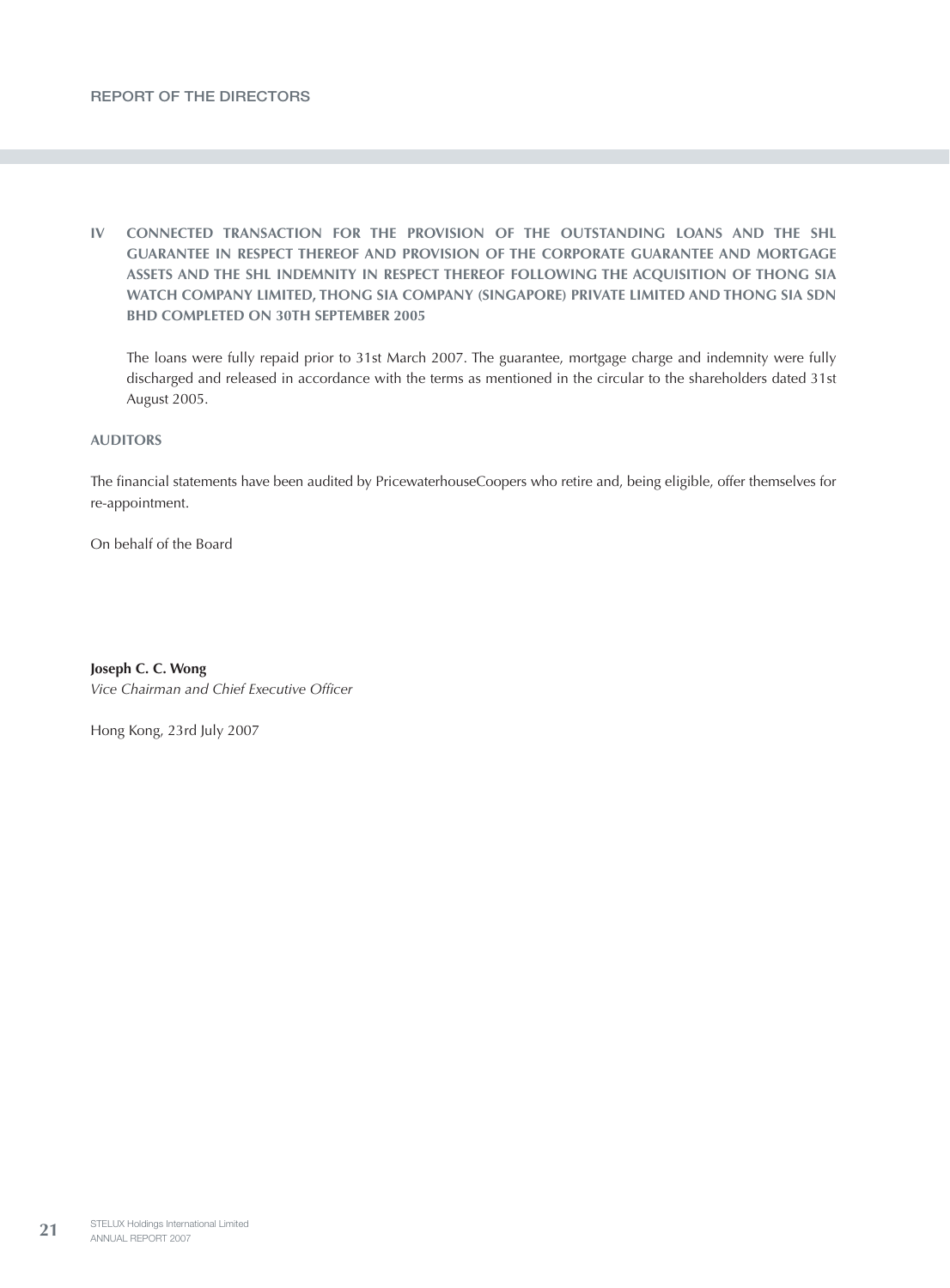**IV CONNECTED TRANSACTION FOR THE PROVISION OF THE OUTSTANDING LOANS AND THE SHL GUARANTEE IN RESPECT THEREOF AND PROVISION OF THE CORPORATE GUARANTEE AND MORTGAGE ASSETS AND THE SHL INDEMNITY IN RESPECT THEREOF FOLLOWING THE ACQUISITION OF THONG SIA WATCH COMPANY LIMITED, THONG SIA COMPANY (SINGAPORE) PRIVATE LIMITED AND THONG SIA SDN BHD COMPLETED ON 30TH SEPTEMBER 2005**

The loans were fully repaid prior to 31st March 2007. The guarantee, mortgage charge and indemnity were fully discharged and released in accordance with the terms as mentioned in the circular to the shareholders dated 31st August 2005.

## AUDITORS

The financial statements have been audited by PricewaterhouseCoopers who retire and, being eligible, offer themselves for re-appointment.

On behalf of the Board

**Joseph C. C. Wong**
*Vice Chairman and Chief Executive Officer*

Hong Kong, 23rd July 2007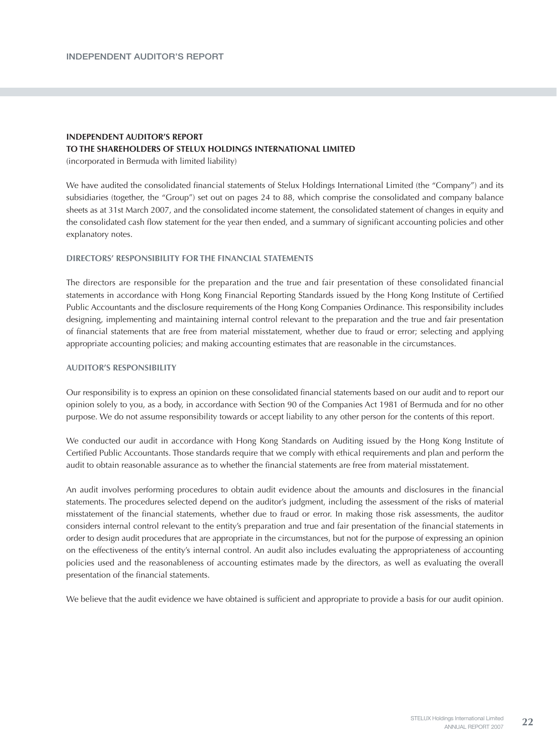## INDEPENDENT AUDITOR'S REPORT

**INDEPENDENT AUDITOR'S REPORT**
**TO THE SHAREHOLDERS OF STELUX HOLDINGS INTERNATIONAL LIMITED**
(incorporated in Bermuda with limited liability)

We have audited the consolidated financial statements of Stelux Holdings International Limited (the "Company") and its subsidiaries (together, the "Group") set out on pages 24 to 88, which comprise the consolidated and company balance sheets as at 31st March 2007, and the consolidated income statement, the consolidated statement of changes in equity and the consolidated cash flow statement for the year then ended, and a summary of significant accounting policies and other explanatory notes.

### DIRECTORS' RESPONSIBILITY FOR THE FINANCIAL STATEMENTS

The directors are responsible for the preparation and the true and fair presentation of these consolidated financial statements in accordance with Hong Kong Financial Reporting Standards issued by the Hong Kong Institute of Certified Public Accountants and the disclosure requirements of the Hong Kong Companies Ordinance. This responsibility includes designing, implementing and maintaining internal control relevant to the preparation and the true and fair presentation of financial statements that are free from material misstatement, whether due to fraud or error; selecting and applying appropriate accounting policies; and making accounting estimates that are reasonable in the circumstances.

### AUDITOR'S RESPONSIBILITY

Our responsibility is to express an opinion on these consolidated financial statements based on our audit and to report our opinion solely to you, as a body, in accordance with Section 90 of the Companies Act 1981 of Bermuda and for no other purpose. We do not assume responsibility towards or accept liability to any other person for the contents of this report.

We conducted our audit in accordance with Hong Kong Standards on Auditing issued by the Hong Kong Institute of Certified Public Accountants. Those standards require that we comply with ethical requirements and plan and perform the audit to obtain reasonable assurance as to whether the financial statements are free from material misstatement.

An audit involves performing procedures to obtain audit evidence about the amounts and disclosures in the financial statements. The procedures selected depend on the auditor's judgment, including the assessment of the risks of material misstatement of the financial statements, whether due to fraud or error. In making those risk assessments, the auditor considers internal control relevant to the entity's preparation and true and fair presentation of the financial statements in order to design audit procedures that are appropriate in the circumstances, but not for the purpose of expressing an opinion on the effectiveness of the entity's internal control. An audit also includes evaluating the appropriateness of accounting policies used and the reasonableness of accounting estimates made by the directors, as well as evaluating the overall presentation of the financial statements.

We believe that the audit evidence we have obtained is sufficient and appropriate to provide a basis for our audit opinion.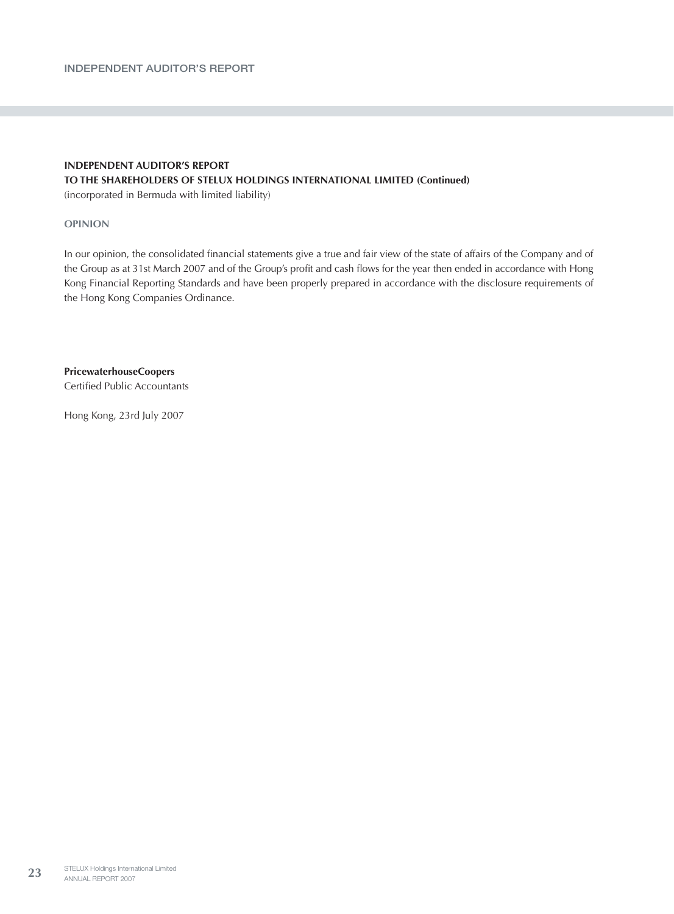**INDEPENDENT AUDITOR'S REPORT**
**TO THE SHAREHOLDERS OF STELUX HOLDINGS INTERNATIONAL LIMITED (Continued)**
(incorporated in Bermuda with limited liability)

## OPINION

In our opinion, the consolidated financial statements give a true and fair view of the state of affairs of the Company and of the Group as at 31st March 2007 and of the Group's profit and cash flows for the year then ended in accordance with Hong Kong Financial Reporting Standards and have been properly prepared in accordance with the disclosure requirements of the Hong Kong Companies Ordinance.

**PricewaterhouseCoopers**
Certified Public Accountants

Hong Kong, 23rd July 2007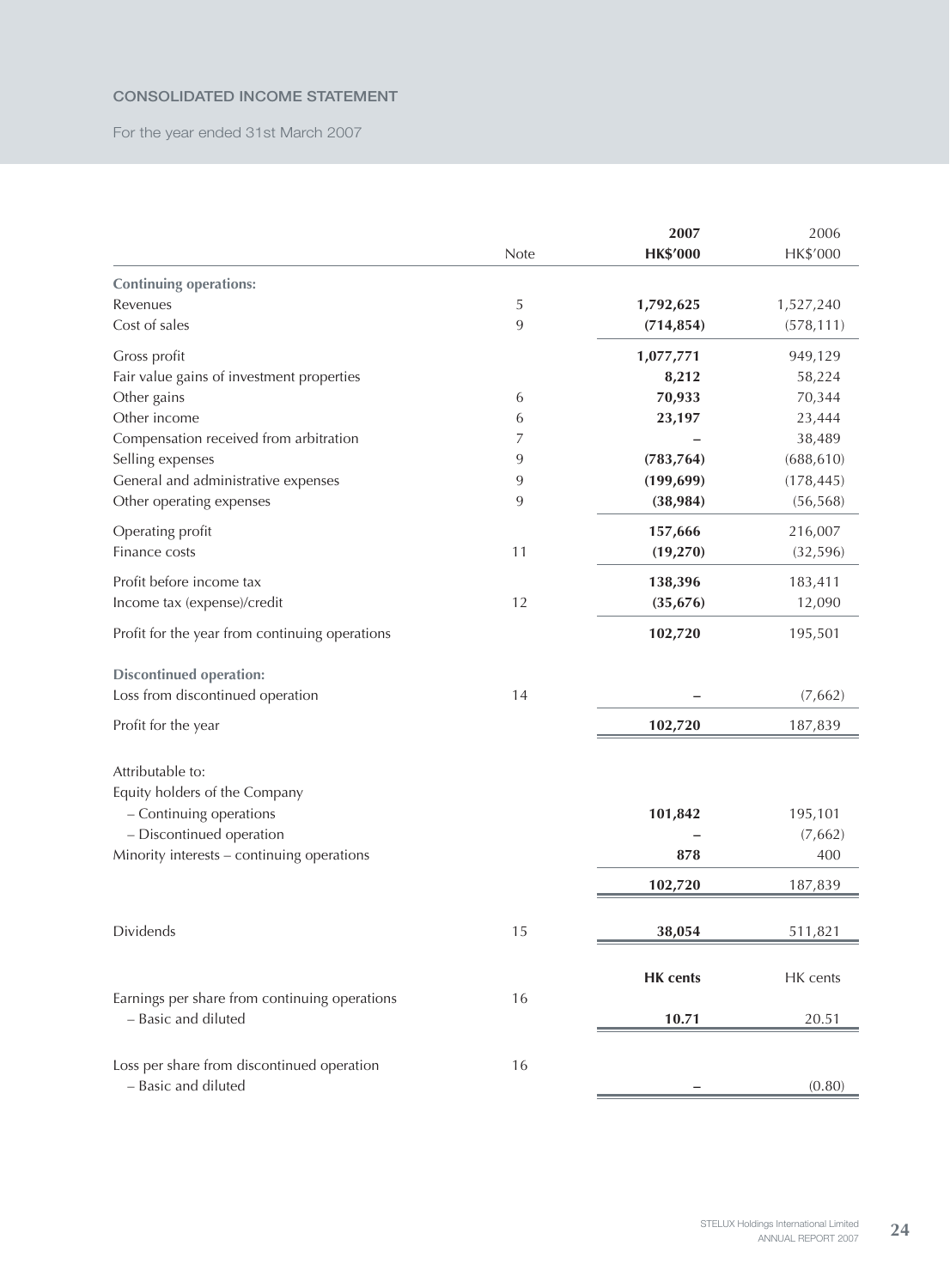## CONSOLIDATED INCOME STATEMENT

For the year ended 31st March 2007

| | Note | 2007 HK$'000 | 2006 HK$'000 |
|---|---|---|---|
| **Continuing operations:** | | | |
| Revenues | 5 | **1,792,625** | 1,527,240 |
| Cost of sales | 9 | **(714,854)** | (578,111) |
| Gross profit | | **1,077,771** | 949,129 |
| Fair value gains of investment properties | | **8,212** | 58,224 |
| Other gains | 6 | **70,933** | 70,344 |
| Other income | 6 | **23,197** | 23,444 |
| Compensation received from arbitration | 7 | **–** | 38,489 |
| Selling expenses | 9 | **(783,764)** | (688,610) |
| General and administrative expenses | 9 | **(199,699)** | (178,445) |
| Other operating expenses | 9 | **(38,984)** | (56,568) |
| Operating profit | | **157,666** | 216,007 |
| Finance costs | 11 | **(19,270)** | (32,596) |
| Profit before income tax | | **138,396** | 183,411 |
| Income tax (expense)/credit | 12 | **(35,676)** | 12,090 |
| Profit for the year from continuing operations | | **102,720** | 195,501 |
| **Discontinued operation:** | | | |
| Loss from discontinued operation | 14 | **–** | (7,662) |
| Profit for the year | | **102,720** | 187,839 |
| Attributable to: | | | |
| Equity holders of the Company | | | |
| – Continuing operations | | **101,842** | 195,101 |
| – Discontinued operation | | **–** | (7,662) |
| Minority interests – continuing operations | | **878** | 400 |
| | | **102,720** | 187,839 |
| Dividends | 15 | **38,054** | 511,821 |
| | | **HK cents** | HK cents |
| Earnings per share from continuing operations | 16 | | |
| – Basic and diluted | | **10.71** | 20.51 |
| Loss per share from discontinued operation | 16 | | |
| – Basic and diluted | | **–** | (0.80) |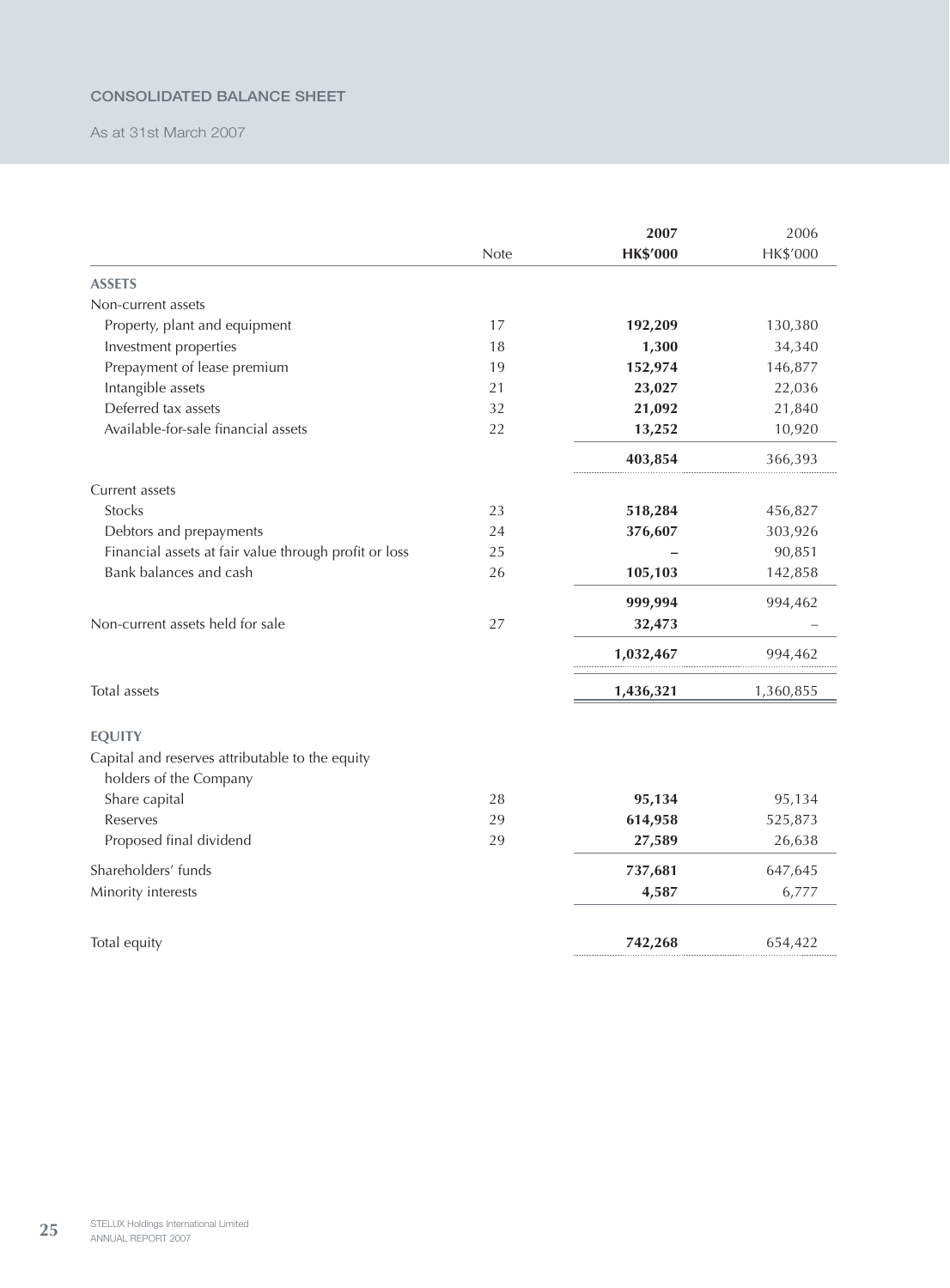## CONSOLIDATED BALANCE SHEET

As at 31st March 2007

| | Note | 2007 HK$'000 | 2006 HK$'000 |
|---|---|---|---|
| **ASSETS** | | | |
| Non-current assets | | | |
| Property, plant and equipment | 17 | **192,209** | 130,380 |
| Investment properties | 18 | **1,300** | 34,340 |
| Prepayment of lease premium | 19 | **152,974** | 146,877 |
| Intangible assets | 21 | **23,027** | 22,036 |
| Deferred tax assets | 32 | **21,092** | 21,840 |
| Available-for-sale financial assets | 22 | **13,252** | 10,920 |
| | | **403,854** | 366,393 |
| Current assets | | | |
| Stocks | 23 | **518,284** | 456,827 |
| Debtors and prepayments | 24 | **376,607** | 303,926 |
| Financial assets at fair value through profit or loss | 25 | **–** | 90,851 |
| Bank balances and cash | 26 | **105,103** | 142,858 |
| | | **999,994** | 994,462 |
| Non-current assets held for sale | 27 | **32,473** | – |
| | | **1,032,467** | 994,462 |
| Total assets | | **1,436,321** | 1,360,855 |
| **EQUITY** | | | |
| Capital and reserves attributable to the equity holders of the Company | | | |
| Share capital | 28 | **95,134** | 95,134 |
| Reserves | 29 | **614,958** | 525,873 |
| Proposed final dividend | 29 | **27,589** | 26,638 |
| Shareholders' funds | | **737,681** | 647,645 |
| Minority interests | | **4,587** | 6,777 |
| Total equity | | **742,268** | 654,422 |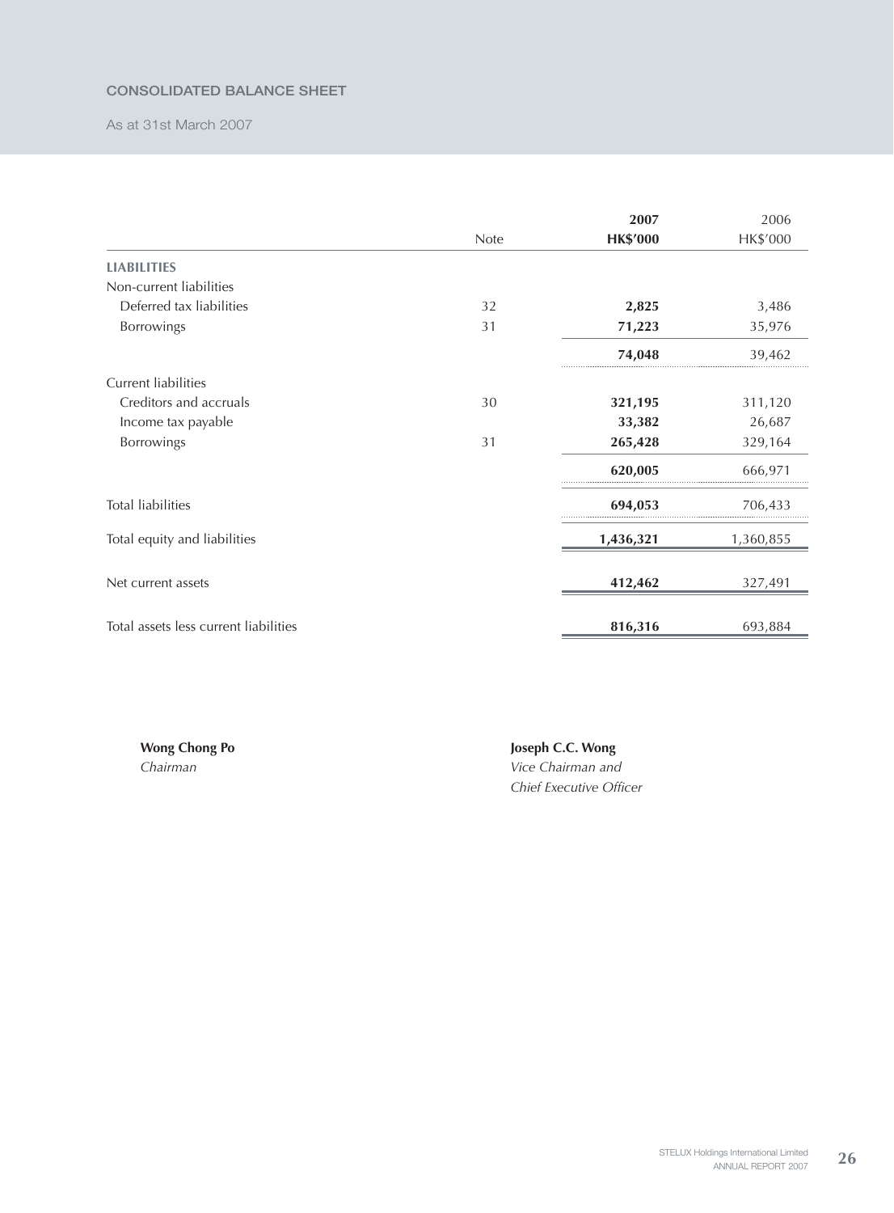## CONSOLIDATED BALANCE SHEET

As at 31st March 2007

| | Note | 2007 HK$'000 | 2006 HK$'000 |
|---|---|---|---|
| **LIABILITIES** | | | |
| Non-current liabilities | | | |
| Deferred tax liabilities | 32 | **2,825** | 3,486 |
| Borrowings | 31 | **71,223** | 35,976 |
| | | **74,048** | 39,462 |
| Current liabilities | | | |
| Creditors and accruals | 30 | **321,195** | 311,120 |
| Income tax payable | | **33,382** | 26,687 |
| Borrowings | 31 | **265,428** | 329,164 |
| | | **620,005** | 666,971 |
| Total liabilities | | **694,053** | 706,433 |
| Total equity and liabilities | | **1,436,321** | 1,360,855 |
| Net current assets | | **412,462** | 327,491 |
| Total assets less current liabilities | | **816,316** | 693,884 |

**Wong Chong Po**
*Chairman*

**Joseph C.C. Wong**
*Vice Chairman and*
*Chief Executive Officer*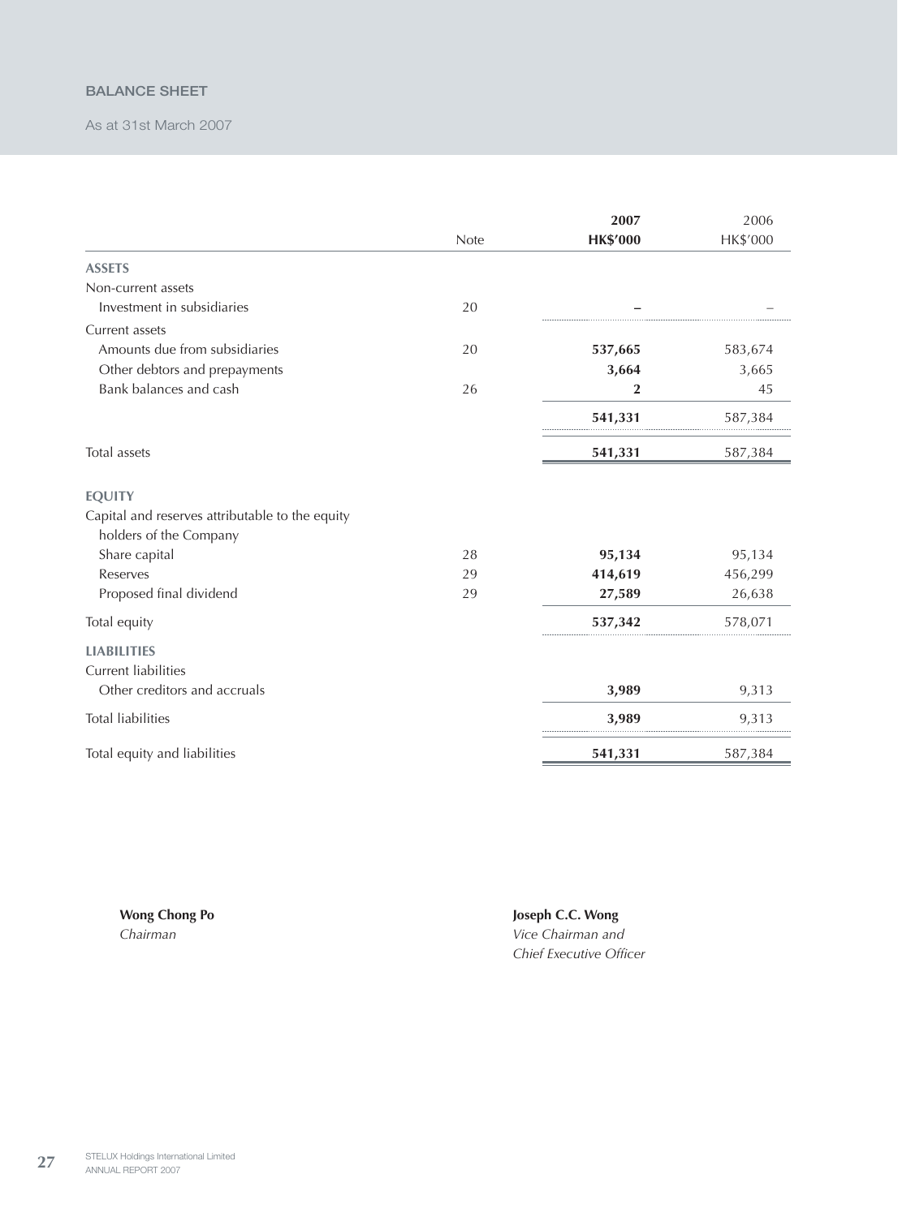# BALANCE SHEET

As at 31st March 2007

| | Note | 2007<br>HK$'000 | 2006<br>HK$'000 |
|---|---|---|---|
| **ASSETS** | | | |
| Non-current assets | | | |
| Investment in subsidiaries | 20 | **–** | – |
| Current assets | | | |
| Amounts due from subsidiaries | 20 | **537,665** | 583,674 |
| Other debtors and prepayments | | **3,664** | 3,665 |
| Bank balances and cash | 26 | **2** | 45 |
| | | **541,331** | 587,384 |
| Total assets | | **541,331** | 587,384 |
| **EQUITY** | | | |
| Capital and reserves attributable to the equity holders of the Company | | | |
| Share capital | 28 | **95,134** | 95,134 |
| Reserves | 29 | **414,619** | 456,299 |
| Proposed final dividend | 29 | **27,589** | 26,638 |
| Total equity | | **537,342** | 578,071 |
| **LIABILITIES** | | | |
| Current liabilities | | | |
| Other creditors and accruals | | **3,989** | 9,313 |
| Total liabilities | | **3,989** | 9,313 |
| Total equity and liabilities | | **541,331** | 587,384 |

**Wong Chong Po**
*Chairman*

**Joseph C.C. Wong**
*Vice Chairman and Chief Executive Officer*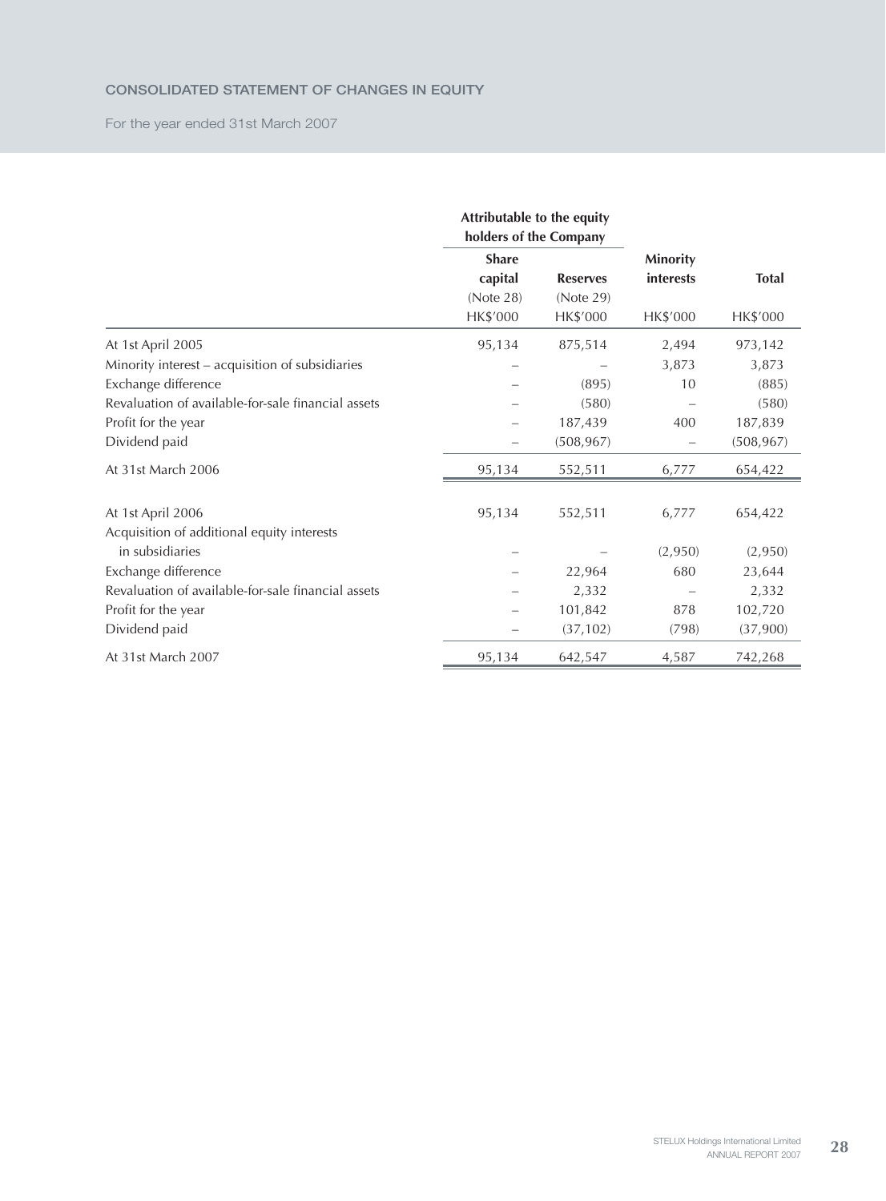## CONSOLIDATED STATEMENT OF CHANGES IN EQUITY

For the year ended 31st March 2007

| | Attributable to the equity holders of the Company | | | |
|---|---|---|---|---|
| | Share capital (Note 28) HK$'000 | Reserves (Note 29) HK$'000 | Minority interests HK$'000 | Total HK$'000 |
| At 1st April 2005 | 95,134 | 875,514 | 2,494 | 973,142 |
| Minority interest – acquisition of subsidiaries | – | – | 3,873 | 3,873 |
| Exchange difference | – | (895) | 10 | (885) |
| Revaluation of available-for-sale financial assets | – | (580) | – | (580) |
| Profit for the year | – | 187,439 | 400 | 187,839 |
| Dividend paid | – | (508,967) | – | (508,967) |
| At 31st March 2006 | 95,134 | 552,511 | 6,777 | 654,422 |
| | | | | |
| At 1st April 2006 | 95,134 | 552,511 | 6,777 | 654,422 |
| Acquisition of additional equity interests in subsidiaries | – | – | (2,950) | (2,950) |
| Exchange difference | – | 22,964 | 680 | 23,644 |
| Revaluation of available-for-sale financial assets | – | 2,332 | – | 2,332 |
| Profit for the year | – | 101,842 | 878 | 102,720 |
| Dividend paid | – | (37,102) | (798) | (37,900) |
| At 31st March 2007 | 95,134 | 642,547 | 4,587 | 742,268 |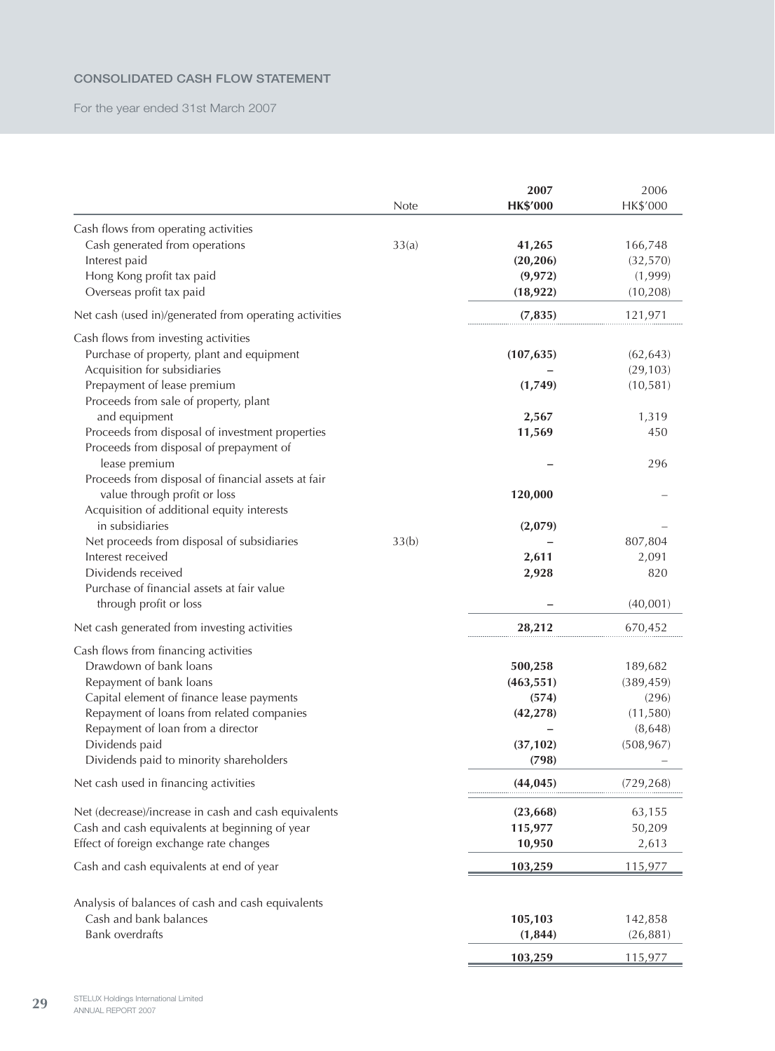# CONSOLIDATED CASH FLOW STATEMENT

For the year ended 31st March 2007

| | Note | 2007 HK$'000 | 2006 HK$'000 |
|---|---|---|---|
| Cash flows from operating activities | | | |
| Cash generated from operations | 33(a) | **41,265** | 166,748 |
| Interest paid | | **(20,206)** | (32,570) |
| Hong Kong profit tax paid | | **(9,972)** | (1,999) |
| Overseas profit tax paid | | **(18,922)** | (10,208) |
| Net cash (used in)/generated from operating activities | | **(7,835)** | 121,971 |
| Cash flows from investing activities | | | |
| Purchase of property, plant and equipment | | **(107,635)** | (62,643) |
| Acquisition for subsidiaries | | **–** | (29,103) |
| Prepayment of lease premium | | **(1,749)** | (10,581) |
| Proceeds from sale of property, plant and equipment | | **2,567** | 1,319 |
| Proceeds from disposal of investment properties | | **11,569** | 450 |
| Proceeds from disposal of prepayment of lease premium | | **–** | 296 |
| Proceeds from disposal of financial assets at fair value through profit or loss | | **120,000** | – |
| Acquisition of additional equity interests in subsidiaries | | **(2,079)** | – |
| Net proceeds from disposal of subsidiaries | 33(b) | **–** | 807,804 |
| Interest received | | **2,611** | 2,091 |
| Dividends received | | **2,928** | 820 |
| Purchase of financial assets at fair value through profit or loss | | **–** | (40,001) |
| Net cash generated from investing activities | | **28,212** | 670,452 |
| Cash flows from financing activities | | | |
| Drawdown of bank loans | | **500,258** | 189,682 |
| Repayment of bank loans | | **(463,551)** | (389,459) |
| Capital element of finance lease payments | | **(574)** | (296) |
| Repayment of loans from related companies | | **(42,278)** | (11,580) |
| Repayment of loan from a director | | **–** | (8,648) |
| Dividends paid | | **(37,102)** | (508,967) |
| Dividends paid to minority shareholders | | **(798)** | – |
| Net cash used in financing activities | | **(44,045)** | (729,268) |
| Net (decrease)/increase in cash and cash equivalents | | **(23,668)** | 63,155 |
| Cash and cash equivalents at beginning of year | | **115,977** | 50,209 |
| Effect of foreign exchange rate changes | | **10,950** | 2,613 |
| Cash and cash equivalents at end of year | | **103,259** | 115,977 |
| Analysis of balances of cash and cash equivalents | | | |
| Cash and bank balances | | **105,103** | 142,858 |
| Bank overdrafts | | **(1,844)** | (26,881) |
| | | **103,259** | 115,977 |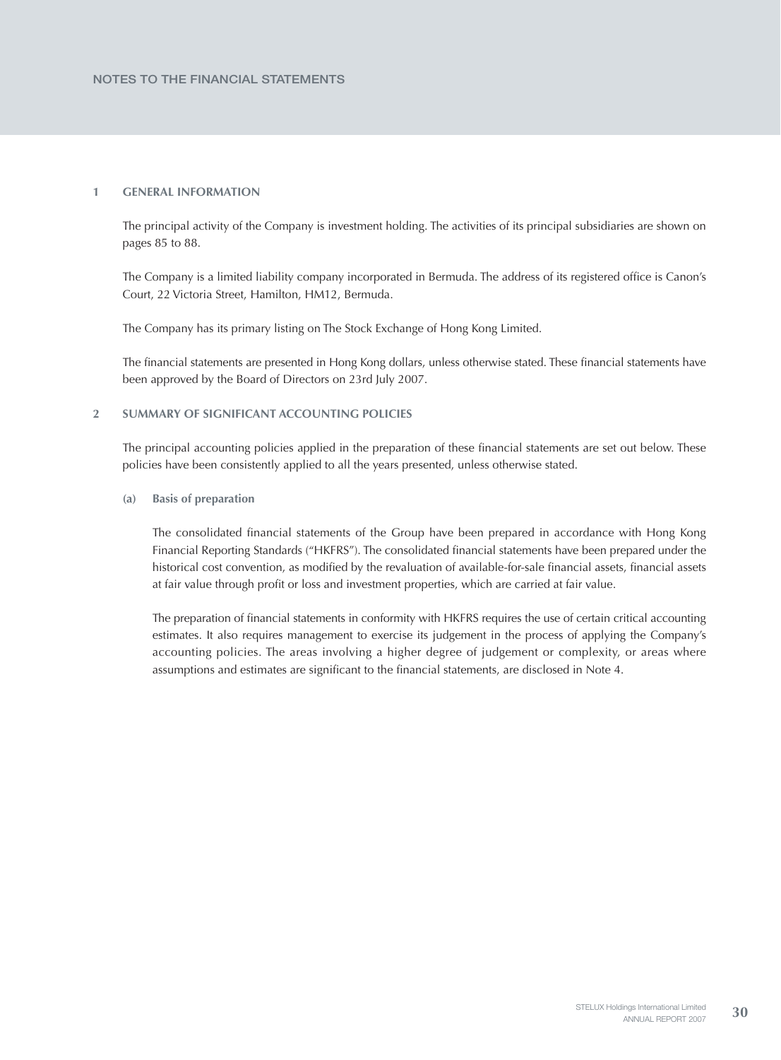# NOTES TO THE FINANCIAL STATEMENTS

## 1 GENERAL INFORMATION

The principal activity of the Company is investment holding. The activities of its principal subsidiaries are shown on pages 85 to 88.

The Company is a limited liability company incorporated in Bermuda. The address of its registered office is Canon's Court, 22 Victoria Street, Hamilton, HM12, Bermuda.

The Company has its primary listing on The Stock Exchange of Hong Kong Limited.

The financial statements are presented in Hong Kong dollars, unless otherwise stated. These financial statements have been approved by the Board of Directors on 23rd July 2007.

## 2 SUMMARY OF SIGNIFICANT ACCOUNTING POLICIES

The principal accounting policies applied in the preparation of these financial statements are set out below. These policies have been consistently applied to all the years presented, unless otherwise stated.

### (a) Basis of preparation

The consolidated financial statements of the Group have been prepared in accordance with Hong Kong Financial Reporting Standards ("HKFRS"). The consolidated financial statements have been prepared under the historical cost convention, as modified by the revaluation of available-for-sale financial assets, financial assets at fair value through profit or loss and investment properties, which are carried at fair value.

The preparation of financial statements in conformity with HKFRS requires the use of certain critical accounting estimates. It also requires management to exercise its judgement in the process of applying the Company's accounting policies. The areas involving a higher degree of judgement or complexity, or areas where assumptions and estimates are significant to the financial statements, are disclosed in Note 4.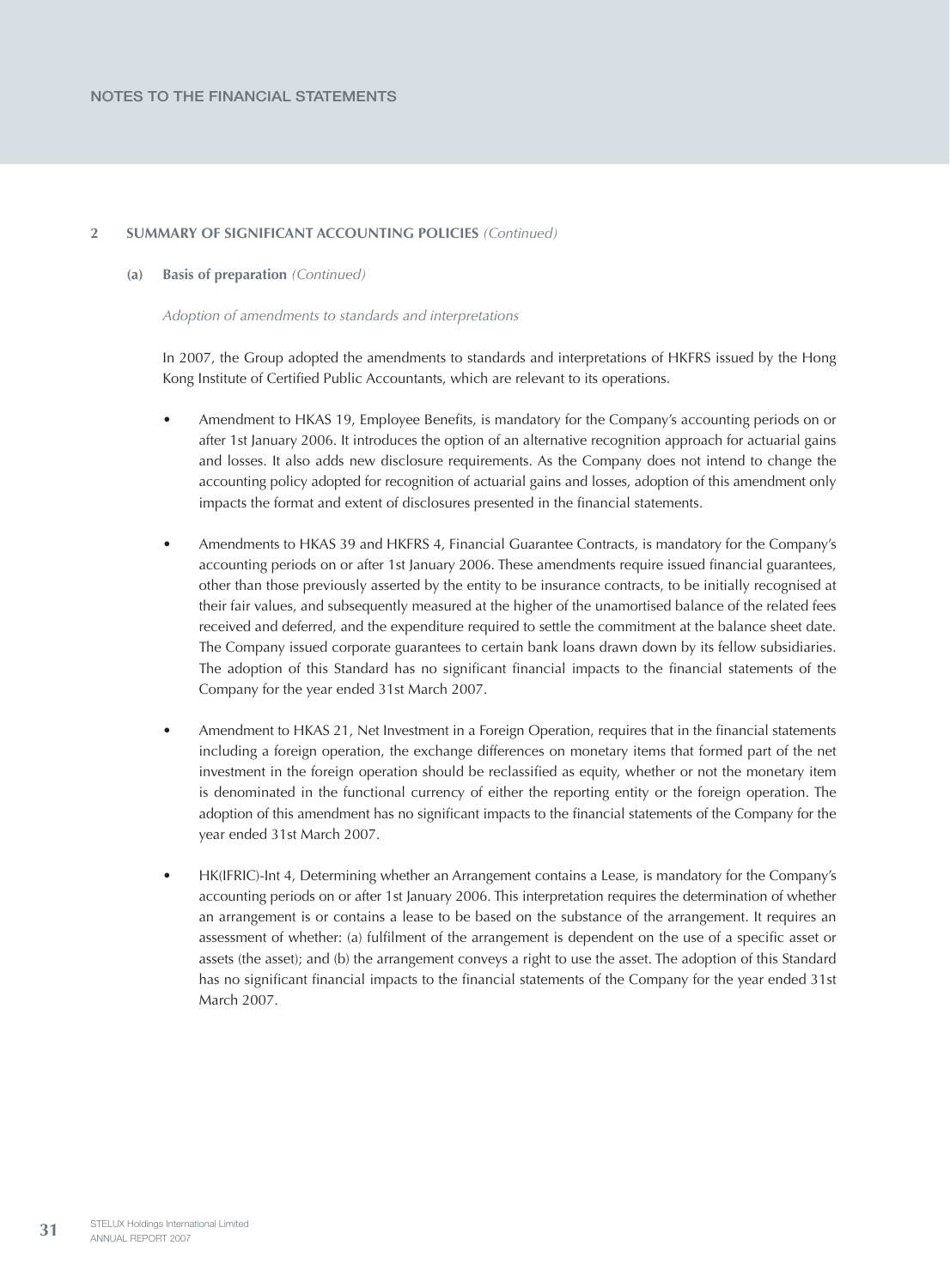## 2 SUMMARY OF SIGNIFICANT ACCOUNTING POLICIES *(Continued)*

### (a) Basis of preparation *(Continued)*

*Adoption of amendments to standards and interpretations*

In 2007, the Group adopted the amendments to standards and interpretations of HKFRS issued by the Hong Kong Institute of Certified Public Accountants, which are relevant to its operations.

- Amendment to HKAS 19, Employee Benefits, is mandatory for the Company's accounting periods on or after 1st January 2006. It introduces the option of an alternative recognition approach for actuarial gains and losses. It also adds new disclosure requirements. As the Company does not intend to change the accounting policy adopted for recognition of actuarial gains and losses, adoption of this amendment only impacts the format and extent of disclosures presented in the financial statements.

- Amendments to HKAS 39 and HKFRS 4, Financial Guarantee Contracts, is mandatory for the Company's accounting periods on or after 1st January 2006. These amendments require issued financial guarantees, other than those previously asserted by the entity to be insurance contracts, to be initially recognised at their fair values, and subsequently measured at the higher of the unamortised balance of the related fees received and deferred, and the expenditure required to settle the commitment at the balance sheet date. The Company issued corporate guarantees to certain bank loans drawn down by its fellow subsidiaries. The adoption of this Standard has no significant financial impacts to the financial statements of the Company for the year ended 31st March 2007.

- Amendment to HKAS 21, Net Investment in a Foreign Operation, requires that in the financial statements including a foreign operation, the exchange differences on monetary items that formed part of the net investment in the foreign operation should be reclassified as equity, whether or not the monetary item is denominated in the functional currency of either the reporting entity or the foreign operation. The adoption of this amendment has no significant impacts to the financial statements of the Company for the year ended 31st March 2007.

- HK(IFRIC)-Int 4, Determining whether an Arrangement contains a Lease, is mandatory for the Company's accounting periods on or after 1st January 2006. This interpretation requires the determination of whether an arrangement is or contains a lease to be based on the substance of the arrangement. It requires an assessment of whether: (a) fulfilment of the arrangement is dependent on the use of a specific asset or assets (the asset); and (b) the arrangement conveys a right to use the asset. The adoption of this Standard has no significant financial impacts to the financial statements of the Company for the year ended 31st March 2007.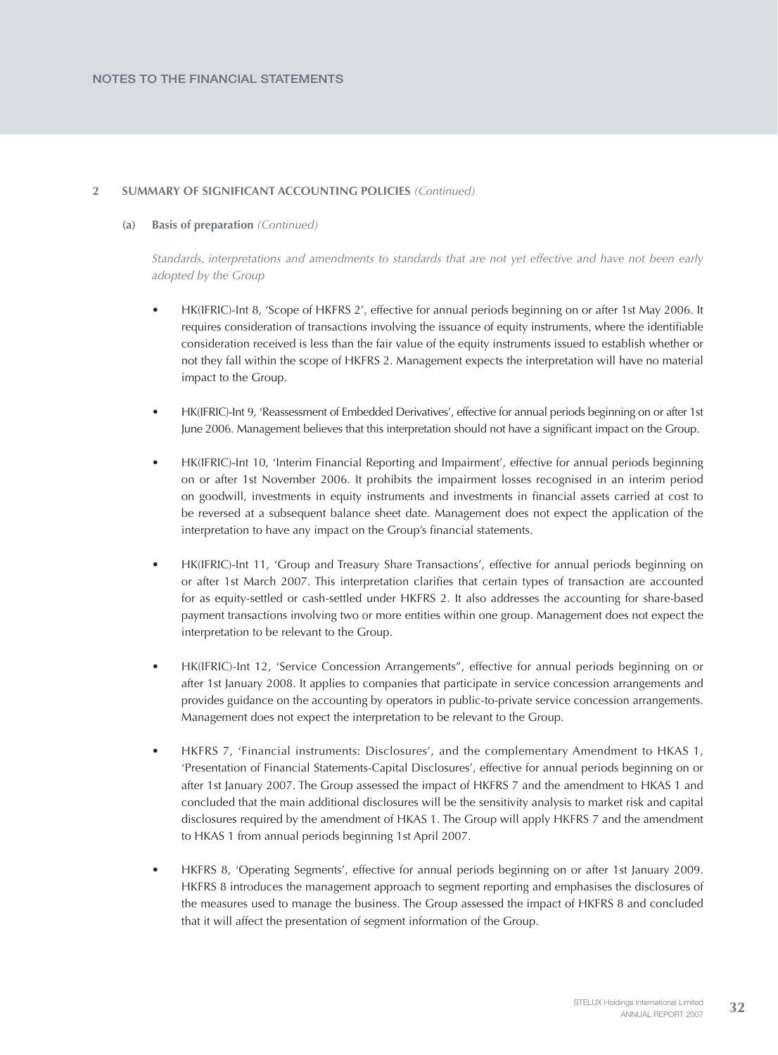## 2 SUMMARY OF SIGNIFICANT ACCOUNTING POLICIES *(Continued)*

### (a) Basis of preparation *(Continued)*

*Standards, interpretations and amendments to standards that are not yet effective and have not been early adopted by the Group*

- HK(IFRIC)-Int 8, 'Scope of HKFRS 2', effective for annual periods beginning on or after 1st May 2006. It requires consideration of transactions involving the issuance of equity instruments, where the identifiable consideration received is less than the fair value of the equity instruments issued to establish whether or not they fall within the scope of HKFRS 2. Management expects the interpretation will have no material impact to the Group.

- HK(IFRIC)-Int 9, 'Reassessment of Embedded Derivatives', effective for annual periods beginning on or after 1st June 2006. Management believes that this interpretation should not have a significant impact on the Group.

- HK(IFRIC)-Int 10, 'Interim Financial Reporting and Impairment', effective for annual periods beginning on or after 1st November 2006. It prohibits the impairment losses recognised in an interim period on goodwill, investments in equity instruments and investments in financial assets carried at cost to be reversed at a subsequent balance sheet date. Management does not expect the application of the interpretation to have any impact on the Group's financial statements.

- HK(IFRIC)-Int 11, 'Group and Treasury Share Transactions', effective for annual periods beginning on or after 1st March 2007. This interpretation clarifies that certain types of transaction are accounted for as equity-settled or cash-settled under HKFRS 2. It also addresses the accounting for share-based payment transactions involving two or more entities within one group. Management does not expect the interpretation to be relevant to the Group.

- HK(IFRIC)-Int 12, 'Service Concession Arrangements", effective for annual periods beginning on or after 1st January 2008. It applies to companies that participate in service concession arrangements and provides guidance on the accounting by operators in public-to-private service concession arrangements. Management does not expect the interpretation to be relevant to the Group.

- HKFRS 7, 'Financial instruments: Disclosures', and the complementary Amendment to HKAS 1, 'Presentation of Financial Statements-Capital Disclosures', effective for annual periods beginning on or after 1st January 2007. The Group assessed the impact of HKFRS 7 and the amendment to HKAS 1 and concluded that the main additional disclosures will be the sensitivity analysis to market risk and capital disclosures required by the amendment of HKAS 1. The Group will apply HKFRS 7 and the amendment to HKAS 1 from annual periods beginning 1st April 2007.

- HKFRS 8, 'Operating Segments', effective for annual periods beginning on or after 1st January 2009. HKFRS 8 introduces the management approach to segment reporting and emphasises the disclosures of the measures used to manage the business. The Group assessed the impact of HKFRS 8 and concluded that it will affect the presentation of segment information of the Group.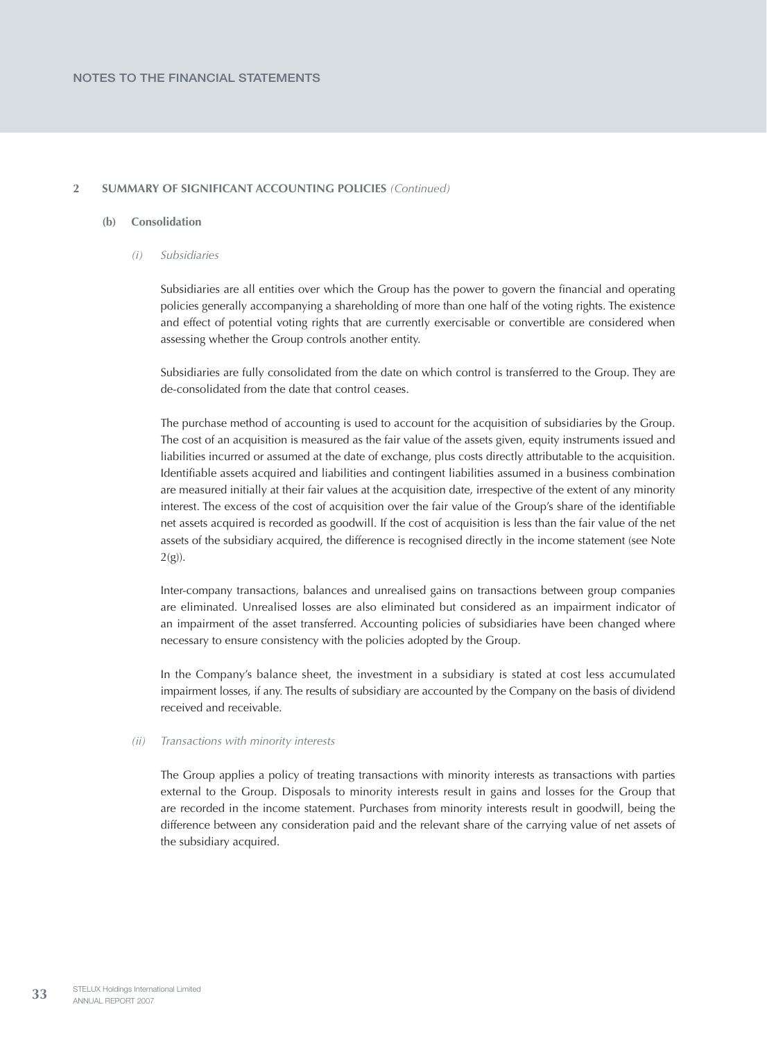## 2 SUMMARY OF SIGNIFICANT ACCOUNTING POLICIES *(Continued)*

### (b) Consolidation

#### *(i) Subsidiaries*

Subsidiaries are all entities over which the Group has the power to govern the financial and operating policies generally accompanying a shareholding of more than one half of the voting rights. The existence and effect of potential voting rights that are currently exercisable or convertible are considered when assessing whether the Group controls another entity.

Subsidiaries are fully consolidated from the date on which control is transferred to the Group. They are de-consolidated from the date that control ceases.

The purchase method of accounting is used to account for the acquisition of subsidiaries by the Group. The cost of an acquisition is measured as the fair value of the assets given, equity instruments issued and liabilities incurred or assumed at the date of exchange, plus costs directly attributable to the acquisition. Identifiable assets acquired and liabilities and contingent liabilities assumed in a business combination are measured initially at their fair values at the acquisition date, irrespective of the extent of any minority interest. The excess of the cost of acquisition over the fair value of the Group's share of the identifiable net assets acquired is recorded as goodwill. If the cost of acquisition is less than the fair value of the net assets of the subsidiary acquired, the difference is recognised directly in the income statement (see Note 2(g)).

Inter-company transactions, balances and unrealised gains on transactions between group companies are eliminated. Unrealised losses are also eliminated but considered as an impairment indicator of an impairment of the asset transferred. Accounting policies of subsidiaries have been changed where necessary to ensure consistency with the policies adopted by the Group.

In the Company's balance sheet, the investment in a subsidiary is stated at cost less accumulated impairment losses, if any. The results of subsidiary are accounted by the Company on the basis of dividend received and receivable.

#### *(ii) Transactions with minority interests*

The Group applies a policy of treating transactions with minority interests as transactions with parties external to the Group. Disposals to minority interests result in gains and losses for the Group that are recorded in the income statement. Purchases from minority interests result in goodwill, being the difference between any consideration paid and the relevant share of the carrying value of net assets of the subsidiary acquired.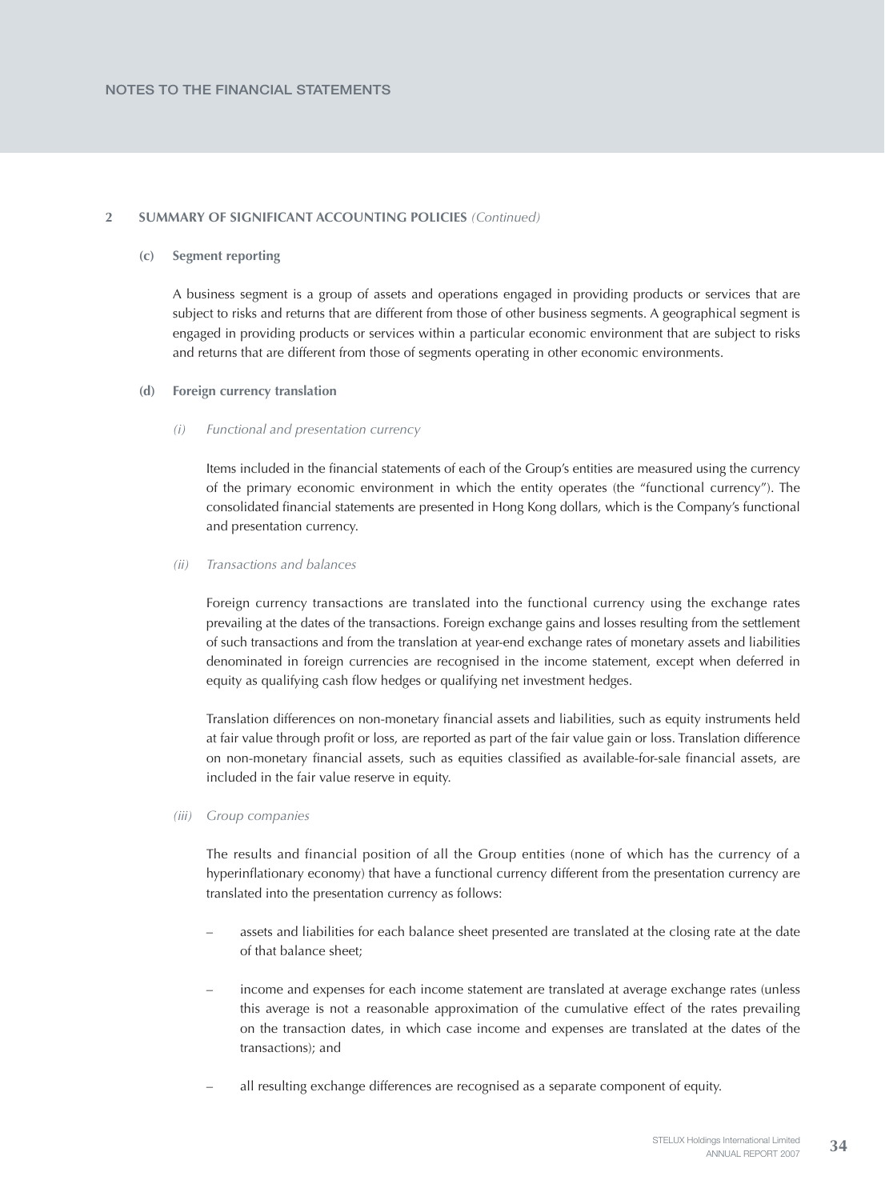## 2 SUMMARY OF SIGNIFICANT ACCOUNTING POLICIES *(Continued)*

### (c) Segment reporting

A business segment is a group of assets and operations engaged in providing products or services that are subject to risks and returns that are different from those of other business segments. A geographical segment is engaged in providing products or services within a particular economic environment that are subject to risks and returns that are different from those of segments operating in other economic environments.

### (d) Foreign currency translation

*(i) Functional and presentation currency*

Items included in the financial statements of each of the Group's entities are measured using the currency of the primary economic environment in which the entity operates (the "functional currency"). The consolidated financial statements are presented in Hong Kong dollars, which is the Company's functional and presentation currency.

*(ii) Transactions and balances*

Foreign currency transactions are translated into the functional currency using the exchange rates prevailing at the dates of the transactions. Foreign exchange gains and losses resulting from the settlement of such transactions and from the translation at year-end exchange rates of monetary assets and liabilities denominated in foreign currencies are recognised in the income statement, except when deferred in equity as qualifying cash flow hedges or qualifying net investment hedges.

Translation differences on non-monetary financial assets and liabilities, such as equity instruments held at fair value through profit or loss, are reported as part of the fair value gain or loss. Translation difference on non-monetary financial assets, such as equities classified as available-for-sale financial assets, are included in the fair value reserve in equity.

*(iii) Group companies*

The results and financial position of all the Group entities (none of which has the currency of a hyperinflationary economy) that have a functional currency different from the presentation currency are translated into the presentation currency as follows:

- assets and liabilities for each balance sheet presented are translated at the closing rate at the date of that balance sheet;
- income and expenses for each income statement are translated at average exchange rates (unless this average is not a reasonable approximation of the cumulative effect of the rates prevailing on the transaction dates, in which case income and expenses are translated at the dates of the transactions); and
- all resulting exchange differences are recognised as a separate component of equity.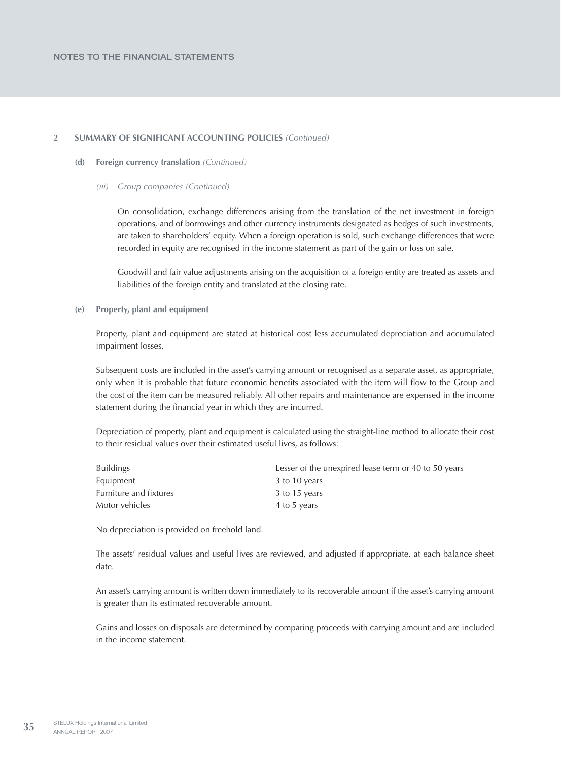## 2 SUMMARY OF SIGNIFICANT ACCOUNTING POLICIES *(Continued)*

### (d) Foreign currency translation *(Continued)*

*(iii) Group companies (Continued)*

On consolidation, exchange differences arising from the translation of the net investment in foreign operations, and of borrowings and other currency instruments designated as hedges of such investments, are taken to shareholders' equity. When a foreign operation is sold, such exchange differences that were recorded in equity are recognised in the income statement as part of the gain or loss on sale.

Goodwill and fair value adjustments arising on the acquisition of a foreign entity are treated as assets and liabilities of the foreign entity and translated at the closing rate.

### (e) Property, plant and equipment

Property, plant and equipment are stated at historical cost less accumulated depreciation and accumulated impairment losses.

Subsequent costs are included in the asset's carrying amount or recognised as a separate asset, as appropriate, only when it is probable that future economic benefits associated with the item will flow to the Group and the cost of the item can be measured reliably. All other repairs and maintenance are expensed in the income statement during the financial year in which they are incurred.

Depreciation of property, plant and equipment is calculated using the straight-line method to allocate their cost to their residual values over their estimated useful lives, as follows:

| | |
|---|---|
| Buildings | Lesser of the unexpired lease term or 40 to 50 years |
| Equipment | 3 to 10 years |
| Furniture and fixtures | 3 to 15 years |
| Motor vehicles | 4 to 5 years |

No depreciation is provided on freehold land.

The assets' residual values and useful lives are reviewed, and adjusted if appropriate, at each balance sheet date.

An asset's carrying amount is written down immediately to its recoverable amount if the asset's carrying amount is greater than its estimated recoverable amount.

Gains and losses on disposals are determined by comparing proceeds with carrying amount and are included in the income statement.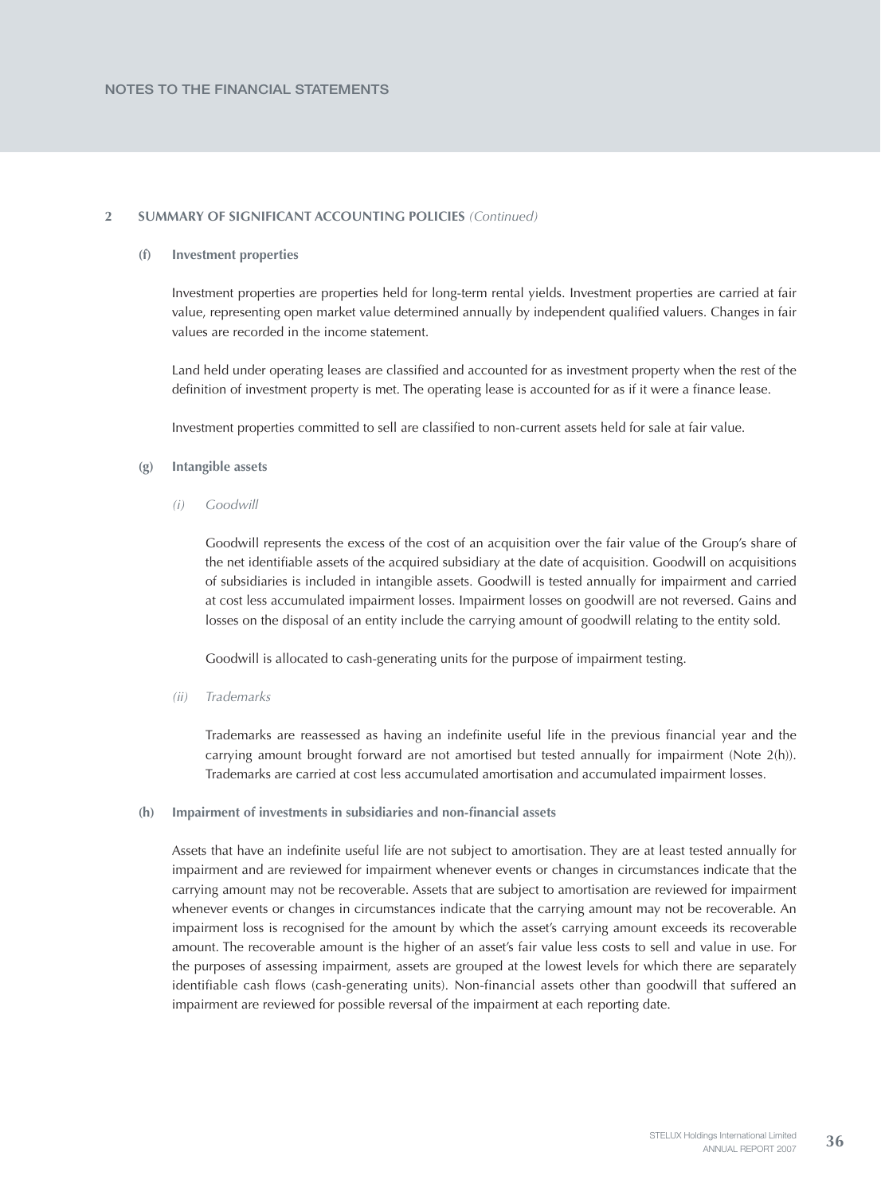## 2 SUMMARY OF SIGNIFICANT ACCOUNTING POLICIES *(Continued)*

### (f) Investment properties

Investment properties are properties held for long-term rental yields. Investment properties are carried at fair value, representing open market value determined annually by independent qualified valuers. Changes in fair values are recorded in the income statement.

Land held under operating leases are classified and accounted for as investment property when the rest of the definition of investment property is met. The operating lease is accounted for as if it were a finance lease.

Investment properties committed to sell are classified to non-current assets held for sale at fair value.

### (g) Intangible assets

*(i) Goodwill*

Goodwill represents the excess of the cost of an acquisition over the fair value of the Group's share of the net identifiable assets of the acquired subsidiary at the date of acquisition. Goodwill on acquisitions of subsidiaries is included in intangible assets. Goodwill is tested annually for impairment and carried at cost less accumulated impairment losses. Impairment losses on goodwill are not reversed. Gains and losses on the disposal of an entity include the carrying amount of goodwill relating to the entity sold.

Goodwill is allocated to cash-generating units for the purpose of impairment testing.

*(ii) Trademarks*

Trademarks are reassessed as having an indefinite useful life in the previous financial year and the carrying amount brought forward are not amortised but tested annually for impairment (Note 2(h)). Trademarks are carried at cost less accumulated amortisation and accumulated impairment losses.

### (h) Impairment of investments in subsidiaries and non-financial assets

Assets that have an indefinite useful life are not subject to amortisation. They are at least tested annually for impairment and are reviewed for impairment whenever events or changes in circumstances indicate that the carrying amount may not be recoverable. Assets that are subject to amortisation are reviewed for impairment whenever events or changes in circumstances indicate that the carrying amount may not be recoverable. An impairment loss is recognised for the amount by which the asset's carrying amount exceeds its recoverable amount. The recoverable amount is the higher of an asset's fair value less costs to sell and value in use. For the purposes of assessing impairment, assets are grouped at the lowest levels for which there are separately identifiable cash flows (cash-generating units). Non-financial assets other than goodwill that suffered an impairment are reviewed for possible reversal of the impairment at each reporting date.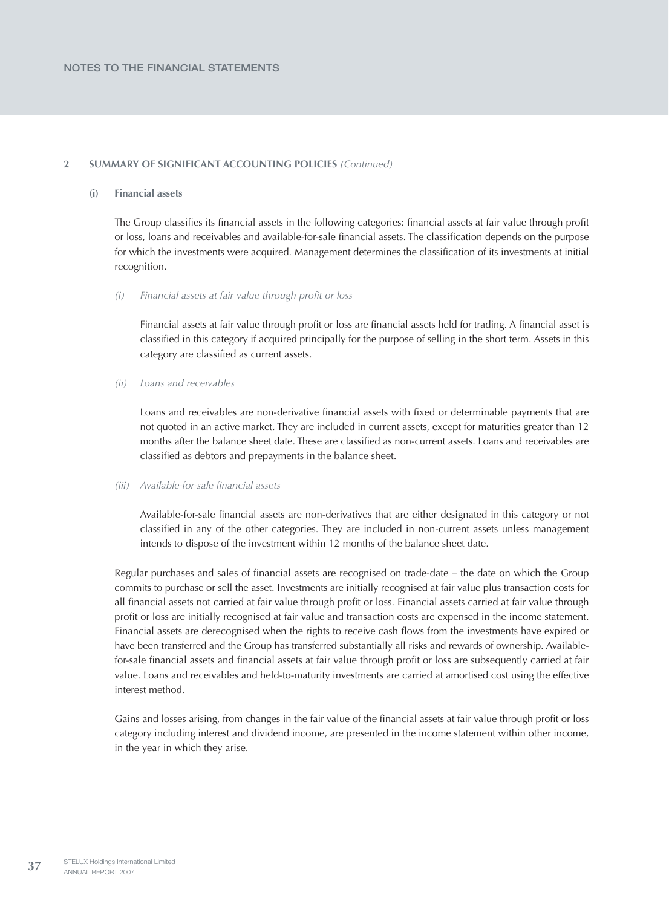## 2 SUMMARY OF SIGNIFICANT ACCOUNTING POLICIES *(Continued)*

### (i) Financial assets

The Group classifies its financial assets in the following categories: financial assets at fair value through profit or loss, loans and receivables and available-for-sale financial assets. The classification depends on the purpose for which the investments were acquired. Management determines the classification of its investments at initial recognition.

*(i) Financial assets at fair value through profit or loss*

Financial assets at fair value through profit or loss are financial assets held for trading. A financial asset is classified in this category if acquired principally for the purpose of selling in the short term. Assets in this category are classified as current assets.

*(ii) Loans and receivables*

Loans and receivables are non-derivative financial assets with fixed or determinable payments that are not quoted in an active market. They are included in current assets, except for maturities greater than 12 months after the balance sheet date. These are classified as non-current assets. Loans and receivables are classified as debtors and prepayments in the balance sheet.

*(iii) Available-for-sale financial assets*

Available-for-sale financial assets are non-derivatives that are either designated in this category or not classified in any of the other categories. They are included in non-current assets unless management intends to dispose of the investment within 12 months of the balance sheet date.

Regular purchases and sales of financial assets are recognised on trade-date – the date on which the Group commits to purchase or sell the asset. Investments are initially recognised at fair value plus transaction costs for all financial assets not carried at fair value through profit or loss. Financial assets carried at fair value through profit or loss are initially recognised at fair value and transaction costs are expensed in the income statement. Financial assets are derecognised when the rights to receive cash flows from the investments have expired or have been transferred and the Group has transferred substantially all risks and rewards of ownership. Available-for-sale financial assets and financial assets at fair value through profit or loss are subsequently carried at fair value. Loans and receivables and held-to-maturity investments are carried at amortised cost using the effective interest method.

Gains and losses arising, from changes in the fair value of the financial assets at fair value through profit or loss category including interest and dividend income, are presented in the income statement within other income, in the year in which they arise.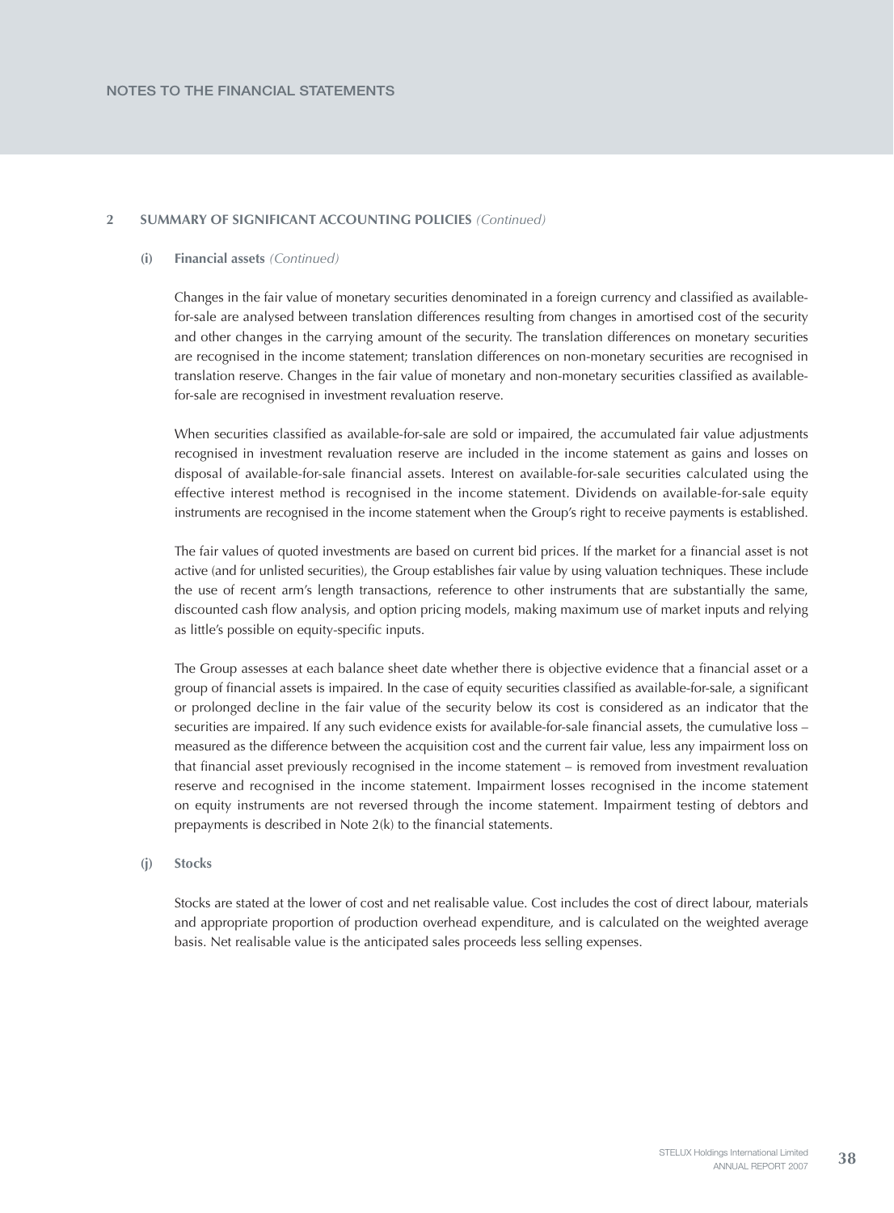## 2 SUMMARY OF SIGNIFICANT ACCOUNTING POLICIES *(Continued)*

### (i) Financial assets *(Continued)*

Changes in the fair value of monetary securities denominated in a foreign currency and classified as available-for-sale are analysed between translation differences resulting from changes in amortised cost of the security and other changes in the carrying amount of the security. The translation differences on monetary securities are recognised in the income statement; translation differences on non-monetary securities are recognised in translation reserve. Changes in the fair value of monetary and non-monetary securities classified as available-for-sale are recognised in investment revaluation reserve.

When securities classified as available-for-sale are sold or impaired, the accumulated fair value adjustments recognised in investment revaluation reserve are included in the income statement as gains and losses on disposal of available-for-sale financial assets. Interest on available-for-sale securities calculated using the effective interest method is recognised in the income statement. Dividends on available-for-sale equity instruments are recognised in the income statement when the Group's right to receive payments is established.

The fair values of quoted investments are based on current bid prices. If the market for a financial asset is not active (and for unlisted securities), the Group establishes fair value by using valuation techniques. These include the use of recent arm's length transactions, reference to other instruments that are substantially the same, discounted cash flow analysis, and option pricing models, making maximum use of market inputs and relying as little's possible on equity-specific inputs.

The Group assesses at each balance sheet date whether there is objective evidence that a financial asset or a group of financial assets is impaired. In the case of equity securities classified as available-for-sale, a significant or prolonged decline in the fair value of the security below its cost is considered as an indicator that the securities are impaired. If any such evidence exists for available-for-sale financial assets, the cumulative loss – measured as the difference between the acquisition cost and the current fair value, less any impairment loss on that financial asset previously recognised in the income statement – is removed from investment revaluation reserve and recognised in the income statement. Impairment losses recognised in the income statement on equity instruments are not reversed through the income statement. Impairment testing of debtors and prepayments is described in Note 2(k) to the financial statements.

### (j) Stocks

Stocks are stated at the lower of cost and net realisable value. Cost includes the cost of direct labour, materials and appropriate proportion of production overhead expenditure, and is calculated on the weighted average basis. Net realisable value is the anticipated sales proceeds less selling expenses.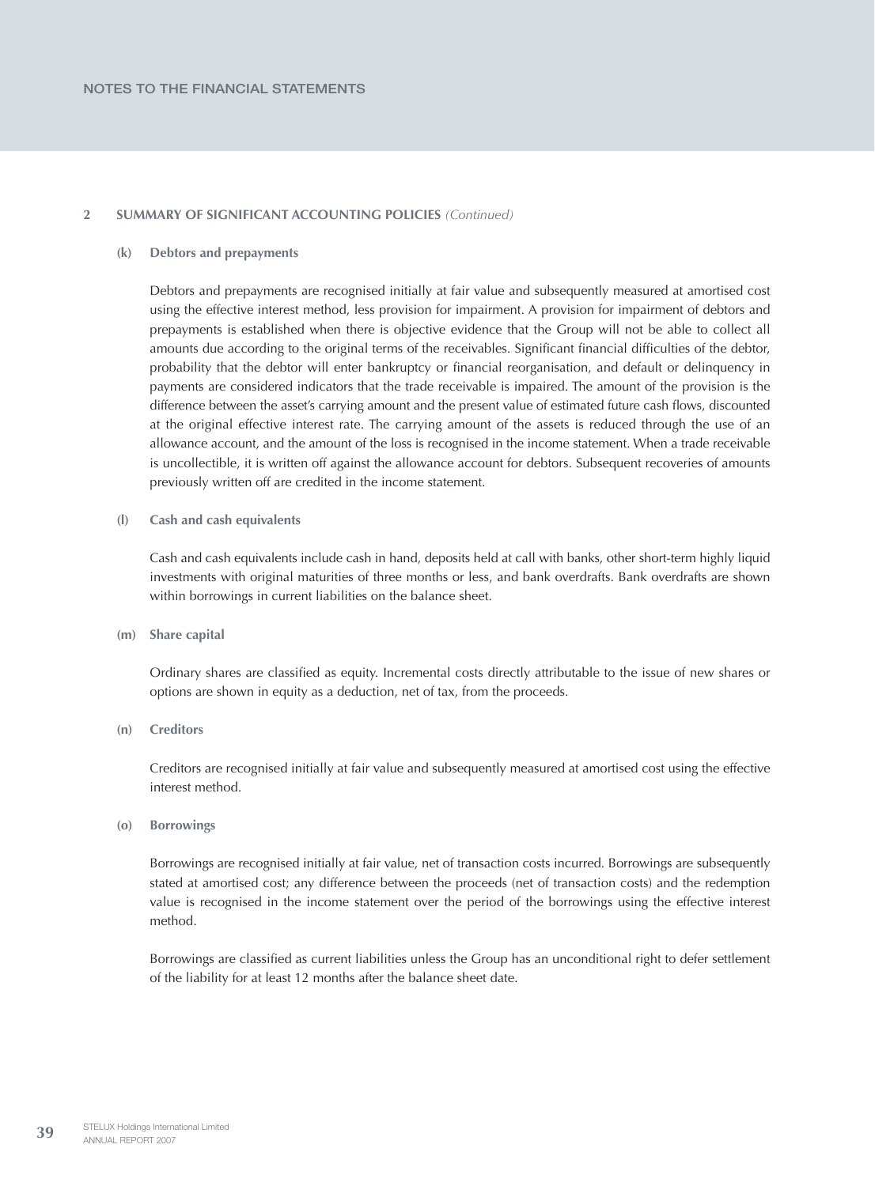## 2 SUMMARY OF SIGNIFICANT ACCOUNTING POLICIES *(Continued)*

### (k) Debtors and prepayments

Debtors and prepayments are recognised initially at fair value and subsequently measured at amortised cost using the effective interest method, less provision for impairment. A provision for impairment of debtors and prepayments is established when there is objective evidence that the Group will not be able to collect all amounts due according to the original terms of the receivables. Significant financial difficulties of the debtor, probability that the debtor will enter bankruptcy or financial reorganisation, and default or delinquency in payments are considered indicators that the trade receivable is impaired. The amount of the provision is the difference between the asset's carrying amount and the present value of estimated future cash flows, discounted at the original effective interest rate. The carrying amount of the assets is reduced through the use of an allowance account, and the amount of the loss is recognised in the income statement. When a trade receivable is uncollectible, it is written off against the allowance account for debtors. Subsequent recoveries of amounts previously written off are credited in the income statement.

### (l) Cash and cash equivalents

Cash and cash equivalents include cash in hand, deposits held at call with banks, other short-term highly liquid investments with original maturities of three months or less, and bank overdrafts. Bank overdrafts are shown within borrowings in current liabilities on the balance sheet.

### (m) Share capital

Ordinary shares are classified as equity. Incremental costs directly attributable to the issue of new shares or options are shown in equity as a deduction, net of tax, from the proceeds.

### (n) Creditors

Creditors are recognised initially at fair value and subsequently measured at amortised cost using the effective interest method.

### (o) Borrowings

Borrowings are recognised initially at fair value, net of transaction costs incurred. Borrowings are subsequently stated at amortised cost; any difference between the proceeds (net of transaction costs) and the redemption value is recognised in the income statement over the period of the borrowings using the effective interest method.

Borrowings are classified as current liabilities unless the Group has an unconditional right to defer settlement of the liability for at least 12 months after the balance sheet date.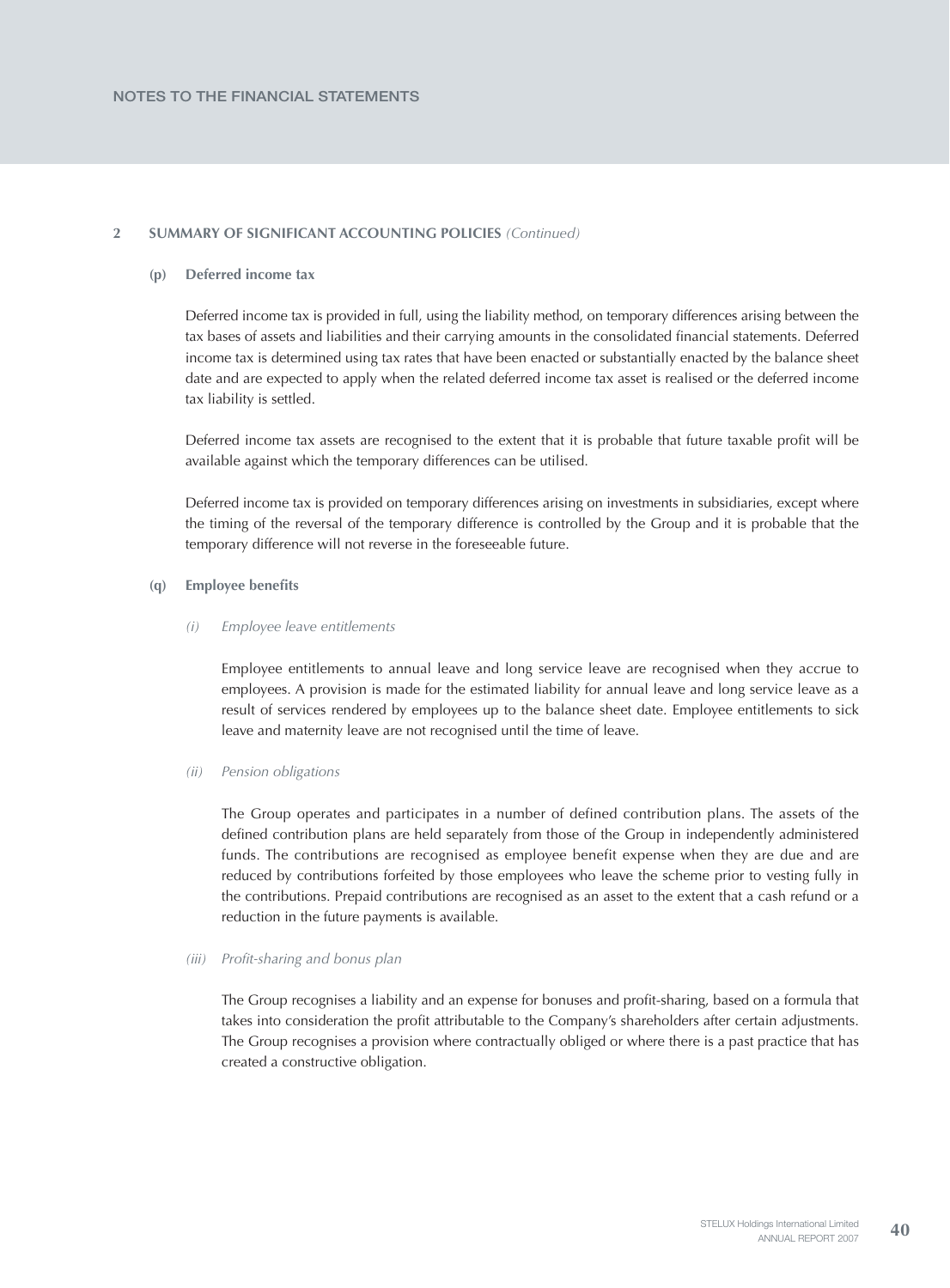## 2 SUMMARY OF SIGNIFICANT ACCOUNTING POLICIES *(Continued)*

### (p) Deferred income tax

Deferred income tax is provided in full, using the liability method, on temporary differences arising between the tax bases of assets and liabilities and their carrying amounts in the consolidated financial statements. Deferred income tax is determined using tax rates that have been enacted or substantially enacted by the balance sheet date and are expected to apply when the related deferred income tax asset is realised or the deferred income tax liability is settled.

Deferred income tax assets are recognised to the extent that it is probable that future taxable profit will be available against which the temporary differences can be utilised.

Deferred income tax is provided on temporary differences arising on investments in subsidiaries, except where the timing of the reversal of the temporary difference is controlled by the Group and it is probable that the temporary difference will not reverse in the foreseeable future.

### (q) Employee benefits

*(i) Employee leave entitlements*

Employee entitlements to annual leave and long service leave are recognised when they accrue to employees. A provision is made for the estimated liability for annual leave and long service leave as a result of services rendered by employees up to the balance sheet date. Employee entitlements to sick leave and maternity leave are not recognised until the time of leave.

*(ii) Pension obligations*

The Group operates and participates in a number of defined contribution plans. The assets of the defined contribution plans are held separately from those of the Group in independently administered funds. The contributions are recognised as employee benefit expense when they are due and are reduced by contributions forfeited by those employees who leave the scheme prior to vesting fully in the contributions. Prepaid contributions are recognised as an asset to the extent that a cash refund or a reduction in the future payments is available.

*(iii) Profit-sharing and bonus plan*

The Group recognises a liability and an expense for bonuses and profit-sharing, based on a formula that takes into consideration the profit attributable to the Company's shareholders after certain adjustments. The Group recognises a provision where contractually obliged or where there is a past practice that has created a constructive obligation.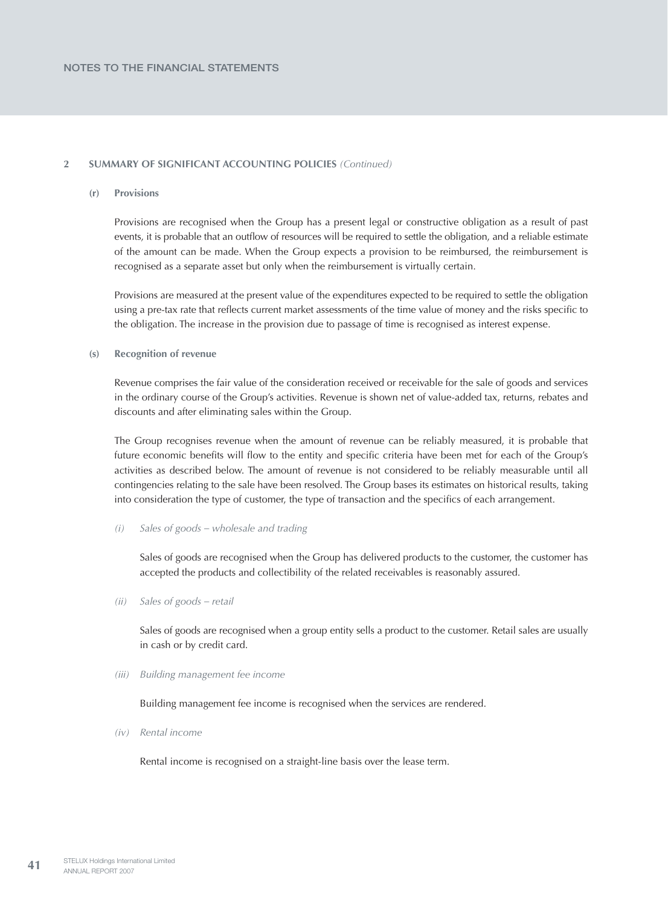## 2 SUMMARY OF SIGNIFICANT ACCOUNTING POLICIES *(Continued)*

### (r) Provisions

Provisions are recognised when the Group has a present legal or constructive obligation as a result of past events, it is probable that an outflow of resources will be required to settle the obligation, and a reliable estimate of the amount can be made. When the Group expects a provision to be reimbursed, the reimbursement is recognised as a separate asset but only when the reimbursement is virtually certain.

Provisions are measured at the present value of the expenditures expected to be required to settle the obligation using a pre-tax rate that reflects current market assessments of the time value of money and the risks specific to the obligation. The increase in the provision due to passage of time is recognised as interest expense.

### (s) Recognition of revenue

Revenue comprises the fair value of the consideration received or receivable for the sale of goods and services in the ordinary course of the Group's activities. Revenue is shown net of value-added tax, returns, rebates and discounts and after eliminating sales within the Group.

The Group recognises revenue when the amount of revenue can be reliably measured, it is probable that future economic benefits will flow to the entity and specific criteria have been met for each of the Group's activities as described below. The amount of revenue is not considered to be reliably measurable until all contingencies relating to the sale have been resolved. The Group bases its estimates on historical results, taking into consideration the type of customer, the type of transaction and the specifics of each arrangement.

*(i) Sales of goods – wholesale and trading*

Sales of goods are recognised when the Group has delivered products to the customer, the customer has accepted the products and collectibility of the related receivables is reasonably assured.

*(ii) Sales of goods – retail*

Sales of goods are recognised when a group entity sells a product to the customer. Retail sales are usually in cash or by credit card.

*(iii) Building management fee income*

Building management fee income is recognised when the services are rendered.

*(iv) Rental income*

Rental income is recognised on a straight-line basis over the lease term.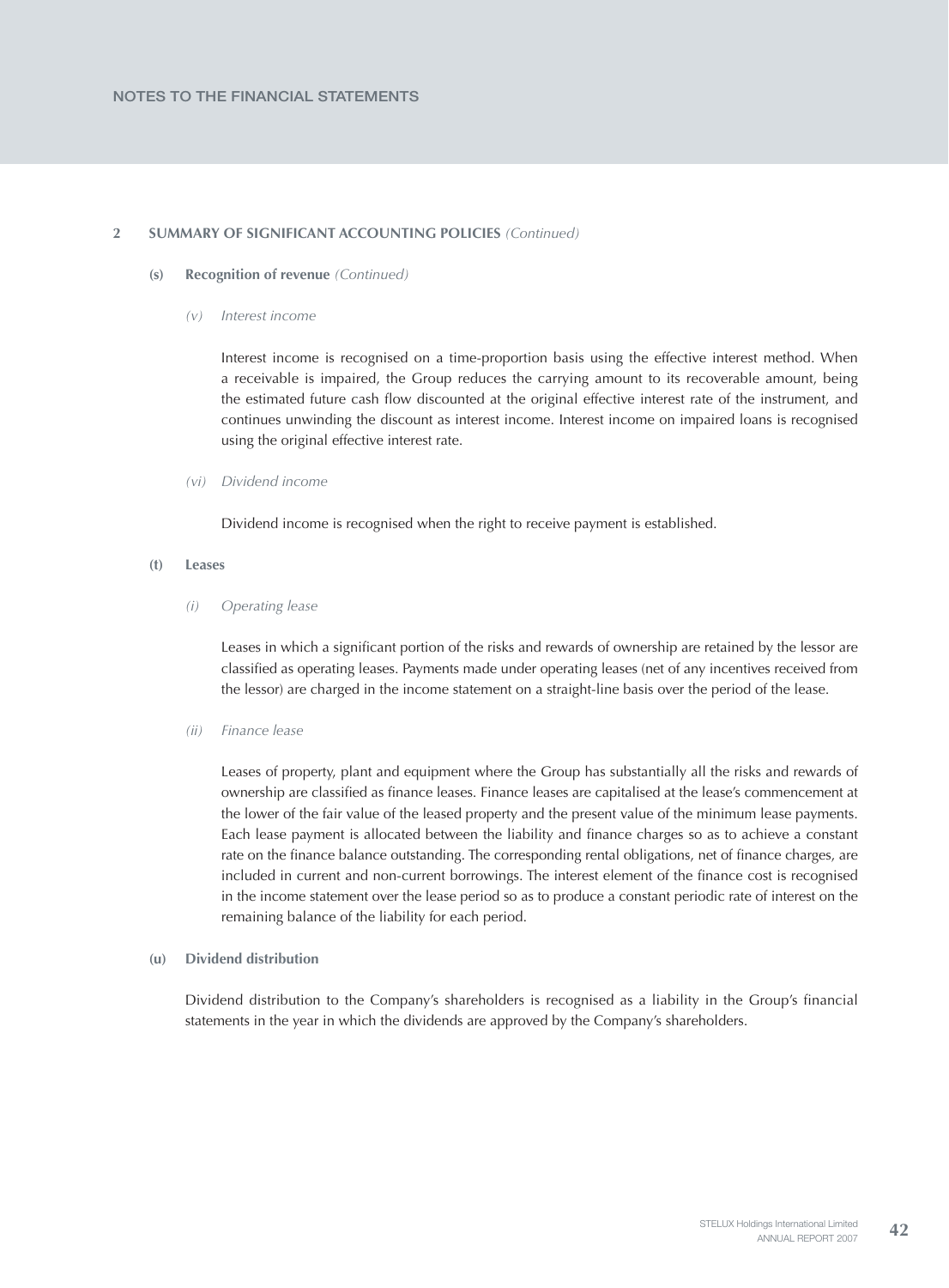## 2 SUMMARY OF SIGNIFICANT ACCOUNTING POLICIES *(Continued)*

### (s) Recognition of revenue *(Continued)*

*(v) Interest income*

Interest income is recognised on a time-proportion basis using the effective interest method. When a receivable is impaired, the Group reduces the carrying amount to its recoverable amount, being the estimated future cash flow discounted at the original effective interest rate of the instrument, and continues unwinding the discount as interest income. Interest income on impaired loans is recognised using the original effective interest rate.

*(vi) Dividend income*

Dividend income is recognised when the right to receive payment is established.

### (t) Leases

*(i) Operating lease*

Leases in which a significant portion of the risks and rewards of ownership are retained by the lessor are classified as operating leases. Payments made under operating leases (net of any incentives received from the lessor) are charged in the income statement on a straight-line basis over the period of the lease.

*(ii) Finance lease*

Leases of property, plant and equipment where the Group has substantially all the risks and rewards of ownership are classified as finance leases. Finance leases are capitalised at the lease's commencement at the lower of the fair value of the leased property and the present value of the minimum lease payments. Each lease payment is allocated between the liability and finance charges so as to achieve a constant rate on the finance balance outstanding. The corresponding rental obligations, net of finance charges, are included in current and non-current borrowings. The interest element of the finance cost is recognised in the income statement over the lease period so as to produce a constant periodic rate of interest on the remaining balance of the liability for each period.

### (u) Dividend distribution

Dividend distribution to the Company's shareholders is recognised as a liability in the Group's financial statements in the year in which the dividends are approved by the Company's shareholders.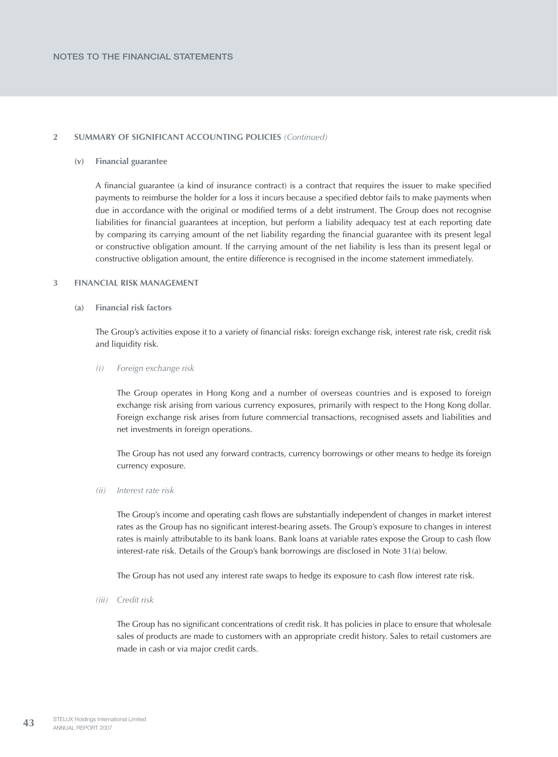## 2 SUMMARY OF SIGNIFICANT ACCOUNTING POLICIES *(Continued)*

### (v) Financial guarantee

A financial guarantee (a kind of insurance contract) is a contract that requires the issuer to make specified payments to reimburse the holder for a loss it incurs because a specified debtor fails to make payments when due in accordance with the original or modified terms of a debt instrument. The Group does not recognise liabilities for financial guarantees at inception, but perform a liability adequacy test at each reporting date by comparing its carrying amount of the net liability regarding the financial guarantee with its present legal or constructive obligation amount. If the carrying amount of the net liability is less than its present legal or constructive obligation amount, the entire difference is recognised in the income statement immediately.

## 3 FINANCIAL RISK MANAGEMENT

### (a) Financial risk factors

The Group's activities expose it to a variety of financial risks: foreign exchange risk, interest rate risk, credit risk and liquidity risk.

*(i) Foreign exchange risk*

The Group operates in Hong Kong and a number of overseas countries and is exposed to foreign exchange risk arising from various currency exposures, primarily with respect to the Hong Kong dollar. Foreign exchange risk arises from future commercial transactions, recognised assets and liabilities and net investments in foreign operations.

The Group has not used any forward contracts, currency borrowings or other means to hedge its foreign currency exposure.

*(ii) Interest rate risk*

The Group's income and operating cash flows are substantially independent of changes in market interest rates as the Group has no significant interest-bearing assets. The Group's exposure to changes in interest rates is mainly attributable to its bank loans. Bank loans at variable rates expose the Group to cash flow interest-rate risk. Details of the Group's bank borrowings are disclosed in Note 31(a) below.

The Group has not used any interest rate swaps to hedge its exposure to cash flow interest rate risk.

*(iii) Credit risk*

The Group has no significant concentrations of credit risk. It has policies in place to ensure that wholesale sales of products are made to customers with an appropriate credit history. Sales to retail customers are made in cash or via major credit cards.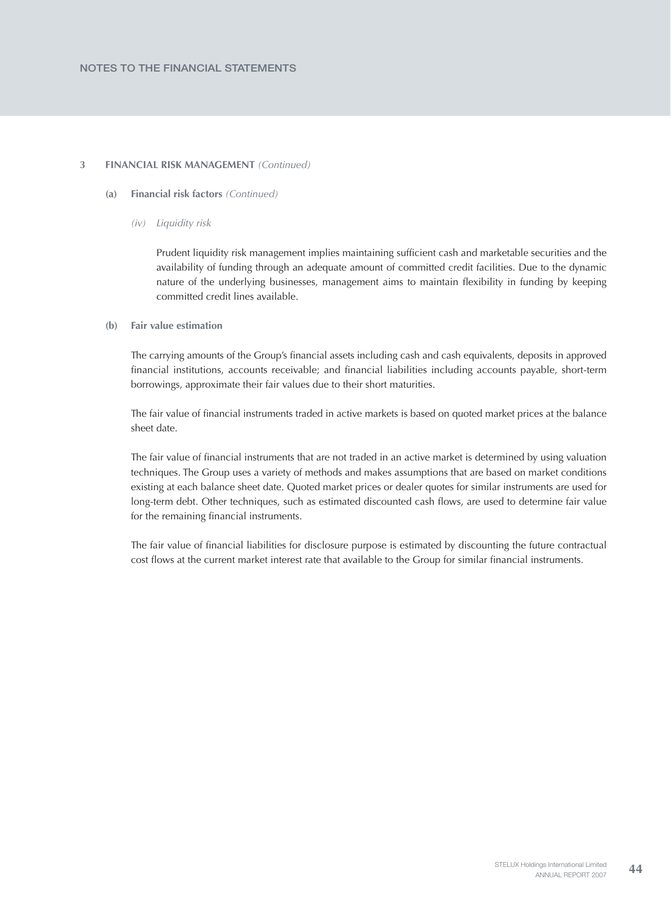## 3 FINANCIAL RISK MANAGEMENT *(Continued)*

### (a) Financial risk factors *(Continued)*

*(iv) Liquidity risk*

Prudent liquidity risk management implies maintaining sufficient cash and marketable securities and the availability of funding through an adequate amount of committed credit facilities. Due to the dynamic nature of the underlying businesses, management aims to maintain flexibility in funding by keeping committed credit lines available.

### (b) Fair value estimation

The carrying amounts of the Group's financial assets including cash and cash equivalents, deposits in approved financial institutions, accounts receivable; and financial liabilities including accounts payable, short-term borrowings, approximate their fair values due to their short maturities.

The fair value of financial instruments traded in active markets is based on quoted market prices at the balance sheet date.

The fair value of financial instruments that are not traded in an active market is determined by using valuation techniques. The Group uses a variety of methods and makes assumptions that are based on market conditions existing at each balance sheet date. Quoted market prices or dealer quotes for similar instruments are used for long-term debt. Other techniques, such as estimated discounted cash flows, are used to determine fair value for the remaining financial instruments.

The fair value of financial liabilities for disclosure purpose is estimated by discounting the future contractual cost flows at the current market interest rate that available to the Group for similar financial instruments.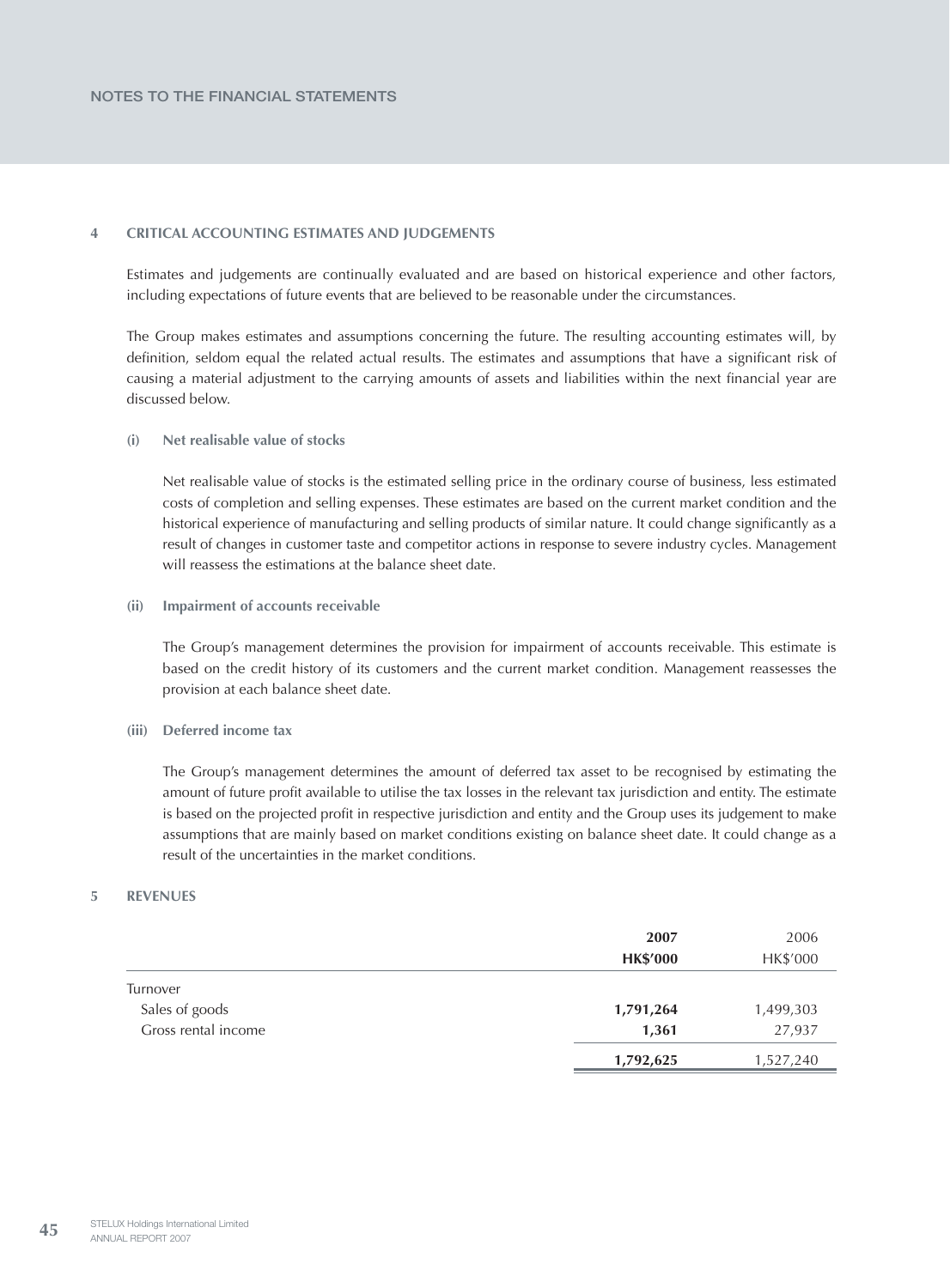## 4 CRITICAL ACCOUNTING ESTIMATES AND JUDGEMENTS

Estimates and judgements are continually evaluated and are based on historical experience and other factors, including expectations of future events that are believed to be reasonable under the circumstances.

The Group makes estimates and assumptions concerning the future. The resulting accounting estimates will, by definition, seldom equal the related actual results. The estimates and assumptions that have a significant risk of causing a material adjustment to the carrying amounts of assets and liabilities within the next financial year are discussed below.

### (i) Net realisable value of stocks

Net realisable value of stocks is the estimated selling price in the ordinary course of business, less estimated costs of completion and selling expenses. These estimates are based on the current market condition and the historical experience of manufacturing and selling products of similar nature. It could change significantly as a result of changes in customer taste and competitor actions in response to severe industry cycles. Management will reassess the estimations at the balance sheet date.

### (ii) Impairment of accounts receivable

The Group's management determines the provision for impairment of accounts receivable. This estimate is based on the credit history of its customers and the current market condition. Management reassesses the provision at each balance sheet date.

### (iii) Deferred income tax

The Group's management determines the amount of deferred tax asset to be recognised by estimating the amount of future profit available to utilise the tax losses in the relevant tax jurisdiction and entity. The estimate is based on the projected profit in respective jurisdiction and entity and the Group uses its judgement to make assumptions that are mainly based on market conditions existing on balance sheet date. It could change as a result of the uncertainties in the market conditions.

## 5 REVENUES

| | **2007** | 2006 |
|---|---|---|
| | **HK$'000** | HK$'000 |
| Turnover | | |
| Sales of goods | **1,791,264** | 1,499,303 |
| Gross rental income | **1,361** | 27,937 |
| | **1,792,625** | 1,527,240 |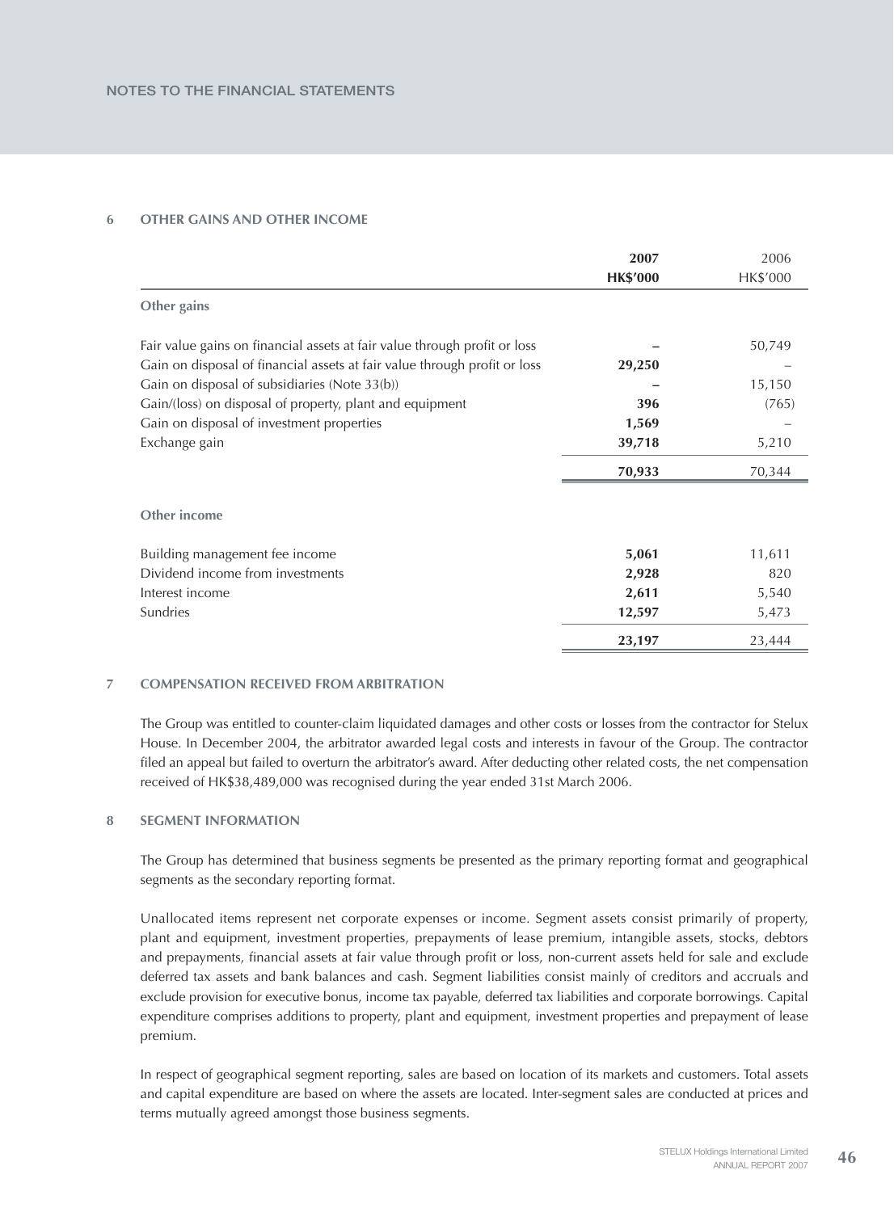## 6 OTHER GAINS AND OTHER INCOME

| | 2007 HK$'000 | 2006 HK$'000 |
|---|---|---|
| **Other gains** | | |
| Fair value gains on financial assets at fair value through profit or loss | – | 50,749 |
| Gain on disposal of financial assets at fair value through profit or loss | 29,250 | – |
| Gain on disposal of subsidiaries (Note 33(b)) | – | 15,150 |
| Gain/(loss) on disposal of property, plant and equipment | 396 | (765) |
| Gain on disposal of investment properties | 1,569 | – |
| Exchange gain | 39,718 | 5,210 |
| | 70,933 | 70,344 |
| **Other income** | | |
| Building management fee income | 5,061 | 11,611 |
| Dividend income from investments | 2,928 | 820 |
| Interest income | 2,611 | 5,540 |
| Sundries | 12,597 | 5,473 |
| | 23,197 | 23,444 |

## 7 COMPENSATION RECEIVED FROM ARBITRATION

The Group was entitled to counter-claim liquidated damages and other costs or losses from the contractor for Stelux House. In December 2004, the arbitrator awarded legal costs and interests in favour of the Group. The contractor filed an appeal but failed to overturn the arbitrator's award. After deducting other related costs, the net compensation received of HK$38,489,000 was recognised during the year ended 31st March 2006.

## 8 SEGMENT INFORMATION

The Group has determined that business segments be presented as the primary reporting format and geographical segments as the secondary reporting format.

Unallocated items represent net corporate expenses or income. Segment assets consist primarily of property, plant and equipment, investment properties, prepayments of lease premium, intangible assets, stocks, debtors and prepayments, financial assets at fair value through profit or loss, non-current assets held for sale and exclude deferred tax assets and bank balances and cash. Segment liabilities consist mainly of creditors and accruals and exclude provision for executive bonus, income tax payable, deferred tax liabilities and corporate borrowings. Capital expenditure comprises additions to property, plant and equipment, investment properties and prepayment of lease premium.

In respect of geographical segment reporting, sales are based on location of its markets and customers. Total assets and capital expenditure are based on where the assets are located. Inter-segment sales are conducted at prices and terms mutually agreed amongst those business segments.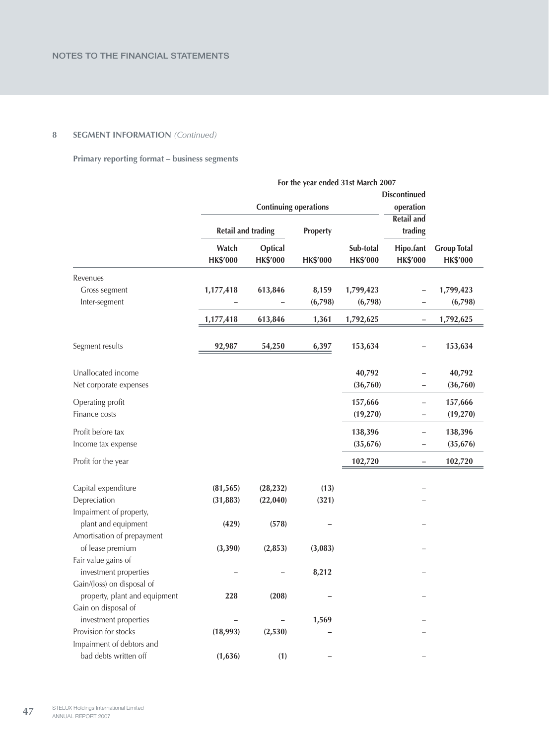## 8 SEGMENT INFORMATION *(Continued)*

### Primary reporting format – business segments

| | For the year ended 31st March 2007 | | | | | |
|---|---|---|---|---|---|---|
| | Continuing operations | | | | Discontinued operation | |
| | Retail and trading | | Property | | Retail and trading | |
| | Watch HK$'000 | Optical HK$'000 | HK$'000 | Sub-total HK$'000 | Hipo.fant HK$'000 | Group Total HK$'000 |
| Revenues | | | | | | |
| Gross segment | 1,177,418 | 613,846 | 8,159 | 1,799,423 | – | 1,799,423 |
| Inter-segment | – | – | (6,798) | (6,798) | – | (6,798) |
| | 1,177,418 | 613,846 | 1,361 | 1,792,625 | – | 1,792,625 |
| Segment results | 92,987 | 54,250 | 6,397 | 153,634 | – | 153,634 |
| Unallocated income | | | | 40,792 | – | 40,792 |
| Net corporate expenses | | | | (36,760) | – | (36,760) |
| Operating profit | | | | 157,666 | – | 157,666 |
| Finance costs | | | | (19,270) | – | (19,270) |
| Profit before tax | | | | 138,396 | – | 138,396 |
| Income tax expense | | | | (35,676) | – | (35,676) |
| Profit for the year | | | | 102,720 | – | 102,720 |
| Capital expenditure | (81,565) | (28,232) | (13) | | – | |
| Depreciation | (31,883) | (22,040) | (321) | | – | |
| Impairment of property, plant and equipment | (429) | (578) | – | | – | |
| Amortisation of prepayment of lease premium | (3,390) | (2,853) | (3,083) | | – | |
| Fair value gains of investment properties | – | – | 8,212 | | – | |
| Gain/(loss) on disposal of property, plant and equipment | 228 | (208) | – | | – | |
| Gain on disposal of investment properties | – | – | 1,569 | | – | |
| Provision for stocks | (18,993) | (2,530) | – | | – | |
| Impairment of debtors and bad debts written off | (1,636) | (1) | – | | – | |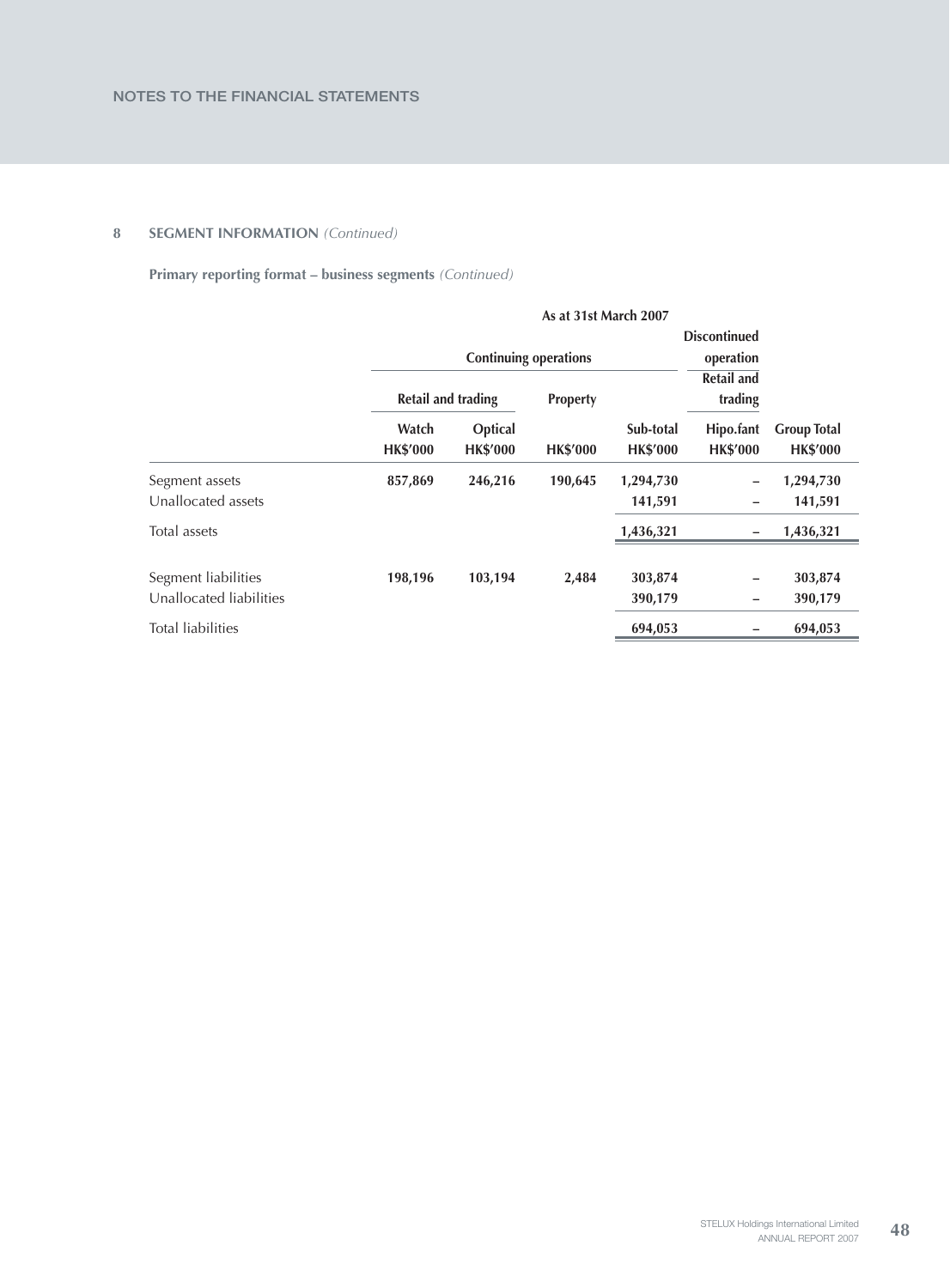## 8 SEGMENT INFORMATION *(Continued)*

**Primary reporting format – business segments** *(Continued)*

| | As at 31st March 2007 | | | | | |
|---|---|---|---|---|---|---|
| | Continuing operations | | | | Discontinued operation | |
| | Retail and trading | | Property | | Retail and trading | |
| | Watch HK$'000 | Optical HK$'000 | HK$'000 | Sub-total HK$'000 | Hipo.fant HK$'000 | Group Total HK$'000 |
| Segment assets | 857,869 | 246,216 | 190,645 | 1,294,730 | – | 1,294,730 |
| Unallocated assets | | | | 141,591 | – | 141,591 |
| Total assets | | | | 1,436,321 | – | 1,436,321 |
| Segment liabilities | 198,196 | 103,194 | 2,484 | 303,874 | – | 303,874 |
| Unallocated liabilities | | | | 390,179 | – | 390,179 |
| Total liabilities | | | | 694,053 | – | 694,053 |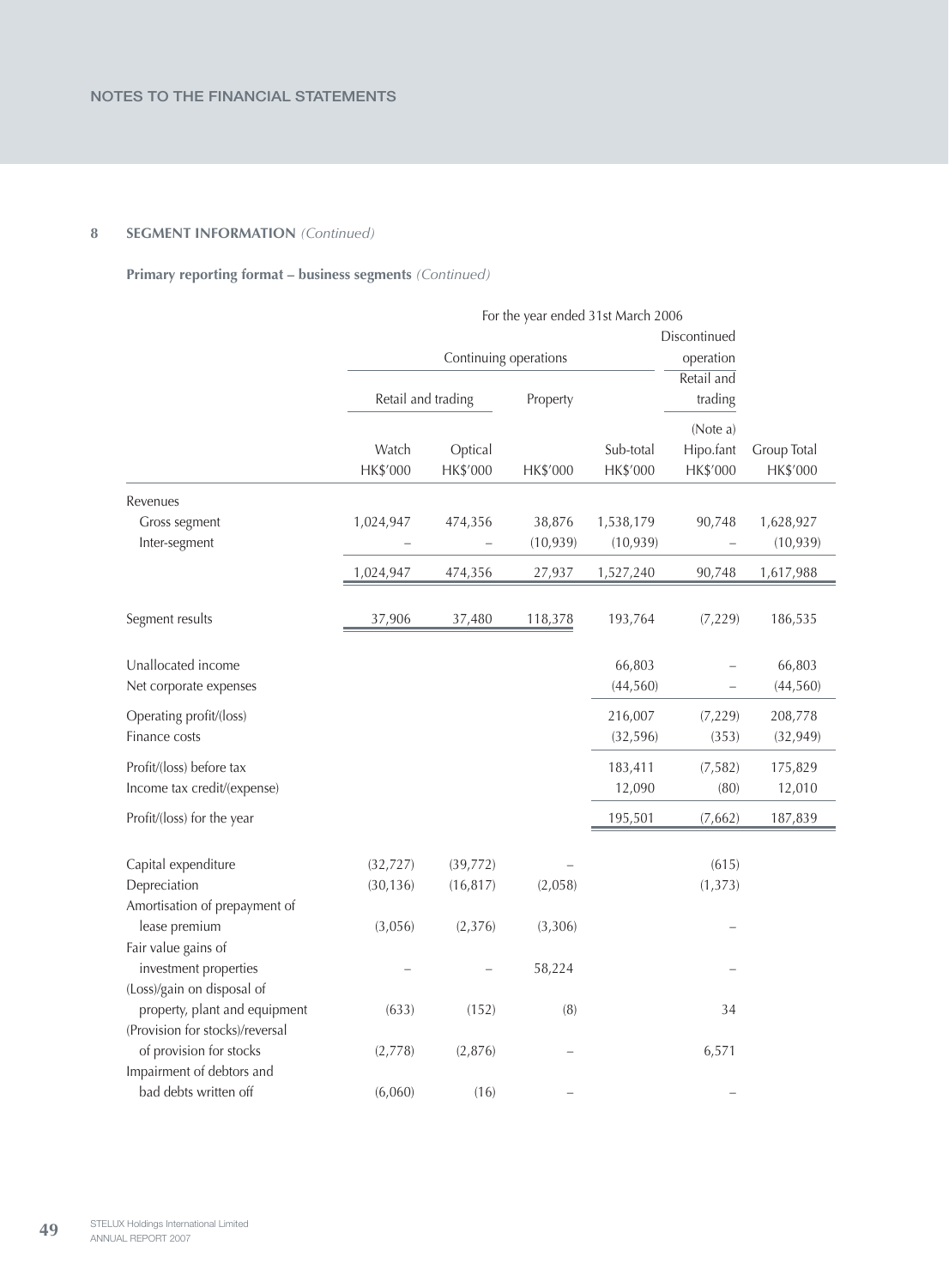## 8 SEGMENT INFORMATION *(Continued)*

**Primary reporting format – business segments** *(Continued)*

| | For the year ended 31st March 2006 | | | | | |
|---|---|---|---|---|---|---|
| | Continuing operations | | | | Discontinued operation | |
| | Retail and trading | | Property | | Retail and trading | |
| | Watch HK$'000 | Optical HK$'000 | HK$'000 | Sub-total HK$'000 | (Note a) Hipo.fant HK$'000 | Group Total HK$'000 |
| Revenues | | | | | | |
| Gross segment | 1,024,947 | 474,356 | 38,876 | 1,538,179 | 90,748 | 1,628,927 |
| Inter-segment | – | – | (10,939) | (10,939) | – | (10,939) |
| | 1,024,947 | 474,356 | 27,937 | 1,527,240 | 90,748 | 1,617,988 |
| Segment results | 37,906 | 37,480 | 118,378 | 193,764 | (7,229) | 186,535 |
| Unallocated income | | | | 66,803 | – | 66,803 |
| Net corporate expenses | | | | (44,560) | – | (44,560) |
| Operating profit/(loss) | | | | 216,007 | (7,229) | 208,778 |
| Finance costs | | | | (32,596) | (353) | (32,949) |
| Profit/(loss) before tax | | | | 183,411 | (7,582) | 175,829 |
| Income tax credit/(expense) | | | | 12,090 | (80) | 12,010 |
| Profit/(loss) for the year | | | | 195,501 | (7,662) | 187,839 |
| Capital expenditure | (32,727) | (39,772) | – | | (615) | |
| Depreciation | (30,136) | (16,817) | (2,058) | | (1,373) | |
| Amortisation of prepayment of lease premium | (3,056) | (2,376) | (3,306) | | – | |
| Fair value gains of investment properties | – | – | 58,224 | | – | |
| (Loss)/gain on disposal of property, plant and equipment | (633) | (152) | (8) | | 34 | |
| (Provision for stocks)/reversal of provision for stocks | (2,778) | (2,876) | – | | 6,571 | |
| Impairment of debtors and bad debts written off | (6,060) | (16) | – | | – | |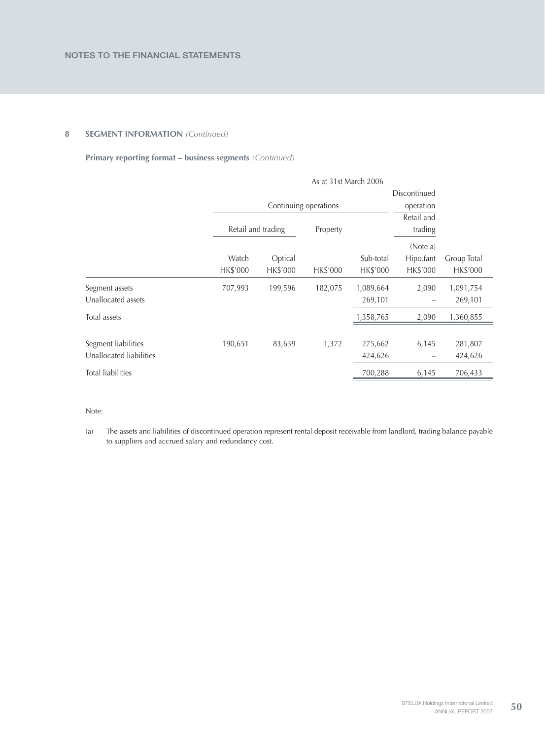## 8 SEGMENT INFORMATION *(Continued)*

**Primary reporting format – business segments** *(Continued)*

| | As at 31st March 2006 | | | | | |
|---|---|---|---|---|---|---|
| | Continuing operations | | | | Discontinued operation | |
| | Retail and trading | | Property | | Retail and trading | |
| | | | | | (Note a) | |
| | Watch | Optical | | Sub-total | Hipo.fant | Group Total |
| | HK$'000 | HK$'000 | HK$'000 | HK$'000 | HK$'000 | HK$'000 |
| Segment assets | 707,993 | 199,596 | 182,075 | 1,089,664 | 2,090 | 1,091,754 |
| Unallocated assets | | | | 269,101 | – | 269,101 |
| Total assets | | | | 1,358,765 | 2,090 | 1,360,855 |
| Segment liabilities | 190,651 | 83,639 | 1,372 | 275,662 | 6,145 | 281,807 |
| Unallocated liabilities | | | | 424,626 | – | 424,626 |
| Total liabilities | | | | 700,288 | 6,145 | 706,433 |

Note:

(a) The assets and liabilities of discontinued operation represent rental deposit receivable from landlord, trading balance payable to suppliers and accrued salary and redundancy cost.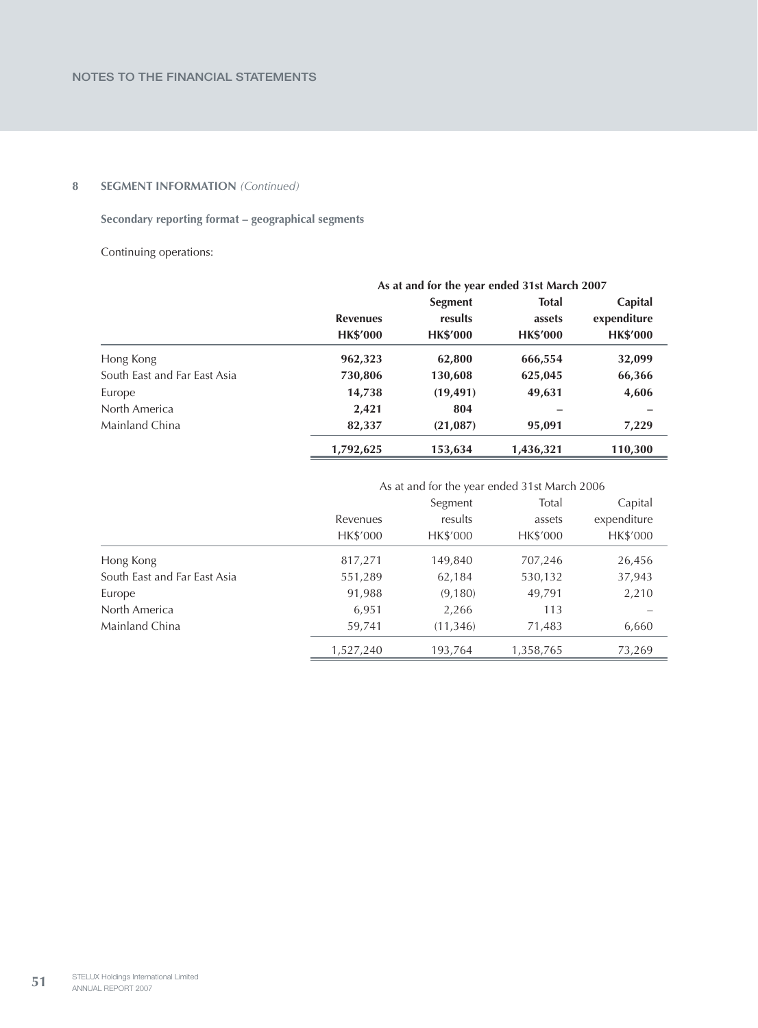## 8 SEGMENT INFORMATION *(Continued)*

**Secondary reporting format – geographical segments**

Continuing operations:

| | **As at and for the year ended 31st March 2007** | | | |
|---|---|---|---|---|
| | **Revenues HK$'000** | **Segment results HK$'000** | **Total assets HK$'000** | **Capital expenditure HK$'000** |
| Hong Kong | **962,323** | **62,800** | **666,554** | **32,099** |
| South East and Far East Asia | **730,806** | **130,608** | **625,045** | **66,366** |
| Europe | **14,738** | **(19,491)** | **49,631** | **4,606** |
| North America | **2,421** | **804** | **–** | **–** |
| Mainland China | **82,337** | **(21,087)** | **95,091** | **7,229** |
| | **1,792,625** | **153,634** | **1,436,321** | **110,300** |

| | As at and for the year ended 31st March 2006 | | | |
|---|---|---|---|---|
| | Revenues HK$'000 | Segment results HK$'000 | Total assets HK$'000 | Capital expenditure HK$'000 |
| Hong Kong | 817,271 | 149,840 | 707,246 | 26,456 |
| South East and Far East Asia | 551,289 | 62,184 | 530,132 | 37,943 |
| Europe | 91,988 | (9,180) | 49,791 | 2,210 |
| North America | 6,951 | 2,266 | 113 | – |
| Mainland China | 59,741 | (11,346) | 71,483 | 6,660 |
| | 1,527,240 | 193,764 | 1,358,765 | 73,269 |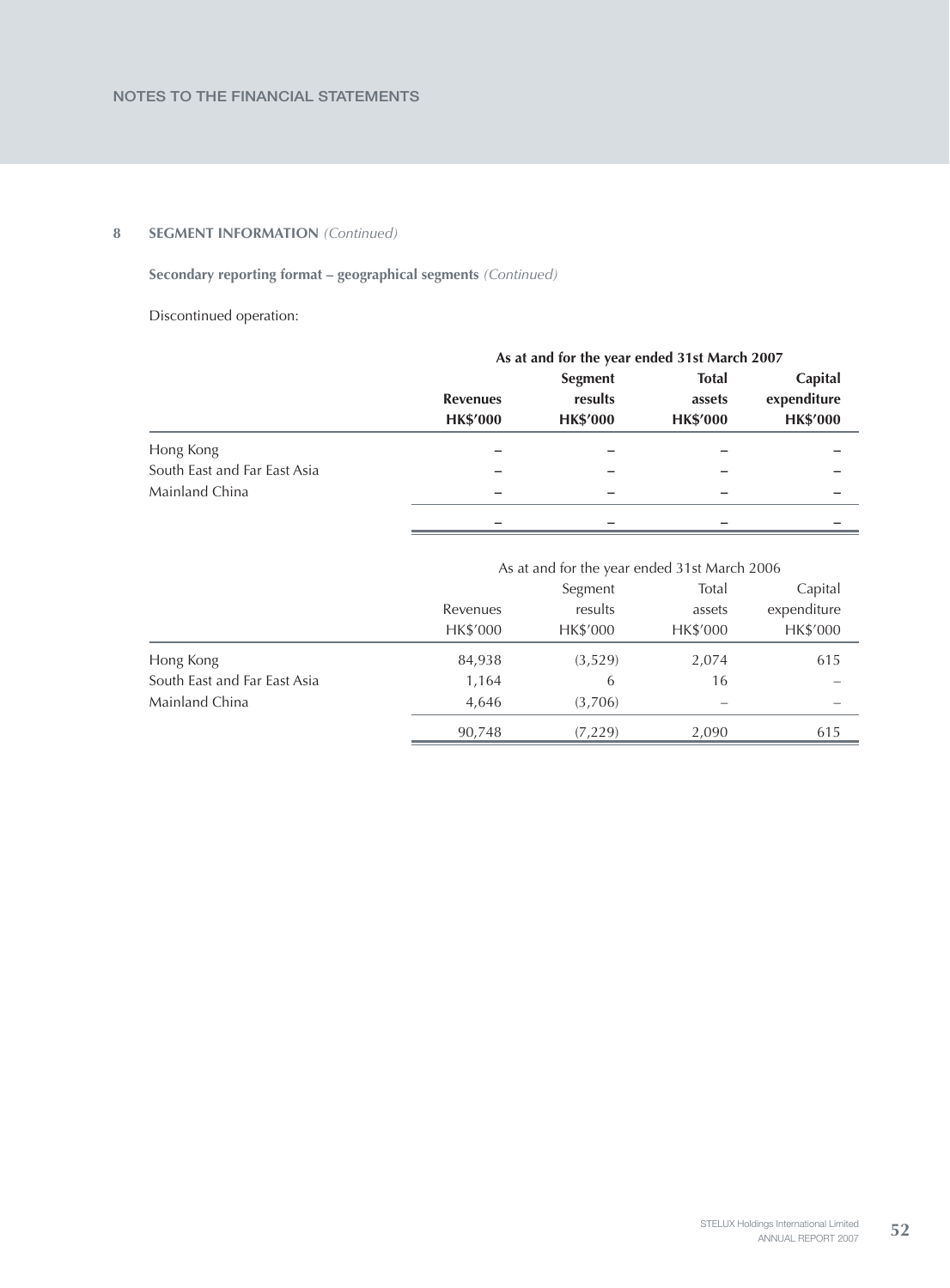## 8 SEGMENT INFORMATION *(Continued)*

**Secondary reporting format – geographical segments** *(Continued)*

Discontinued operation:

| | **As at and for the year ended 31st March 2007** | | | |
|---|---|---|---|---|
| | **Revenues** | **Segment results** | **Total assets** | **Capital expenditure** |
| | **HK$'000** | **HK$'000** | **HK$'000** | **HK$'000** |
| Hong Kong | – | – | – | – |
| South East and Far East Asia | – | – | – | – |
| Mainland China | – | – | – | – |
| | – | – | – | – |

| | As at and for the year ended 31st March 2006 | | | |
|---|---|---|---|---|
| | Revenues | Segment results | Total assets | Capital expenditure |
| | HK$'000 | HK$'000 | HK$'000 | HK$'000 |
| Hong Kong | 84,938 | (3,529) | 2,074 | 615 |
| South East and Far East Asia | 1,164 | 6 | 16 | – |
| Mainland China | 4,646 | (3,706) | – | – |
| | 90,748 | (7,229) | 2,090 | 615 |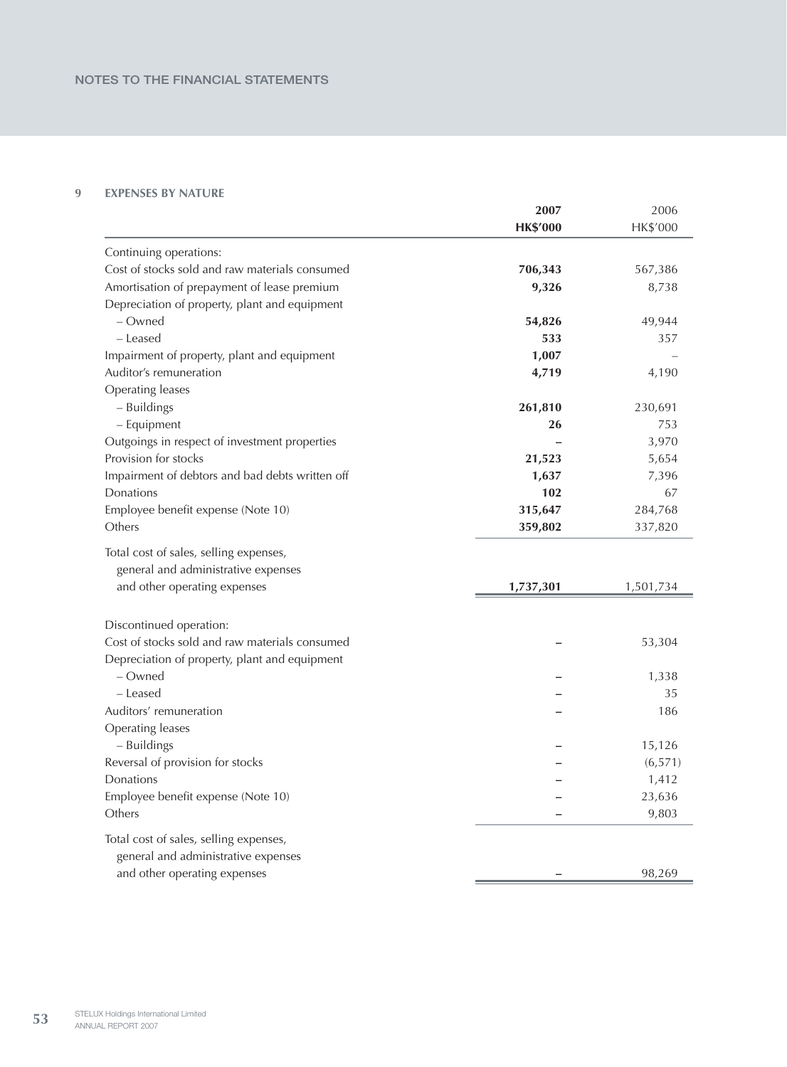## 9 EXPENSES BY NATURE

| | 2007 HK$'000 | 2006 HK$'000 |
|---|---|---|
| Continuing operations: | | |
| Cost of stocks sold and raw materials consumed | **706,343** | 567,386 |
| Amortisation of prepayment of lease premium | **9,326** | 8,738 |
| Depreciation of property, plant and equipment | | |
| – Owned | **54,826** | 49,944 |
| – Leased | **533** | 357 |
| Impairment of property, plant and equipment | **1,007** | – |
| Auditor's remuneration | **4,719** | 4,190 |
| Operating leases | | |
| – Buildings | **261,810** | 230,691 |
| – Equipment | **26** | 753 |
| Outgoings in respect of investment properties | **–** | 3,970 |
| Provision for stocks | **21,523** | 5,654 |
| Impairment of debtors and bad debts written off | **1,637** | 7,396 |
| Donations | **102** | 67 |
| Employee benefit expense (Note 10) | **315,647** | 284,768 |
| Others | **359,802** | 337,820 |
| Total cost of sales, selling expenses, general and administrative expenses and other operating expenses | **1,737,301** | 1,501,734 |
| | | |
| Discontinued operation: | | |
| Cost of stocks sold and raw materials consumed | **–** | 53,304 |
| Depreciation of property, plant and equipment | | |
| – Owned | **–** | 1,338 |
| – Leased | **–** | 35 |
| Auditors' remuneration | **–** | 186 |
| Operating leases | | |
| – Buildings | **–** | 15,126 |
| Reversal of provision for stocks | **–** | (6,571) |
| Donations | **–** | 1,412 |
| Employee benefit expense (Note 10) | **–** | 23,636 |
| Others | **–** | 9,803 |
| Total cost of sales, selling expenses, general and administrative expenses and other operating expenses | **–** | 98,269 |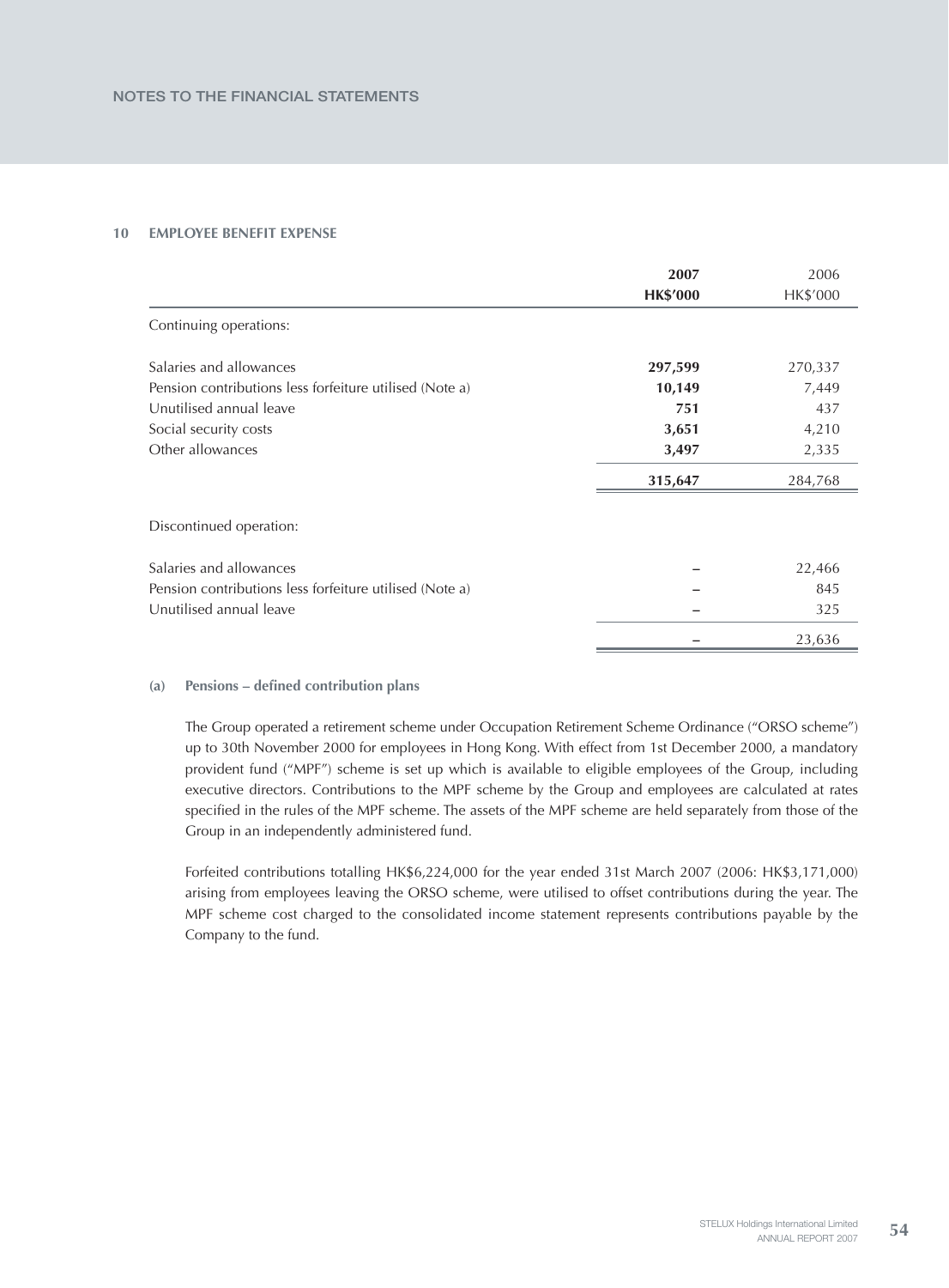## 10 EMPLOYEE BENEFIT EXPENSE

| | 2007<br>HK$'000 | 2006<br>HK$'000 |
|---|---|---|
| Continuing operations: | | |
| Salaries and allowances | **297,599** | 270,337 |
| Pension contributions less forfeiture utilised (Note a) | **10,149** | 7,449 |
| Unutilised annual leave | **751** | 437 |
| Social security costs | **3,651** | 4,210 |
| Other allowances | **3,497** | 2,335 |
| | **315,647** | 284,768 |
| Discontinued operation: | | |
| Salaries and allowances | – | 22,466 |
| Pension contributions less forfeiture utilised (Note a) | – | 845 |
| Unutilised annual leave | – | 325 |
| | – | 23,636 |

### (a) Pensions – defined contribution plans

The Group operated a retirement scheme under Occupation Retirement Scheme Ordinance ("ORSO scheme") up to 30th November 2000 for employees in Hong Kong. With effect from 1st December 2000, a mandatory provident fund ("MPF") scheme is set up which is available to eligible employees of the Group, including executive directors. Contributions to the MPF scheme by the Group and employees are calculated at rates specified in the rules of the MPF scheme. The assets of the MPF scheme are held separately from those of the Group in an independently administered fund.

Forfeited contributions totalling HK$6,224,000 for the year ended 31st March 2007 (2006: HK$3,171,000) arising from employees leaving the ORSO scheme, were utilised to offset contributions during the year. The MPF scheme cost charged to the consolidated income statement represents contributions payable by the Company to the fund.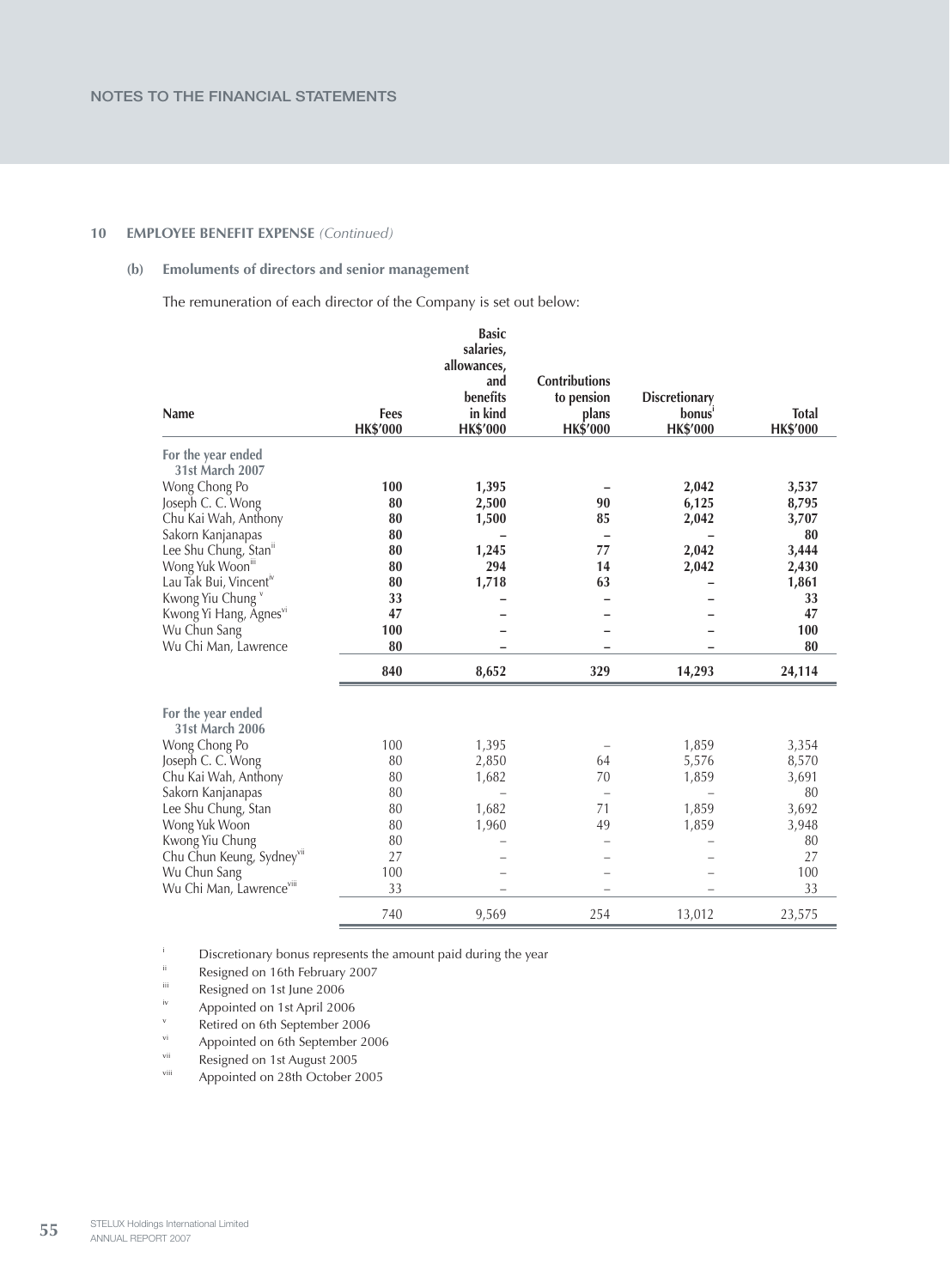## 10 EMPLOYEE BENEFIT EXPENSE *(Continued)*

### (b) Emoluments of directors and senior management

The remuneration of each director of the Company is set out below:

| Name | Fees HK$'000 | Basic salaries, allowances, and benefits in kind HK$'000 | Contributions to pension plans HK$'000 | Discretionary bonus[i] HK$'000 | Total HK$'000 |
|---|---|---|---|---|---|
| **For the year ended 31st March 2007** | | | | | |
| Wong Chong Po | **100** | **1,395** | **–** | **2,042** | **3,537** |
| Joseph C. C. Wong | **80** | **2,500** | **90** | **6,125** | **8,795** |
| Chu Kai Wah, Anthony | **80** | **1,500** | **85** | **2,042** | **3,707** |
| Sakorn Kanjanapas | **80** | **–** | **–** | **–** | **80** |
| Lee Shu Chung, Stan[ii] | **80** | **1,245** | **77** | **2,042** | **3,444** |
| Wong Yuk Woon[iii] | **80** | **294** | **14** | **2,042** | **2,430** |
| Lau Tak Bui, Vincent[iv] | **80** | **1,718** | **63** | **–** | **1,861** |
| Kwong Yiu Chung[v] | **33** | **–** | **–** | **–** | **33** |
| Kwong Yi Hang, Agnes[vi] | **47** | **–** | **–** | **–** | **47** |
| Wu Chun Sang | **100** | **–** | **–** | **–** | **100** |
| Wu Chi Man, Lawrence | **80** | **–** | **–** | **–** | **80** |
| | **840** | **8,652** | **329** | **14,293** | **24,114** |
| **For the year ended 31st March 2006** | | | | | |
| Wong Chong Po | 100 | 1,395 | – | 1,859 | 3,354 |
| Joseph C. C. Wong | 80 | 2,850 | 64 | 5,576 | 8,570 |
| Chu Kai Wah, Anthony | 80 | 1,682 | 70 | 1,859 | 3,691 |
| Sakorn Kanjanapas | 80 | – | – | – | 80 |
| Lee Shu Chung, Stan | 80 | 1,682 | 71 | 1,859 | 3,692 |
| Wong Yuk Woon | 80 | 1,960 | 49 | 1,859 | 3,948 |
| Kwong Yiu Chung | 80 | – | – | – | 80 |
| Chu Chun Keung, Sydney[vii] | 27 | – | – | – | 27 |
| Wu Chun Sang | 100 | – | – | – | 100 |
| Wu Chi Man, Lawrence[viii] | 33 | – | – | – | 33 |
| | 740 | 9,569 | 254 | 13,012 | 23,575 |

[i] Discretionary bonus represents the amount paid during the year

[ii] Resigned on 16th February 2007

[iii] Resigned on 1st June 2006

[iv] Appointed on 1st April 2006

[v] Retired on 6th September 2006

[vi] Appointed on 6th September 2006

[vii] Resigned on 1st August 2005

[viii] Appointed on 28th October 2005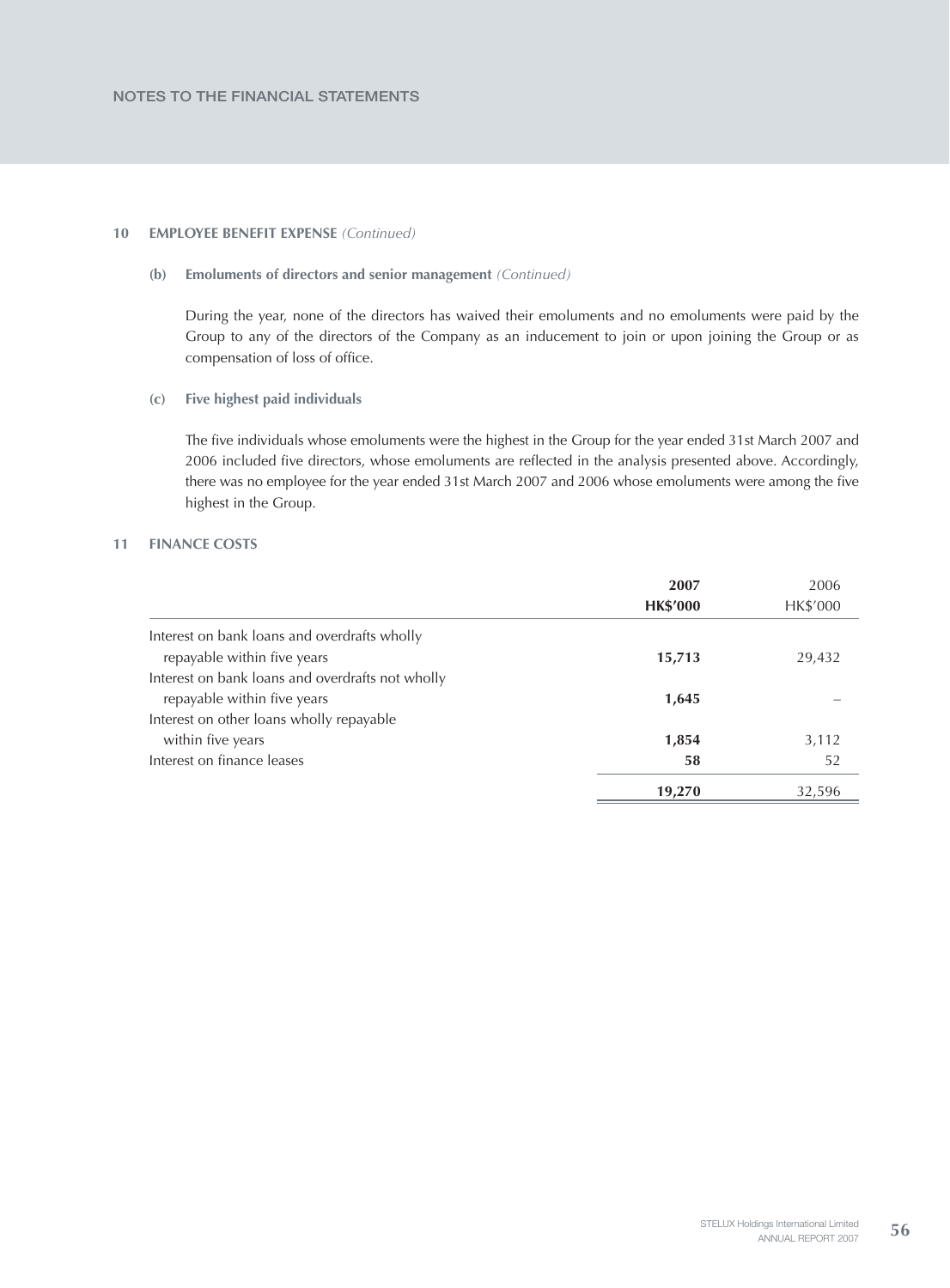## 10 EMPLOYEE BENEFIT EXPENSE *(Continued)*

### (b) Emoluments of directors and senior management *(Continued)*

During the year, none of the directors has waived their emoluments and no emoluments were paid by the Group to any of the directors of the Company as an inducement to join or upon joining the Group or as compensation of loss of office.

### (c) Five highest paid individuals

The five individuals whose emoluments were the highest in the Group for the year ended 31st March 2007 and 2006 included five directors, whose emoluments are reflected in the analysis presented above. Accordingly, there was no employee for the year ended 31st March 2007 and 2006 whose emoluments were among the five highest in the Group.

## 11 FINANCE COSTS

| | **2007** | 2006 |
|---|---|---|
| | **HK$'000** | HK$'000 |
| Interest on bank loans and overdrafts wholly repayable within five years | **15,713** | 29,432 |
| Interest on bank loans and overdrafts not wholly repayable within five years | **1,645** | – |
| Interest on other loans wholly repayable within five years | **1,854** | 3,112 |
| Interest on finance leases | **58** | 52 |
| | **19,270** | 32,596 |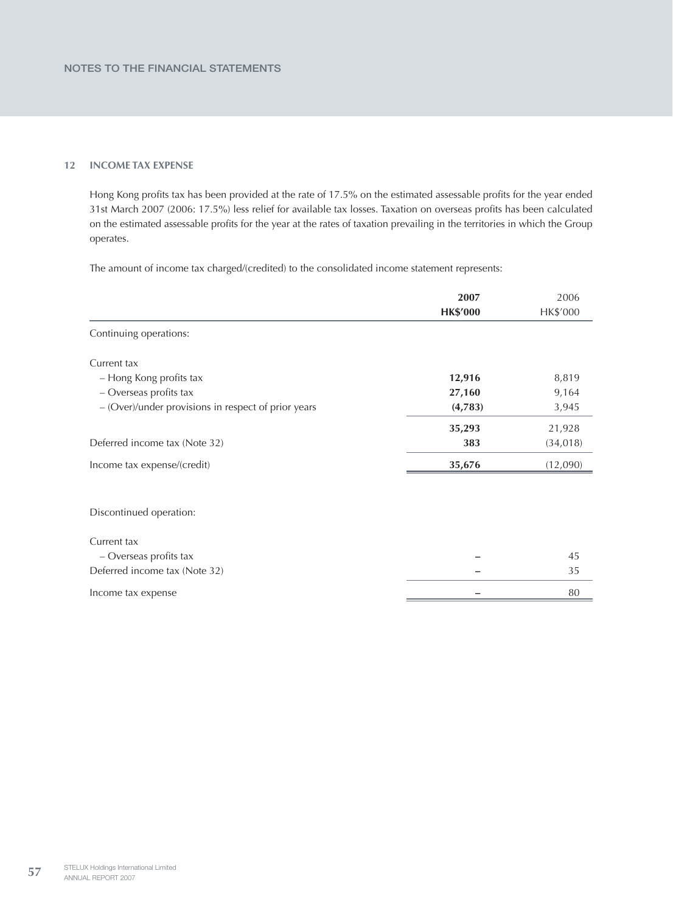## 12 INCOME TAX EXPENSE

Hong Kong profits tax has been provided at the rate of 17.5% on the estimated assessable profits for the year ended 31st March 2007 (2006: 17.5%) less relief for available tax losses. Taxation on overseas profits has been calculated on the estimated assessable profits for the year at the rates of taxation prevailing in the territories in which the Group operates.

The amount of income tax charged/(credited) to the consolidated income statement represents:

| | **2007** | 2006 |
|---|---|---|
| | **HK$'000** | HK$'000 |
| Continuing operations: | | |
| Current tax | | |
| – Hong Kong profits tax | **12,916** | 8,819 |
| – Overseas profits tax | **27,160** | 9,164 |
| – (Over)/under provisions in respect of prior years | **(4,783)** | 3,945 |
| | **35,293** | 21,928 |
| Deferred income tax (Note 32) | **383** | (34,018) |
| Income tax expense/(credit) | **35,676** | (12,090) |
| Discontinued operation: | | |
| Current tax | | |
| – Overseas profits tax | **–** | 45 |
| Deferred income tax (Note 32) | **–** | 35 |
| Income tax expense | **–** | 80 |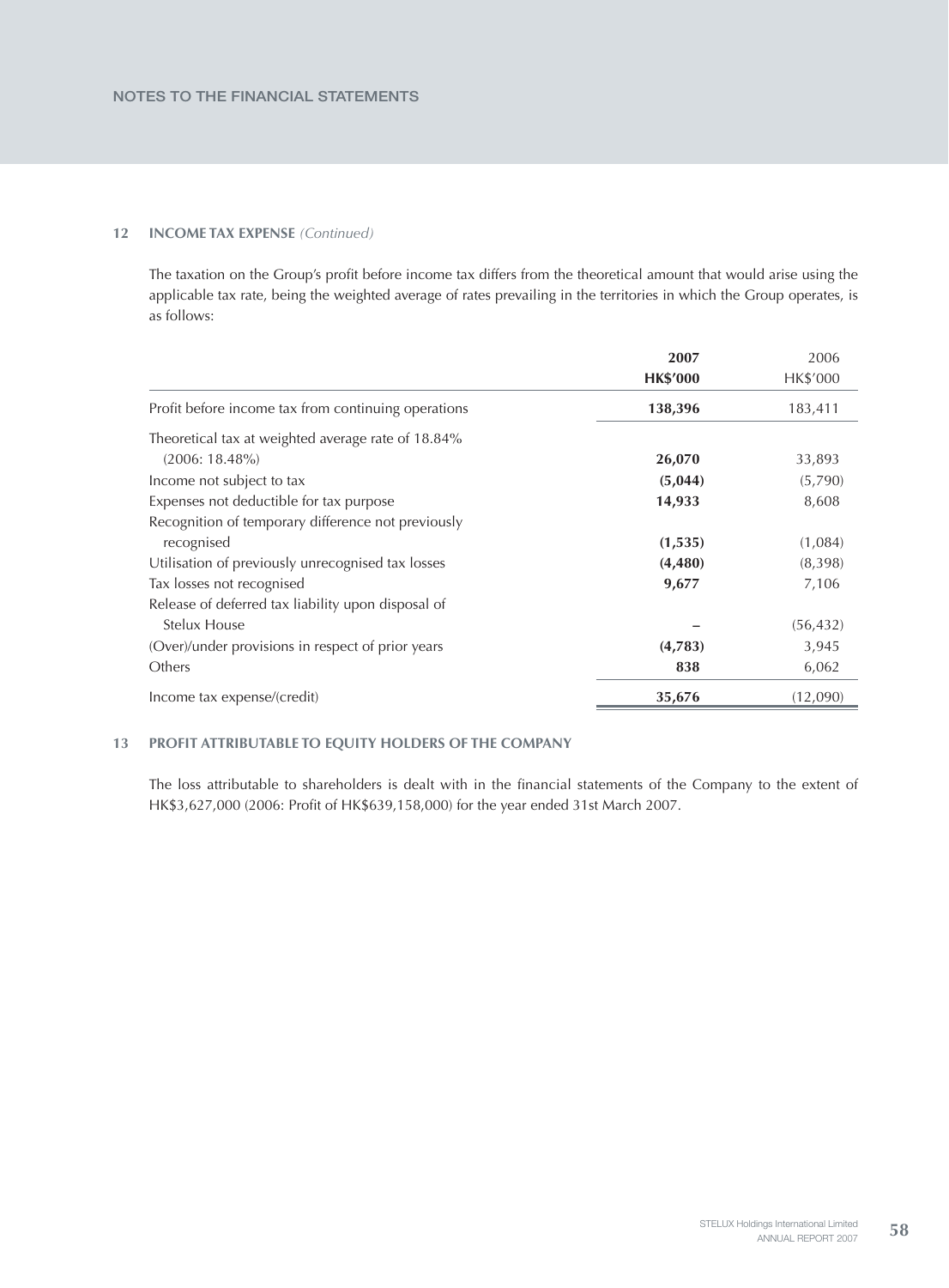## 12 INCOME TAX EXPENSE *(Continued)*

The taxation on the Group's profit before income tax differs from the theoretical amount that would arise using the applicable tax rate, being the weighted average of rates prevailing in the territories in which the Group operates, is as follows:

| | **2007** **HK$'000** | 2006 HK$'000 |
|---|---|---|
| Profit before income tax from continuing operations | **138,396** | 183,411 |
| Theoretical tax at weighted average rate of 18.84% (2006: 18.48%) | **26,070** | 33,893 |
| Income not subject to tax | **(5,044)** | (5,790) |
| Expenses not deductible for tax purpose | **14,933** | 8,608 |
| Recognition of temporary difference not previously recognised | **(1,535)** | (1,084) |
| Utilisation of previously unrecognised tax losses | **(4,480)** | (8,398) |
| Tax losses not recognised | **9,677** | 7,106 |
| Release of deferred tax liability upon disposal of Stelux House | **–** | (56,432) |
| (Over)/under provisions in respect of prior years | **(4,783)** | 3,945 |
| Others | **838** | 6,062 |
| Income tax expense/(credit) | **35,676** | (12,090) |

## 13 PROFIT ATTRIBUTABLE TO EQUITY HOLDERS OF THE COMPANY

The loss attributable to shareholders is dealt with in the financial statements of the Company to the extent of HK$3,627,000 (2006: Profit of HK$639,158,000) for the year ended 31st March 2007.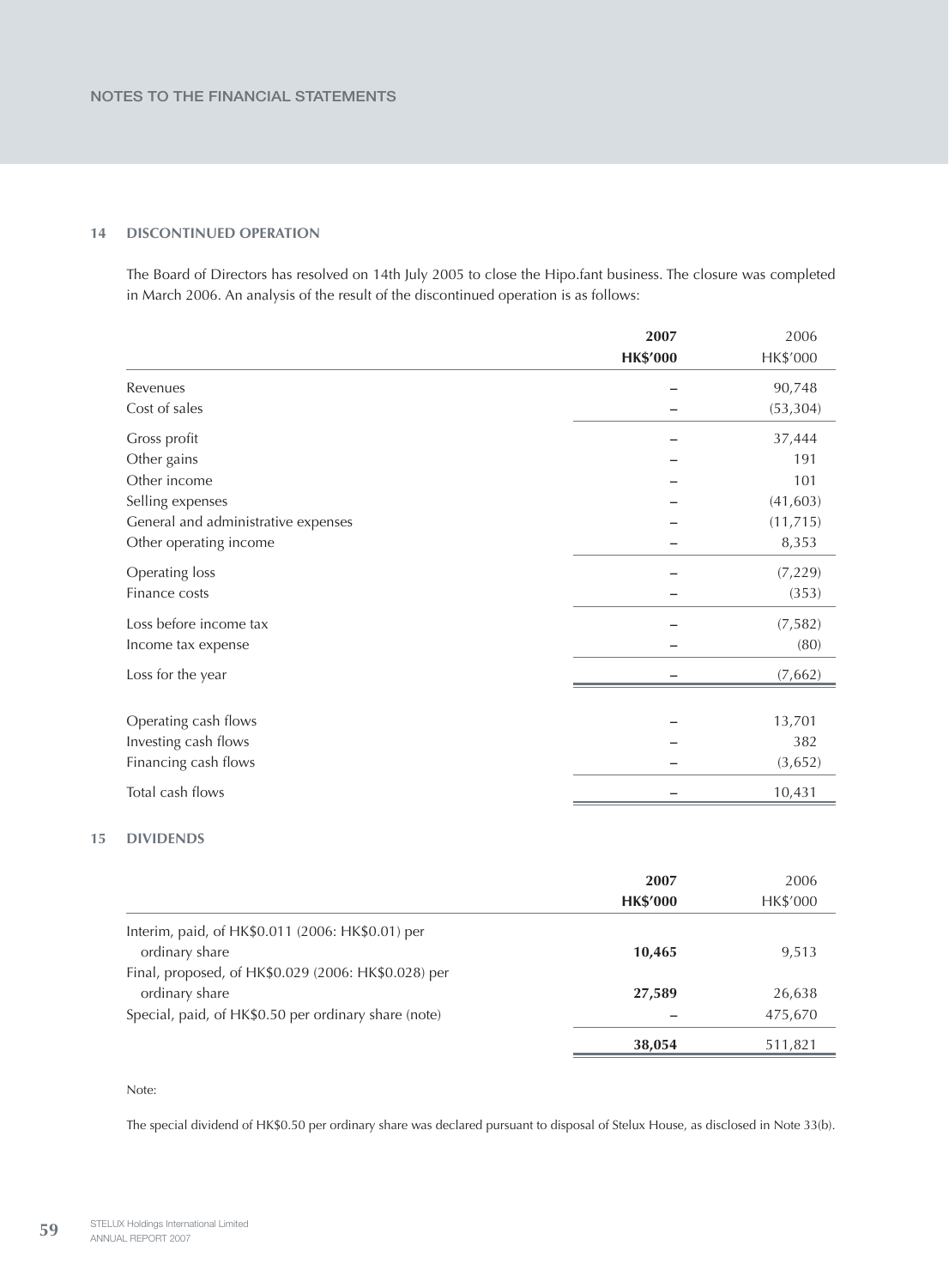## 14 DISCONTINUED OPERATION

The Board of Directors has resolved on 14th July 2005 to close the Hipo.fant business. The closure was completed in March 2006. An analysis of the result of the discontinued operation is as follows:

| | **2007** **HK$'000** | 2006 HK$'000 |
|---|---|---|
| Revenues | – | 90,748 |
| Cost of sales | – | (53,304) |
| Gross profit | – | 37,444 |
| Other gains | – | 191 |
| Other income | – | 101 |
| Selling expenses | – | (41,603) |
| General and administrative expenses | – | (11,715) |
| Other operating income | – | 8,353 |
| Operating loss | – | (7,229) |
| Finance costs | – | (353) |
| Loss before income tax | – | (7,582) |
| Income tax expense | – | (80) |
| Loss for the year | – | (7,662) |
| | | |
| Operating cash flows | – | 13,701 |
| Investing cash flows | – | 382 |
| Financing cash flows | – | (3,652) |
| Total cash flows | – | 10,431 |

## 15 DIVIDENDS

| | **2007** **HK$'000** | 2006 HK$'000 |
|---|---|---|
| Interim, paid, of HK$0.011 (2006: HK$0.01) per ordinary share | **10,465** | 9,513 |
| Final, proposed, of HK$0.029 (2006: HK$0.028) per ordinary share | **27,589** | 26,638 |
| Special, paid, of HK$0.50 per ordinary share (note) | – | 475,670 |
| | **38,054** | 511,821 |

Note:

The special dividend of HK$0.50 per ordinary share was declared pursuant to disposal of Stelux House, as disclosed in Note 33(b).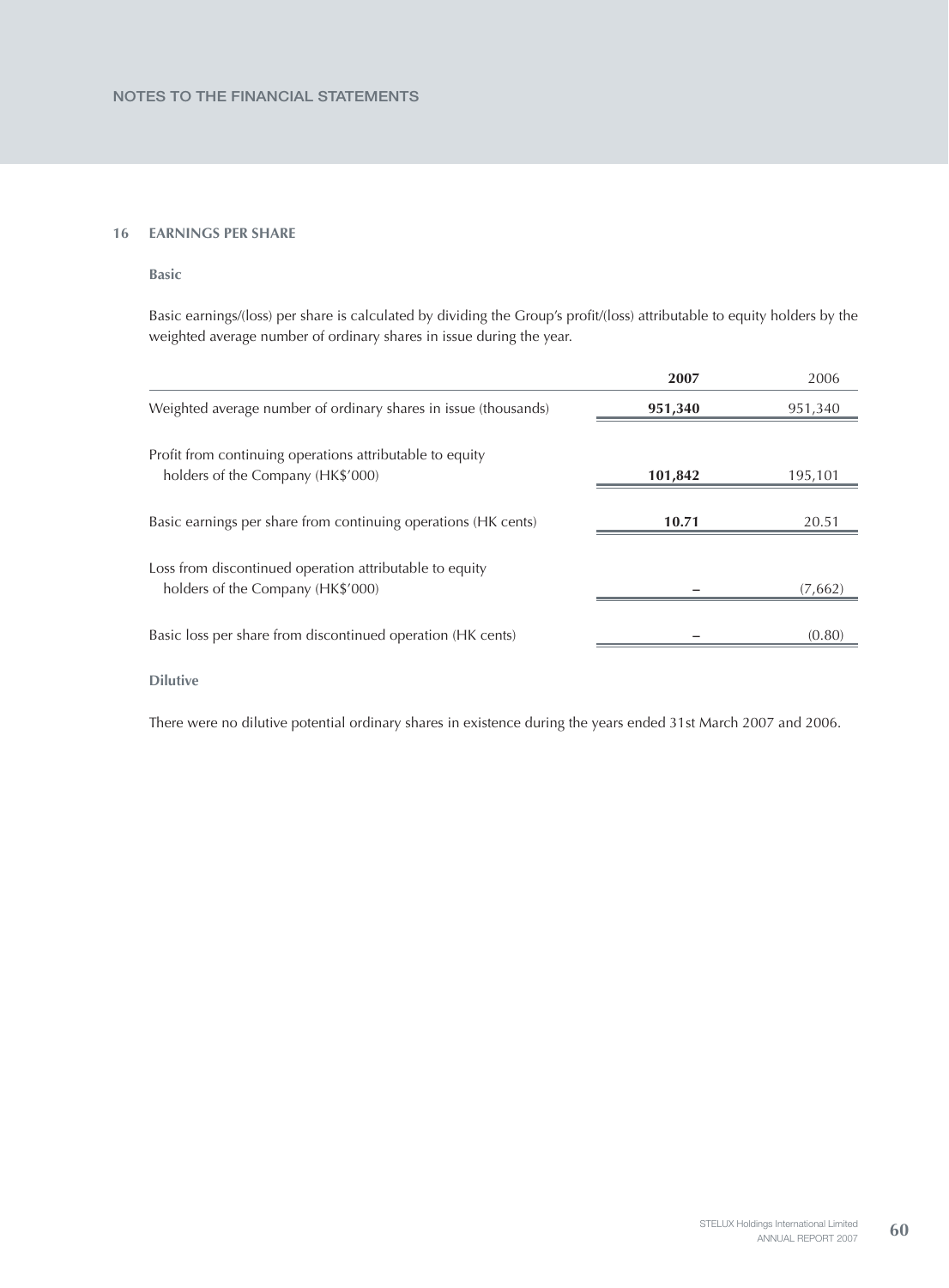## 16 EARNINGS PER SHARE

### Basic

Basic earnings/(loss) per share is calculated by dividing the Group's profit/(loss) attributable to equity holders by the weighted average number of ordinary shares in issue during the year.

| | 2007 | 2006 |
|---|---|---|
| Weighted average number of ordinary shares in issue (thousands) | **951,340** | 951,340 |
| Profit from continuing operations attributable to equity holders of the Company (HK$'000) | **101,842** | 195,101 |
| Basic earnings per share from continuing operations (HK cents) | **10.71** | 20.51 |
| Loss from discontinued operation attributable to equity holders of the Company (HK$'000) | **–** | (7,662) |
| Basic loss per share from discontinued operation (HK cents) | **–** | (0.80) |

### Dilutive

There were no dilutive potential ordinary shares in existence during the years ended 31st March 2007 and 2006.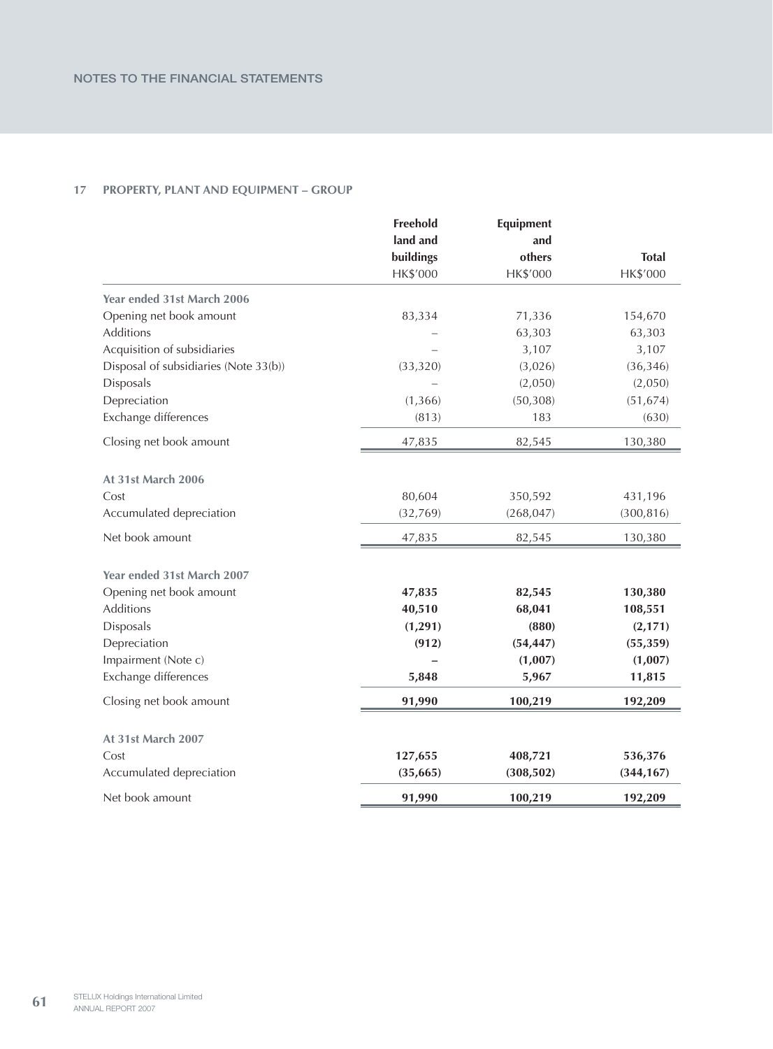## NOTES TO THE FINANCIAL STATEMENTS

### 17 PROPERTY, PLANT AND EQUIPMENT – GROUP

| | Freehold land and buildings HK$'000 | Equipment and others HK$'000 | Total HK$'000 |
|---|---|---|---|
| **Year ended 31st March 2006** | | | |
| Opening net book amount | 83,334 | 71,336 | 154,670 |
| Additions | – | 63,303 | 63,303 |
| Acquisition of subsidiaries | – | 3,107 | 3,107 |
| Disposal of subsidiaries (Note 33(b)) | (33,320) | (3,026) | (36,346) |
| Disposals | – | (2,050) | (2,050) |
| Depreciation | (1,366) | (50,308) | (51,674) |
| Exchange differences | (813) | 183 | (630) |
| Closing net book amount | 47,835 | 82,545 | 130,380 |
| **At 31st March 2006** | | | |
| Cost | 80,604 | 350,592 | 431,196 |
| Accumulated depreciation | (32,769) | (268,047) | (300,816) |
| Net book amount | 47,835 | 82,545 | 130,380 |
| **Year ended 31st March 2007** | | | |
| Opening net book amount | **47,835** | **82,545** | **130,380** |
| Additions | **40,510** | **68,041** | **108,551** |
| Disposals | **(1,291)** | **(880)** | **(2,171)** |
| Depreciation | **(912)** | **(54,447)** | **(55,359)** |
| Impairment (Note c) | **–** | **(1,007)** | **(1,007)** |
| Exchange differences | **5,848** | **5,967** | **11,815** |
| Closing net book amount | **91,990** | **100,219** | **192,209** |
| **At 31st March 2007** | | | |
| Cost | **127,655** | **408,721** | **536,376** |
| Accumulated depreciation | **(35,665)** | **(308,502)** | **(344,167)** |
| Net book amount | **91,990** | **100,219** | **192,209** |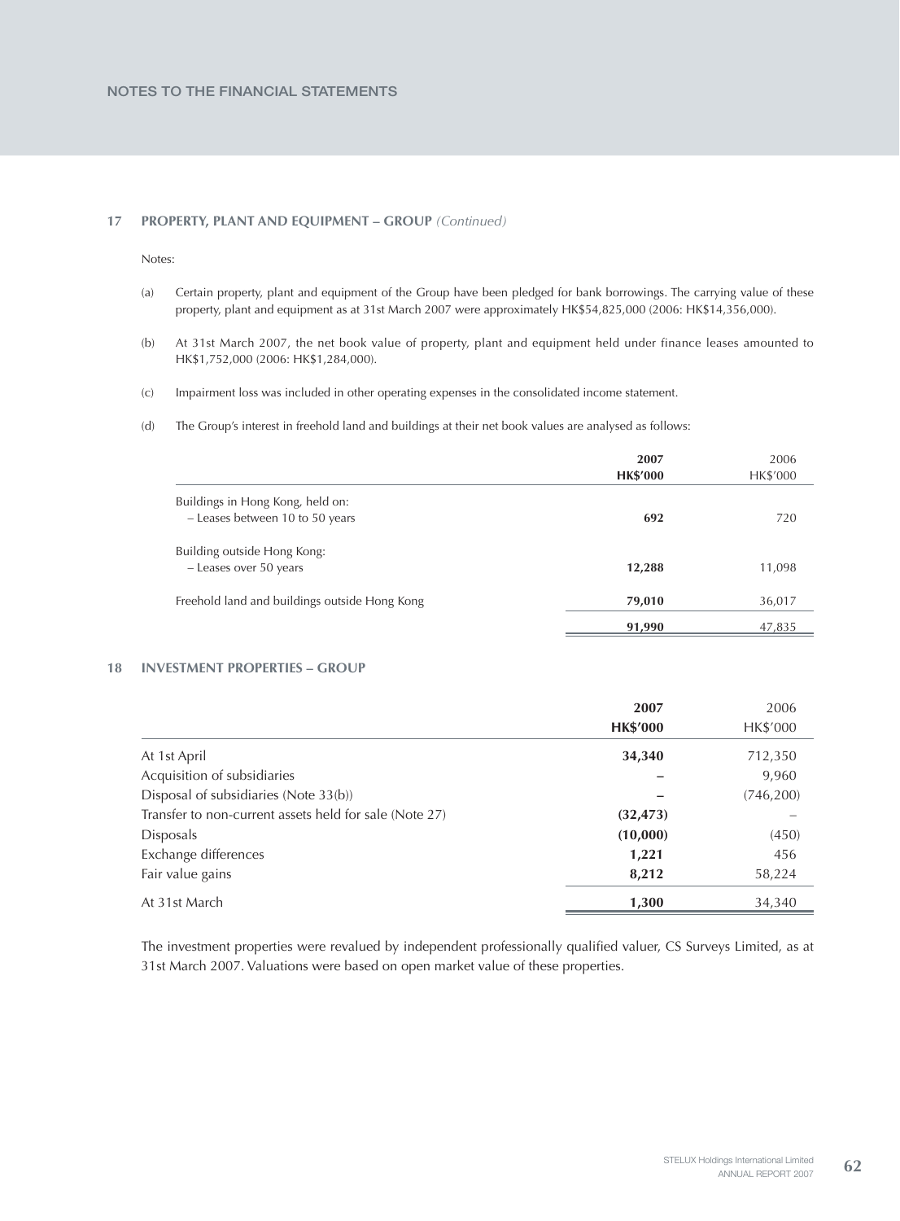## 17 PROPERTY, PLANT AND EQUIPMENT – GROUP *(Continued)*

Notes:

(a) Certain property, plant and equipment of the Group have been pledged for bank borrowings. The carrying value of these property, plant and equipment as at 31st March 2007 were approximately HK$54,825,000 (2006: HK$14,356,000).

(b) At 31st March 2007, the net book value of property, plant and equipment held under finance leases amounted to HK$1,752,000 (2006: HK$1,284,000).

(c) Impairment loss was included in other operating expenses in the consolidated income statement.

(d) The Group's interest in freehold land and buildings at their net book values are analysed as follows:

| | **2007** | 2006 |
|---|---|---|
| | **HK$'000** | HK$'000 |
| Buildings in Hong Kong, held on: | | |
| – Leases between 10 to 50 years | **692** | 720 |
| Building outside Hong Kong: | | |
| – Leases over 50 years | **12,288** | 11,098 |
| Freehold land and buildings outside Hong Kong | **79,010** | 36,017 |
| | **91,990** | 47,835 |

## 18 INVESTMENT PROPERTIES – GROUP

| | **2007** | 2006 |
|---|---|---|
| | **HK$'000** | HK$'000 |
| At 1st April | **34,340** | 712,350 |
| Acquisition of subsidiaries | **–** | 9,960 |
| Disposal of subsidiaries (Note 33(b)) | **–** | (746,200) |
| Transfer to non-current assets held for sale (Note 27) | **(32,473)** | – |
| Disposals | **(10,000)** | (450) |
| Exchange differences | **1,221** | 456 |
| Fair value gains | **8,212** | 58,224 |
| At 31st March | **1,300** | 34,340 |

The investment properties were revalued by independent professionally qualified valuer, CS Surveys Limited, as at 31st March 2007. Valuations were based on open market value of these properties.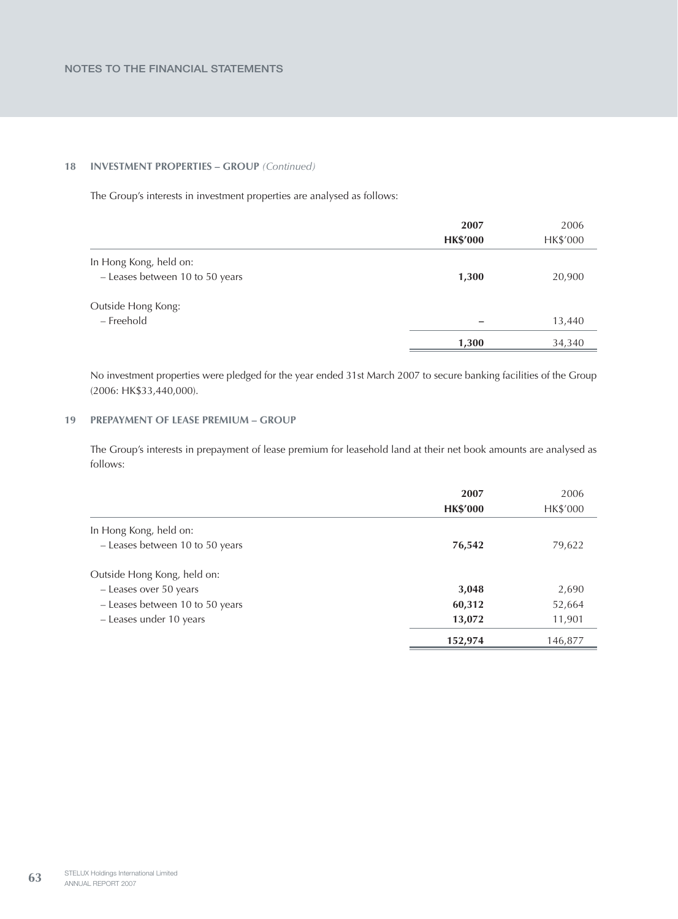## 18 INVESTMENT PROPERTIES – GROUP *(Continued)*

The Group's interests in investment properties are analysed as follows:

| | **2007** | 2006 |
|---|---|---|
| | **HK$'000** | HK$'000 |
| In Hong Kong, held on: | | |
| – Leases between 10 to 50 years | **1,300** | 20,900 |
| Outside Hong Kong: | | |
| – Freehold | **–** | 13,440 |
| | **1,300** | 34,340 |

No investment properties were pledged for the year ended 31st March 2007 to secure banking facilities of the Group (2006: HK$33,440,000).

## 19 PREPAYMENT OF LEASE PREMIUM – GROUP

The Group's interests in prepayment of lease premium for leasehold land at their net book amounts are analysed as follows:

| | **2007** | 2006 |
|---|---|---|
| | **HK$'000** | HK$'000 |
| In Hong Kong, held on: | | |
| – Leases between 10 to 50 years | **76,542** | 79,622 |
| Outside Hong Kong, held on: | | |
| – Leases over 50 years | **3,048** | 2,690 |
| – Leases between 10 to 50 years | **60,312** | 52,664 |
| – Leases under 10 years | **13,072** | 11,901 |
| | **152,974** | 146,877 |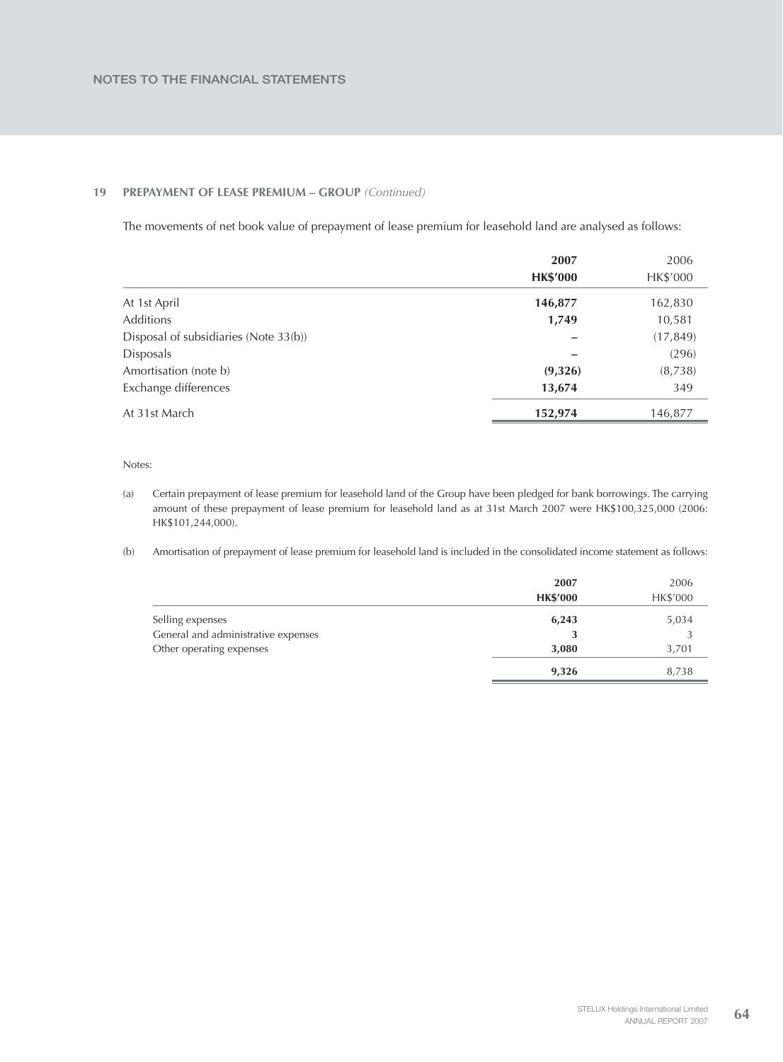## 19 PREPAYMENT OF LEASE PREMIUM – GROUP *(Continued)*

The movements of net book value of prepayment of lease premium for leasehold land are analysed as follows:

| | **2007** | 2006 |
|---|---|---|
| | **HK$'000** | HK$'000 |
| At 1st April | **146,877** | 162,830 |
| Additions | **1,749** | 10,581 |
| Disposal of subsidiaries (Note 33(b)) | **–** | (17,849) |
| Disposals | **–** | (296) |
| Amortisation (note b) | **(9,326)** | (8,738) |
| Exchange differences | **13,674** | 349 |
| At 31st March | **152,974** | 146,877 |

Notes:

(a) Certain prepayment of lease premium for leasehold land of the Group have been pledged for bank borrowings. The carrying amount of these prepayment of lease premium for leasehold land as at 31st March 2007 were HK$100,325,000 (2006: HK$101,244,000).

(b) Amortisation of prepayment of lease premium for leasehold land is included in the consolidated income statement as follows:

| | **2007** | 2006 |
|---|---|---|
| | **HK$'000** | HK$'000 |
| Selling expenses | **6,243** | 5,034 |
| General and administrative expenses | **3** | 3 |
| Other operating expenses | **3,080** | 3,701 |
| | **9,326** | 8,738 |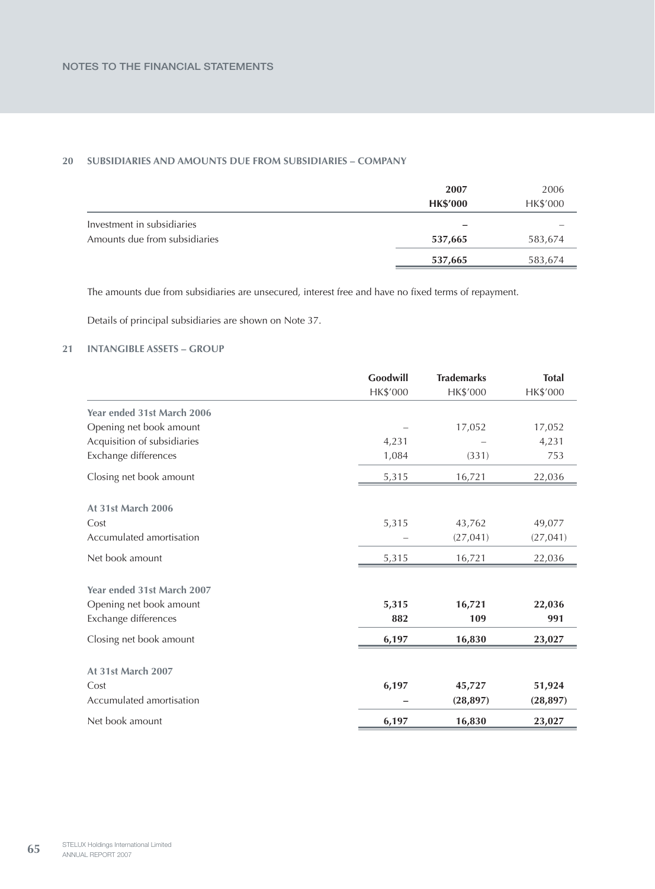## 20 SUBSIDIARIES AND AMOUNTS DUE FROM SUBSIDIARIES – COMPANY

| | 2007 HK$'000 | 2006 HK$'000 |
|---|---|---|
| Investment in subsidiaries | – | – |
| Amounts due from subsidiaries | 537,665 | 583,674 |
| | 537,665 | 583,674 |

The amounts due from subsidiaries are unsecured, interest free and have no fixed terms of repayment.

Details of principal subsidiaries are shown on Note 37.

## 21 INTANGIBLE ASSETS – GROUP

| | Goodwill HK$'000 | Trademarks HK$'000 | Total HK$'000 |
|---|---|---|---|
| **Year ended 31st March 2006** | | | |
| Opening net book amount | – | 17,052 | 17,052 |
| Acquisition of subsidiaries | 4,231 | – | 4,231 |
| Exchange differences | 1,084 | (331) | 753 |
| Closing net book amount | 5,315 | 16,721 | 22,036 |
| **At 31st March 2006** | | | |
| Cost | 5,315 | 43,762 | 49,077 |
| Accumulated amortisation | – | (27,041) | (27,041) |
| Net book amount | 5,315 | 16,721 | 22,036 |
| **Year ended 31st March 2007** | | | |
| Opening net book amount | **5,315** | **16,721** | **22,036** |
| Exchange differences | **882** | **109** | **991** |
| Closing net book amount | **6,197** | **16,830** | **23,027** |
| **At 31st March 2007** | | | |
| Cost | **6,197** | **45,727** | **51,924** |
| Accumulated amortisation | **–** | **(28,897)** | **(28,897)** |
| Net book amount | **6,197** | **16,830** | **23,027** |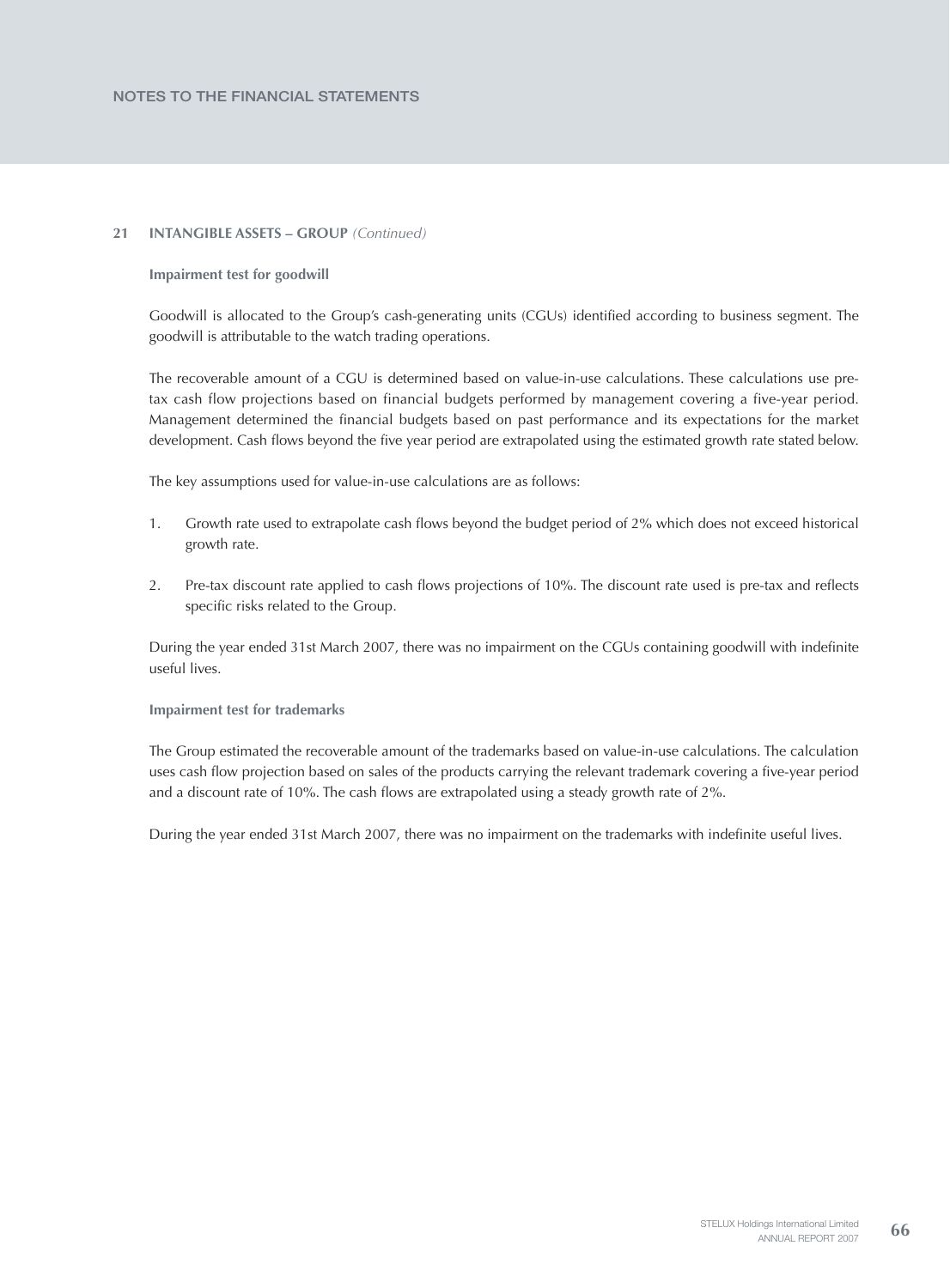## 21 INTANGIBLE ASSETS – GROUP *(Continued)*

### Impairment test for goodwill

Goodwill is allocated to the Group's cash-generating units (CGUs) identified according to business segment. The goodwill is attributable to the watch trading operations.

The recoverable amount of a CGU is determined based on value-in-use calculations. These calculations use pre-tax cash flow projections based on financial budgets performed by management covering a five-year period. Management determined the financial budgets based on past performance and its expectations for the market development. Cash flows beyond the five year period are extrapolated using the estimated growth rate stated below.

The key assumptions used for value-in-use calculations are as follows:

1. Growth rate used to extrapolate cash flows beyond the budget period of 2% which does not exceed historical growth rate.

2. Pre-tax discount rate applied to cash flows projections of 10%. The discount rate used is pre-tax and reflects specific risks related to the Group.

During the year ended 31st March 2007, there was no impairment on the CGUs containing goodwill with indefinite useful lives.

### Impairment test for trademarks

The Group estimated the recoverable amount of the trademarks based on value-in-use calculations. The calculation uses cash flow projection based on sales of the products carrying the relevant trademark covering a five-year period and a discount rate of 10%. The cash flows are extrapolated using a steady growth rate of 2%.

During the year ended 31st March 2007, there was no impairment on the trademarks with indefinite useful lives.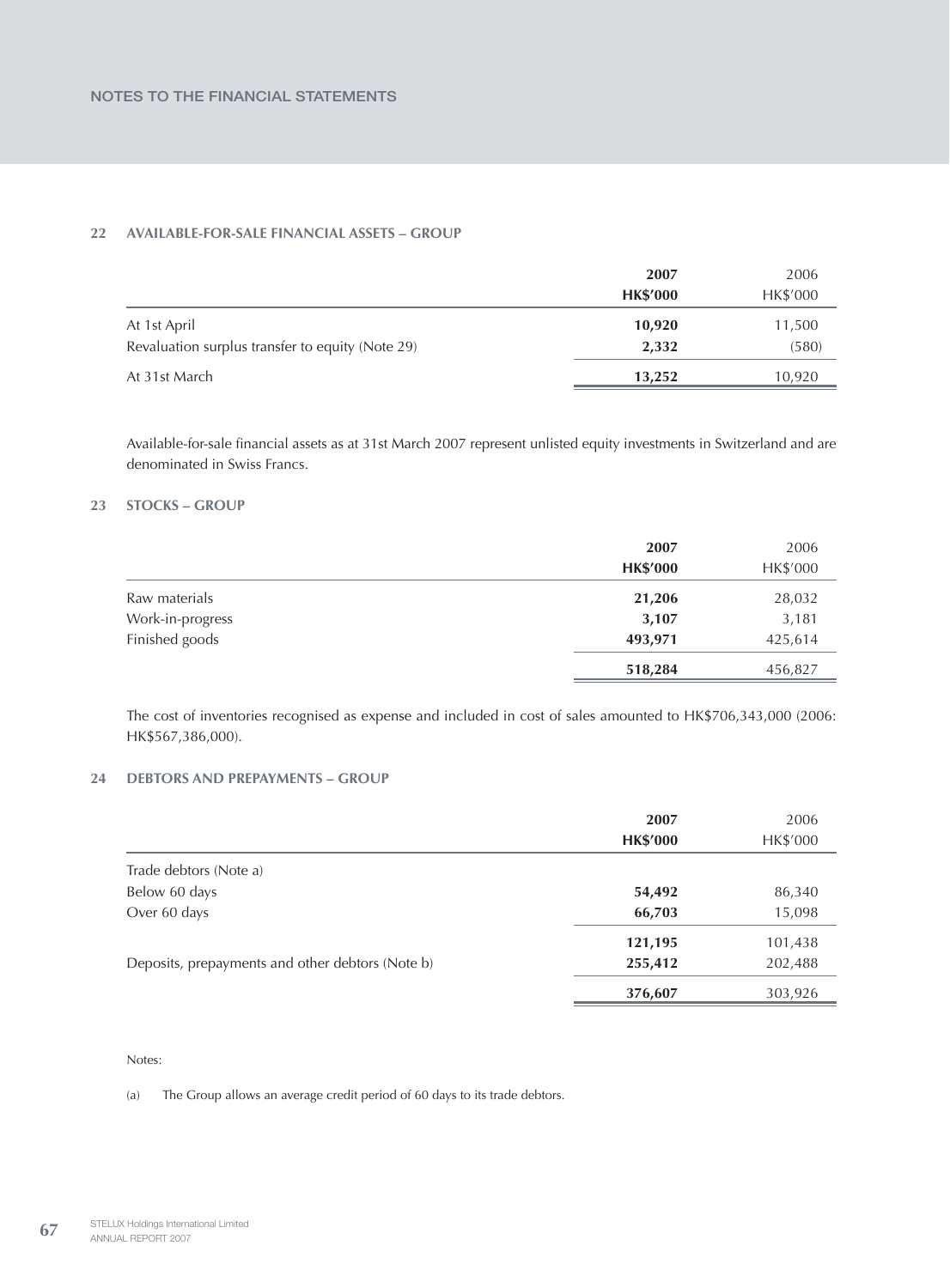## 22 AVAILABLE-FOR-SALE FINANCIAL ASSETS – GROUP

| | **2007** | 2006 |
|---|---|---|
| | **HK$'000** | HK$'000 |
| At 1st April | **10,920** | 11,500 |
| Revaluation surplus transfer to equity (Note 29) | **2,332** | (580) |
| At 31st March | **13,252** | 10,920 |

Available-for-sale financial assets as at 31st March 2007 represent unlisted equity investments in Switzerland and are denominated in Swiss Francs.

## 23 STOCKS – GROUP

| | **2007** | 2006 |
|---|---|---|
| | **HK$'000** | HK$'000 |
| Raw materials | **21,206** | 28,032 |
| Work-in-progress | **3,107** | 3,181 |
| Finished goods | **493,971** | 425,614 |
| | **518,284** | 456,827 |

The cost of inventories recognised as expense and included in cost of sales amounted to HK$706,343,000 (2006: HK$567,386,000).

## 24 DEBTORS AND PREPAYMENTS – GROUP

| | **2007** | 2006 |
|---|---|---|
| | **HK$'000** | HK$'000 |
| Trade debtors (Note a) | | |
| Below 60 days | **54,492** | 86,340 |
| Over 60 days | **66,703** | 15,098 |
| | **121,195** | 101,438 |
| Deposits, prepayments and other debtors (Note b) | **255,412** | 202,488 |
| | **376,607** | 303,926 |

Notes:

(a) The Group allows an average credit period of 60 days to its trade debtors.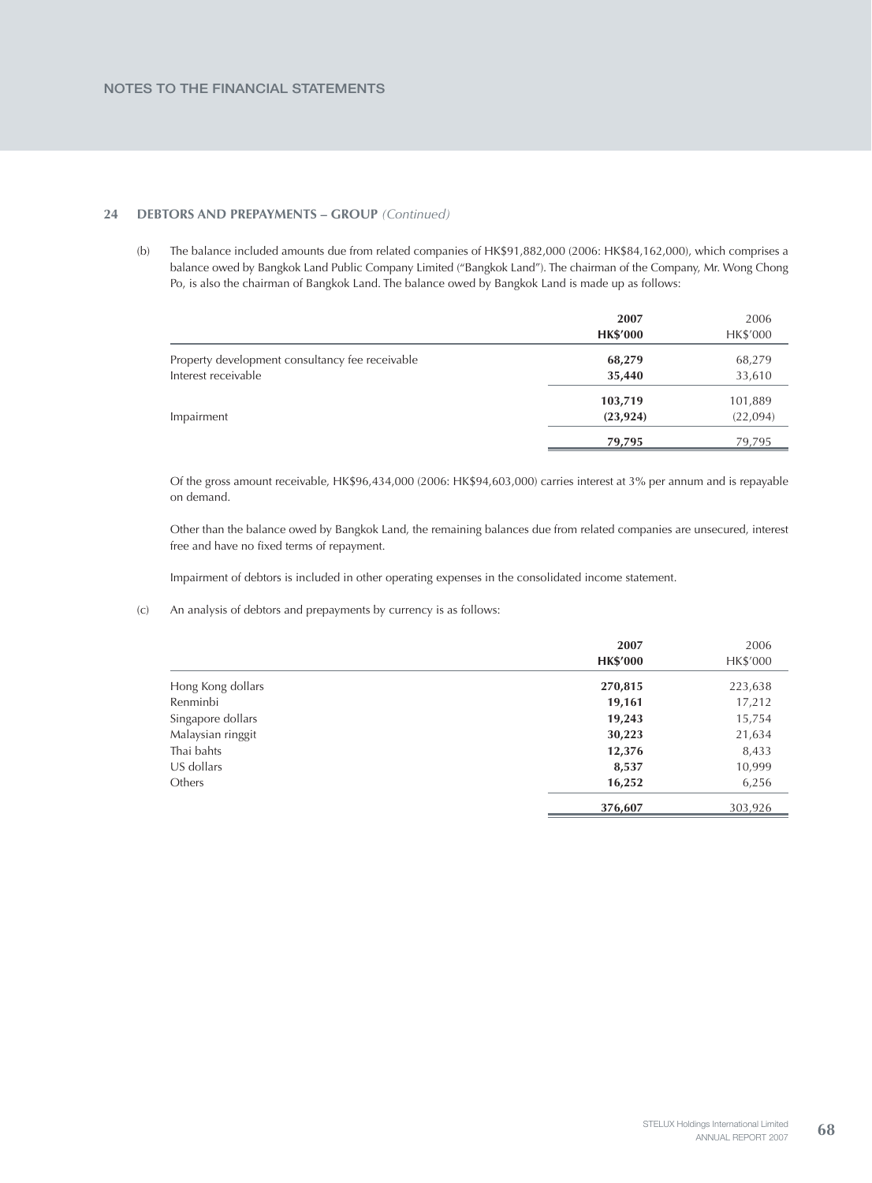## 24 DEBTORS AND PREPAYMENTS – GROUP *(Continued)*

(b) The balance included amounts due from related companies of HK$91,882,000 (2006: HK$84,162,000), which comprises a balance owed by Bangkok Land Public Company Limited ("Bangkok Land"). The chairman of the Company, Mr. Wong Chong Po, is also the chairman of Bangkok Land. The balance owed by Bangkok Land is made up as follows:

| | **2007** | 2006 |
|---|---|---|
| | **HK$'000** | HK$'000 |
| Property development consultancy fee receivable | **68,279** | 68,279 |
| Interest receivable | **35,440** | 33,610 |
| | **103,719** | 101,889 |
| Impairment | **(23,924)** | (22,094) |
| | **79,795** | 79,795 |

Of the gross amount receivable, HK$96,434,000 (2006: HK$94,603,000) carries interest at 3% per annum and is repayable on demand.

Other than the balance owed by Bangkok Land, the remaining balances due from related companies are unsecured, interest free and have no fixed terms of repayment.

Impairment of debtors is included in other operating expenses in the consolidated income statement.

(c) An analysis of debtors and prepayments by currency is as follows:

| | **2007** | 2006 |
|---|---|---|
| | **HK$'000** | HK$'000 |
| Hong Kong dollars | **270,815** | 223,638 |
| Renminbi | **19,161** | 17,212 |
| Singapore dollars | **19,243** | 15,754 |
| Malaysian ringgit | **30,223** | 21,634 |
| Thai bahts | **12,376** | 8,433 |
| US dollars | **8,537** | 10,999 |
| Others | **16,252** | 6,256 |
| | **376,607** | 303,926 |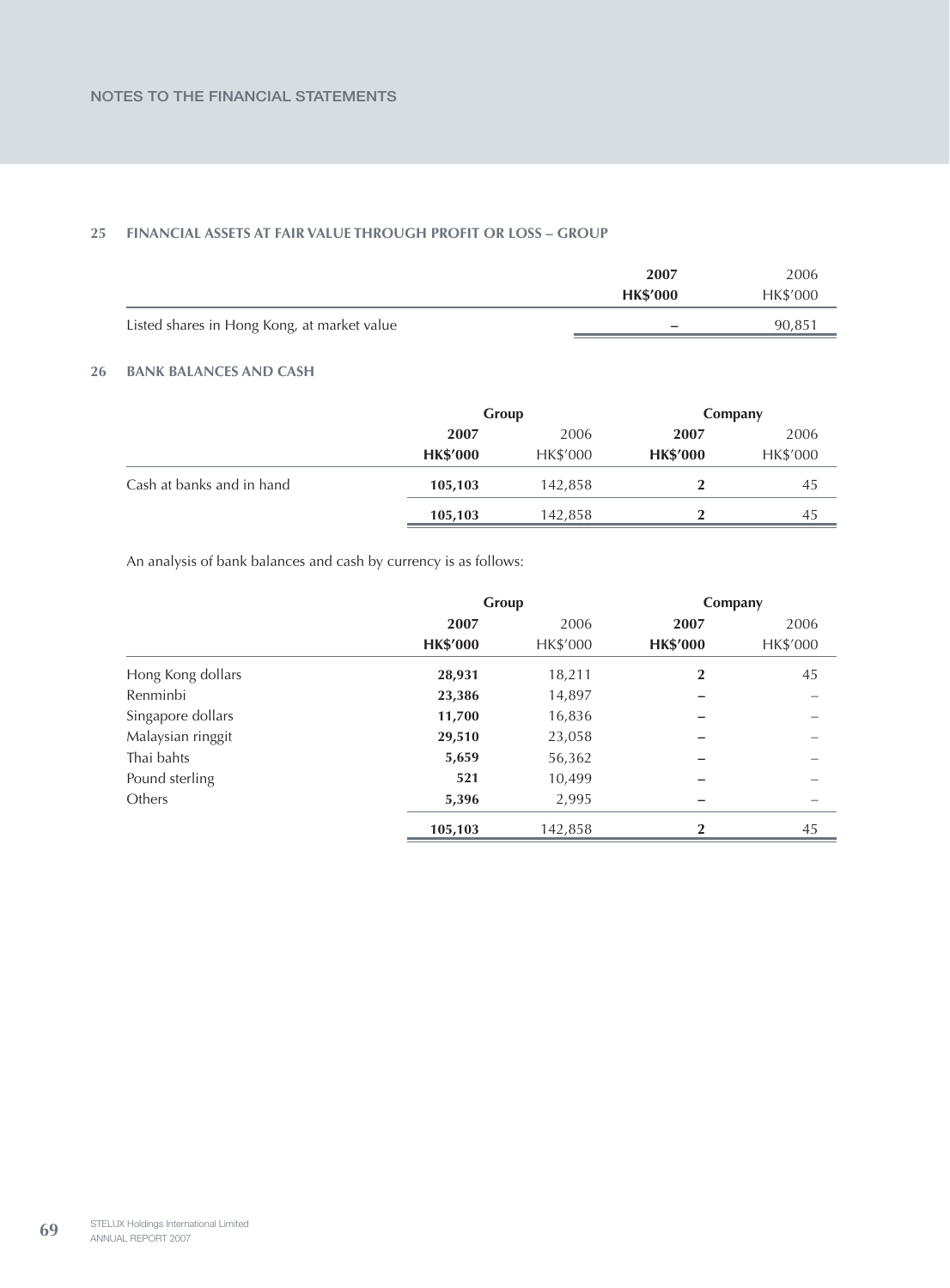## 25 FINANCIAL ASSETS AT FAIR VALUE THROUGH PROFIT OR LOSS – GROUP

| | 2007<br>HK$'000 | 2006<br>HK$'000 |
|---|---|---|
| Listed shares in Hong Kong, at market value | – | 90,851 |

## 26 BANK BALANCES AND CASH

| | Group | | Company | |
|---|---|---|---|---|
| | 2007<br>HK$'000 | 2006<br>HK$'000 | 2007<br>HK$'000 | 2006<br>HK$'000 |
| Cash at banks and in hand | 105,103 | 142,858 | 2 | 45 |
| | 105,103 | 142,858 | 2 | 45 |

An analysis of bank balances and cash by currency is as follows:

| | Group | | Company | |
|---|---|---|---|---|
| | 2007<br>HK$'000 | 2006<br>HK$'000 | 2007<br>HK$'000 | 2006<br>HK$'000 |
| Hong Kong dollars | 28,931 | 18,211 | 2 | 45 |
| Renminbi | 23,386 | 14,897 | – | – |
| Singapore dollars | 11,700 | 16,836 | – | – |
| Malaysian ringgit | 29,510 | 23,058 | – | – |
| Thai bahts | 5,659 | 56,362 | – | – |
| Pound sterling | 521 | 10,499 | – | – |
| Others | 5,396 | 2,995 | – | – |
| | 105,103 | 142,858 | 2 | 45 |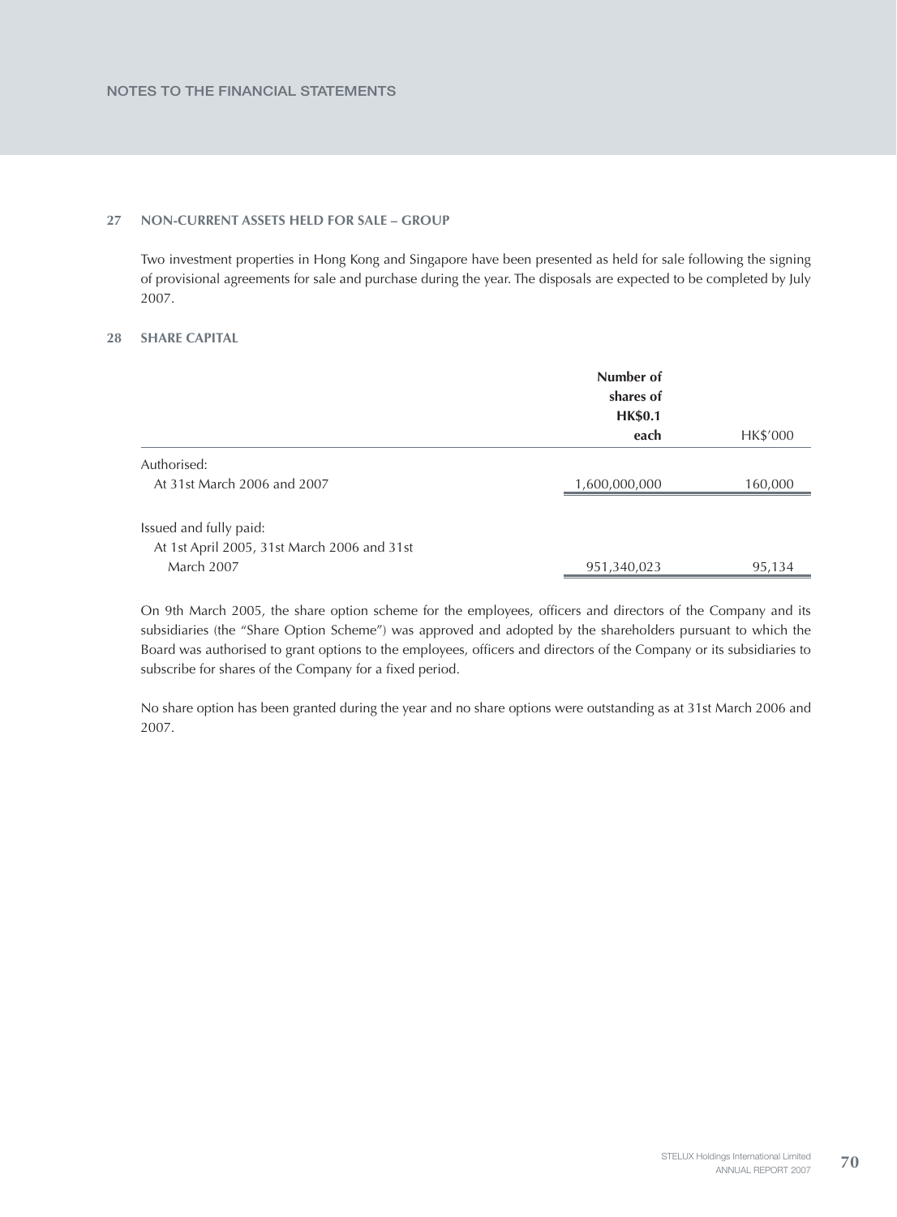## 27 NON-CURRENT ASSETS HELD FOR SALE – GROUP

Two investment properties in Hong Kong and Singapore have been presented as held for sale following the signing of provisional agreements for sale and purchase during the year. The disposals are expected to be completed by July 2007.

## 28 SHARE CAPITAL

| | **Number of shares of HK$0.1 each** | HK$'000 |
|---|---|---|
| Authorised: | | |
| At 31st March 2006 and 2007 | 1,600,000,000 | 160,000 |
| | | |
| Issued and fully paid: | | |
| At 1st April 2005, 31st March 2006 and 31st March 2007 | 951,340,023 | 95,134 |

On 9th March 2005, the share option scheme for the employees, officers and directors of the Company and its subsidiaries (the "Share Option Scheme") was approved and adopted by the shareholders pursuant to which the Board was authorised to grant options to the employees, officers and directors of the Company or its subsidiaries to subscribe for shares of the Company for a fixed period.

No share option has been granted during the year and no share options were outstanding as at 31st March 2006 and 2007.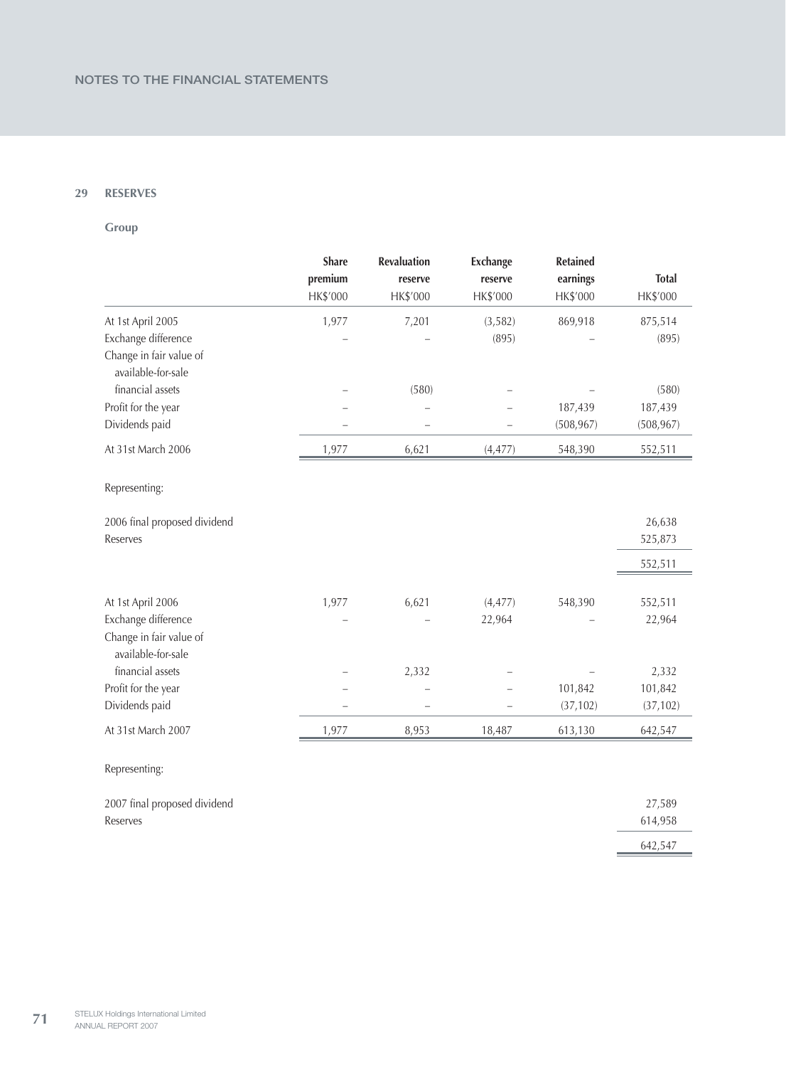## 29 RESERVES

### Group

| | Share premium HK$'000 | Revaluation reserve HK$'000 | Exchange reserve HK$'000 | Retained earnings HK$'000 | Total HK$'000 |
|---|---|---|---|---|---|
| At 1st April 2005 | 1,977 | 7,201 | (3,582) | 869,918 | 875,514 |
| Exchange difference | – | – | (895) | – | (895) |
| Change in fair value of available-for-sale financial assets | – | (580) | – | – | (580) |
| Profit for the year | – | – | – | 187,439 | 187,439 |
| Dividends paid | – | – | – | (508,967) | (508,967) |
| At 31st March 2006 | 1,977 | 6,621 | (4,477) | 548,390 | 552,511 |
| Representing: | | | | | |
| 2006 final proposed dividend | | | | | 26,638 |
| Reserves | | | | | 525,873 |
| | | | | | 552,511 |
| At 1st April 2006 | 1,977 | 6,621 | (4,477) | 548,390 | 552,511 |
| Exchange difference | – | – | 22,964 | – | 22,964 |
| Change in fair value of available-for-sale financial assets | – | 2,332 | – | – | 2,332 |
| Profit for the year | – | – | – | 101,842 | 101,842 |
| Dividends paid | – | – | – | (37,102) | (37,102) |
| At 31st March 2007 | 1,977 | 8,953 | 18,487 | 613,130 | 642,547 |
| Representing: | | | | | |
| 2007 final proposed dividend | | | | | 27,589 |
| Reserves | | | | | 614,958 |
| | | | | | 642,547 |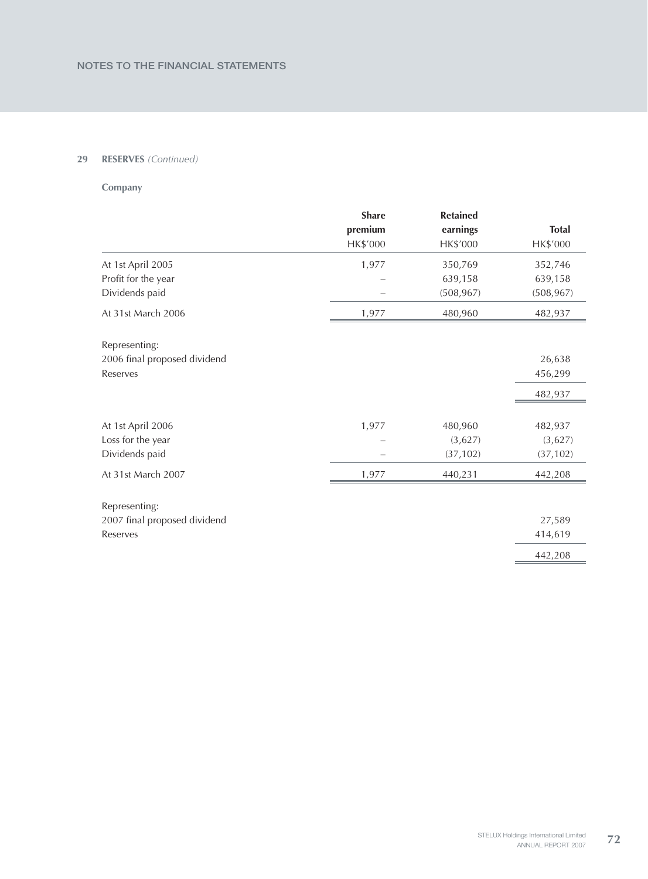## 29 RESERVES *(Continued)*

**Company**

| | Share premium HK$'000 | Retained earnings HK$'000 | Total HK$'000 |
|---|---|---|---|
| At 1st April 2005 | 1,977 | 350,769 | 352,746 |
| Profit for the year | – | 639,158 | 639,158 |
| Dividends paid | – | (508,967) | (508,967) |
| At 31st March 2006 | 1,977 | 480,960 | 482,937 |
| | | | |
| Representing: | | | |
| 2006 final proposed dividend | | | 26,638 |
| Reserves | | | 456,299 |
| | | | 482,937 |
| | | | |
| At 1st April 2006 | 1,977 | 480,960 | 482,937 |
| Loss for the year | – | (3,627) | (3,627) |
| Dividends paid | – | (37,102) | (37,102) |
| At 31st March 2007 | 1,977 | 440,231 | 442,208 |
| | | | |
| Representing: | | | |
| 2007 final proposed dividend | | | 27,589 |
| Reserves | | | 414,619 |
| | | | 442,208 |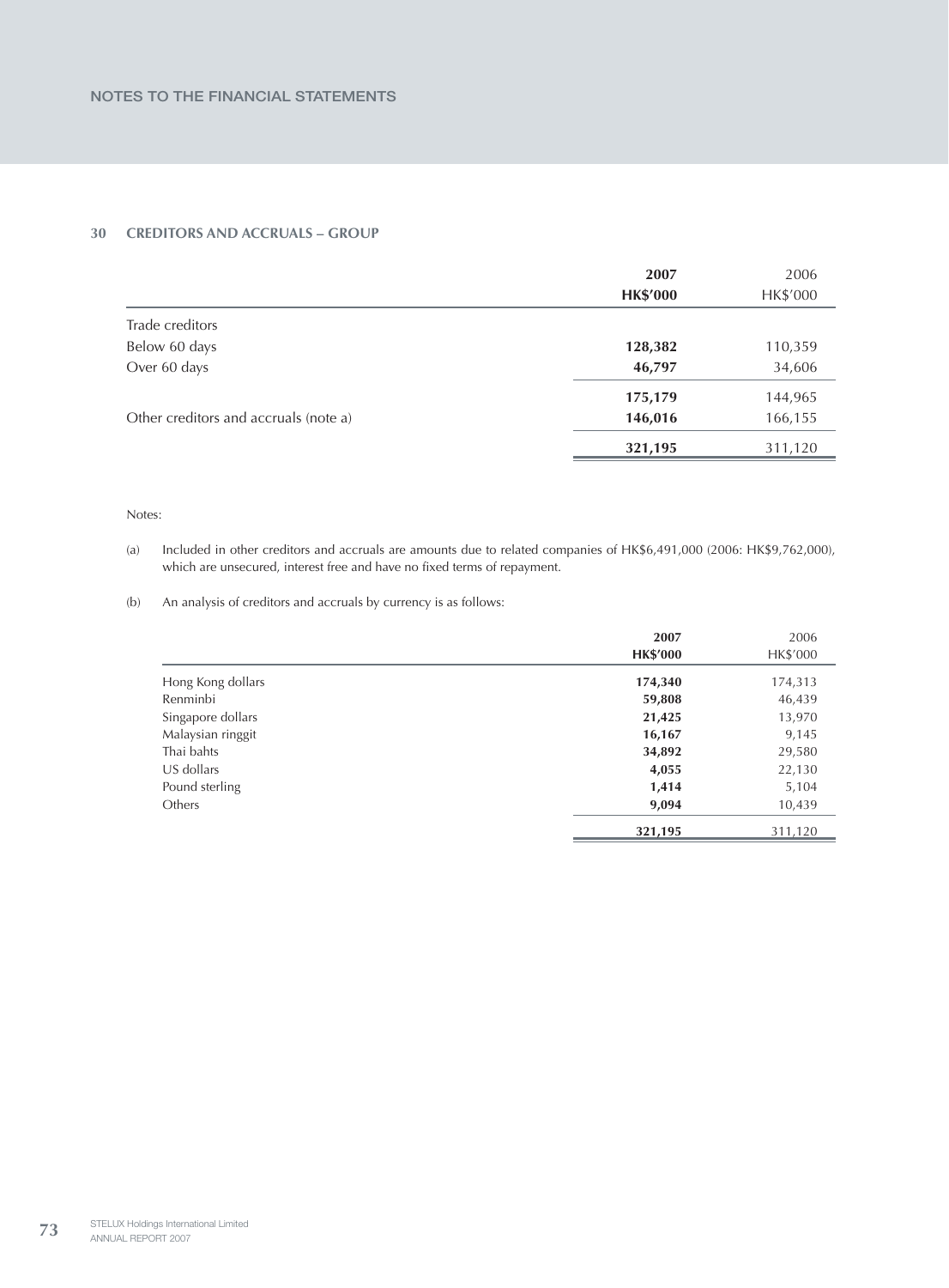## 30 CREDITORS AND ACCRUALS – GROUP

| | **2007** | 2006 |
|---|---|---|
| | **HK$'000** | HK$'000 |
| Trade creditors | | |
| Below 60 days | **128,382** | 110,359 |
| Over 60 days | **46,797** | 34,606 |
| | **175,179** | 144,965 |
| Other creditors and accruals (note a) | **146,016** | 166,155 |
| | **321,195** | 311,120 |

Notes:

(a) Included in other creditors and accruals are amounts due to related companies of HK$6,491,000 (2006: HK$9,762,000), which are unsecured, interest free and have no fixed terms of repayment.

(b) An analysis of creditors and accruals by currency is as follows:

| | **2007** | 2006 |
|---|---|---|
| | **HK$'000** | HK$'000 |
| Hong Kong dollars | **174,340** | 174,313 |
| Renminbi | **59,808** | 46,439 |
| Singapore dollars | **21,425** | 13,970 |
| Malaysian ringgit | **16,167** | 9,145 |
| Thai bahts | **34,892** | 29,580 |
| US dollars | **4,055** | 22,130 |
| Pound sterling | **1,414** | 5,104 |
| Others | **9,094** | 10,439 |
| | **321,195** | 311,120 |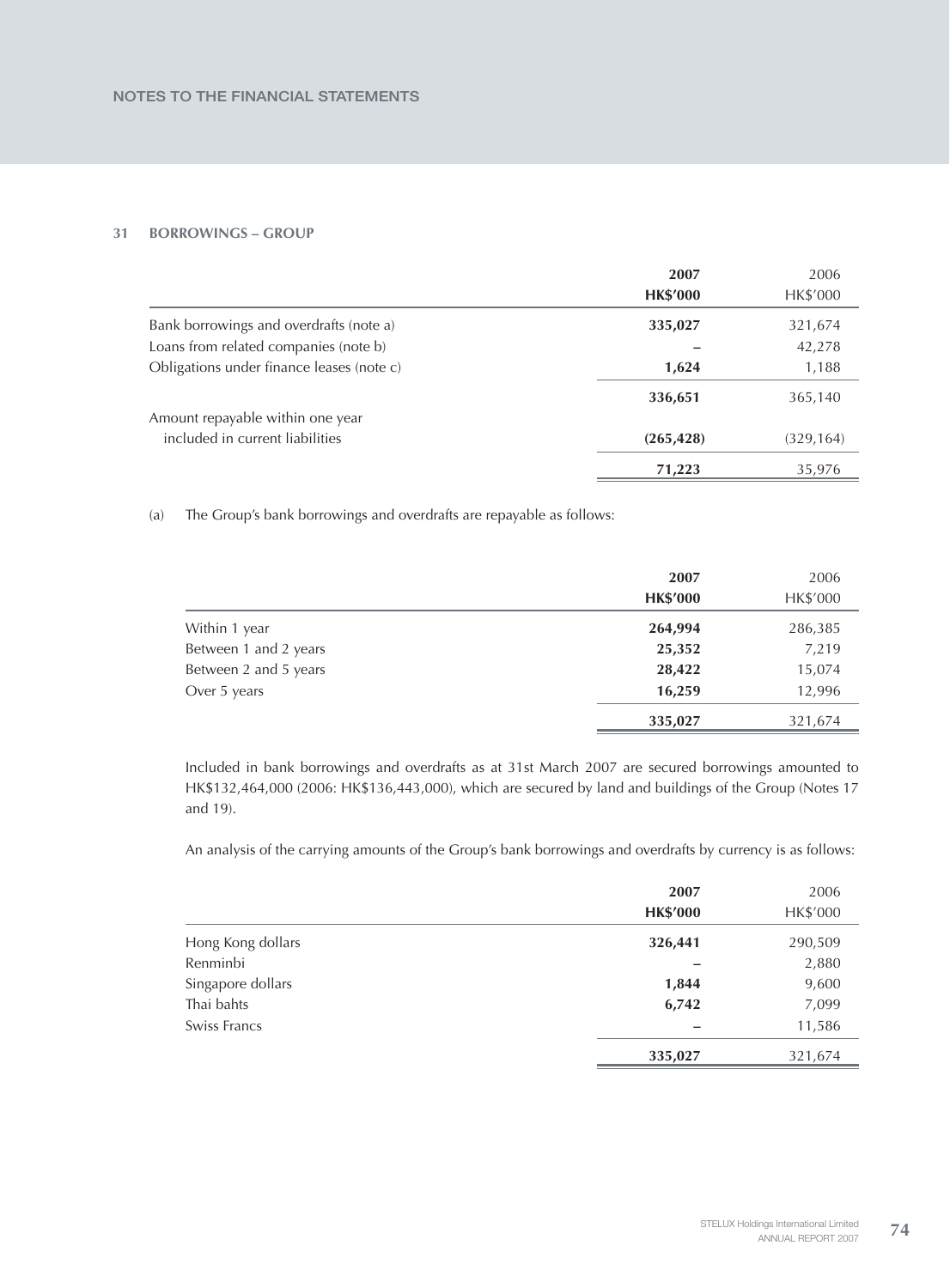## 31 BORROWINGS – GROUP

| | 2007 HK$'000 | 2006 HK$'000 |
|---|---|---|
| Bank borrowings and overdrafts (note a) | **335,027** | 321,674 |
| Loans from related companies (note b) | **–** | 42,278 |
| Obligations under finance leases (note c) | **1,624** | 1,188 |
| | **336,651** | 365,140 |
| Amount repayable within one year included in current liabilities | **(265,428)** | (329,164) |
| | **71,223** | 35,976 |

(a) The Group's bank borrowings and overdrafts are repayable as follows:

| | 2007 HK$'000 | 2006 HK$'000 |
|---|---|---|
| Within 1 year | **264,994** | 286,385 |
| Between 1 and 2 years | **25,352** | 7,219 |
| Between 2 and 5 years | **28,422** | 15,074 |
| Over 5 years | **16,259** | 12,996 |
| | **335,027** | 321,674 |

Included in bank borrowings and overdrafts as at 31st March 2007 are secured borrowings amounted to HK$132,464,000 (2006: HK$136,443,000), which are secured by land and buildings of the Group (Notes 17 and 19).

An analysis of the carrying amounts of the Group's bank borrowings and overdrafts by currency is as follows:

| | 2007 HK$'000 | 2006 HK$'000 |
|---|---|---|
| Hong Kong dollars | **326,441** | 290,509 |
| Renminbi | **–** | 2,880 |
| Singapore dollars | **1,844** | 9,600 |
| Thai bahts | **6,742** | 7,099 |
| Swiss Francs | **–** | 11,586 |
| | **335,027** | 321,674 |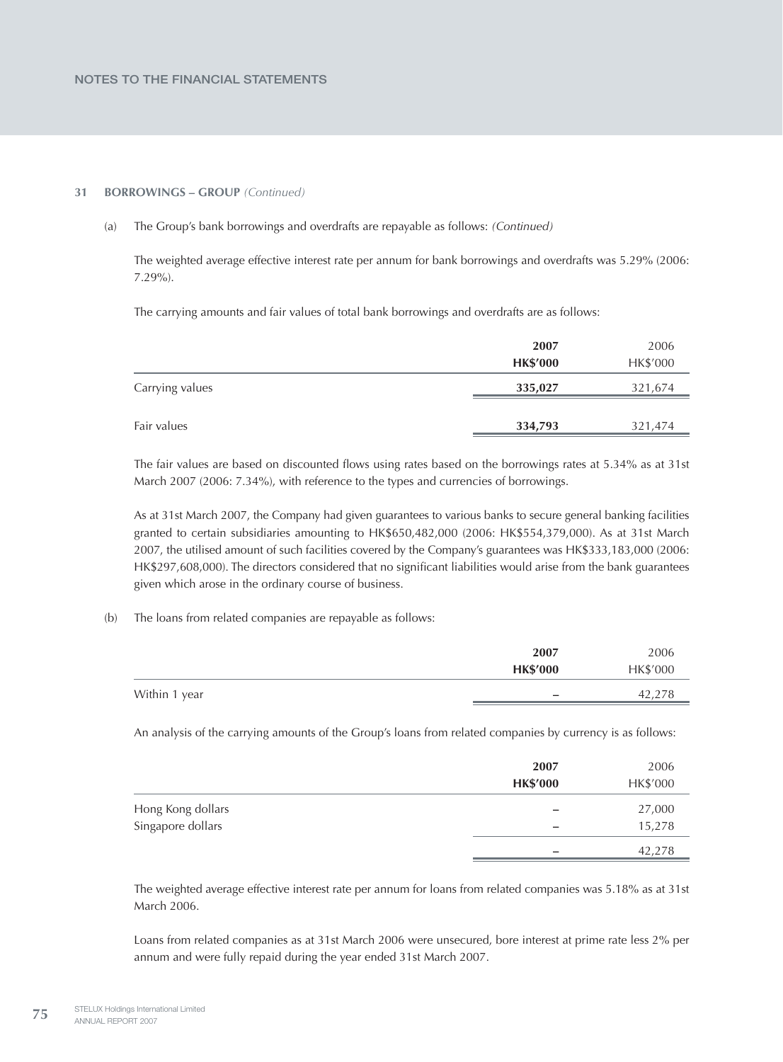## 31 BORROWINGS – GROUP *(Continued)*

(a) The Group's bank borrowings and overdrafts are repayable as follows: *(Continued)*

The weighted average effective interest rate per annum for bank borrowings and overdrafts was 5.29% (2006: 7.29%).

The carrying amounts and fair values of total bank borrowings and overdrafts are as follows:

| | **2007** **HK$'000** | 2006 HK$'000 |
|---|---|---|
| Carrying values | **335,027** | 321,674 |
| Fair values | **334,793** | 321,474 |

The fair values are based on discounted flows using rates based on the borrowings rates at 5.34% as at 31st March 2007 (2006: 7.34%), with reference to the types and currencies of borrowings.

As at 31st March 2007, the Company had given guarantees to various banks to secure general banking facilities granted to certain subsidiaries amounting to HK$650,482,000 (2006: HK$554,379,000). As at 31st March 2007, the utilised amount of such facilities covered by the Company's guarantees was HK$333,183,000 (2006: HK$297,608,000). The directors considered that no significant liabilities would arise from the bank guarantees given which arose in the ordinary course of business.

(b) The loans from related companies are repayable as follows:

| | **2007** **HK$'000** | 2006 HK$'000 |
|---|---|---|
| Within 1 year | **–** | 42,278 |

An analysis of the carrying amounts of the Group's loans from related companies by currency is as follows:

| | **2007** **HK$'000** | 2006 HK$'000 |
|---|---|---|
| Hong Kong dollars | **–** | 27,000 |
| Singapore dollars | **–** | 15,278 |
| | **–** | 42,278 |

The weighted average effective interest rate per annum for loans from related companies was 5.18% as at 31st March 2006.

Loans from related companies as at 31st March 2006 were unsecured, bore interest at prime rate less 2% per annum and were fully repaid during the year ended 31st March 2007.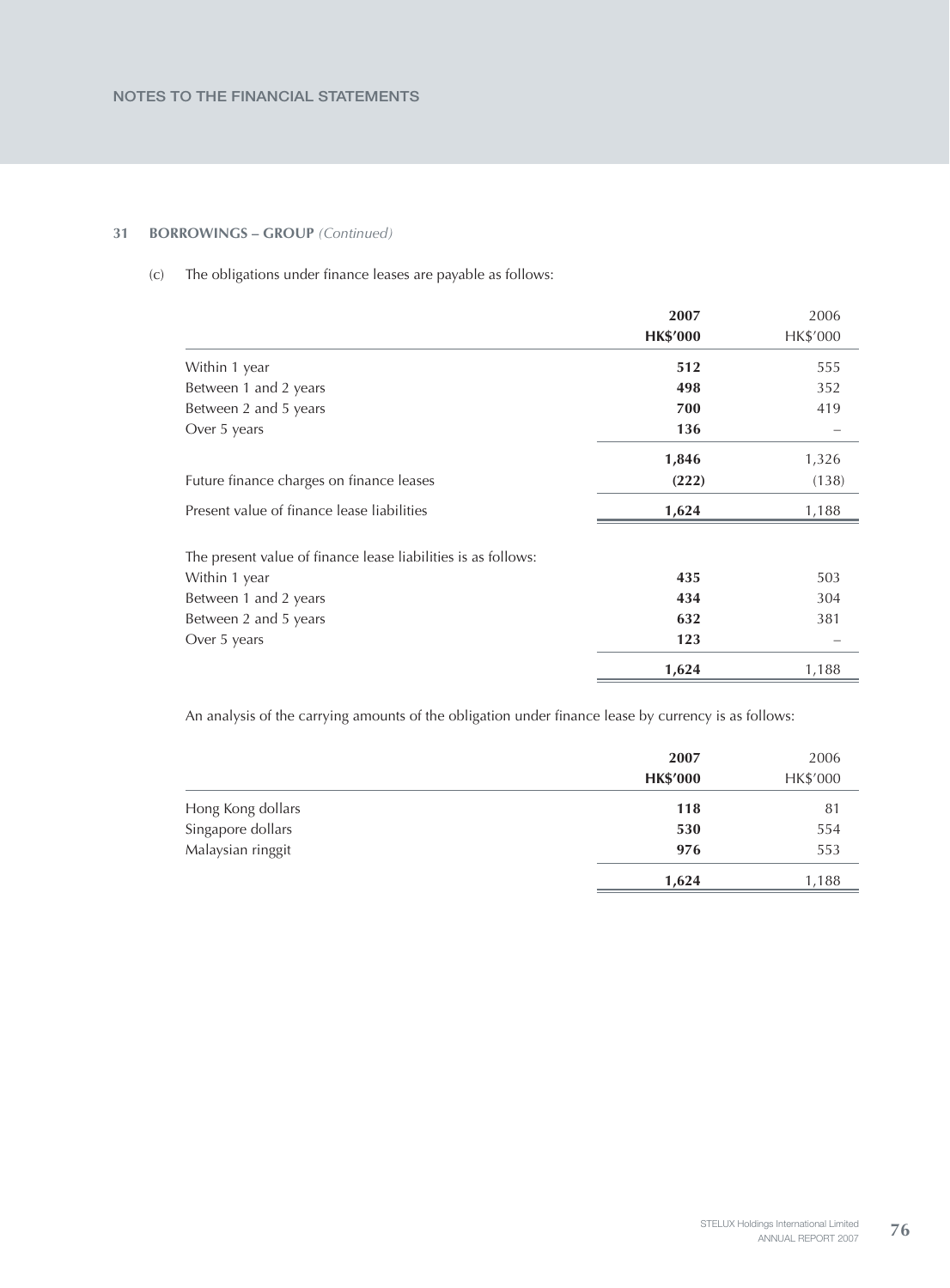## 31 BORROWINGS – GROUP *(Continued)*

(c) The obligations under finance leases are payable as follows:

| | **2007** | 2006 |
|---|---|---|
| | **HK$'000** | HK$'000 |
| Within 1 year | **512** | 555 |
| Between 1 and 2 years | **498** | 352 |
| Between 2 and 5 years | **700** | 419 |
| Over 5 years | **136** | – |
| | **1,846** | 1,326 |
| Future finance charges on finance leases | **(222)** | (138) |
| Present value of finance lease liabilities | **1,624** | 1,188 |
| | | |
| The present value of finance lease liabilities is as follows: | | |
| Within 1 year | **435** | 503 |
| Between 1 and 2 years | **434** | 304 |
| Between 2 and 5 years | **632** | 381 |
| Over 5 years | **123** | – |
| | **1,624** | 1,188 |

An analysis of the carrying amounts of the obligation under finance lease by currency is as follows:

| | **2007** | 2006 |
|---|---|---|
| | **HK$'000** | HK$'000 |
| Hong Kong dollars | **118** | 81 |
| Singapore dollars | **530** | 554 |
| Malaysian ringgit | **976** | 553 |
| | **1,624** | 1,188 |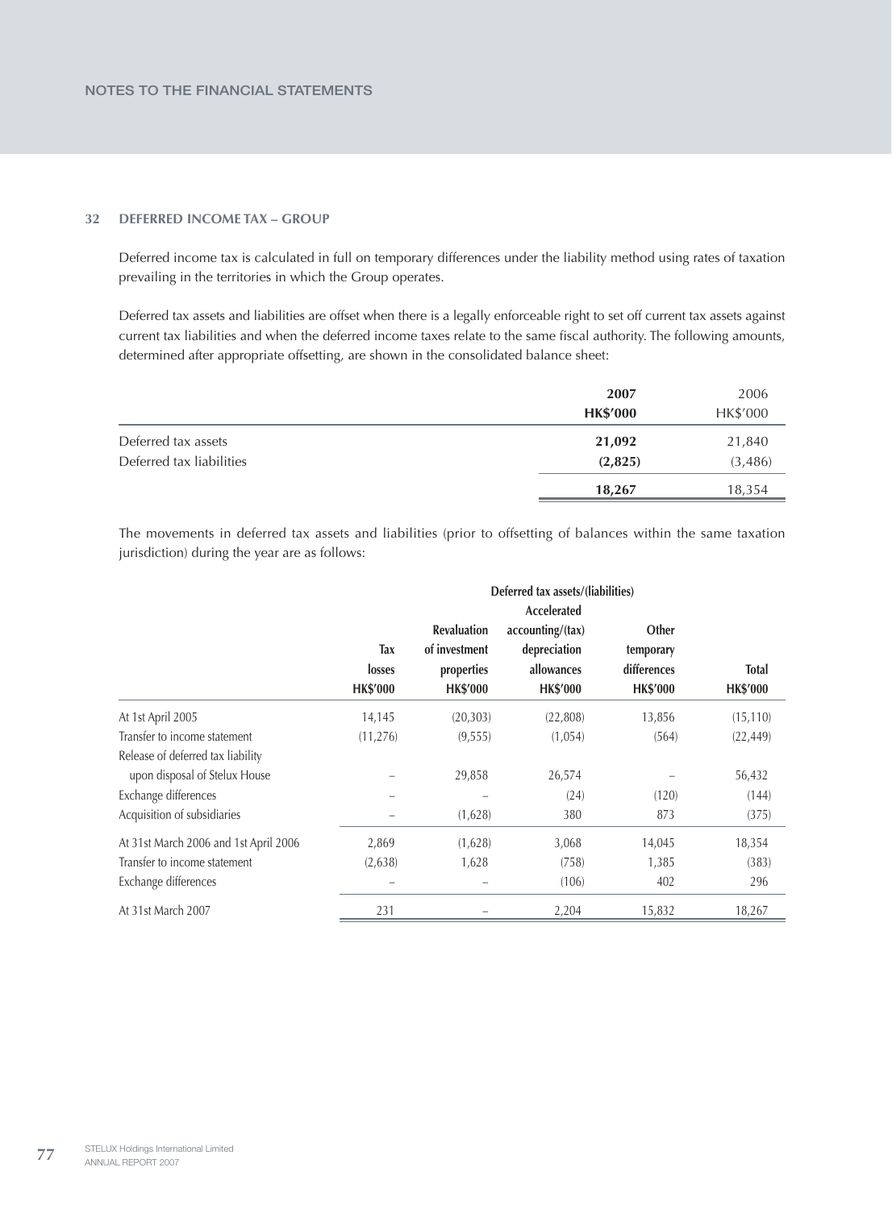## 32 DEFERRED INCOME TAX – GROUP

Deferred income tax is calculated in full on temporary differences under the liability method using rates of taxation prevailing in the territories in which the Group operates.

Deferred tax assets and liabilities are offset when there is a legally enforceable right to set off current tax assets against current tax liabilities and when the deferred income taxes relate to the same fiscal authority. The following amounts, determined after appropriate offsetting, are shown in the consolidated balance sheet:

| | **2007** | 2006 |
|---|---|---|
| | **HK$'000** | HK$'000 |
| Deferred tax assets | **21,092** | 21,840 |
| Deferred tax liabilities | **(2,825)** | (3,486) |
| | **18,267** | 18,354 |

The movements in deferred tax assets and liabilities (prior to offsetting of balances within the same taxation jurisdiction) during the year are as follows:

| | Deferred tax assets/(liabilities) | | | | |
|---|---|---|---|---|---|
| | **Tax losses** | **Revaluation of investment properties** | **Accelerated accounting/(tax) depreciation allowances** | **Other temporary differences** | **Total** |
| | **HK$'000** | **HK$'000** | **HK$'000** | **HK$'000** | **HK$'000** |
| At 1st April 2005 | 14,145 | (20,303) | (22,808) | 13,856 | (15,110) |
| Transfer to income statement | (11,276) | (9,555) | (1,054) | (564) | (22,449) |
| Release of deferred tax liability upon disposal of Stelux House | – | 29,858 | 26,574 | – | 56,432 |
| Exchange differences | – | – | (24) | (120) | (144) |
| Acquisition of subsidiaries | – | (1,628) | 380 | 873 | (375) |
| At 31st March 2006 and 1st April 2006 | 2,869 | (1,628) | 3,068 | 14,045 | 18,354 |
| Transfer to income statement | (2,638) | 1,628 | (758) | 1,385 | (383) |
| Exchange differences | – | – | (106) | 402 | 296 |
| At 31st March 2007 | 231 | – | 2,204 | 15,832 | 18,267 |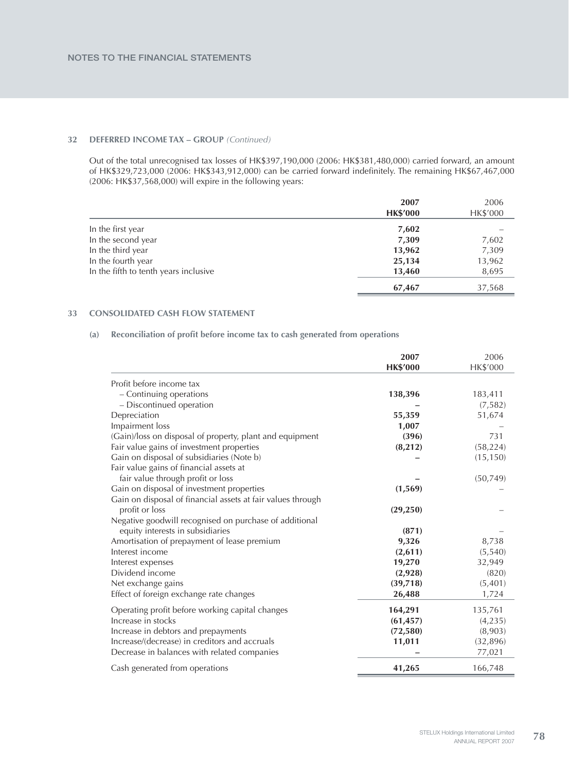## 32 DEFERRED INCOME TAX – GROUP *(Continued)*

Out of the total unrecognised tax losses of HK$397,190,000 (2006: HK$381,480,000) carried forward, an amount of HK$329,723,000 (2006: HK$343,912,000) can be carried forward indefinitely. The remaining HK$67,467,000 (2006: HK$37,568,000) will expire in the following years:

| | **2007** **HK$'000** | 2006 HK$'000 |
|---|---|---|
| In the first year | **7,602** | – |
| In the second year | **7,309** | 7,602 |
| In the third year | **13,962** | 7,309 |
| In the fourth year | **25,134** | 13,962 |
| In the fifth to tenth years inclusive | **13,460** | 8,695 |
| | **67,467** | 37,568 |

## 33 CONSOLIDATED CASH FLOW STATEMENT

### (a) Reconciliation of profit before income tax to cash generated from operations

| | **2007** **HK$'000** | 2006 HK$'000 |
|---|---|---|
| Profit before income tax | | |
| – Continuing operations | **138,396** | 183,411 |
| – Discontinued operation | **–** | (7,582) |
| Depreciation | **55,359** | 51,674 |
| Impairment loss | **1,007** | – |
| (Gain)/loss on disposal of property, plant and equipment | **(396)** | 731 |
| Fair value gains of investment properties | **(8,212)** | (58,224) |
| Gain on disposal of subsidiaries (Note b) | **–** | (15,150) |
| Fair value gains of financial assets at fair value through profit or loss | **–** | (50,749) |
| Gain on disposal of investment properties | **(1,569)** | – |
| Gain on disposal of financial assets at fair values through profit or loss | **(29,250)** | – |
| Negative goodwill recognised on purchase of additional equity interests in subsidiaries | **(871)** | – |
| Amortisation of prepayment of lease premium | **9,326** | 8,738 |
| Interest income | **(2,611)** | (5,540) |
| Interest expenses | **19,270** | 32,949 |
| Dividend income | **(2,928)** | (820) |
| Net exchange gains | **(39,718)** | (5,401) |
| Effect of foreign exchange rate changes | **26,488** | 1,724 |
| Operating profit before working capital changes | **164,291** | 135,761 |
| Increase in stocks | **(61,457)** | (4,235) |
| Increase in debtors and prepayments | **(72,580)** | (8,903) |
| Increase/(decrease) in creditors and accruals | **11,011** | (32,896) |
| Decrease in balances with related companies | **–** | 77,021 |
| Cash generated from operations | **41,265** | 166,748 |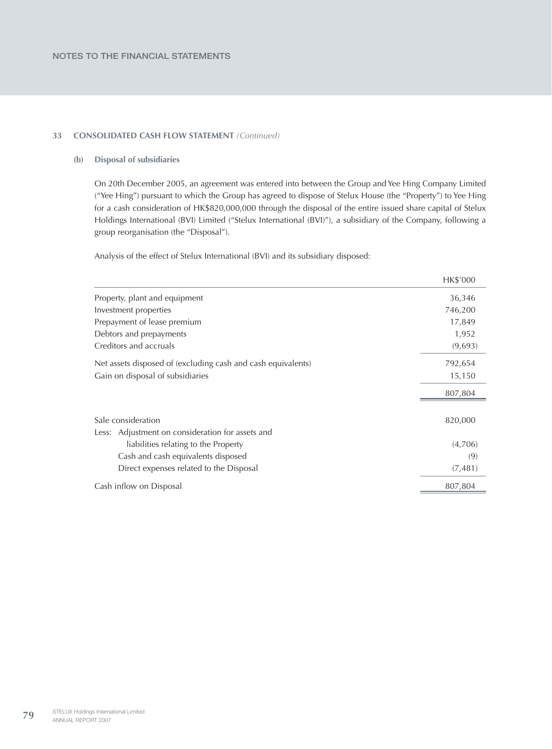## 33 CONSOLIDATED CASH FLOW STATEMENT *(Continued)*

### (b) Disposal of subsidiaries

On 20th December 2005, an agreement was entered into between the Group and Yee Hing Company Limited ("Yee Hing") pursuant to which the Group has agreed to dispose of Stelux House (the "Property") to Yee Hing for a cash consideration of HK$820,000,000 through the disposal of the entire issued share capital of Stelux Holdings International (BVI) Limited ("Stelux International (BVI)"), a subsidiary of the Company, following a group reorganisation (the "Disposal").

Analysis of the effect of Stelux International (BVI) and its subsidiary disposed:

| | HK$'000 |
|---|---|
| Property, plant and equipment | 36,346 |
| Investment properties | 746,200 |
| Prepayment of lease premium | 17,849 |
| Debtors and prepayments | 1,952 |
| Creditors and accruals | (9,693) |
| Net assets disposed of (excluding cash and cash equivalents) | 792,654 |
| Gain on disposal of subsidiaries | 15,150 |
| | 807,804 |
| Sale consideration | 820,000 |
| Less: Adjustment on consideration for assets and liabilities relating to the Property | (4,706) |
| Cash and cash equivalents disposed | (9) |
| Direct expenses related to the Disposal | (7,481) |
| Cash inflow on Disposal | 807,804 |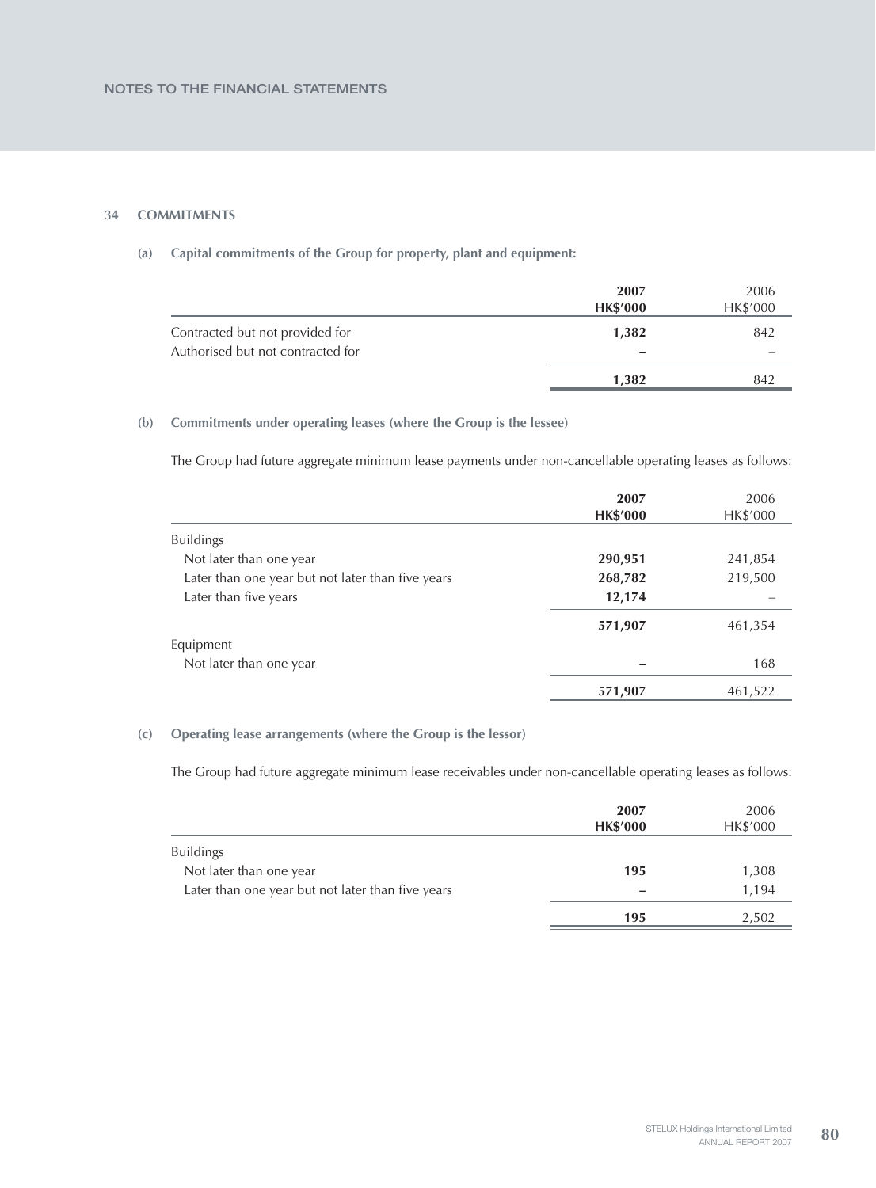## 34 COMMITMENTS

### (a) Capital commitments of the Group for property, plant and equipment:

| | 2007<br>HK$'000 | 2006<br>HK$'000 |
|---|---|---|
| Contracted but not provided for | **1,382** | 842 |
| Authorised but not contracted for | **–** | – |
| | **1,382** | 842 |

### (b) Commitments under operating leases (where the Group is the lessee)

The Group had future aggregate minimum lease payments under non-cancellable operating leases as follows:

| | 2007<br>HK$'000 | 2006<br>HK$'000 |
|---|---|---|
| Buildings | | |
| Not later than one year | **290,951** | 241,854 |
| Later than one year but not later than five years | **268,782** | 219,500 |
| Later than five years | **12,174** | – |
| | **571,907** | 461,354 |
| Equipment | | |
| Not later than one year | **–** | 168 |
| | **571,907** | 461,522 |

### (c) Operating lease arrangements (where the Group is the lessor)

The Group had future aggregate minimum lease receivables under non-cancellable operating leases as follows:

| | 2007<br>HK$'000 | 2006<br>HK$'000 |
|---|---|---|
| Buildings | | |
| Not later than one year | **195** | 1,308 |
| Later than one year but not later than five years | **–** | 1,194 |
| | **195** | 2,502 |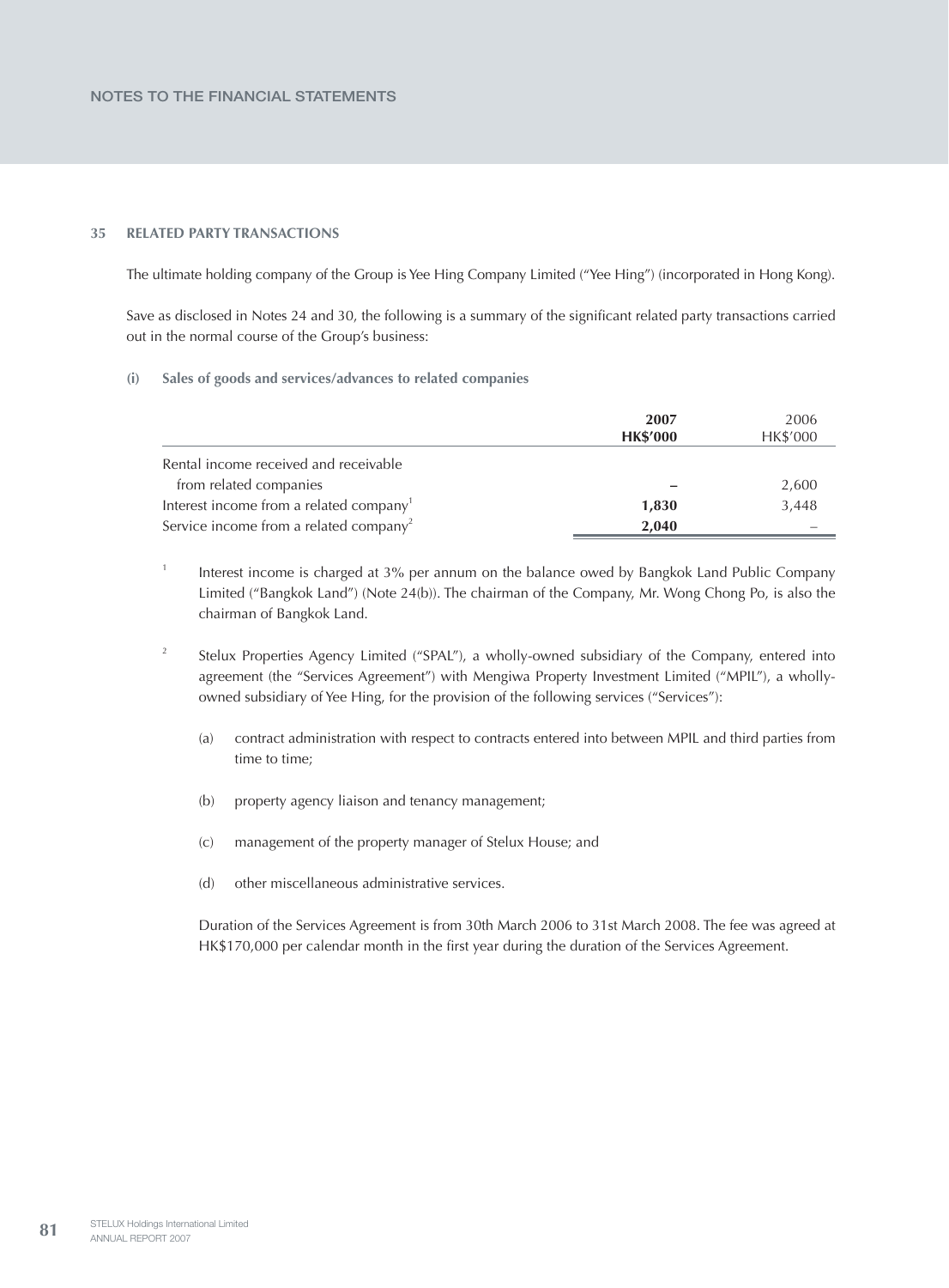## 35 RELATED PARTY TRANSACTIONS

The ultimate holding company of the Group is Yee Hing Company Limited ("Yee Hing") (incorporated in Hong Kong).

Save as disclosed in Notes 24 and 30, the following is a summary of the significant related party transactions carried out in the normal course of the Group's business:

### (i) Sales of goods and services/advances to related companies

| | **2007** | 2006 |
|---|---|---|
| | **HK$'000** | HK$'000 |
| Rental income received and receivable from related companies | **–** | 2,600 |
| Interest income from a related company[1] | **1,830** | 3,448 |
| Service income from a related company[2] | **2,040** | – |

[1] Interest income is charged at 3% per annum on the balance owed by Bangkok Land Public Company Limited ("Bangkok Land") (Note 24(b)). The chairman of the Company, Mr. Wong Chong Po, is also the chairman of Bangkok Land.

[2] Stelux Properties Agency Limited ("SPAL"), a wholly-owned subsidiary of the Company, entered into agreement (the "Services Agreement") with Mengiwa Property Investment Limited ("MPIL"), a wholly-owned subsidiary of Yee Hing, for the provision of the following services ("Services"):

(a) contract administration with respect to contracts entered into between MPIL and third parties from time to time;

(b) property agency liaison and tenancy management;

(c) management of the property manager of Stelux House; and

(d) other miscellaneous administrative services.

Duration of the Services Agreement is from 30th March 2006 to 31st March 2008. The fee was agreed at HK$170,000 per calendar month in the first year during the duration of the Services Agreement.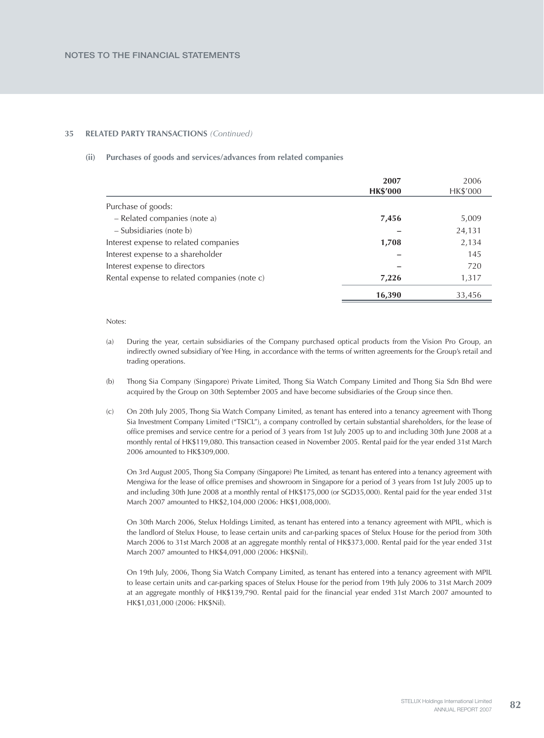## 35 RELATED PARTY TRANSACTIONS *(Continued)*

### (ii) Purchases of goods and services/advances from related companies

| | **2007** **HK$'000** | 2006 HK$'000 |
|---|---|---|
| Purchase of goods: | | |
| – Related companies (note a) | **7,456** | 5,009 |
| – Subsidiaries (note b) | **–** | 24,131 |
| Interest expense to related companies | **1,708** | 2,134 |
| Interest expense to a shareholder | **–** | 145 |
| Interest expense to directors | **–** | 720 |
| Rental expense to related companies (note c) | **7,226** | 1,317 |
| | **16,390** | 33,456 |

Notes:

(a) During the year, certain subsidiaries of the Company purchased optical products from the Vision Pro Group, an indirectly owned subsidiary of Yee Hing, in accordance with the terms of written agreements for the Group's retail and trading operations.

(b) Thong Sia Company (Singapore) Private Limited, Thong Sia Watch Company Limited and Thong Sia Sdn Bhd were acquired by the Group on 30th September 2005 and have become subsidiaries of the Group since then.

(c) On 20th July 2005, Thong Sia Watch Company Limited, as tenant has entered into a tenancy agreement with Thong Sia Investment Company Limited ("TSICL"), a company controlled by certain substantial shareholders, for the lease of office premises and service centre for a period of 3 years from 1st July 2005 up to and including 30th June 2008 at a monthly rental of HK$119,080. This transaction ceased in November 2005. Rental paid for the year ended 31st March 2006 amounted to HK$309,000.

On 3rd August 2005, Thong Sia Company (Singapore) Pte Limited, as tenant has entered into a tenancy agreement with Mengiwa for the lease of office premises and showroom in Singapore for a period of 3 years from 1st July 2005 up to and including 30th June 2008 at a monthly rental of HK$175,000 (or SGD35,000). Rental paid for the year ended 31st March 2007 amounted to HK$2,104,000 (2006: HK$1,008,000).

On 30th March 2006, Stelux Holdings Limited, as tenant has entered into a tenancy agreement with MPIL, which is the landlord of Stelux House, to lease certain units and car-parking spaces of Stelux House for the period from 30th March 2006 to 31st March 2008 at an aggregate monthly rental of HK$373,000. Rental paid for the year ended 31st March 2007 amounted to HK$4,091,000 (2006: HK$Nil).

On 19th July, 2006, Thong Sia Watch Company Limited, as tenant has entered into a tenancy agreement with MPIL to lease certain units and car-parking spaces of Stelux House for the period from 19th July 2006 to 31st March 2009 at an aggregate monthly of HK$139,790. Rental paid for the financial year ended 31st March 2007 amounted to HK$1,031,000 (2006: HK$Nil).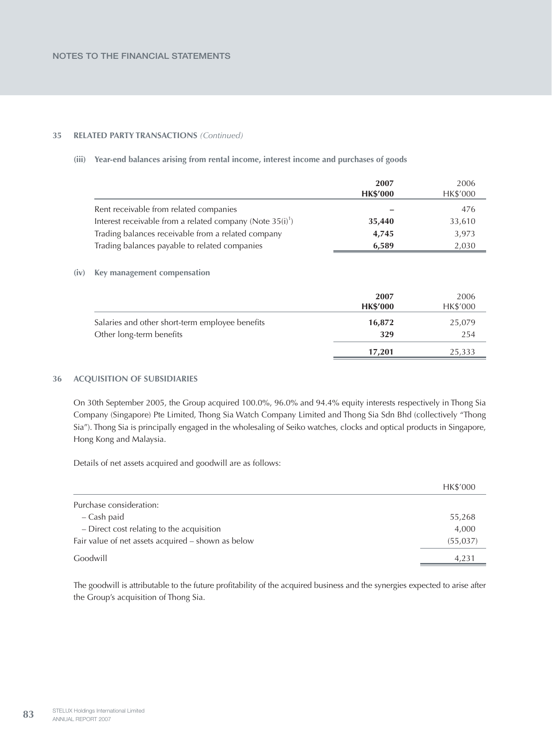## 35 RELATED PARTY TRANSACTIONS *(Continued)*

### (iii) Year-end balances arising from rental income, interest income and purchases of goods

| | **2007** **HK$'000** | 2006 HK$'000 |
|---|---|---|
| Rent receivable from related companies | **–** | 476 |
| Interest receivable from a related company (Note 35(i)[1]) | **35,440** | 33,610 |
| Trading balances receivable from a related company | **4,745** | 3,973 |
| Trading balances payable to related companies | **6,589** | 2,030 |

### (iv) Key management compensation

| | **2007** **HK$'000** | 2006 HK$'000 |
|---|---|---|
| Salaries and other short-term employee benefits | **16,872** | 25,079 |
| Other long-term benefits | **329** | 254 |
| | **17,201** | 25,333 |

## 36 ACQUISITION OF SUBSIDIARIES

On 30th September 2005, the Group acquired 100.0%, 96.0% and 94.4% equity interests respectively in Thong Sia Company (Singapore) Pte Limited, Thong Sia Watch Company Limited and Thong Sia Sdn Bhd (collectively "Thong Sia"). Thong Sia is principally engaged in the wholesaling of Seiko watches, clocks and optical products in Singapore, Hong Kong and Malaysia.

Details of net assets acquired and goodwill are as follows:

| | HK$'000 |
|---|---|
| Purchase consideration: | |
| – Cash paid | 55,268 |
| – Direct cost relating to the acquisition | 4,000 |
| Fair value of net assets acquired – shown as below | (55,037) |
| Goodwill | 4,231 |

The goodwill is attributable to the future profitability of the acquired business and the synergies expected to arise after the Group's acquisition of Thong Sia.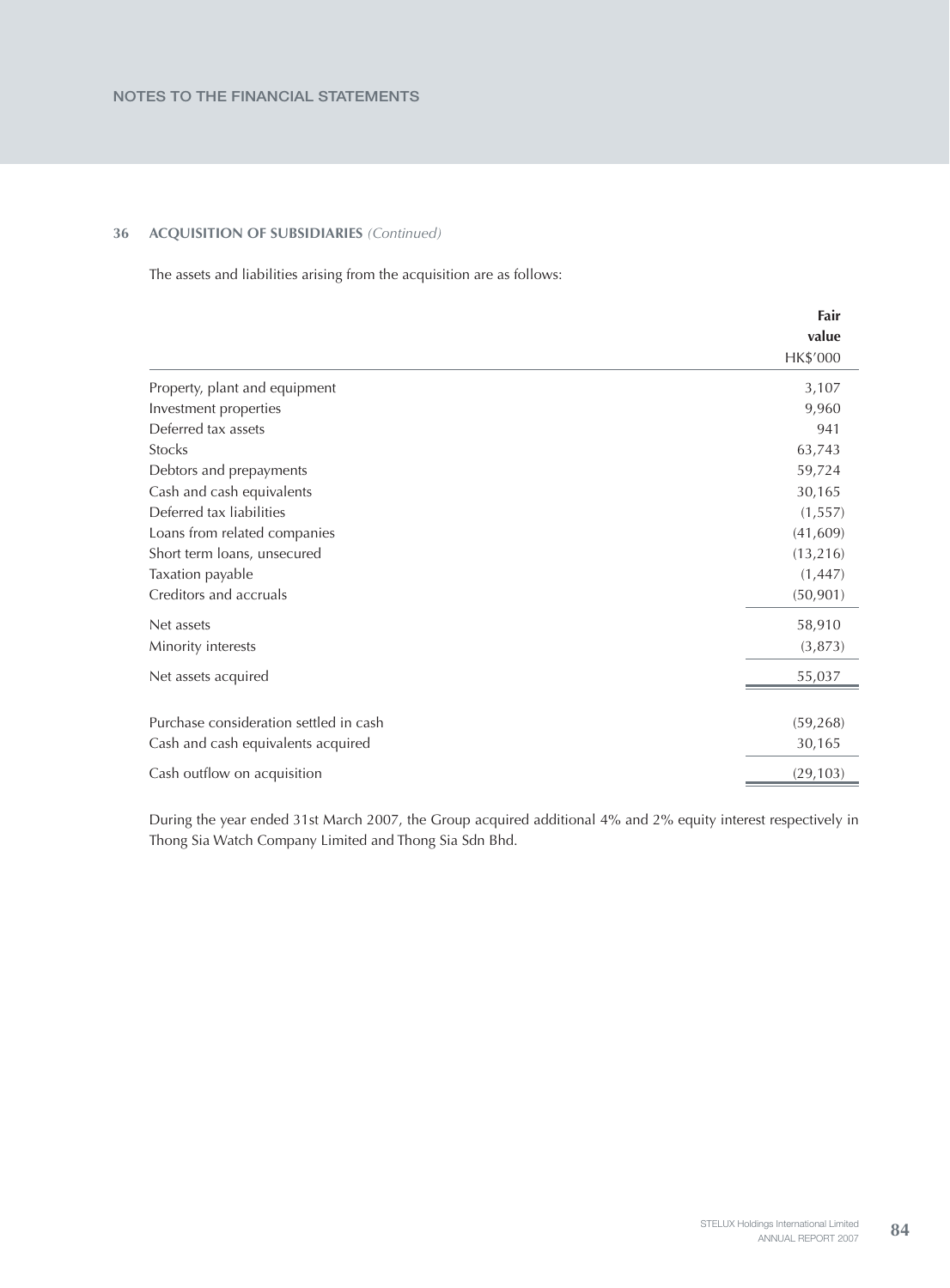## 36 ACQUISITION OF SUBSIDIARIES *(Continued)*

The assets and liabilities arising from the acquisition are as follows:

| | **Fair value** HK$'000 |
|---|---|
| Property, plant and equipment | 3,107 |
| Investment properties | 9,960 |
| Deferred tax assets | 941 |
| Stocks | 63,743 |
| Debtors and prepayments | 59,724 |
| Cash and cash equivalents | 30,165 |
| Deferred tax liabilities | (1,557) |
| Loans from related companies | (41,609) |
| Short term loans, unsecured | (13,216) |
| Taxation payable | (1,447) |
| Creditors and accruals | (50,901) |
| Net assets | 58,910 |
| Minority interests | (3,873) |
| Net assets acquired | 55,037 |
| | |
| Purchase consideration settled in cash | (59,268) |
| Cash and cash equivalents acquired | 30,165 |
| Cash outflow on acquisition | (29,103) |

During the year ended 31st March 2007, the Group acquired additional 4% and 2% equity interest respectively in Thong Sia Watch Company Limited and Thong Sia Sdn Bhd.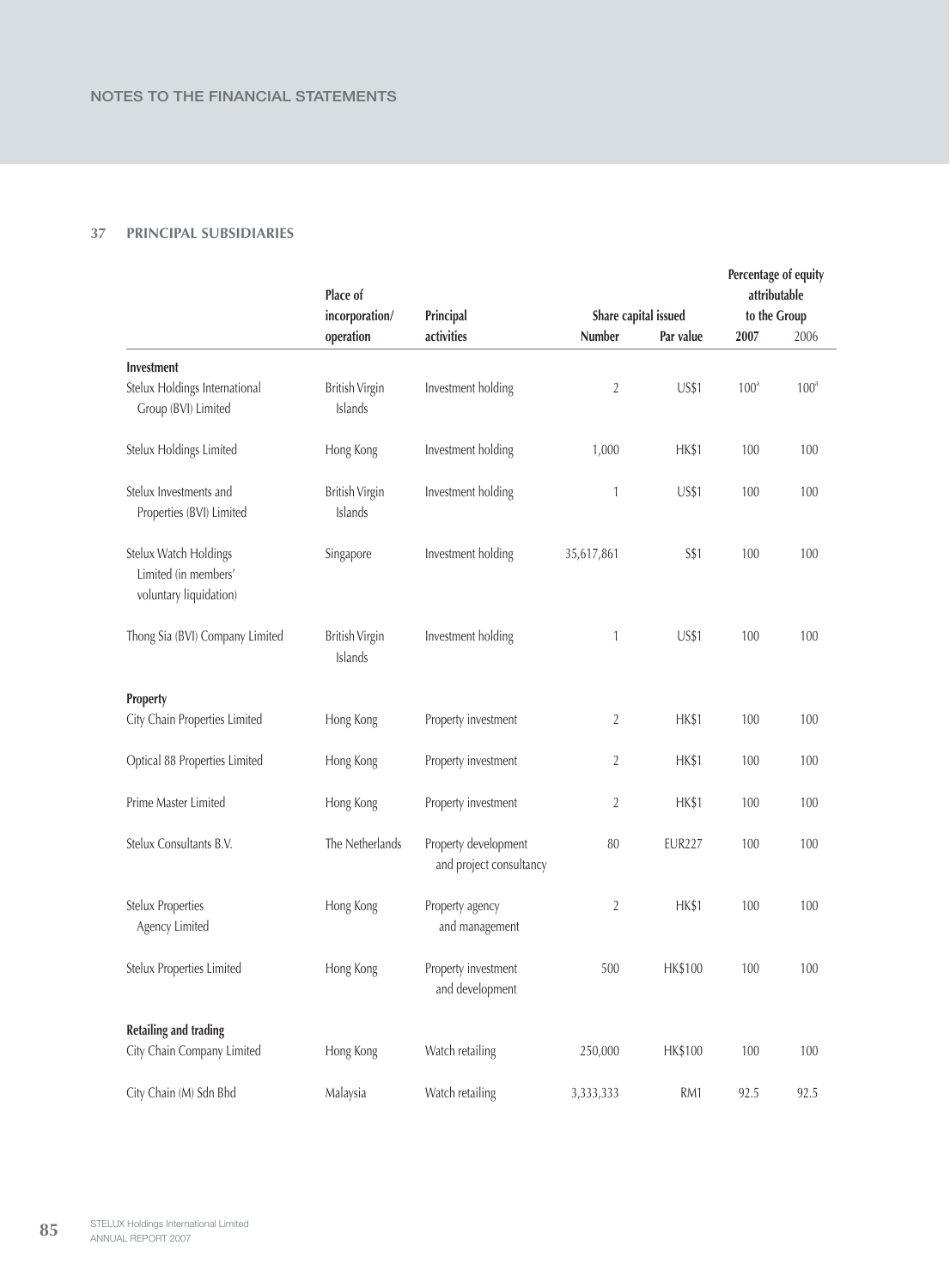## 37 PRINCIPAL SUBSIDIARIES

| | Place of incorporation/ operation | Principal activities | Share capital issued | | Percentage of equity attributable to the Group | |
|---|---|---|---|---|---|---|
| | | | Number | Par value | 2007 | 2006 |
| **Investment** | | | | | | |
| Stelux Holdings International Group (BVI) Limited | British Virgin Islands | Investment holding | 2 | US$1 | 100[a] | 100[a] |
| Stelux Holdings Limited | Hong Kong | Investment holding | 1,000 | HK$1 | 100 | 100 |
| Stelux Investments and Properties (BVI) Limited | British Virgin Islands | Investment holding | 1 | US$1 | 100 | 100 |
| Stelux Watch Holdings Limited (in members' voluntary liquidation) | Singapore | Investment holding | 35,617,861 | S$1 | 100 | 100 |
| Thong Sia (BVI) Company Limited | British Virgin Islands | Investment holding | 1 | US$1 | 100 | 100 |
| **Property** | | | | | | |
| City Chain Properties Limited | Hong Kong | Property investment | 2 | HK$1 | 100 | 100 |
| Optical 88 Properties Limited | Hong Kong | Property investment | 2 | HK$1 | 100 | 100 |
| Prime Master Limited | Hong Kong | Property investment | 2 | HK$1 | 100 | 100 |
| Stelux Consultants B.V. | The Netherlands | Property development and project consultancy | 80 | EUR227 | 100 | 100 |
| Stelux Properties Agency Limited | Hong Kong | Property agency and management | 2 | HK$1 | 100 | 100 |
| Stelux Properties Limited | Hong Kong | Property investment and development | 500 | HK$100 | 100 | 100 |
| **Retailing and trading** | | | | | | |
| City Chain Company Limited | Hong Kong | Watch retailing | 250,000 | HK$100 | 100 | 100 |
| City Chain (M) Sdn Bhd | Malaysia | Watch retailing | 3,333,333 | RM1 | 92.5 | 92.5 |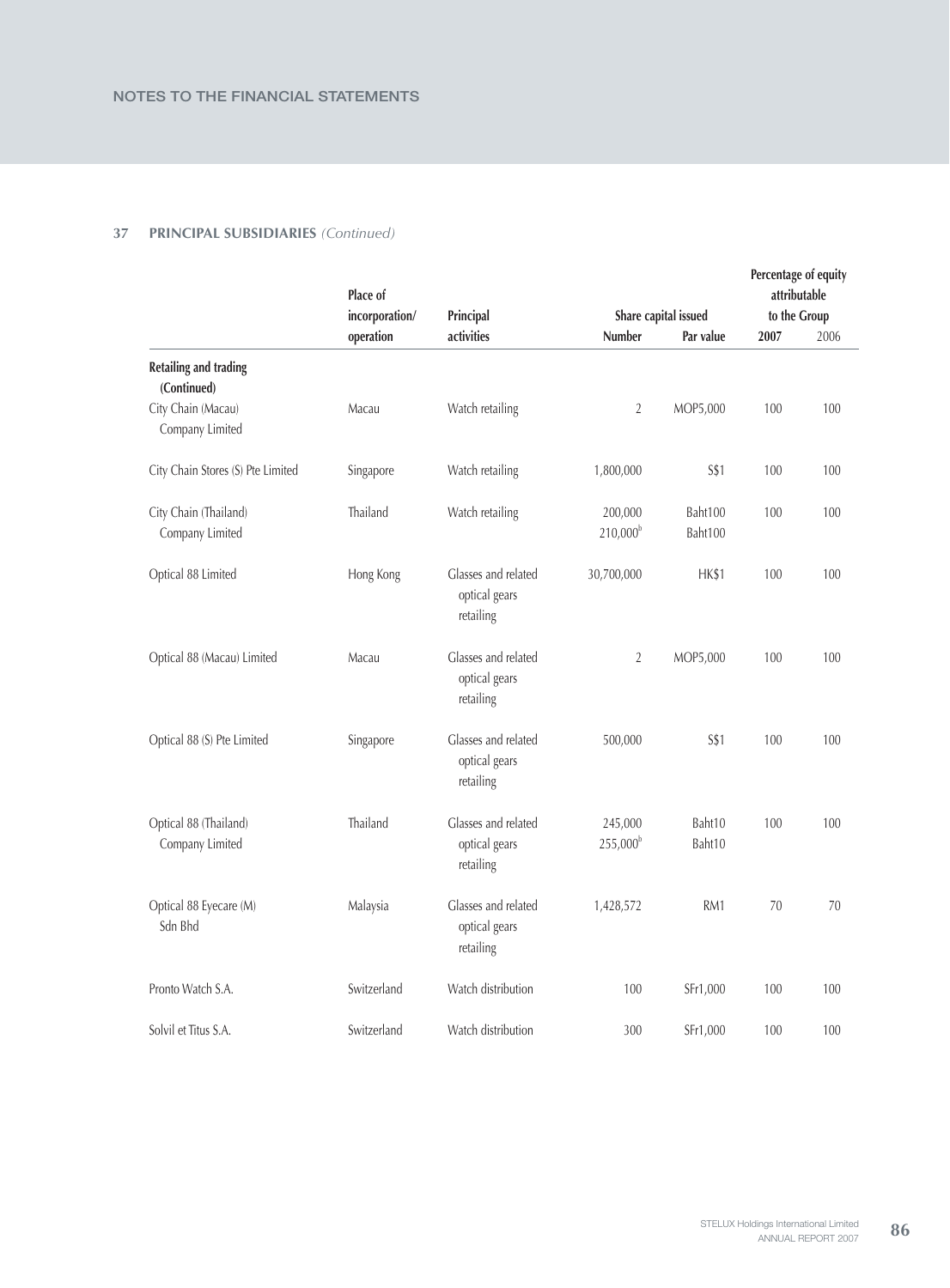## 37 PRINCIPAL SUBSIDIARIES *(Continued)*

| | Place of incorporation/ operation | Principal activities | Share capital issued | | Percentage of equity attributable to the Group | |
|---|---|---|---|---|---|---|
| | | | Number | Par value | 2007 | 2006 |
| **Retailing and trading (Continued)** | | | | | | |
| City Chain (Macau) Company Limited | Macau | Watch retailing | 2 | MOP5,000 | 100 | 100 |
| City Chain Stores (S) Pte Limited | Singapore | Watch retailing | 1,800,000 | S$1 | 100 | 100 |
| City Chain (Thailand) Company Limited | Thailand | Watch retailing | 200,000<br>210,000[b] | Baht100<br>Baht100 | 100 | 100 |
| Optical 88 Limited | Hong Kong | Glasses and related optical gears retailing | 30,700,000 | HK$1 | 100 | 100 |
| Optical 88 (Macau) Limited | Macau | Glasses and related optical gears retailing | 2 | MOP5,000 | 100 | 100 |
| Optical 88 (S) Pte Limited | Singapore | Glasses and related optical gears retailing | 500,000 | S$1 | 100 | 100 |
| Optical 88 (Thailand) Company Limited | Thailand | Glasses and related optical gears retailing | 245,000<br>255,000[b] | Baht10<br>Baht10 | 100 | 100 |
| Optical 88 Eyecare (M) Sdn Bhd | Malaysia | Glasses and related optical gears retailing | 1,428,572 | RM1 | 70 | 70 |
| Pronto Watch S.A. | Switzerland | Watch distribution | 100 | SFr1,000 | 100 | 100 |
| Solvil et Titus S.A. | Switzerland | Watch distribution | 300 | SFr1,000 | 100 | 100 |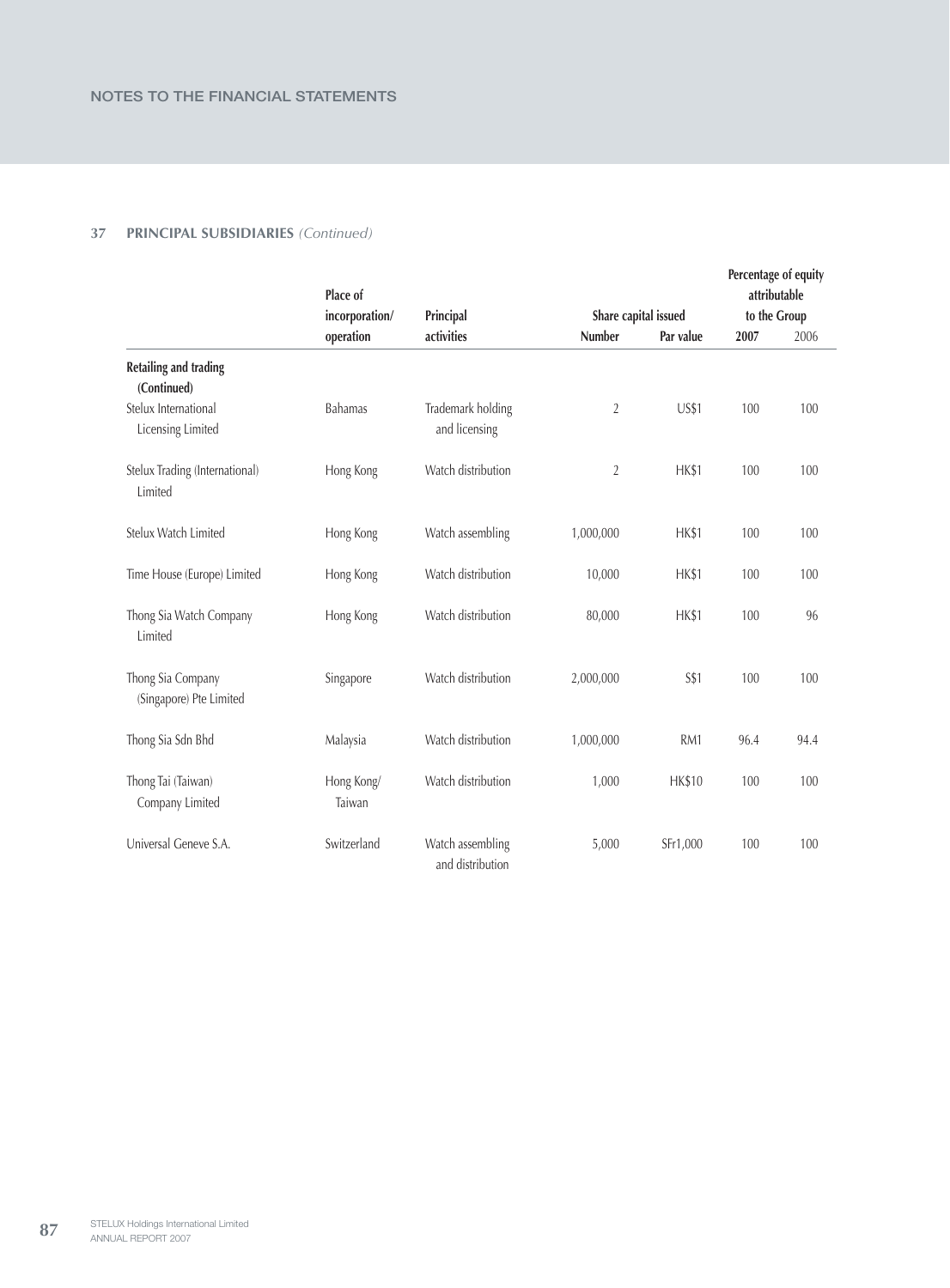## 37 PRINCIPAL SUBSIDIARIES *(Continued)*

| | Place of incorporation/ operation | Principal activities | Share capital issued | | Percentage of equity attributable to the Group | |
|---|---|---|---|---|---|---|
| | | | Number | Par value | 2007 | 2006 |
| **Retailing and trading (Continued)** | | | | | | |
| Stelux International Licensing Limited | Bahamas | Trademark holding and licensing | 2 | US$1 | 100 | 100 |
| Stelux Trading (International) Limited | Hong Kong | Watch distribution | 2 | HK$1 | 100 | 100 |
| Stelux Watch Limited | Hong Kong | Watch assembling | 1,000,000 | HK$1 | 100 | 100 |
| Time House (Europe) Limited | Hong Kong | Watch distribution | 10,000 | HK$1 | 100 | 100 |
| Thong Sia Watch Company Limited | Hong Kong | Watch distribution | 80,000 | HK$1 | 100 | 96 |
| Thong Sia Company (Singapore) Pte Limited | Singapore | Watch distribution | 2,000,000 | S$1 | 100 | 100 |
| Thong Sia Sdn Bhd | Malaysia | Watch distribution | 1,000,000 | RM1 | 96.4 | 94.4 |
| Thong Tai (Taiwan) Company Limited | Hong Kong/ Taiwan | Watch distribution | 1,000 | HK$10 | 100 | 100 |
| Universal Geneve S.A. | Switzerland | Watch assembling and distribution | 5,000 | SFr1,000 | 100 | 100 |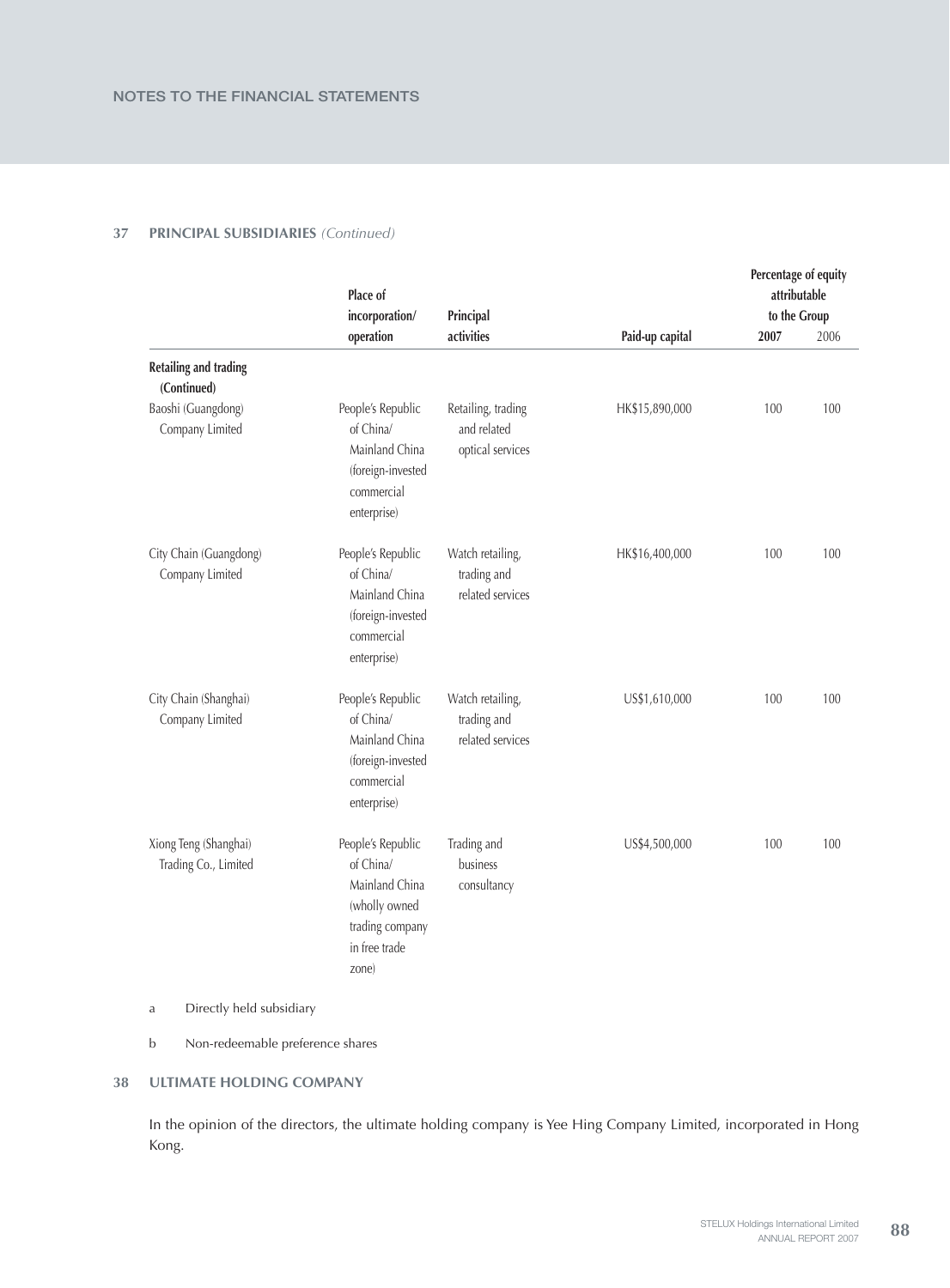## 37 PRINCIPAL SUBSIDIARIES *(Continued)*

| | Place of incorporation/ operation | Principal activities | Paid-up capital | Percentage of equity attributable to the Group 2007 | 2006 |
|---|---|---|---|---|---|
| **Retailing and trading (Continued)** | | | | | |
| Baoshi (Guangdong) Company Limited | People's Republic of China/ Mainland China (foreign-invested commercial enterprise) | Retailing, trading and related optical services | HK$15,890,000 | 100 | 100 |
| City Chain (Guangdong) Company Limited | People's Republic of China/ Mainland China (foreign-invested commercial enterprise) | Watch retailing, trading and related services | HK$16,400,000 | 100 | 100 |
| City Chain (Shanghai) Company Limited | People's Republic of China/ Mainland China (foreign-invested commercial enterprise) | Watch retailing, trading and related services | US$1,610,000 | 100 | 100 |
| Xiong Teng (Shanghai) Trading Co., Limited | People's Republic of China/ Mainland China (wholly owned trading company in free trade zone) | Trading and business consultancy | US$4,500,000 | 100 | 100 |

a Directly held subsidiary

b Non-redeemable preference shares

## 38 ULTIMATE HOLDING COMPANY

In the opinion of the directors, the ultimate holding company is Yee Hing Company Limited, incorporated in Hong Kong.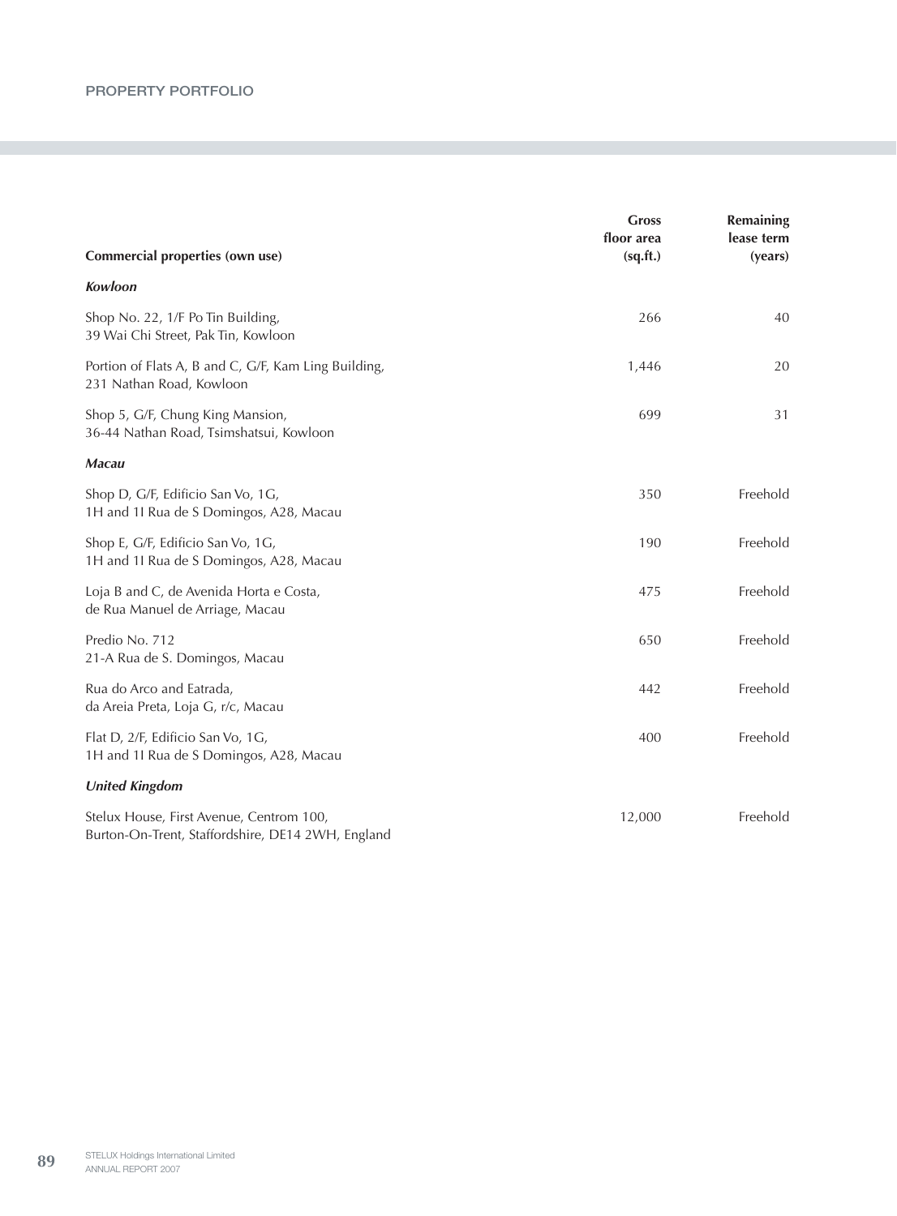## PROPERTY PORTFOLIO

| Commercial properties (own use) | Gross floor area (sq.ft.) | Remaining lease term (years) |
|---|---|---|
| ***Kowloon*** | | |
| Shop No. 22, 1/F Po Tin Building, 39 Wai Chi Street, Pak Tin, Kowloon | 266 | 40 |
| Portion of Flats A, B and C, G/F, Kam Ling Building, 231 Nathan Road, Kowloon | 1,446 | 20 |
| Shop 5, G/F, Chung King Mansion, 36-44 Nathan Road, Tsimshatsui, Kowloon | 699 | 31 |
| ***Macau*** | | |
| Shop D, G/F, Edificio San Vo, 1G, 1H and 1I Rua de S Domingos, A28, Macau | 350 | Freehold |
| Shop E, G/F, Edificio San Vo, 1G, 1H and 1I Rua de S Domingos, A28, Macau | 190 | Freehold |
| Loja B and C, de Avenida Horta e Costa, de Rua Manuel de Arriage, Macau | 475 | Freehold |
| Predio No. 712 21-A Rua de S. Domingos, Macau | 650 | Freehold |
| Rua do Arco and Eatrada, da Areia Preta, Loja G, r/c, Macau | 442 | Freehold |
| Flat D, 2/F, Edificio San Vo, 1G, 1H and 1I Rua de S Domingos, A28, Macau | 400 | Freehold |
| ***United Kingdom*** | | |
| Stelux House, First Avenue, Centrom 100, Burton-On-Trent, Staffordshire, DE14 2WH, England | 12,000 | Freehold |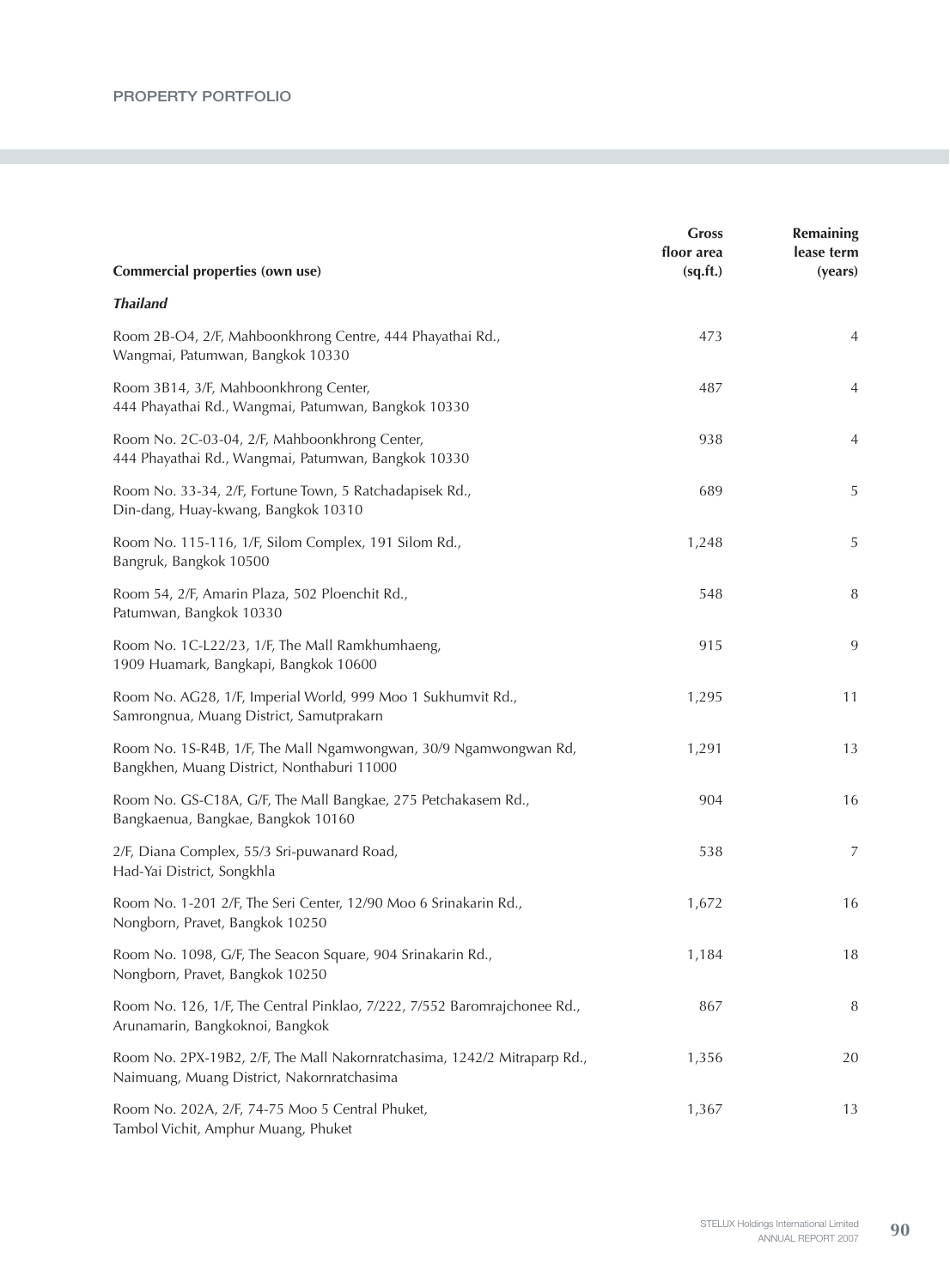## PROPERTY PORTFOLIO

| Commercial properties (own use) | Gross floor area (sq.ft.) | Remaining lease term (years) |
|---|---|---|
| ***Thailand*** | | |
| Room 2B-O4, 2/F, Mahboonkhrong Centre, 444 Phayathai Rd., Wangmai, Patumwan, Bangkok 10330 | 473 | 4 |
| Room 3B14, 3/F, Mahboonkhrong Center, 444 Phayathai Rd., Wangmai, Patumwan, Bangkok 10330 | 487 | 4 |
| Room No. 2C-03-04, 2/F, Mahboonkhrong Center, 444 Phayathai Rd., Wangmai, Patumwan, Bangkok 10330 | 938 | 4 |
| Room No. 33-34, 2/F, Fortune Town, 5 Ratchadapisek Rd., Din-dang, Huay-kwang, Bangkok 10310 | 689 | 5 |
| Room No. 115-116, 1/F, Silom Complex, 191 Silom Rd., Bangruk, Bangkok 10500 | 1,248 | 5 |
| Room 54, 2/F, Amarin Plaza, 502 Ploenchit Rd., Patumwan, Bangkok 10330 | 548 | 8 |
| Room No. 1C-L22/23, 1/F, The Mall Ramkhumhaeng, 1909 Huamark, Bangkapi, Bangkok 10600 | 915 | 9 |
| Room No. AG28, 1/F, Imperial World, 999 Moo 1 Sukhumvit Rd., Samrongnua, Muang District, Samutprakarn | 1,295 | 11 |
| Room No. 1S-R4B, 1/F, The Mall Ngamwongwan, 30/9 Ngamwongwan Rd, Bangkhen, Muang District, Nonthaburi 11000 | 1,291 | 13 |
| Room No. GS-C18A, G/F, The Mall Bangkae, 275 Petchakasem Rd., Bangkaenua, Bangkae, Bangkok 10160 | 904 | 16 |
| 2/F, Diana Complex, 55/3 Sri-puwanard Road, Had-Yai District, Songkhla | 538 | 7 |
| Room No. 1-201 2/F, The Seri Center, 12/90 Moo 6 Srinakarin Rd., Nongborn, Pravet, Bangkok 10250 | 1,672 | 16 |
| Room No. 1098, G/F, The Seacon Square, 904 Srinakarin Rd., Nongborn, Pravet, Bangkok 10250 | 1,184 | 18 |
| Room No. 126, 1/F, The Central Pinklao, 7/222, 7/552 Baromrajchonee Rd., Arunamarin, Bangkoknoi, Bangkok | 867 | 8 |
| Room No. 2PX-19B2, 2/F, The Mall Nakornratchasima, 1242/2 Mitraparp Rd., Naimuang, Muang District, Nakornratchasima | 1,356 | 20 |
| Room No. 202A, 2/F, 74-75 Moo 5 Central Phuket, Tambol Vichit, Amphur Muang, Phuket | 1,367 | 13 |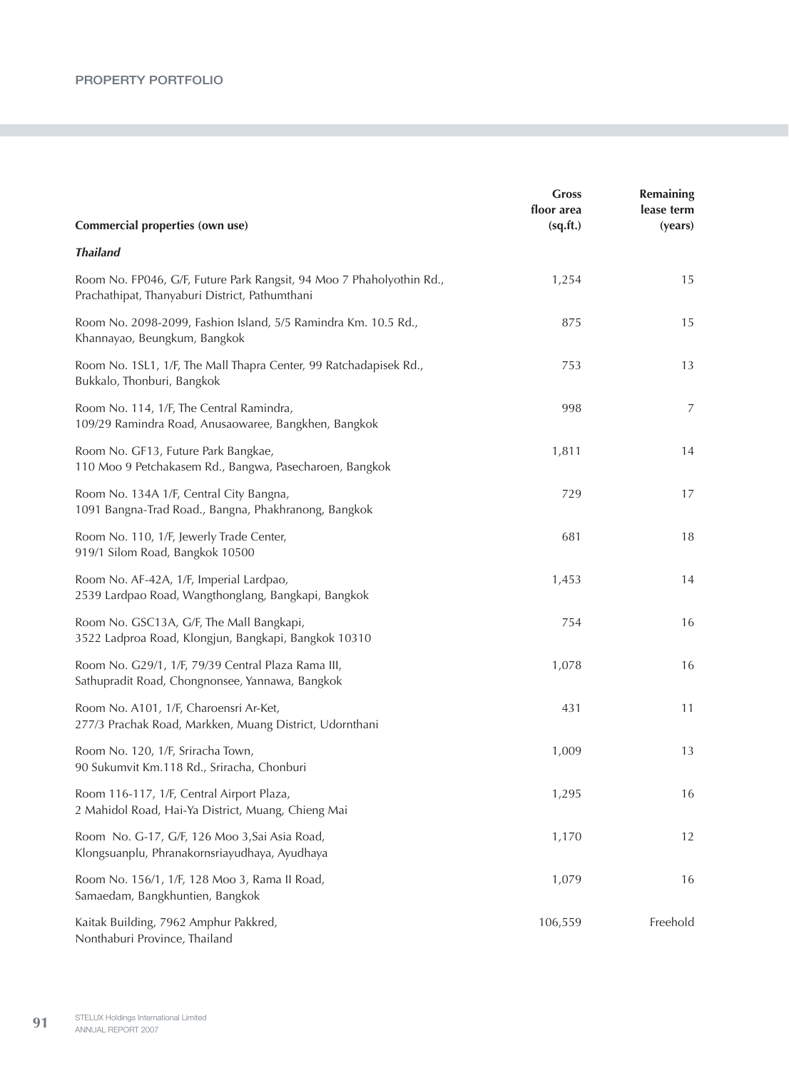## PROPERTY PORTFOLIO

| Commercial properties (own use) | Gross floor area (sq.ft.) | Remaining lease term (years) |
|---|---|---|
| ***Thailand*** | | |
| Room No. FP046, G/F, Future Park Rangsit, 94 Moo 7 Phaholyothin Rd., Prachathipat, Thanyaburi District, Pathumthani | 1,254 | 15 |
| Room No. 2098-2099, Fashion Island, 5/5 Ramindra Km. 10.5 Rd., Khannayao, Beungkum, Bangkok | 875 | 15 |
| Room No. 1SL1, 1/F, The Mall Thapra Center, 99 Ratchadapisek Rd., Bukkalo, Thonburi, Bangkok | 753 | 13 |
| Room No. 114, 1/F, The Central Ramindra, 109/29 Ramindra Road, Anusaowaree, Bangkhen, Bangkok | 998 | 7 |
| Room No. GF13, Future Park Bangkae, 110 Moo 9 Petchakasem Rd., Bangwa, Pasecharoen, Bangkok | 1,811 | 14 |
| Room No. 134A 1/F, Central City Bangna, 1091 Bangna-Trad Road., Bangna, Phakhranong, Bangkok | 729 | 17 |
| Room No. 110, 1/F, Jewerly Trade Center, 919/1 Silom Road, Bangkok 10500 | 681 | 18 |
| Room No. AF-42A, 1/F, Imperial Lardpao, 2539 Lardpao Road, Wangthonglang, Bangkapi, Bangkok | 1,453 | 14 |
| Room No. GSC13A, G/F, The Mall Bangkapi, 3522 Ladproa Road, Klongjun, Bangkapi, Bangkok 10310 | 754 | 16 |
| Room No. G29/1, 1/F, 79/39 Central Plaza Rama III, Sathupradit Road, Chongnonsee, Yannawa, Bangkok | 1,078 | 16 |
| Room No. A101, 1/F, Charoensri Ar-Ket, 277/3 Prachak Road, Markken, Muang District, Udornthani | 431 | 11 |
| Room No. 120, 1/F, Sriracha Town, 90 Sukumvit Km.118 Rd., Sriracha, Chonburi | 1,009 | 13 |
| Room 116-117, 1/F, Central Airport Plaza, 2 Mahidol Road, Hai-Ya District, Muang, Chieng Mai | 1,295 | 16 |
| Room No. G-17, G/F, 126 Moo 3,Sai Asia Road, Klongsuanplu, Phranakornsriayudhaya, Ayudhaya | 1,170 | 12 |
| Room No. 156/1, 1/F, 128 Moo 3, Rama II Road, Samaedam, Bangkhuntien, Bangkok | 1,079 | 16 |
| Kaitak Building, 7962 Amphur Pakkred, Nonthaburi Province, Thailand | 106,559 | Freehold |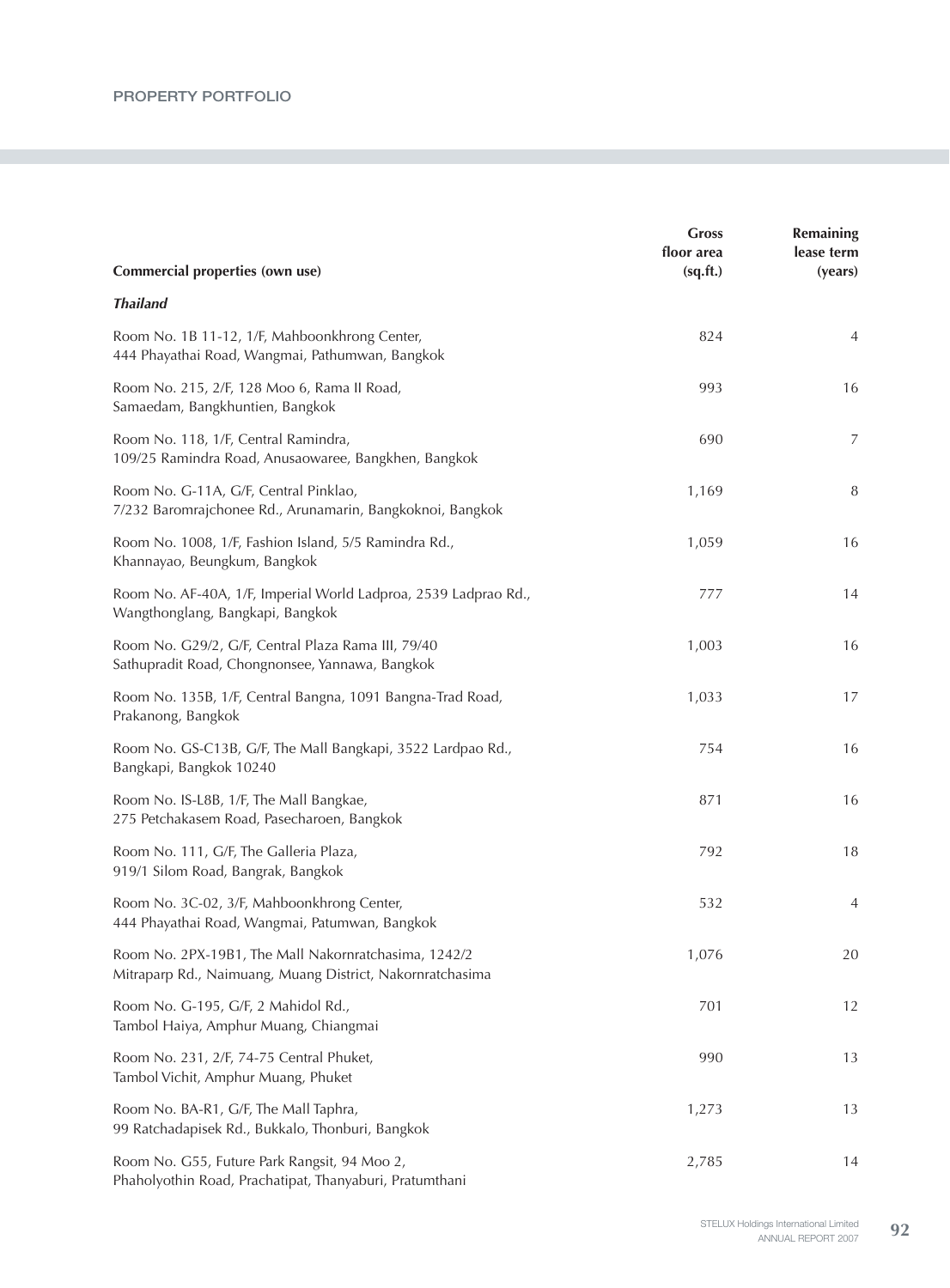## PROPERTY PORTFOLIO

| Commercial properties (own use) | Gross floor area (sq.ft.) | Remaining lease term (years) |
|---|---|---|
| ***Thailand*** | | |
| Room No. 1B 11-12, 1/F, Mahboonkhrong Center, 444 Phayathai Road, Wangmai, Pathumwan, Bangkok | 824 | 4 |
| Room No. 215, 2/F, 128 Moo 6, Rama II Road, Samaedam, Bangkhuntien, Bangkok | 993 | 16 |
| Room No. 118, 1/F, Central Ramindra, 109/25 Ramindra Road, Anusaowaree, Bangkhen, Bangkok | 690 | 7 |
| Room No. G-11A, G/F, Central Pinklao, 7/232 Baromrajchonee Rd., Arunamarin, Bangkoknoi, Bangkok | 1,169 | 8 |
| Room No. 1008, 1/F, Fashion Island, 5/5 Ramindra Rd., Khannayao, Beungkum, Bangkok | 1,059 | 16 |
| Room No. AF-40A, 1/F, Imperial World Ladproa, 2539 Ladprao Rd., Wangthonglang, Bangkapi, Bangkok | 777 | 14 |
| Room No. G29/2, G/F, Central Plaza Rama III, 79/40 Sathupradit Road, Chongnonsee, Yannawa, Bangkok | 1,003 | 16 |
| Room No. 135B, 1/F, Central Bangna, 1091 Bangna-Trad Road, Prakanong, Bangkok | 1,033 | 17 |
| Room No. GS-C13B, G/F, The Mall Bangkapi, 3522 Lardpao Rd., Bangkapi, Bangkok 10240 | 754 | 16 |
| Room No. IS-L8B, 1/F, The Mall Bangkae, 275 Petchakasem Road, Pasecharoen, Bangkok | 871 | 16 |
| Room No. 111, G/F, The Galleria Plaza, 919/1 Silom Road, Bangrak, Bangkok | 792 | 18 |
| Room No. 3C-02, 3/F, Mahboonkhrong Center, 444 Phayathai Road, Wangmai, Patumwan, Bangkok | 532 | 4 |
| Room No. 2PX-19B1, The Mall Nakornratchasima, 1242/2 Mitraparp Rd., Naimuang, Muang District, Nakornratchasima | 1,076 | 20 |
| Room No. G-195, G/F, 2 Mahidol Rd., Tambol Haiya, Amphur Muang, Chiangmai | 701 | 12 |
| Room No. 231, 2/F, 74-75 Central Phuket, Tambol Vichit, Amphur Muang, Phuket | 990 | 13 |
| Room No. BA-R1, G/F, The Mall Taphra, 99 Ratchadapisek Rd., Bukkalo, Thonburi, Bangkok | 1,273 | 13 |
| Room No. G55, Future Park Rangsit, 94 Moo 2, Phaholyothin Road, Prachatipat, Thanyaburi, Pratumthani | 2,785 | 14 |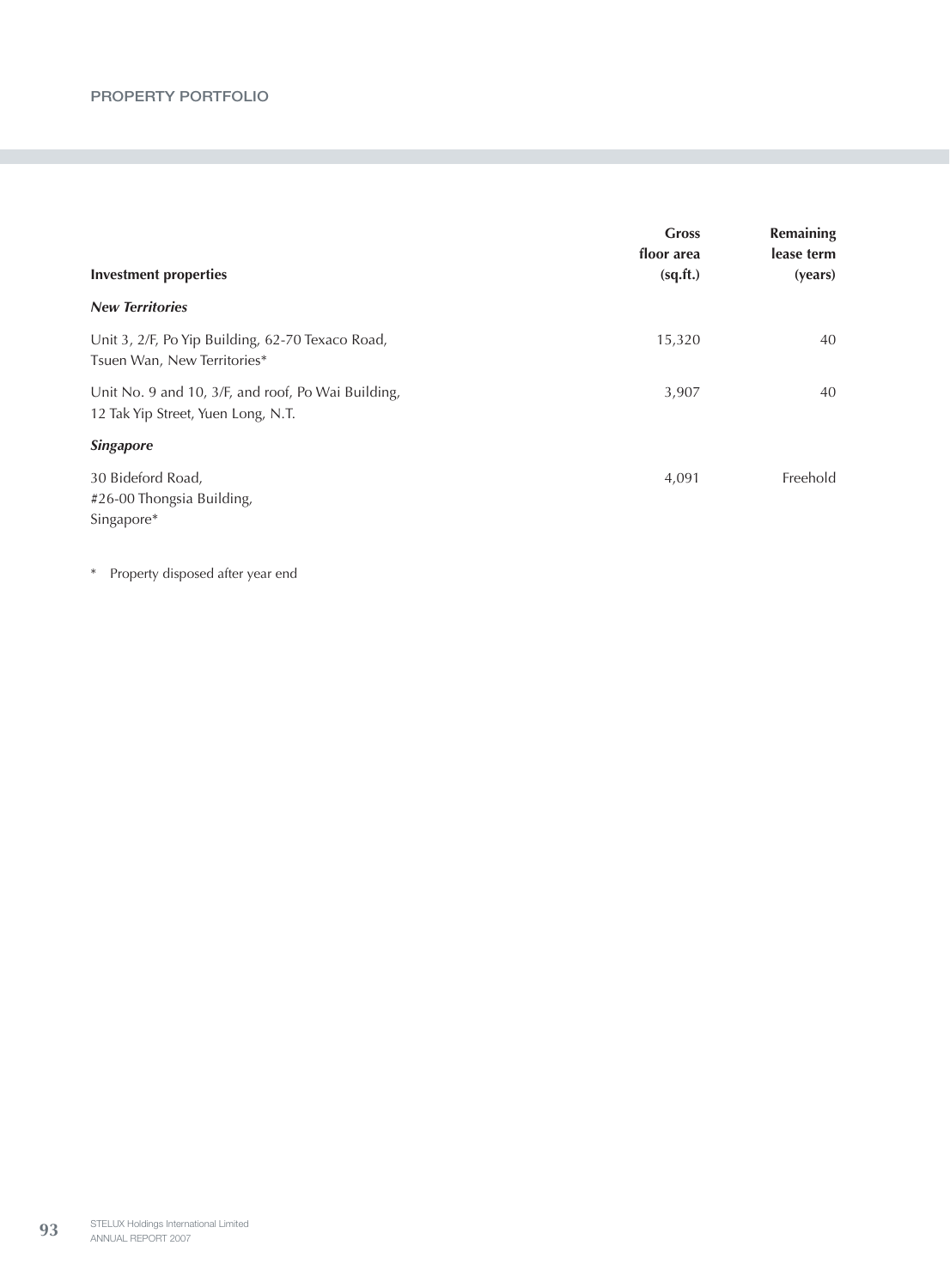# PROPERTY PORTFOLIO

| Investment properties | Gross floor area (sq.ft.) | Remaining lease term (years) |
|---|---|---|
| ***New Territories*** | | |
| Unit 3, 2/F, Po Yip Building, 62-70 Texaco Road, Tsuen Wan, New Territories* | 15,320 | 40 |
| Unit No. 9 and 10, 3/F, and roof, Po Wai Building, 12 Tak Yip Street, Yuen Long, N.T. | 3,907 | 40 |
| ***Singapore*** | | |
| 30 Bideford Road, #26-00 Thongsia Building, Singapore* | 4,091 | Freehold |

* Property disposed after year end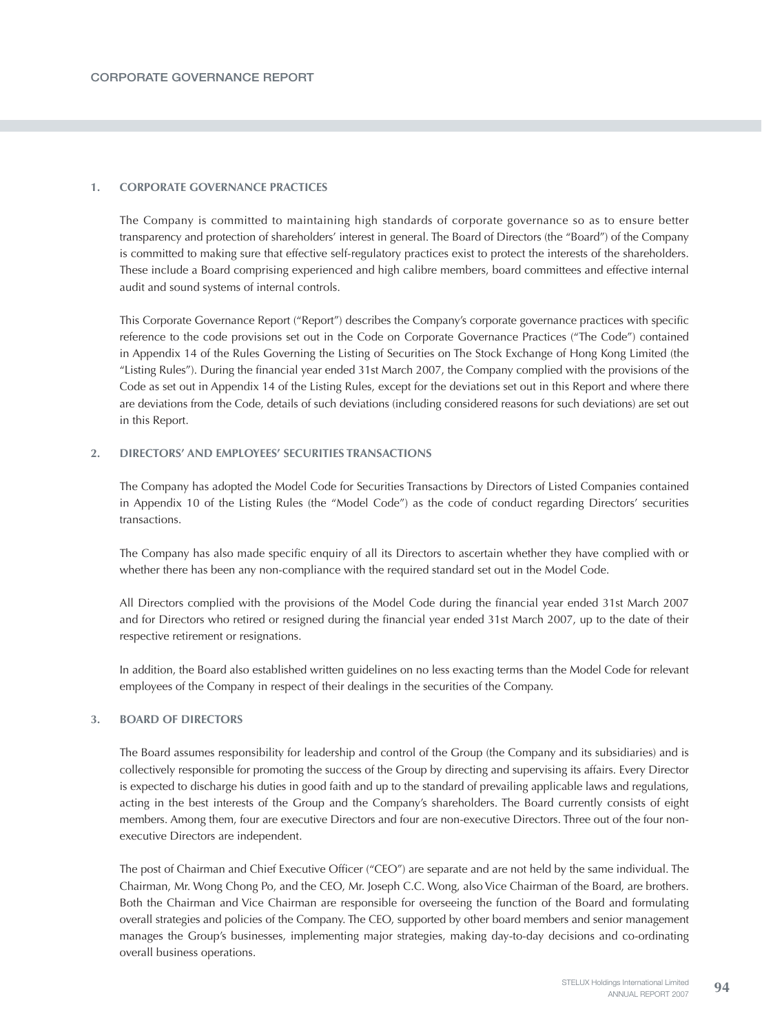## 1. CORPORATE GOVERNANCE PRACTICES

The Company is committed to maintaining high standards of corporate governance so as to ensure better transparency and protection of shareholders' interest in general. The Board of Directors (the "Board") of the Company is committed to making sure that effective self-regulatory practices exist to protect the interests of the shareholders. These include a Board comprising experienced and high calibre members, board committees and effective internal audit and sound systems of internal controls.

This Corporate Governance Report ("Report") describes the Company's corporate governance practices with specific reference to the code provisions set out in the Code on Corporate Governance Practices ("The Code") contained in Appendix 14 of the Rules Governing the Listing of Securities on The Stock Exchange of Hong Kong Limited (the "Listing Rules"). During the financial year ended 31st March 2007, the Company complied with the provisions of the Code as set out in Appendix 14 of the Listing Rules, except for the deviations set out in this Report and where there are deviations from the Code, details of such deviations (including considered reasons for such deviations) are set out in this Report.

## 2. DIRECTORS' AND EMPLOYEES' SECURITIES TRANSACTIONS

The Company has adopted the Model Code for Securities Transactions by Directors of Listed Companies contained in Appendix 10 of the Listing Rules (the "Model Code") as the code of conduct regarding Directors' securities transactions.

The Company has also made specific enquiry of all its Directors to ascertain whether they have complied with or whether there has been any non-compliance with the required standard set out in the Model Code.

All Directors complied with the provisions of the Model Code during the financial year ended 31st March 2007 and for Directors who retired or resigned during the financial year ended 31st March 2007, up to the date of their respective retirement or resignations.

In addition, the Board also established written guidelines on no less exacting terms than the Model Code for relevant employees of the Company in respect of their dealings in the securities of the Company.

## 3. BOARD OF DIRECTORS

The Board assumes responsibility for leadership and control of the Group (the Company and its subsidiaries) and is collectively responsible for promoting the success of the Group by directing and supervising its affairs. Every Director is expected to discharge his duties in good faith and up to the standard of prevailing applicable laws and regulations, acting in the best interests of the Group and the Company's shareholders. The Board currently consists of eight members. Among them, four are executive Directors and four are non-executive Directors. Three out of the four non-executive Directors are independent.

The post of Chairman and Chief Executive Officer ("CEO") are separate and are not held by the same individual. The Chairman, Mr. Wong Chong Po, and the CEO, Mr. Joseph C.C. Wong, also Vice Chairman of the Board, are brothers. Both the Chairman and Vice Chairman are responsible for overseeing the function of the Board and formulating overall strategies and policies of the Company. The CEO, supported by other board members and senior management manages the Group's businesses, implementing major strategies, making day-to-day decisions and co-ordinating overall business operations.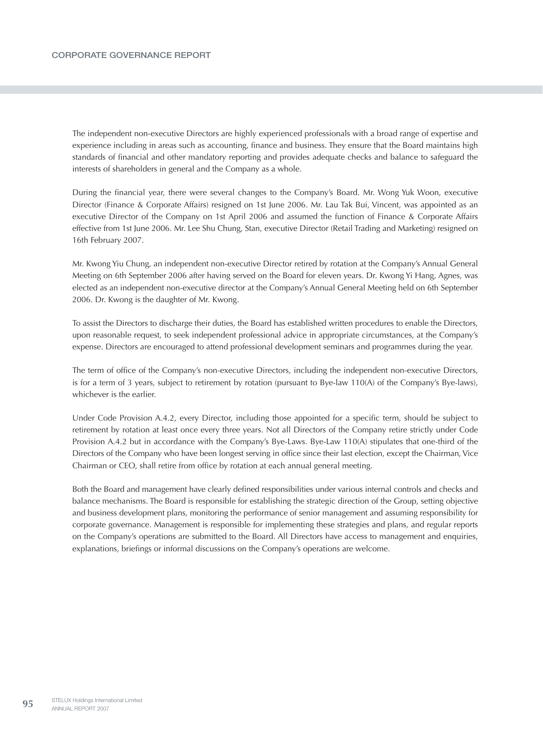The independent non-executive Directors are highly experienced professionals with a broad range of expertise and experience including in areas such as accounting, finance and business. They ensure that the Board maintains high standards of financial and other mandatory reporting and provides adequate checks and balance to safeguard the interests of shareholders in general and the Company as a whole.

During the financial year, there were several changes to the Company's Board. Mr. Wong Yuk Woon, executive Director (Finance & Corporate Affairs) resigned on 1st June 2006. Mr. Lau Tak Bui, Vincent, was appointed as an executive Director of the Company on 1st April 2006 and assumed the function of Finance & Corporate Affairs effective from 1st June 2006. Mr. Lee Shu Chung, Stan, executive Director (Retail Trading and Marketing) resigned on 16th February 2007.

Mr. Kwong Yiu Chung, an independent non-executive Director retired by rotation at the Company's Annual General Meeting on 6th September 2006 after having served on the Board for eleven years. Dr. Kwong Yi Hang, Agnes, was elected as an independent non-executive director at the Company's Annual General Meeting held on 6th September 2006. Dr. Kwong is the daughter of Mr. Kwong.

To assist the Directors to discharge their duties, the Board has established written procedures to enable the Directors, upon reasonable request, to seek independent professional advice in appropriate circumstances, at the Company's expense. Directors are encouraged to attend professional development seminars and programmes during the year.

The term of office of the Company's non-executive Directors, including the independent non-executive Directors, is for a term of 3 years, subject to retirement by rotation (pursuant to Bye-law 110(A) of the Company's Bye-laws), whichever is the earlier.

Under Code Provision A.4.2, every Director, including those appointed for a specific term, should be subject to retirement by rotation at least once every three years. Not all Directors of the Company retire strictly under Code Provision A.4.2 but in accordance with the Company's Bye-Laws. Bye-Law 110(A) stipulates that one-third of the Directors of the Company who have been longest serving in office since their last election, except the Chairman, Vice Chairman or CEO, shall retire from office by rotation at each annual general meeting.

Both the Board and management have clearly defined responsibilities under various internal controls and checks and balance mechanisms. The Board is responsible for establishing the strategic direction of the Group, setting objective and business development plans, monitoring the performance of senior management and assuming responsibility for corporate governance. Management is responsible for implementing these strategies and plans, and regular reports on the Company's operations are submitted to the Board. All Directors have access to management and enquiries, explanations, briefings or informal discussions on the Company's operations are welcome.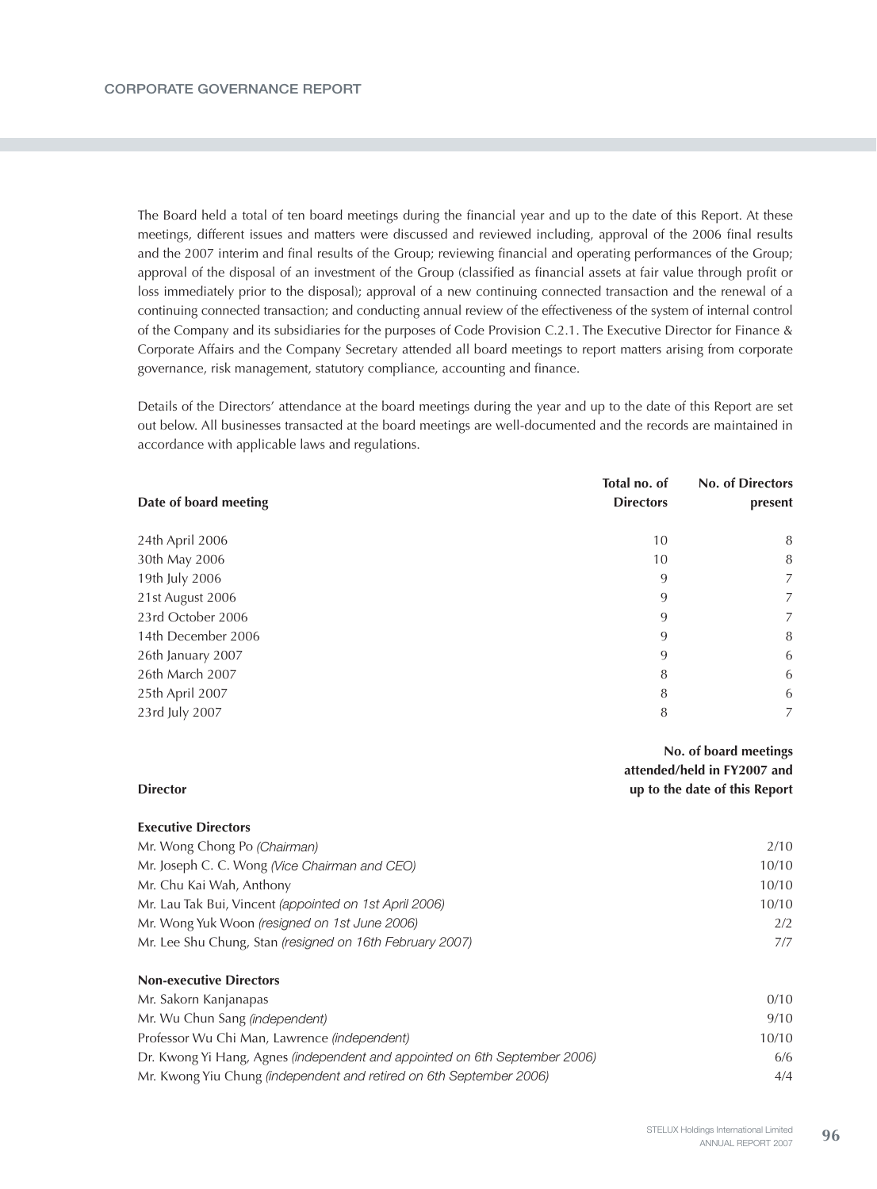The Board held a total of ten board meetings during the financial year and up to the date of this Report. At these meetings, different issues and matters were discussed and reviewed including, approval of the 2006 final results and the 2007 interim and final results of the Group; reviewing financial and operating performances of the Group; approval of the disposal of an investment of the Group (classified as financial assets at fair value through profit or loss immediately prior to the disposal); approval of a new continuing connected transaction and the renewal of a continuing connected transaction; and conducting annual review of the effectiveness of the system of internal control of the Company and its subsidiaries for the purposes of Code Provision C.2.1. The Executive Director for Finance & Corporate Affairs and the Company Secretary attended all board meetings to report matters arising from corporate governance, risk management, statutory compliance, accounting and finance.

Details of the Directors' attendance at the board meetings during the year and up to the date of this Report are set out below. All businesses transacted at the board meetings are well-documented and the records are maintained in accordance with applicable laws and regulations.

| Date of board meeting | Total no. of Directors | No. of Directors present |
|---|---|---|
| 24th April 2006 | 10 | 8 |
| 30th May 2006 | 10 | 8 |
| 19th July 2006 | 9 | 7 |
| 21st August 2006 | 9 | 7 |
| 23rd October 2006 | 9 | 7 |
| 14th December 2006 | 9 | 8 |
| 26th January 2007 | 9 | 6 |
| 26th March 2007 | 8 | 6 |
| 25th April 2007 | 8 | 6 |
| 23rd July 2007 | 8 | 7 |

| Director | No. of board meetings attended/held in FY2007 and up to the date of this Report |
|---|---|
| **Executive Directors** | |
| Mr. Wong Chong Po *(Chairman)* | 2/10 |
| Mr. Joseph C. C. Wong *(Vice Chairman and CEO)* | 10/10 |
| Mr. Chu Kai Wah, Anthony | 10/10 |
| Mr. Lau Tak Bui, Vincent *(appointed on 1st April 2006)* | 10/10 |
| Mr. Wong Yuk Woon *(resigned on 1st June 2006)* | 2/2 |
| Mr. Lee Shu Chung, Stan *(resigned on 16th February 2007)* | 7/7 |
| **Non-executive Directors** | |
| Mr. Sakorn Kanjanapas | 0/10 |
| Mr. Wu Chun Sang *(independent)* | 9/10 |
| Professor Wu Chi Man, Lawrence *(independent)* | 10/10 |
| Dr. Kwong Yi Hang, Agnes *(independent and appointed on 6th September 2006)* | 6/6 |
| Mr. Kwong Yiu Chung *(independent and retired on 6th September 2006)* | 4/4 |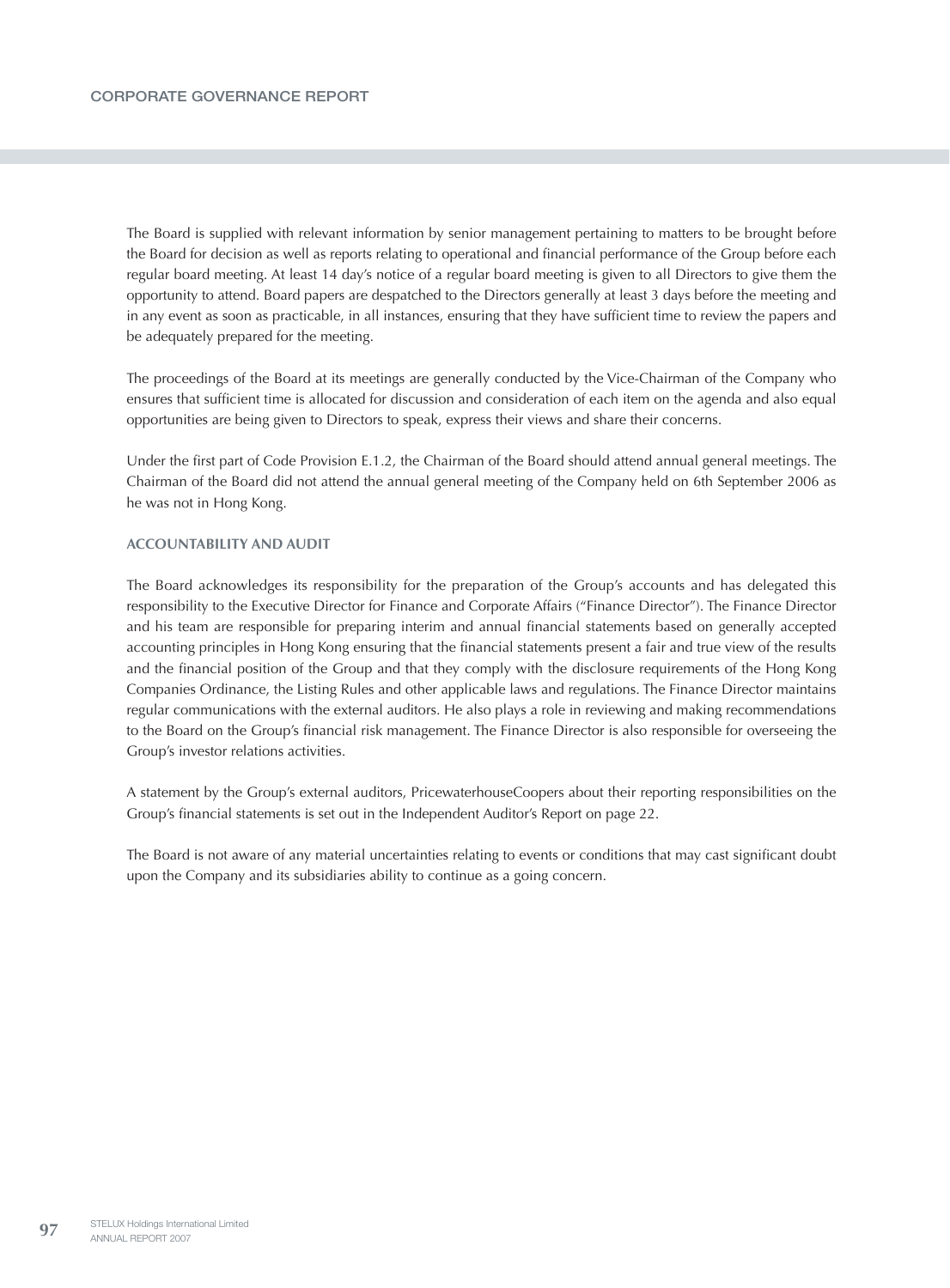The Board is supplied with relevant information by senior management pertaining to matters to be brought before the Board for decision as well as reports relating to operational and financial performance of the Group before each regular board meeting. At least 14 day's notice of a regular board meeting is given to all Directors to give them the opportunity to attend. Board papers are despatched to the Directors generally at least 3 days before the meeting and in any event as soon as practicable, in all instances, ensuring that they have sufficient time to review the papers and be adequately prepared for the meeting.

The proceedings of the Board at its meetings are generally conducted by the Vice-Chairman of the Company who ensures that sufficient time is allocated for discussion and consideration of each item on the agenda and also equal opportunities are being given to Directors to speak, express their views and share their concerns.

Under the first part of Code Provision E.1.2, the Chairman of the Board should attend annual general meetings. The Chairman of the Board did not attend the annual general meeting of the Company held on 6th September 2006 as he was not in Hong Kong.

### ACCOUNTABILITY AND AUDIT

The Board acknowledges its responsibility for the preparation of the Group's accounts and has delegated this responsibility to the Executive Director for Finance and Corporate Affairs ("Finance Director"). The Finance Director and his team are responsible for preparing interim and annual financial statements based on generally accepted accounting principles in Hong Kong ensuring that the financial statements present a fair and true view of the results and the financial position of the Group and that they comply with the disclosure requirements of the Hong Kong Companies Ordinance, the Listing Rules and other applicable laws and regulations. The Finance Director maintains regular communications with the external auditors. He also plays a role in reviewing and making recommendations to the Board on the Group's financial risk management. The Finance Director is also responsible for overseeing the Group's investor relations activities.

A statement by the Group's external auditors, PricewaterhouseCoopers about their reporting responsibilities on the Group's financial statements is set out in the Independent Auditor's Report on page 22.

The Board is not aware of any material uncertainties relating to events or conditions that may cast significant doubt upon the Company and its subsidiaries ability to continue as a going concern.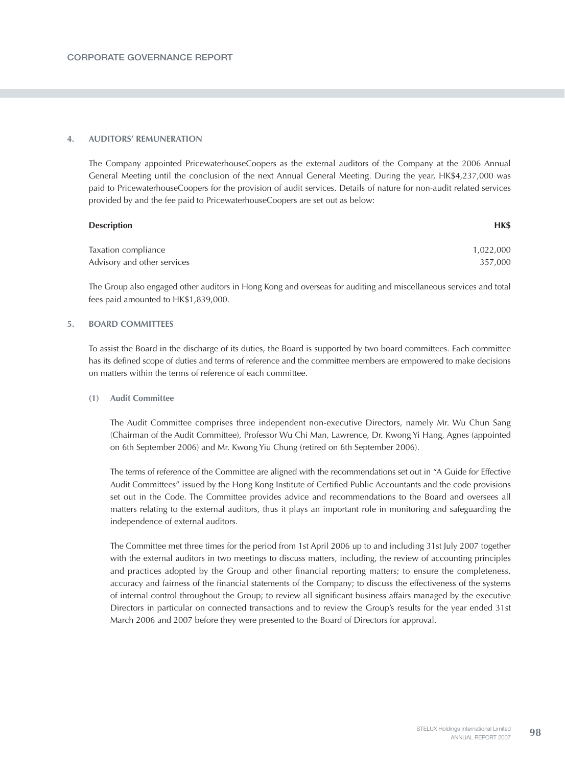## 4. AUDITORS' REMUNERATION

The Company appointed PricewaterhouseCoopers as the external auditors of the Company at the 2006 Annual General Meeting until the conclusion of the next Annual General Meeting. During the year, HK$4,237,000 was paid to PricewaterhouseCoopers for the provision of audit services. Details of nature for non-audit related services provided by and the fee paid to PricewaterhouseCoopers are set out as below:

| Description | HK$ |
|---|---|
| Taxation compliance | 1,022,000 |
| Advisory and other services | 357,000 |

The Group also engaged other auditors in Hong Kong and overseas for auditing and miscellaneous services and total fees paid amounted to HK$1,839,000.

## 5. BOARD COMMITTEES

To assist the Board in the discharge of its duties, the Board is supported by two board committees. Each committee has its defined scope of duties and terms of reference and the committee members are empowered to make decisions on matters within the terms of reference of each committee.

### (1) Audit Committee

The Audit Committee comprises three independent non-executive Directors, namely Mr. Wu Chun Sang (Chairman of the Audit Committee), Professor Wu Chi Man, Lawrence, Dr. Kwong Yi Hang, Agnes (appointed on 6th September 2006) and Mr. Kwong Yiu Chung (retired on 6th September 2006).

The terms of reference of the Committee are aligned with the recommendations set out in "A Guide for Effective Audit Committees" issued by the Hong Kong Institute of Certified Public Accountants and the code provisions set out in the Code. The Committee provides advice and recommendations to the Board and oversees all matters relating to the external auditors, thus it plays an important role in monitoring and safeguarding the independence of external auditors.

The Committee met three times for the period from 1st April 2006 up to and including 31st July 2007 together with the external auditors in two meetings to discuss matters, including, the review of accounting principles and practices adopted by the Group and other financial reporting matters; to ensure the completeness, accuracy and fairness of the financial statements of the Company; to discuss the effectiveness of the systems of internal control throughout the Group; to review all significant business affairs managed by the executive Directors in particular on connected transactions and to review the Group's results for the year ended 31st March 2006 and 2007 before they were presented to the Board of Directors for approval.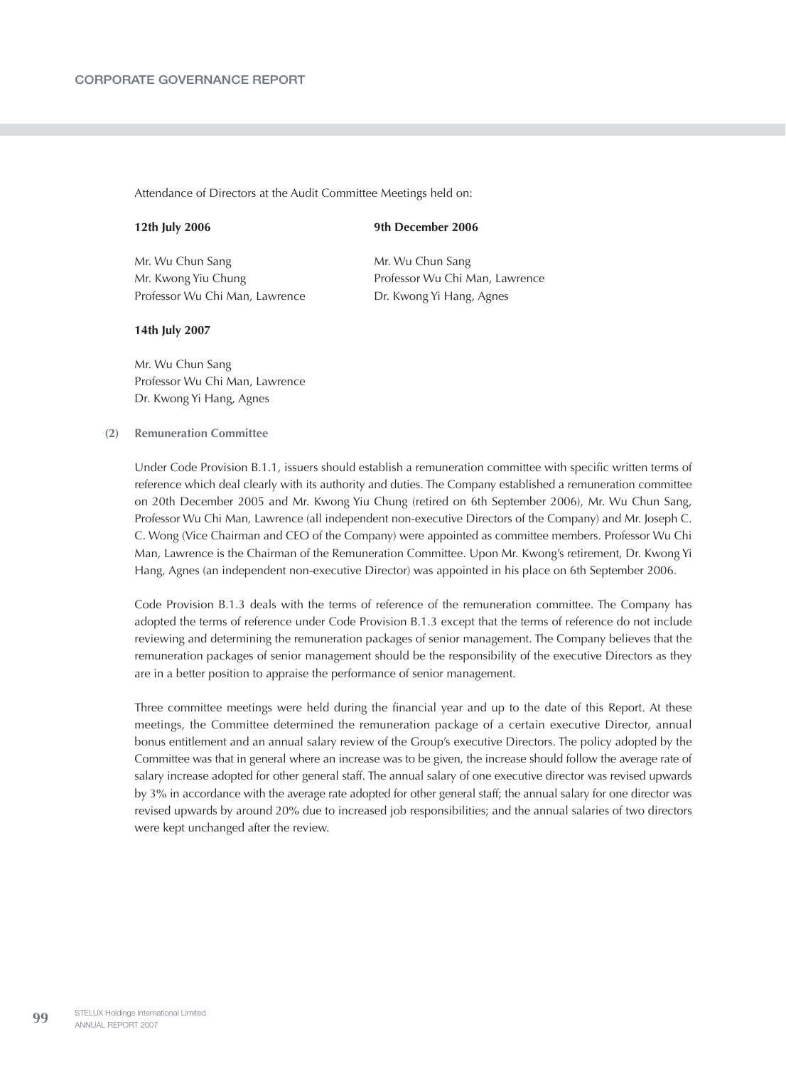Attendance of Directors at the Audit Committee Meetings held on:

**12th July 2006**

Mr. Wu Chun Sang
Mr. Kwong Yiu Chung
Professor Wu Chi Man, Lawrence

**9th December 2006**

Mr. Wu Chun Sang
Professor Wu Chi Man, Lawrence
Dr. Kwong Yi Hang, Agnes

**14th July 2007**

Mr. Wu Chun Sang
Professor Wu Chi Man, Lawrence
Dr. Kwong Yi Hang, Agnes

**(2) Remuneration Committee**

Under Code Provision B.1.1, issuers should establish a remuneration committee with specific written terms of reference which deal clearly with its authority and duties. The Company established a remuneration committee on 20th December 2005 and Mr. Kwong Yiu Chung (retired on 6th September 2006), Mr. Wu Chun Sang, Professor Wu Chi Man, Lawrence (all independent non-executive Directors of the Company) and Mr. Joseph C. C. Wong (Vice Chairman and CEO of the Company) were appointed as committee members. Professor Wu Chi Man, Lawrence is the Chairman of the Remuneration Committee. Upon Mr. Kwong's retirement, Dr. Kwong Yi Hang, Agnes (an independent non-executive Director) was appointed in his place on 6th September 2006.

Code Provision B.1.3 deals with the terms of reference of the remuneration committee. The Company has adopted the terms of reference under Code Provision B.1.3 except that the terms of reference do not include reviewing and determining the remuneration packages of senior management. The Company believes that the remuneration packages of senior management should be the responsibility of the executive Directors as they are in a better position to appraise the performance of senior management.

Three committee meetings were held during the financial year and up to the date of this Report. At these meetings, the Committee determined the remuneration package of a certain executive Director, annual bonus entitlement and an annual salary review of the Group's executive Directors. The policy adopted by the Committee was that in general where an increase was to be given, the increase should follow the average rate of salary increase adopted for other general staff. The annual salary of one executive director was revised upwards by 3% in accordance with the average rate adopted for other general staff; the annual salary for one director was revised upwards by around 20% due to increased job responsibilities; and the annual salaries of two directors were kept unchanged after the review.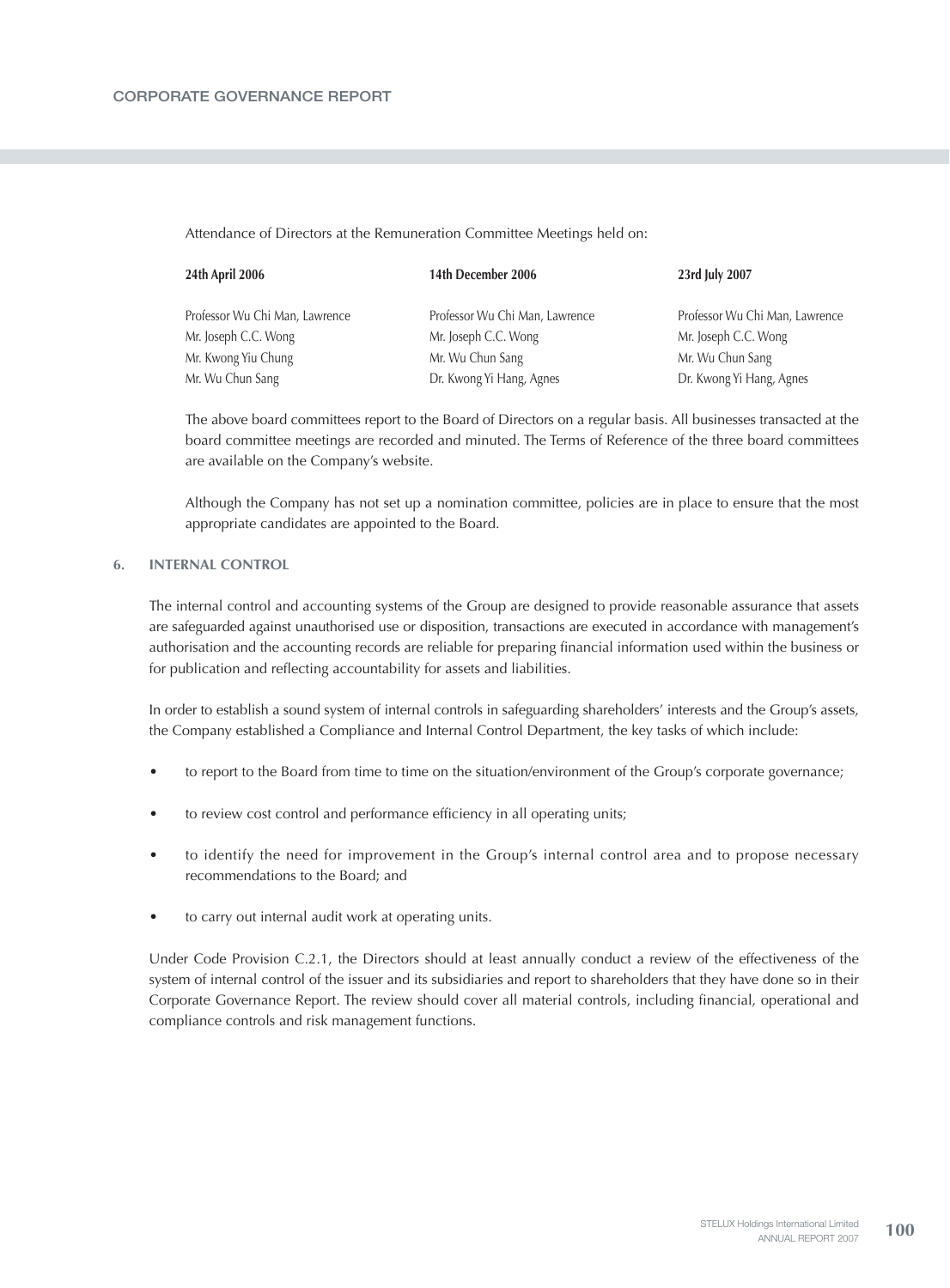Attendance of Directors at the Remuneration Committee Meetings held on:

| 24th April 2006 | 14th December 2006 | 23rd July 2007 |
|---|---|---|
| Professor Wu Chi Man, Lawrence | Professor Wu Chi Man, Lawrence | Professor Wu Chi Man, Lawrence |
| Mr. Joseph C.C. Wong | Mr. Joseph C.C. Wong | Mr. Joseph C.C. Wong |
| Mr. Kwong Yiu Chung | Mr. Wu Chun Sang | Mr. Wu Chun Sang |
| Mr. Wu Chun Sang | Dr. Kwong Yi Hang, Agnes | Dr. Kwong Yi Hang, Agnes |

The above board committees report to the Board of Directors on a regular basis. All businesses transacted at the board committee meetings are recorded and minuted. The Terms of Reference of the three board committees are available on the Company's website.

Although the Company has not set up a nomination committee, policies are in place to ensure that the most appropriate candidates are appointed to the Board.

## 6. INTERNAL CONTROL

The internal control and accounting systems of the Group are designed to provide reasonable assurance that assets are safeguarded against unauthorised use or disposition, transactions are executed in accordance with management's authorisation and the accounting records are reliable for preparing financial information used within the business or for publication and reflecting accountability for assets and liabilities.

In order to establish a sound system of internal controls in safeguarding shareholders' interests and the Group's assets, the Company established a Compliance and Internal Control Department, the key tasks of which include:

- to report to the Board from time to time on the situation/environment of the Group's corporate governance;
- to review cost control and performance efficiency in all operating units;
- to identify the need for improvement in the Group's internal control area and to propose necessary recommendations to the Board; and
- to carry out internal audit work at operating units.

Under Code Provision C.2.1, the Directors should at least annually conduct a review of the effectiveness of the system of internal control of the issuer and its subsidiaries and report to shareholders that they have done so in their Corporate Governance Report. The review should cover all material controls, including financial, operational and compliance controls and risk management functions.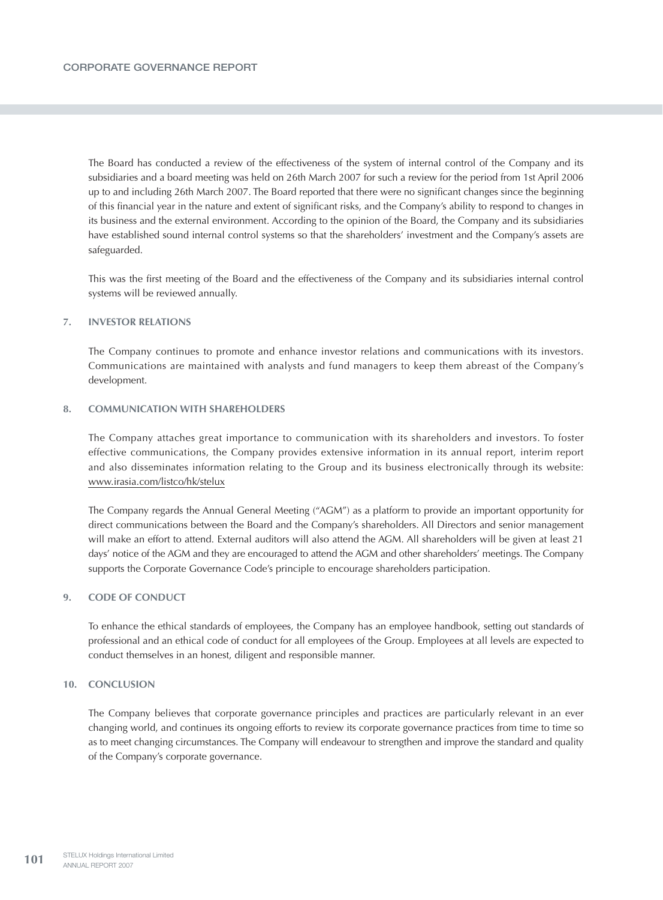The Board has conducted a review of the effectiveness of the system of internal control of the Company and its subsidiaries and a board meeting was held on 26th March 2007 for such a review for the period from 1st April 2006 up to and including 26th March 2007. The Board reported that there were no significant changes since the beginning of this financial year in the nature and extent of significant risks, and the Company's ability to respond to changes in its business and the external environment. According to the opinion of the Board, the Company and its subsidiaries have established sound internal control systems so that the shareholders' investment and the Company's assets are safeguarded.

This was the first meeting of the Board and the effectiveness of the Company and its subsidiaries internal control systems will be reviewed annually.

## 7. INVESTOR RELATIONS

The Company continues to promote and enhance investor relations and communications with its investors. Communications are maintained with analysts and fund managers to keep them abreast of the Company's development.

## 8. COMMUNICATION WITH SHAREHOLDERS

The Company attaches great importance to communication with its shareholders and investors. To foster effective communications, the Company provides extensive information in its annual report, interim report and also disseminates information relating to the Group and its business electronically through its website: www.irasia.com/listco/hk/stelux

The Company regards the Annual General Meeting ("AGM") as a platform to provide an important opportunity for direct communications between the Board and the Company's shareholders. All Directors and senior management will make an effort to attend. External auditors will also attend the AGM. All shareholders will be given at least 21 days' notice of the AGM and they are encouraged to attend the AGM and other shareholders' meetings. The Company supports the Corporate Governance Code's principle to encourage shareholders participation.

## 9. CODE OF CONDUCT

To enhance the ethical standards of employees, the Company has an employee handbook, setting out standards of professional and an ethical code of conduct for all employees of the Group. Employees at all levels are expected to conduct themselves in an honest, diligent and responsible manner.

## 10. CONCLUSION

The Company believes that corporate governance principles and practices are particularly relevant in an ever changing world, and continues its ongoing efforts to review its corporate governance practices from time to time so as to meet changing circumstances. The Company will endeavour to strengthen and improve the standard and quality of the Company's corporate governance.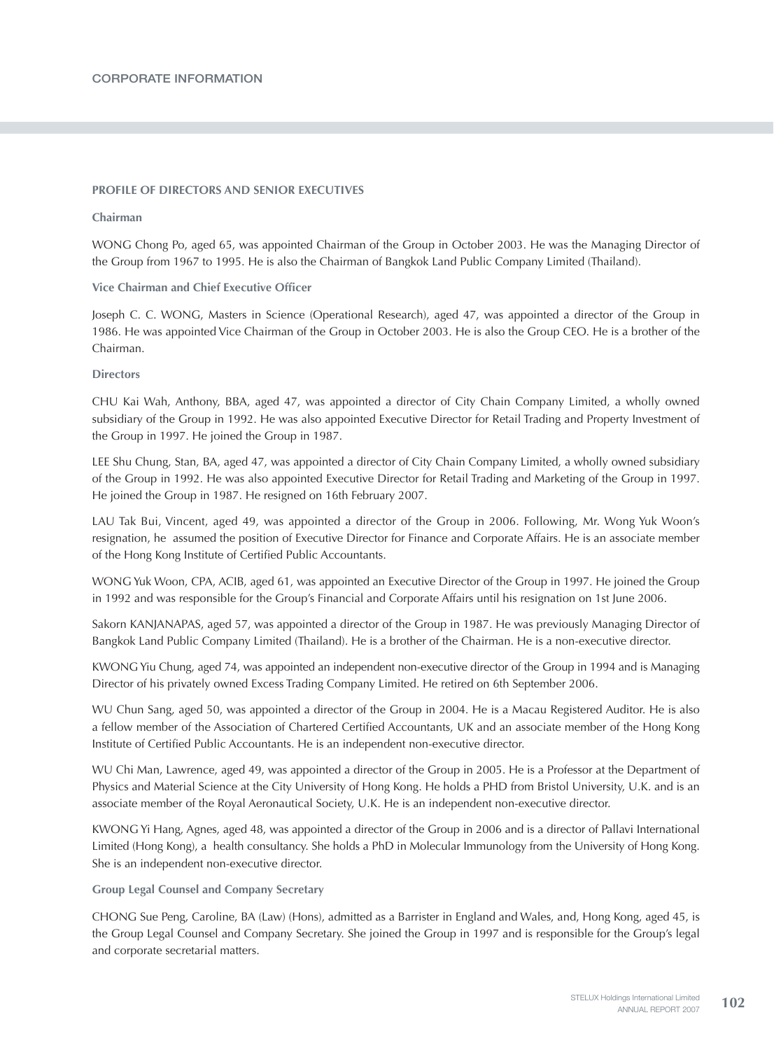# CORPORATE INFORMATION

## PROFILE OF DIRECTORS AND SENIOR EXECUTIVES

### Chairman

WONG Chong Po, aged 65, was appointed Chairman of the Group in October 2003. He was the Managing Director of the Group from 1967 to 1995. He is also the Chairman of Bangkok Land Public Company Limited (Thailand).

### Vice Chairman and Chief Executive Officer

Joseph C. C. WONG, Masters in Science (Operational Research), aged 47, was appointed a director of the Group in 1986. He was appointed Vice Chairman of the Group in October 2003. He is also the Group CEO. He is a brother of the Chairman.

### Directors

CHU Kai Wah, Anthony, BBA, aged 47, was appointed a director of City Chain Company Limited, a wholly owned subsidiary of the Group in 1992. He was also appointed Executive Director for Retail Trading and Property Investment of the Group in 1997. He joined the Group in 1987.

LEE Shu Chung, Stan, BA, aged 47, was appointed a director of City Chain Company Limited, a wholly owned subsidiary of the Group in 1992. He was also appointed Executive Director for Retail Trading and Marketing of the Group in 1997. He joined the Group in 1987. He resigned on 16th February 2007.

LAU Tak Bui, Vincent, aged 49, was appointed a director of the Group in 2006. Following, Mr. Wong Yuk Woon's resignation, he assumed the position of Executive Director for Finance and Corporate Affairs. He is an associate member of the Hong Kong Institute of Certified Public Accountants.

WONG Yuk Woon, CPA, ACIB, aged 61, was appointed an Executive Director of the Group in 1997. He joined the Group in 1992 and was responsible for the Group's Financial and Corporate Affairs until his resignation on 1st June 2006.

Sakorn KANJANAPAS, aged 57, was appointed a director of the Group in 1987. He was previously Managing Director of Bangkok Land Public Company Limited (Thailand). He is a brother of the Chairman. He is a non-executive director.

KWONG Yiu Chung, aged 74, was appointed an independent non-executive director of the Group in 1994 and is Managing Director of his privately owned Excess Trading Company Limited. He retired on 6th September 2006.

WU Chun Sang, aged 50, was appointed a director of the Group in 2004. He is a Macau Registered Auditor. He is also a fellow member of the Association of Chartered Certified Accountants, UK and an associate member of the Hong Kong Institute of Certified Public Accountants. He is an independent non-executive director.

WU Chi Man, Lawrence, aged 49, was appointed a director of the Group in 2005. He is a Professor at the Department of Physics and Material Science at the City University of Hong Kong. He holds a PHD from Bristol University, U.K. and is an associate member of the Royal Aeronautical Society, U.K. He is an independent non-executive director.

KWONG Yi Hang, Agnes, aged 48, was appointed a director of the Group in 2006 and is a director of Pallavi International Limited (Hong Kong), a health consultancy. She holds a PhD in Molecular Immunology from the University of Hong Kong. She is an independent non-executive director.

### Group Legal Counsel and Company Secretary

CHONG Sue Peng, Caroline, BA (Law) (Hons), admitted as a Barrister in England and Wales, and, Hong Kong, aged 45, is the Group Legal Counsel and Company Secretary. She joined the Group in 1997 and is responsible for the Group's legal and corporate secretarial matters.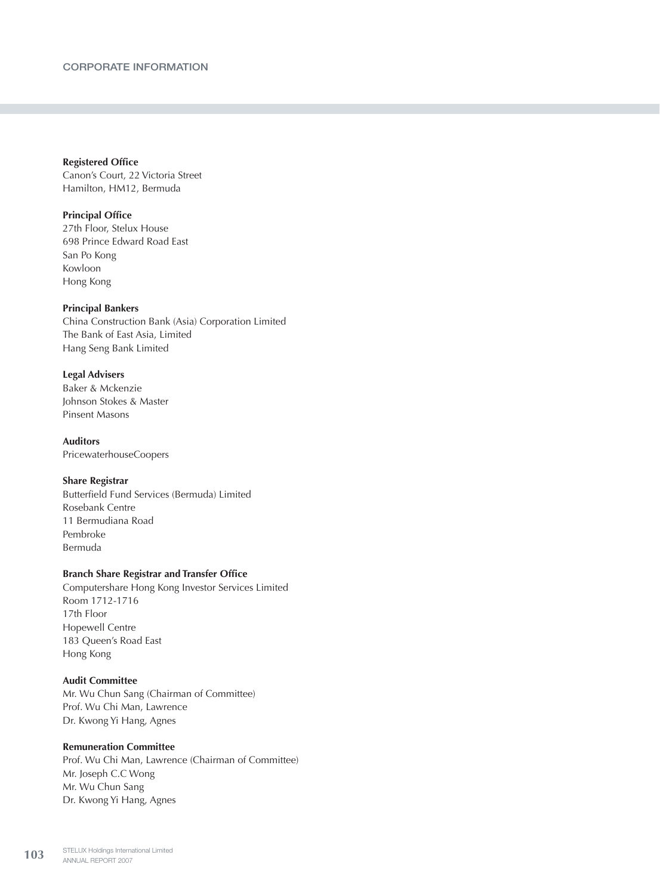# CORPORATE INFORMATION

**Registered Office**
Canon's Court, 22 Victoria Street
Hamilton, HM12, Bermuda

**Principal Office**
27th Floor, Stelux House
698 Prince Edward Road East
San Po Kong
Kowloon
Hong Kong

**Principal Bankers**
China Construction Bank (Asia) Corporation Limited
The Bank of East Asia, Limited
Hang Seng Bank Limited

**Legal Advisers**
Baker & Mckenzie
Johnson Stokes & Master
Pinsent Masons

**Auditors**
PricewaterhouseCoopers

**Share Registrar**
Butterfield Fund Services (Bermuda) Limited
Rosebank Centre
11 Bermudiana Road
Pembroke
Bermuda

**Branch Share Registrar and Transfer Office**
Computershare Hong Kong Investor Services Limited
Room 1712-1716
17th Floor
Hopewell Centre
183 Queen's Road East
Hong Kong

**Audit Committee**
Mr. Wu Chun Sang (Chairman of Committee)
Prof. Wu Chi Man, Lawrence
Dr. Kwong Yi Hang, Agnes

**Remuneration Committee**
Prof. Wu Chi Man, Lawrence (Chairman of Committee)
Mr. Joseph C.C Wong
Mr. Wu Chun Sang
Dr. Kwong Yi Hang, Agnes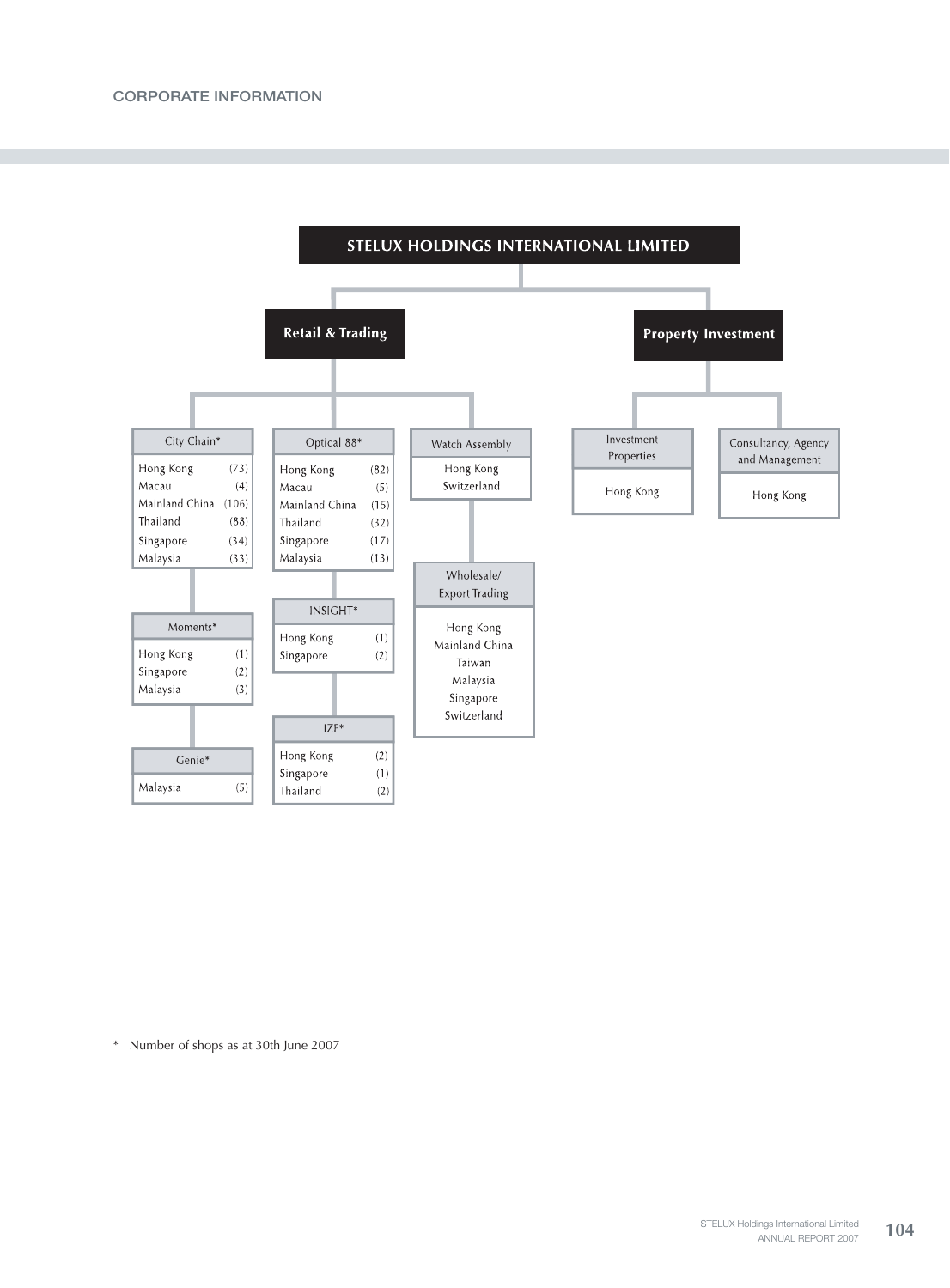# CORPORATE INFORMATION

## STELUX HOLDINGS INTERNATIONAL LIMITED

### Retail & Trading

**City Chain***

| Location | Shops |
|---|---|
| Hong Kong | (73) |
| Macau | (4) |
| Mainland China | (106) |
| Thailand | (88) |
| Singapore | (34) |
| Malaysia | (33) |

**Moments***

| Location | Shops |
|---|---|
| Hong Kong | (1) |
| Singapore | (2) |
| Malaysia | (3) |

**Genie***

| Location | Shops |
|---|---|
| Malaysia | (5) |

**Optical 88***

| Location | Shops |
|---|---|
| Hong Kong | (82) |
| Macau | (5) |
| Mainland China | (15) |
| Thailand | (32) |
| Singapore | (17) |
| Malaysia | (13) |

**INSIGHT***

| Location | Shops |
|---|---|
| Hong Kong | (1) |
| Singapore | (2) |

**IZE***

| Location | Shops |
|---|---|
| Hong Kong | (2) |
| Singapore | (1) |
| Thailand | (2) |

**Watch Assembly**

- Hong Kong
- Switzerland

**Wholesale/ Export Trading**

- Hong Kong
- Mainland China
- Taiwan
- Malaysia
- Singapore
- Switzerland

### Property Investment

**Investment Properties**

- Hong Kong

**Consultancy, Agency and Management**

- Hong Kong

\* Number of shops as at 30th June 2007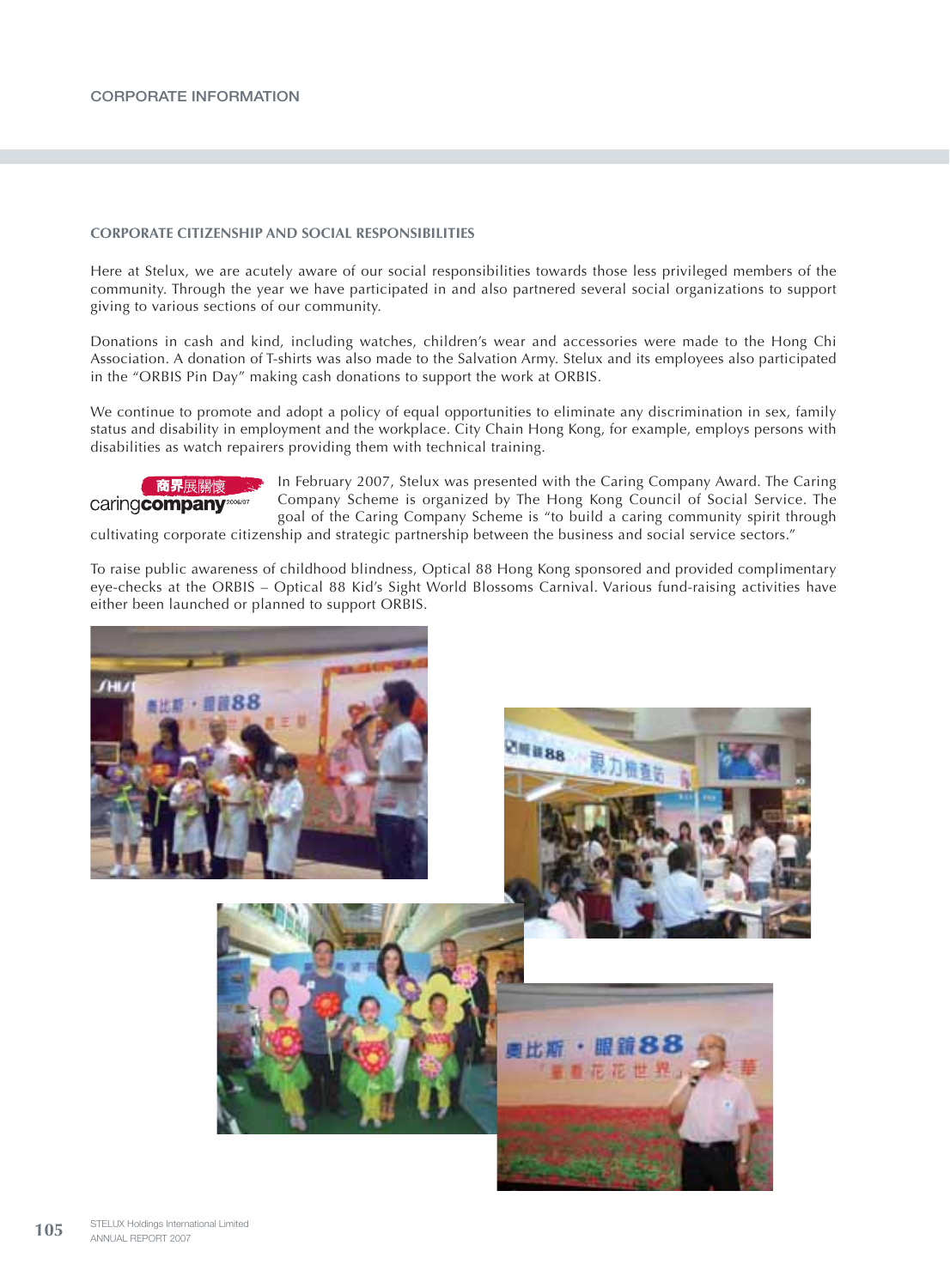## CORPORATE CITIZENSHIP AND SOCIAL RESPONSIBILITIES

Here at Stelux, we are acutely aware of our social responsibilities towards those less privileged members of the community. Through the year we have participated in and also partnered several social organizations to support giving to various sections of our community.

Donations in cash and kind, including watches, children's wear and accessories were made to the Hong Chi Association. A donation of T-shirts was also made to the Salvation Army. Stelux and its employees also participated in the "ORBIS Pin Day" making cash donations to support the work at ORBIS.

We continue to promote and adopt a policy of equal opportunities to eliminate any discrimination in sex, family status and disability in employment and the workplace. City Chain Hong Kong, for example, employs persons with disabilities as watch repairers providing them with technical training.

商界展關懷 caringcompany 2006/07

In February 2007, Stelux was presented with the Caring Company Award. The Caring Company Scheme is organized by The Hong Kong Council of Social Service. The goal of the Caring Company Scheme is "to build a caring community spirit through cultivating corporate citizenship and strategic partnership between the business and social service sectors."

To raise public awareness of childhood blindness, Optical 88 Hong Kong sponsored and provided complimentary eye-checks at the ORBIS – Optical 88 Kid's Sight World Blossoms Carnival. Various fund-raising activities have either been launched or planned to support ORBIS.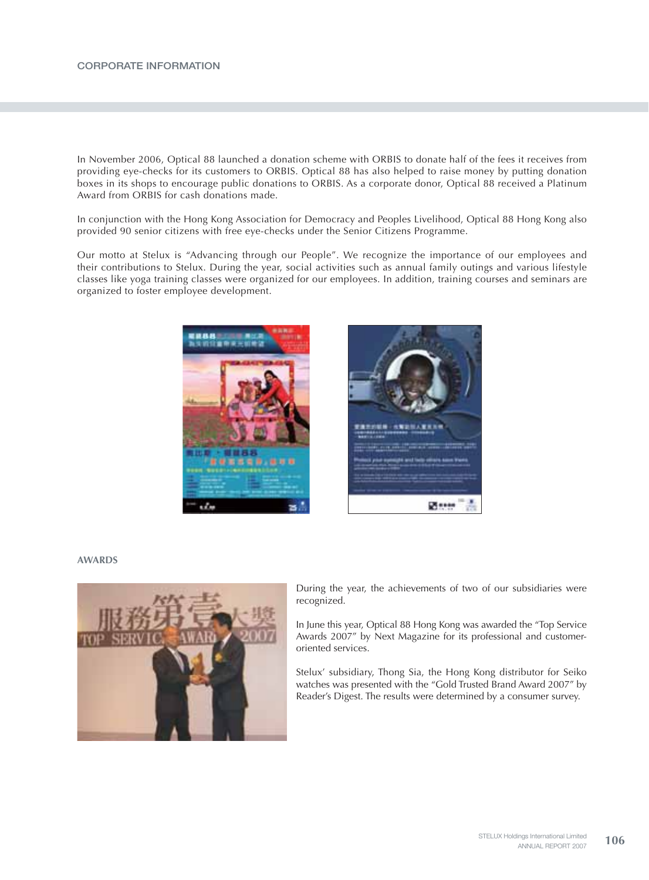# CORPORATE INFORMATION

In November 2006, Optical 88 launched a donation scheme with ORBIS to donate half of the fees it receives from providing eye-checks for its customers to ORBIS. Optical 88 has also helped to raise money by putting donation boxes in its shops to encourage public donations to ORBIS. As a corporate donor, Optical 88 received a Platinum Award from ORBIS for cash donations made.

In conjunction with the Hong Kong Association for Democracy and Peoples Livelihood, Optical 88 Hong Kong also provided 90 senior citizens with free eye-checks under the Senior Citizens Programme.

Our motto at Stelux is "Advancing through our People". We recognize the importance of our employees and their contributions to Stelux. During the year, social activities such as annual family outings and various lifestyle classes like yoga training classes were organized for our employees. In addition, training courses and seminars are organized to foster employee development.

## AWARDS

During the year, the achievements of two of our subsidiaries were recognized.

In June this year, Optical 88 Hong Kong was awarded the "Top Service Awards 2007" by Next Magazine for its professional and customer-oriented services.

Stelux' subsidiary, Thong Sia, the Hong Kong distributor for Seiko watches was presented with the "Gold Trusted Brand Award 2007" by Reader's Digest. The results were determined by a consumer survey.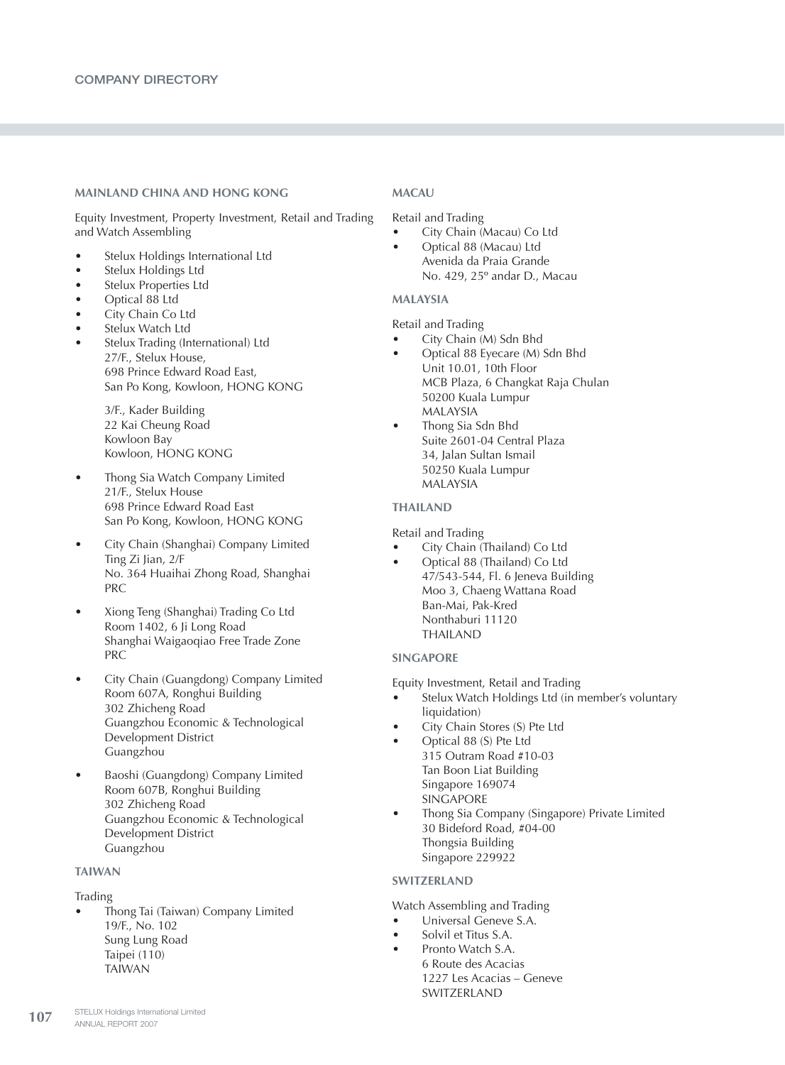# COMPANY DIRECTORY

## MAINLAND CHINA AND HONG KONG

Equity Investment, Property Investment, Retail and Trading and Watch Assembling

- Stelux Holdings International Ltd
- Stelux Holdings Ltd
- Stelux Properties Ltd
- Optical 88 Ltd
- City Chain Co Ltd
- Stelux Watch Ltd
- Stelux Trading (International) Ltd
  27/F., Stelux House,
  698 Prince Edward Road East,
  San Po Kong, Kowloon, HONG KONG

  3/F., Kader Building
  22 Kai Cheung Road
  Kowloon Bay
  Kowloon, HONG KONG

- Thong Sia Watch Company Limited
  21/F., Stelux House
  698 Prince Edward Road East
  San Po Kong, Kowloon, HONG KONG

- City Chain (Shanghai) Company Limited
  Ting Zi Jian, 2/F
  No. 364 Huaihai Zhong Road, Shanghai
  PRC

- Xiong Teng (Shanghai) Trading Co Ltd
  Room 1402, 6 Ji Long Road
  Shanghai Waigaoqiao Free Trade Zone
  PRC

- City Chain (Guangdong) Company Limited
  Room 607A, Ronghui Building
  302 Zhicheng Road
  Guangzhou Economic & Technological Development District
  Guangzhou

- Baoshi (Guangdong) Company Limited
  Room 607B, Ronghui Building
  302 Zhicheng Road
  Guangzhou Economic & Technological Development District
  Guangzhou

## TAIWAN

Trading

- Thong Tai (Taiwan) Company Limited
  19/F., No. 102
  Sung Lung Road
  Taipei (110)
  TAIWAN

## MACAU

Retail and Trading

- City Chain (Macau) Co Ltd
- Optical 88 (Macau) Ltd
  Avenida da Praia Grande
  No. 429, 25º andar D., Macau

## MALAYSIA

Retail and Trading

- City Chain (M) Sdn Bhd
- Optical 88 Eyecare (M) Sdn Bhd
  Unit 10.01, 10th Floor
  MCB Plaza, 6 Changkat Raja Chulan
  50200 Kuala Lumpur
  MALAYSIA
- Thong Sia Sdn Bhd
  Suite 2601-04 Central Plaza
  34, Jalan Sultan Ismail
  50250 Kuala Lumpur
  MALAYSIA

## THAILAND

Retail and Trading

- City Chain (Thailand) Co Ltd
- Optical 88 (Thailand) Co Ltd
  47/543-544, Fl. 6 Jeneva Building
  Moo 3, Chaeng Wattana Road
  Ban-Mai, Pak-Kred
  Nonthaburi 11120
  THAILAND

## SINGAPORE

Equity Investment, Retail and Trading

- Stelux Watch Holdings Ltd (in member's voluntary liquidation)
- City Chain Stores (S) Pte Ltd
- Optical 88 (S) Pte Ltd
  315 Outram Road #10-03
  Tan Boon Liat Building
  Singapore 169074
  SINGAPORE
- Thong Sia Company (Singapore) Private Limited
  30 Bideford Road, #04-00
  Thongsia Building
  Singapore 229922

## SWITZERLAND

Watch Assembling and Trading

- Universal Geneve S.A.
- Solvil et Titus S.A.
- Pronto Watch S.A.
  6 Route des Acacias
  1227 Les Acacias – Geneve
  SWITZERLAND